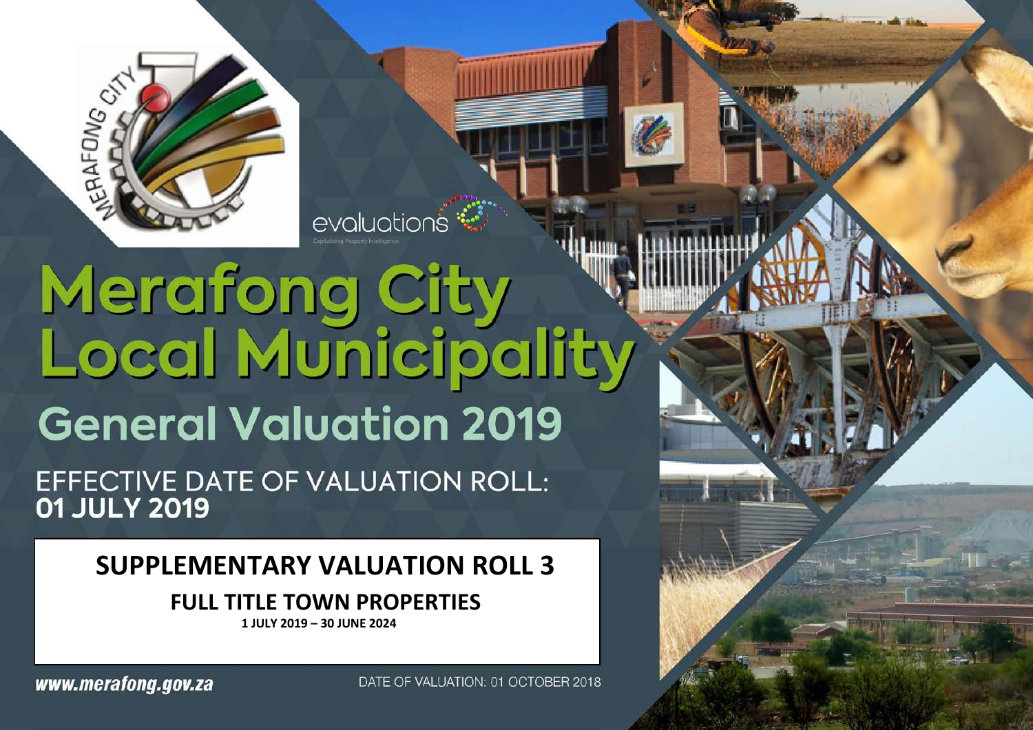evaluations

Capitalising Property Intelligence

# Merafong City Local Municipality

## General Valuation 2019

EFFECTIVE DATE OF VALUATION ROLL:
**01 JULY 2019**

**SUPPLEMENTARY VALUATION ROLL 3**

**FULL TITLE TOWN PROPERTIES**

**1 JULY 2019 – 30 JUNE 2024**

***www.merafong.gov.za***

DATE OF VALUATION: 01 OCTOBER 2018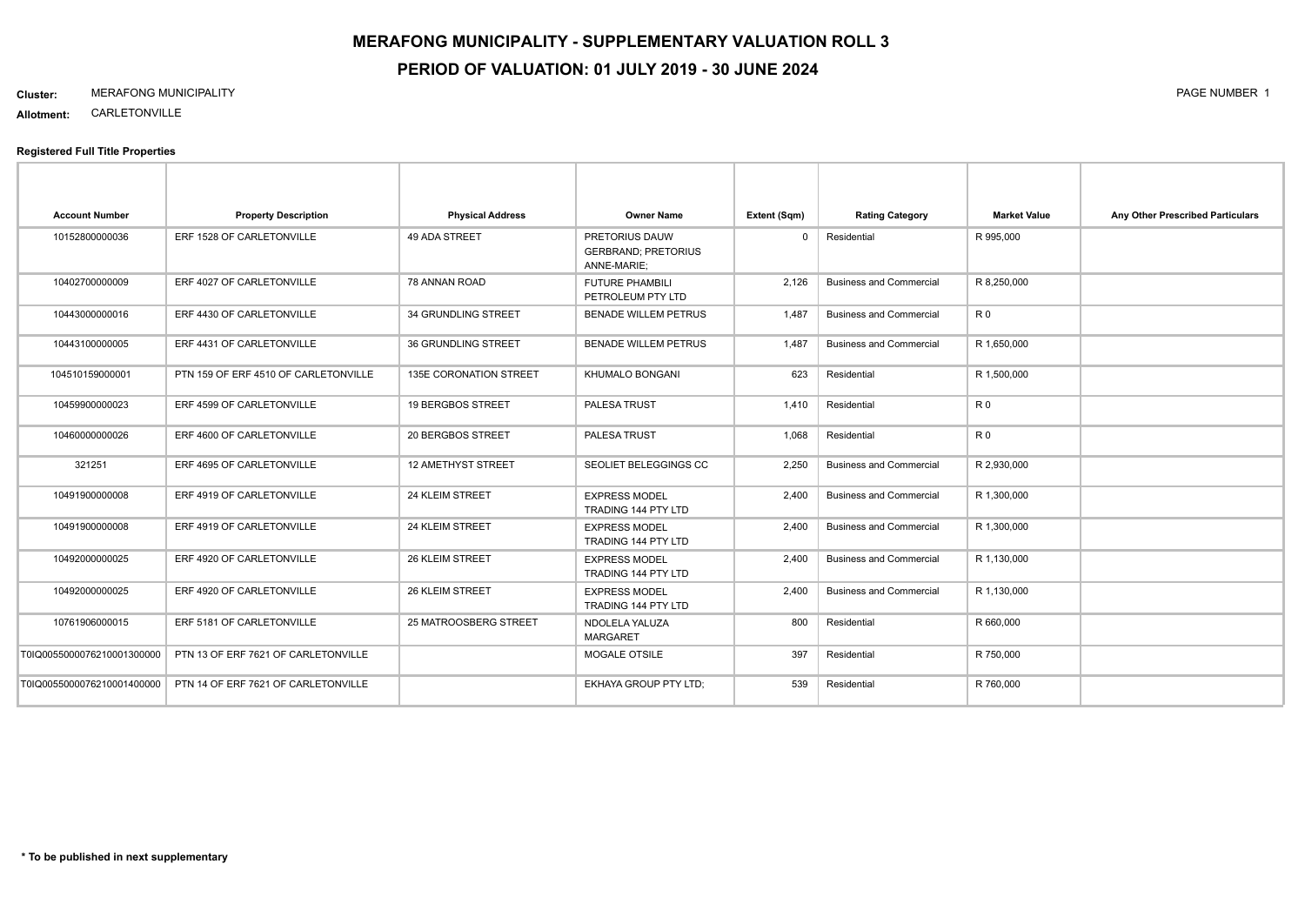# MERAFONG MUNICIPALITY - SUPPLEMENTARY VALUATION ROLL 3

## PERIOD OF VALUATION: 01 JULY 2019 - 30 JUNE 2024

**Cluster:** MERAFONG MUNICIPALITY

**Allotment:** CARLETONVILLE

**Registered Full Title Properties**

| Account Number | Property Description | Physical Address | Owner Name | Extent (Sqm) | Rating Category | Market Value | Any Other Prescribed Particulars |
|---|---|---|---|---|---|---|---|
| 10152800000036 | ERF 1528 OF CARLETONVILLE | 49 ADA STREET | PRETORIUS DAUW GERBRAND; PRETORIUS ANNE-MARIE; | 0 | Residential | R 995,000 | |
| 10402700000009 | ERF 4027 OF CARLETONVILLE | 78 ANNAN ROAD | FUTURE PHAMBILI PETROLEUM PTY LTD | 2,126 | Business and Commercial | R 8,250,000 | |
| 10443000000016 | ERF 4430 OF CARLETONVILLE | 34 GRUNDLING STREET | BENADE WILLEM PETRUS | 1,487 | Business and Commercial | R 0 | |
| 10443100000005 | ERF 4431 OF CARLETONVILLE | 36 GRUNDLING STREET | BENADE WILLEM PETRUS | 1,487 | Business and Commercial | R 1,650,000 | |
| 104510159000001 | PTN 159 OF ERF 4510 OF CARLETONVILLE | 135E CORONATION STREET | KHUMALO BONGANI | 623 | Residential | R 1,500,000 | |
| 10459900000023 | ERF 4599 OF CARLETONVILLE | 19 BERGBOS STREET | PALESA TRUST | 1,410 | Residential | R 0 | |
| 10460000000026 | ERF 4600 OF CARLETONVILLE | 20 BERGBOS STREET | PALESA TRUST | 1,068 | Residential | R 0 | |
| 321251 | ERF 4695 OF CARLETONVILLE | 12 AMETHYST STREET | SEOLIET BELEGGINGS CC | 2,250 | Business and Commercial | R 2,930,000 | |
| 10491900000008 | ERF 4919 OF CARLETONVILLE | 24 KLEIM STREET | EXPRESS MODEL TRADING 144 PTY LTD | 2,400 | Business and Commercial | R 1,300,000 | |
| 10491900000008 | ERF 4919 OF CARLETONVILLE | 24 KLEIM STREET | EXPRESS MODEL TRADING 144 PTY LTD | 2,400 | Business and Commercial | R 1,300,000 | |
| 10492000000025 | ERF 4920 OF CARLETONVILLE | 26 KLEIM STREET | EXPRESS MODEL TRADING 144 PTY LTD | 2,400 | Business and Commercial | R 1,130,000 | |
| 10492000000025 | ERF 4920 OF CARLETONVILLE | 26 KLEIM STREET | EXPRESS MODEL TRADING 144 PTY LTD | 2,400 | Business and Commercial | R 1,130,000 | |
| 10761906000015 | ERF 5181 OF CARLETONVILLE | 25 MATROOSBERG STREET | NDOLELA YALUZA MARGARET | 800 | Residential | R 660,000 | |
| T0IQ00550000762100013000000 | PTN 13 OF ERF 7621 OF CARLETONVILLE | | MOGALE OTSILE | 397 | Residential | R 750,000 | |
| T0IQ00550000762100014000000 | PTN 14 OF ERF 7621 OF CARLETONVILLE | | EKHAYA GROUP PTY LTD; | 539 | Residential | R 760,000 | |

**\* To be published in next supplementary**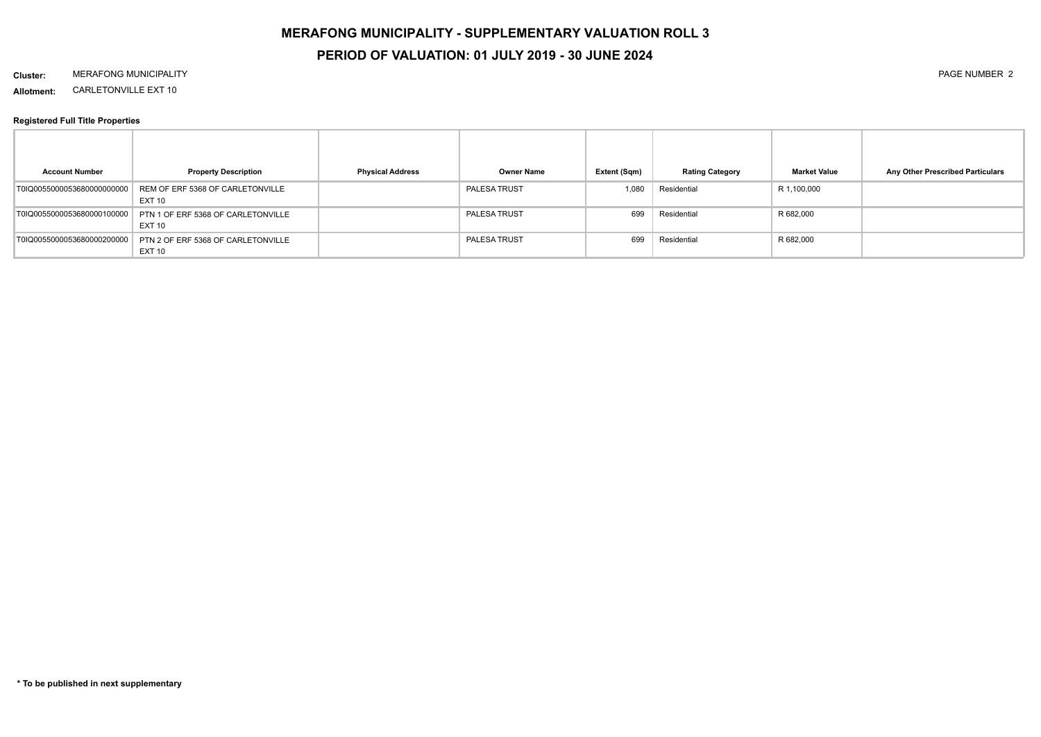# MERAFONG MUNICIPALITY - SUPPLEMENTARY VALUATION ROLL 3

## PERIOD OF VALUATION: 01 JULY 2019 - 30 JUNE 2024

**Cluster:** MERAFONG MUNICIPALITY

**Allotment:** CARLETONVILLE EXT 10

**Registered Full Title Properties**

| Account Number | Property Description | Physical Address | Owner Name | Extent (Sqm) | Rating Category | Market Value | Any Other Prescribed Particulars |
|---|---|---|---|---|---|---|---|
| T0IQ00550000053680000000000 | REM OF ERF 5368 OF CARLETONVILLE EXT 10 | | PALESA TRUST | 1,080 | Residential | R 1,100,000 | |
| T0IQ00550000053680000100000 | PTN 1 OF ERF 5368 OF CARLETONVILLE EXT 10 | | PALESA TRUST | 699 | Residential | R 682,000 | |
| T0IQ00550000053680000200000 | PTN 2 OF ERF 5368 OF CARLETONVILLE EXT 10 | | PALESA TRUST | 699 | Residential | R 682,000 | |

**\* To be published in next supplementary**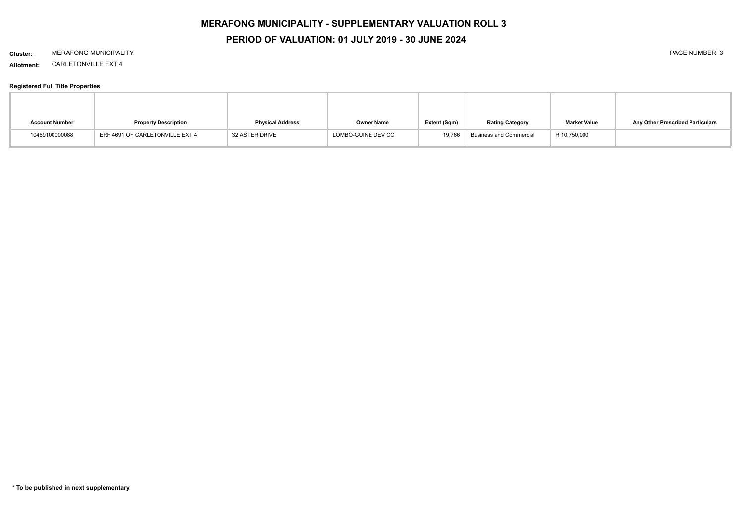# MERAFONG MUNICIPALITY - SUPPLEMENTARY VALUATION ROLL 3

## PERIOD OF VALUATION: 01 JULY 2019 - 30 JUNE 2024

**Cluster:** MERAFONG MUNICIPALITY

**Allotment:** CARLETONVILLE EXT 4

**Registered Full Title Properties**

| Account Number | Property Description | Physical Address | Owner Name | Extent (Sqm) | Rating Category | Market Value | Any Other Prescribed Particulars |
|---|---|---|---|---|---|---|---|
| 10469100000088 | ERF 4691 OF CARLETONVILLE EXT 4 | 32 ASTER DRIVE | LOMBO-GUINE DEV CC | 19,766 | Business and Commercial | R 10,750,000 | |

**\* To be published in next supplementary**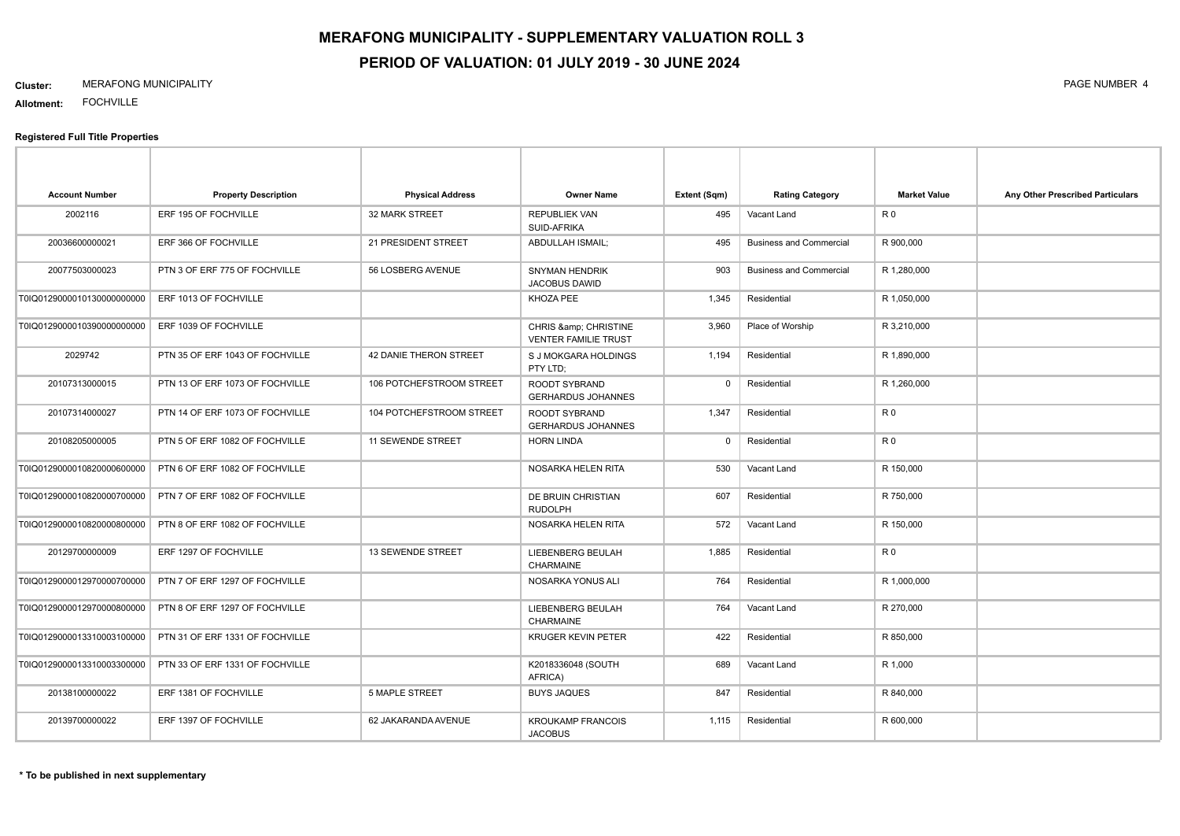# MERAFONG MUNICIPALITY - SUPPLEMENTARY VALUATION ROLL 3

## PERIOD OF VALUATION: 01 JULY 2019 - 30 JUNE 2024

**Cluster:** MERAFONG MUNICIPALITY

**Allotment:** FOCHVILLE

### Registered Full Title Properties

| Account Number | Property Description | Physical Address | Owner Name | Extent (Sqm) | Rating Category | Market Value | Any Other Prescribed Particulars |
|---|---|---|---|---|---|---|---|
| 2002116 | ERF 195 OF FOCHVILLE | 32 MARK STREET | REPUBLIEK VAN SUID-AFRIKA | 495 | Vacant Land | R 0 | |
| 20036600000021 | ERF 366 OF FOCHVILLE | 21 PRESIDENT STREET | ABDULLAH ISMAIL; | 495 | Business and Commercial | R 900,000 | |
| 20077503000023 | PTN 3 OF ERF 775 OF FOCHVILLE | 56 LOSBERG AVENUE | SNYMAN HENDRIK JACOBUS DAWID | 903 | Business and Commercial | R 1,280,000 | |
| T0IQ0129000010130000000000 | ERF 1013 OF FOCHVILLE | | KHOZA PEE | 1,345 | Residential | R 1,050,000 | |
| T0IQ0129000010390000000000 | ERF 1039 OF FOCHVILLE | | CHRIS &amp; CHRISTINE VENTER FAMILIE TRUST | 3,960 | Place of Worship | R 3,210,000 | |
| 2029742 | PTN 35 OF ERF 1043 OF FOCHVILLE | 42 DANIE THERON STREET | S J MOKGARA HOLDINGS PTY LTD; | 1,194 | Residential | R 1,890,000 | |
| 20107313000015 | PTN 13 OF ERF 1073 OF FOCHVILLE | 106 POTCHEFSTROOM STREET | ROODT SYBRAND GERHARDUS JOHANNES | 0 | Residential | R 1,260,000 | |
| 20107314000027 | PTN 14 OF ERF 1073 OF FOCHVILLE | 104 POTCHEFSTROOM STREET | ROODT SYBRAND GERHARDUS JOHANNES | 1,347 | Residential | R 0 | |
| 20108205000005 | PTN 5 OF ERF 1082 OF FOCHVILLE | 11 SEWENDE STREET | HORN LINDA | 0 | Residential | R 0 | |
| T0IQ0129000010820000600000 | PTN 6 OF ERF 1082 OF FOCHVILLE | | NOSARKA HELEN RITA | 530 | Vacant Land | R 150,000 | |
| T0IQ0129000010820000700000 | PTN 7 OF ERF 1082 OF FOCHVILLE | | DE BRUIN CHRISTIAN RUDOLPH | 607 | Residential | R 750,000 | |
| T0IQ0129000010820000800000 | PTN 8 OF ERF 1082 OF FOCHVILLE | | NOSARKA HELEN RITA | 572 | Vacant Land | R 150,000 | |
| 20129700000009 | ERF 1297 OF FOCHVILLE | 13 SEWENDE STREET | LIEBENBERG BEULAH CHARMAINE | 1,885 | Residential | R 0 | |
| T0IQ0129000012970000700000 | PTN 7 OF ERF 1297 OF FOCHVILLE | | NOSARKA YONUS ALI | 764 | Residential | R 1,000,000 | |
| T0IQ0129000012970000800000 | PTN 8 OF ERF 1297 OF FOCHVILLE | | LIEBENBERG BEULAH CHARMAINE | 764 | Vacant Land | R 270,000 | |
| T0IQ0129000013310003100000 | PTN 31 OF ERF 1331 OF FOCHVILLE | | KRUGER KEVIN PETER | 422 | Residential | R 850,000 | |
| T0IQ0129000013310003300000 | PTN 33 OF ERF 1331 OF FOCHVILLE | | K2018336048 (SOUTH AFRICA) | 689 | Vacant Land | R 1,000 | |
| 20138100000022 | ERF 1381 OF FOCHVILLE | 5 MAPLE STREET | BUYS JAQUES | 847 | Residential | R 840,000 | |
| 20139700000022 | ERF 1397 OF FOCHVILLE | 62 JAKARANDA AVENUE | KROUKAMP FRANCOIS JACOBUS | 1,115 | Residential | R 600,000 | |

**\* To be published in next supplementary**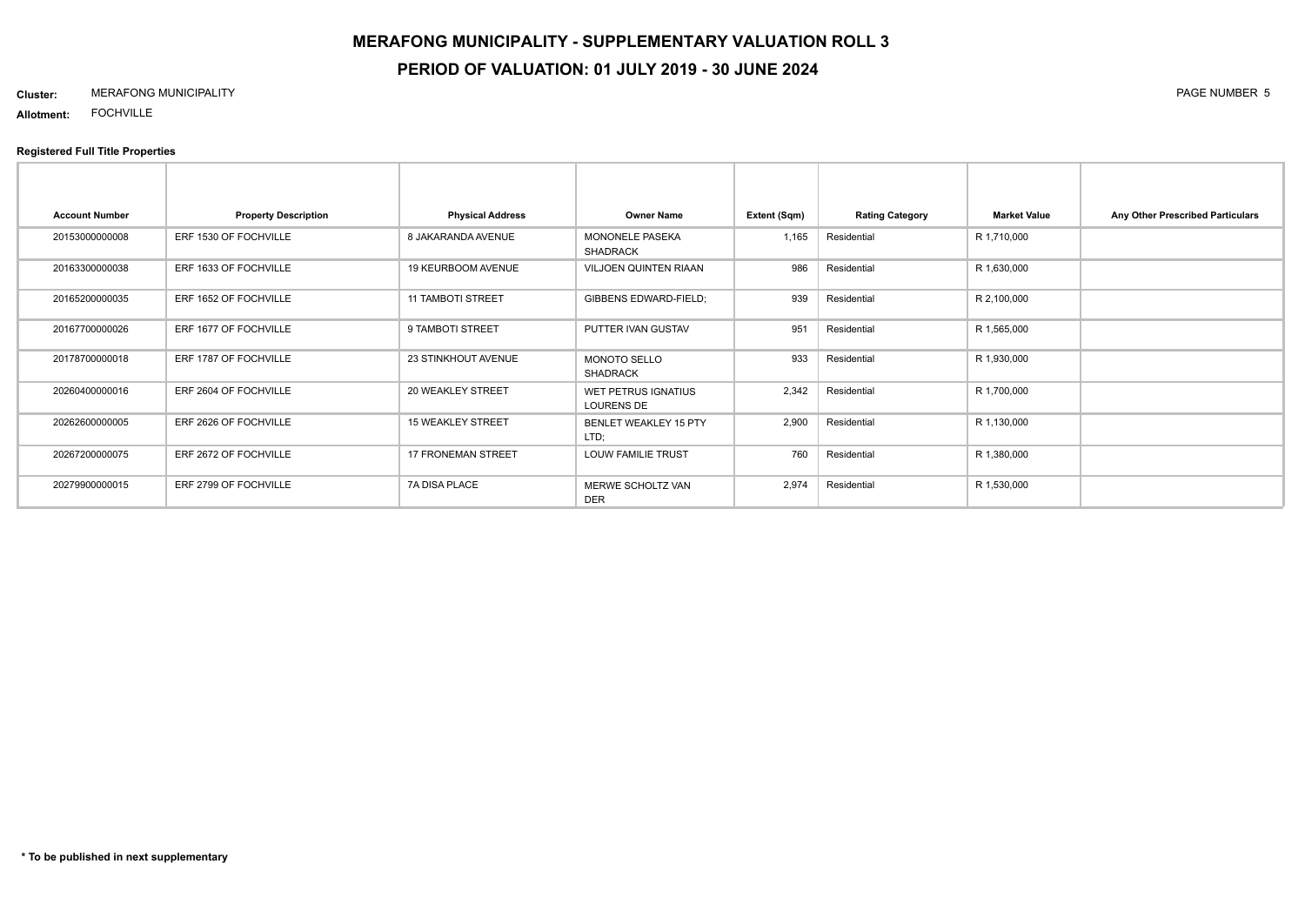# MERAFONG MUNICIPALITY - SUPPLEMENTARY VALUATION ROLL 3

## PERIOD OF VALUATION: 01 JULY 2019 - 30 JUNE 2024

**Cluster:** MERAFONG MUNICIPALITY

**Allotment:** FOCHVILLE

**Registered Full Title Properties**

| Account Number | Property Description | Physical Address | Owner Name | Extent (Sqm) | Rating Category | Market Value | Any Other Prescribed Particulars |
|---|---|---|---|---|---|---|---|
| 20153000000008 | ERF 1530 OF FOCHVILLE | 8 JAKARANDA AVENUE | MONONELE PASEKA SHADRACK | 1,165 | Residential | R 1,710,000 | |
| 20163300000038 | ERF 1633 OF FOCHVILLE | 19 KEURBOOM AVENUE | VILJOEN QUINTEN RIAAN | 986 | Residential | R 1,630,000 | |
| 20165200000035 | ERF 1652 OF FOCHVILLE | 11 TAMBOTI STREET | GIBBENS EDWARD-FIELD; | 939 | Residential | R 2,100,000 | |
| 20167700000026 | ERF 1677 OF FOCHVILLE | 9 TAMBOTI STREET | PUTTER IVAN GUSTAV | 951 | Residential | R 1,565,000 | |
| 20178700000018 | ERF 1787 OF FOCHVILLE | 23 STINKHOUT AVENUE | MONOTO SELLO SHADRACK | 933 | Residential | R 1,930,000 | |
| 20260400000016 | ERF 2604 OF FOCHVILLE | 20 WEAKLEY STREET | WET PETRUS IGNATIUS LOURENS DE | 2,342 | Residential | R 1,700,000 | |
| 20262600000005 | ERF 2626 OF FOCHVILLE | 15 WEAKLEY STREET | BENLET WEAKLEY 15 PTY LTD; | 2,900 | Residential | R 1,130,000 | |
| 20267200000075 | ERF 2672 OF FOCHVILLE | 17 FRONEMAN STREET | LOUW FAMILIE TRUST | 760 | Residential | R 1,380,000 | |
| 20279900000015 | ERF 2799 OF FOCHVILLE | 7A DISA PLACE | MERWE SCHOLTZ VAN DER | 2,974 | Residential | R 1,530,000 | |

**\* To be published in next supplementary**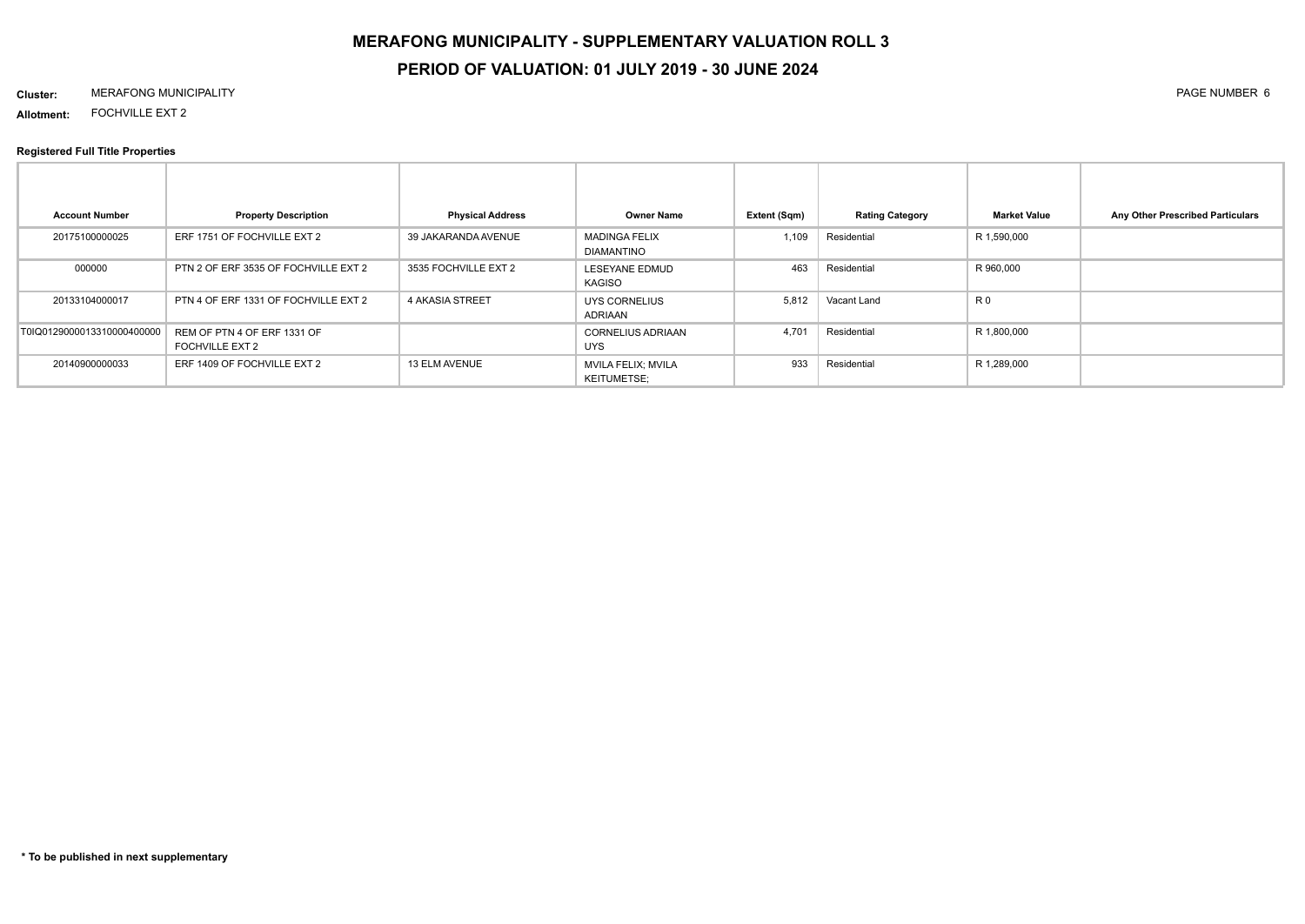# MERAFONG MUNICIPALITY - SUPPLEMENTARY VALUATION ROLL 3

## PERIOD OF VALUATION: 01 JULY 2019 - 30 JUNE 2024

**Cluster:** MERAFONG MUNICIPALITY

**Allotment:** FOCHVILLE EXT 2

### Registered Full Title Properties

| Account Number | Property Description | Physical Address | Owner Name | Extent (Sqm) | Rating Category | Market Value | Any Other Prescribed Particulars |
|---|---|---|---|---|---|---|---|
| 20175100000025 | ERF 1751 OF FOCHVILLE EXT 2 | 39 JAKARANDA AVENUE | MADINGA FELIX DIAMANTINO | 1,109 | Residential | R 1,590,000 | |
| 000000 | PTN 2 OF ERF 3535 OF FOCHVILLE EXT 2 | 3535 FOCHVILLE EXT 2 | LESEYANE EDMUD KAGISO | 463 | Residential | R 960,000 | |
| 20133104000017 | PTN 4 OF ERF 1331 OF FOCHVILLE EXT 2 | 4 AKASIA STREET | UYS CORNELIUS ADRIAAN | 5,812 | Vacant Land | R 0 | |
| T0IQ0129000013310000400000 | REM OF PTN 4 OF ERF 1331 OF FOCHVILLE EXT 2 | | CORNELIUS ADRIAAN UYS | 4,701 | Residential | R 1,800,000 | |
| 20140900000033 | ERF 1409 OF FOCHVILLE EXT 2 | 13 ELM AVENUE | MVILA FELIX; MVILA KEITUMETSE; | 933 | Residential | R 1,289,000 | |

**\* To be published in next supplementary**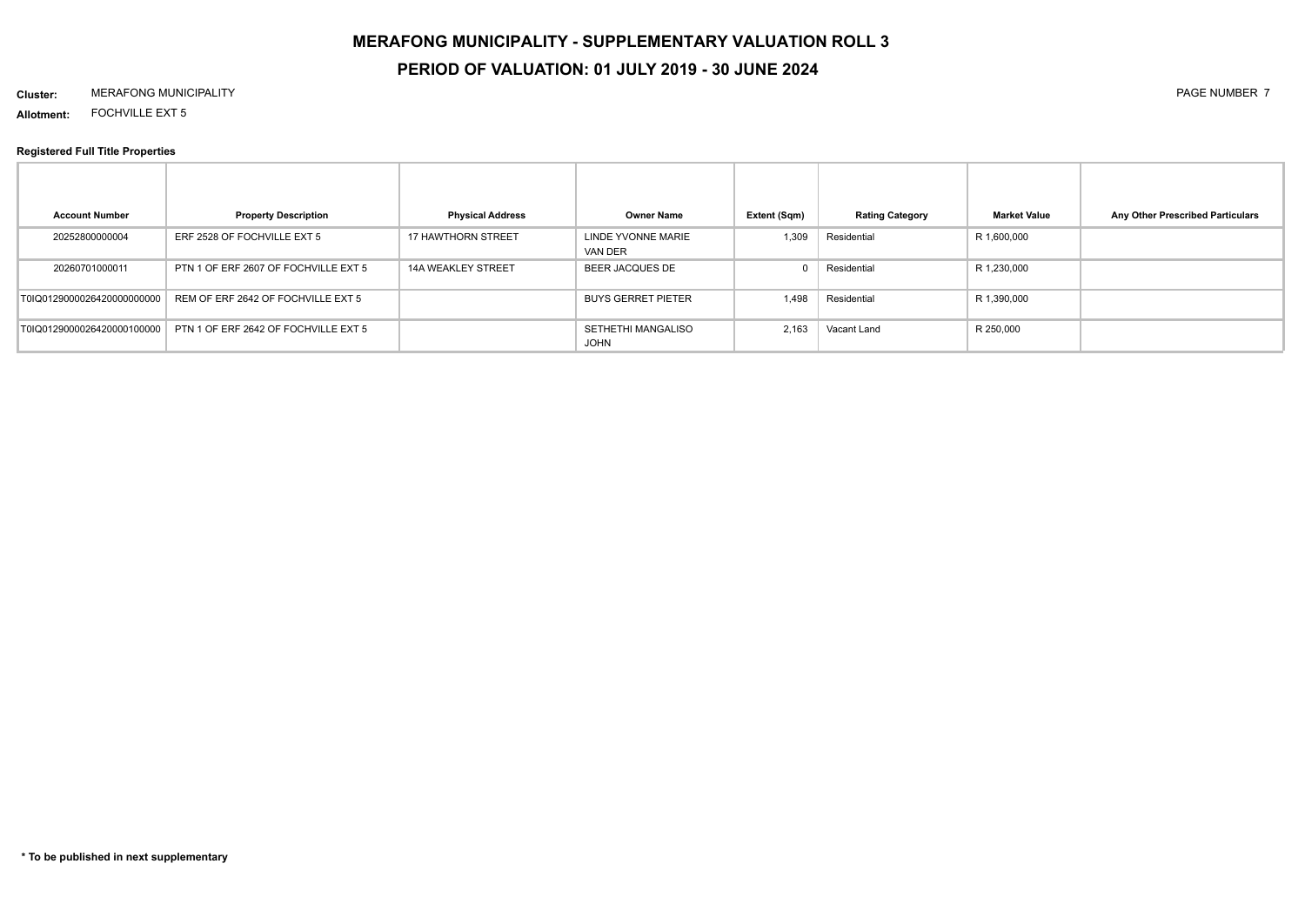# MERAFONG MUNICIPALITY - SUPPLEMENTARY VALUATION ROLL 3

## PERIOD OF VALUATION: 01 JULY 2019 - 30 JUNE 2024

**Cluster:** MERAFONG MUNICIPALITY

**Allotment:** FOCHVILLE EXT 5

**Registered Full Title Properties**

| Account Number | Property Description | Physical Address | Owner Name | Extent (Sqm) | Rating Category | Market Value | Any Other Prescribed Particulars |
|---|---|---|---|---|---|---|---|
| 20252800000004 | ERF 2528 OF FOCHVILLE EXT 5 | 17 HAWTHORN STREET | LINDE YVONNE MARIE VAN DER | 1,309 | Residential | R 1,600,000 | |
| 20260701000011 | PTN 1 OF ERF 2607 OF FOCHVILLE EXT 5 | 14A WEAKLEY STREET | BEER JACQUES DE | 0 | Residential | R 1,230,000 | |
| T0IQ0129000026420000000000 | REM OF ERF 2642 OF FOCHVILLE EXT 5 | | BUYS GERRET PIETER | 1,498 | Residential | R 1,390,000 | |
| T0IQ0129000026420000100000 | PTN 1 OF ERF 2642 OF FOCHVILLE EXT 5 | | SETHETHI MANGALISO JOHN | 2,163 | Vacant Land | R 250,000 | |

**\* To be published in next supplementary**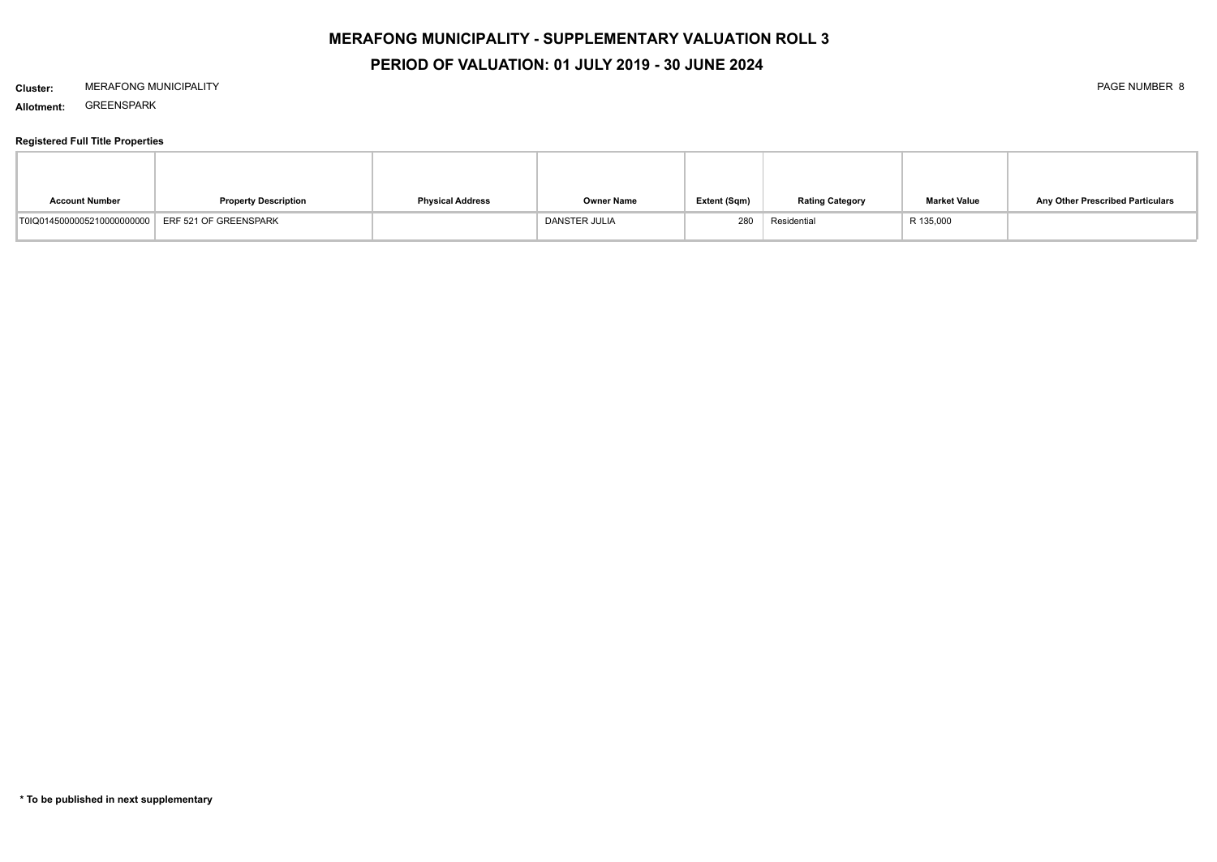# MERAFONG MUNICIPALITY - SUPPLEMENTARY VALUATION ROLL 3

## PERIOD OF VALUATION: 01 JULY 2019 - 30 JUNE 2024

**Cluster:** MERAFONG MUNICIPALITY

**Allotment:** GREENSPARK

### Registered Full Title Properties

| Account Number | Property Description | Physical Address | Owner Name | Extent (Sqm) | Rating Category | Market Value | Any Other Prescribed Particulars |
|---|---|---|---|---|---|---|---|
| T0IQ01450000052100000000000 | ERF 521 OF GREENSPARK | | DANSTER JULIA | 280 | Residential | R 135,000 | |

**\* To be published in next supplementary**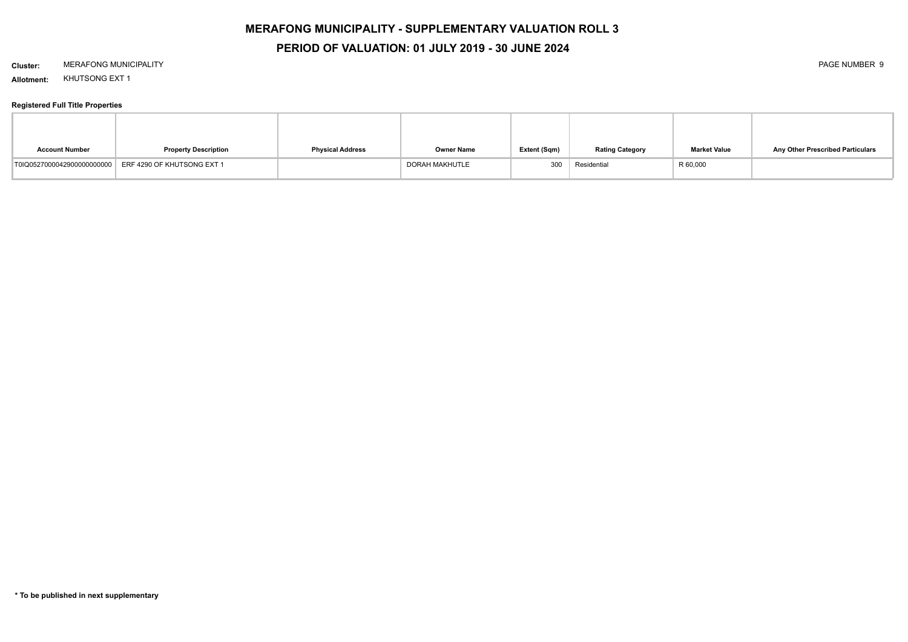# MERAFONG MUNICIPALITY - SUPPLEMENTARY VALUATION ROLL 3

## PERIOD OF VALUATION: 01 JULY 2019 - 30 JUNE 2024

**Cluster:** MERAFONG MUNICIPALITY

**Allotment:** KHUTSONG EXT 1

### Registered Full Title Properties

| Account Number | Property Description | Physical Address | Owner Name | Extent (Sqm) | Rating Category | Market Value | Any Other Prescribed Particulars |
|---|---|---|---|---|---|---|---|
| T0IQ05270000429000000000 | ERF 4290 OF KHUTSONG EXT 1 | | DORAH MAKHUTLE | 300 | Residential | R 60,000 | |

**\* To be published in next supplementary**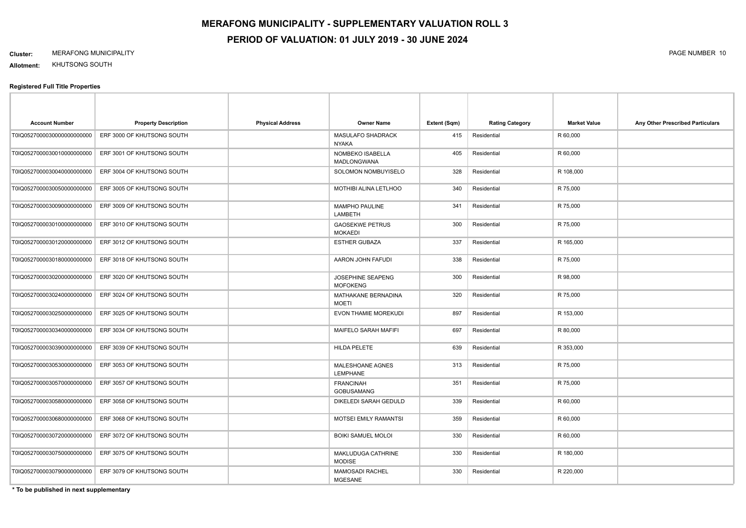# MERAFONG MUNICIPALITY - SUPPLEMENTARY VALUATION ROLL 3

## PERIOD OF VALUATION: 01 JULY 2019 - 30 JUNE 2024

**Cluster:** MERAFONG MUNICIPALITY

**Allotment:** KHUTSONG SOUTH

**Registered Full Title Properties**

| Account Number | Property Description | Physical Address | Owner Name | Extent (Sqm) | Rating Category | Market Value | Any Other Prescribed Particulars |
|---|---|---|---|---|---|---|---|
| T0IQ05270000300000000000000 | ERF 3000 OF KHUTSONG SOUTH | | MASULAFO SHADRACK NYAKA | 415 | Residential | R 60,000 | |
| T0IQ05270000300100000000000 | ERF 3001 OF KHUTSONG SOUTH | | NOMBEKO ISABELLA MADLONGWANA | 405 | Residential | R 60,000 | |
| T0IQ05270000300400000000000 | ERF 3004 OF KHUTSONG SOUTH | | SOLOMON NOMBUYISELO | 328 | Residential | R 108,000 | |
| T0IQ05270000300500000000000 | ERF 3005 OF KHUTSONG SOUTH | | MOTHIBI ALINA LETLHOO | 340 | Residential | R 75,000 | |
| T0IQ05270000300900000000000 | ERF 3009 OF KHUTSONG SOUTH | | MAMPHO PAULINE LAMBETH | 341 | Residential | R 75,000 | |
| T0IQ05270000301000000000000 | ERF 3010 OF KHUTSONG SOUTH | | GAOSEKWE PETRUS MOKAEDI | 300 | Residential | R 75,000 | |
| T0IQ05270000301200000000000 | ERF 3012 OF KHUTSONG SOUTH | | ESTHER GUBAZA | 337 | Residential | R 165,000 | |
| T0IQ05270000301800000000000 | ERF 3018 OF KHUTSONG SOUTH | | AARON JOHN FAFUDI | 338 | Residential | R 75,000 | |
| T0IQ05270000302000000000000 | ERF 3020 OF KHUTSONG SOUTH | | JOSEPHINE SEAPENG MOFOKENG | 300 | Residential | R 98,000 | |
| T0IQ05270000302400000000000 | ERF 3024 OF KHUTSONG SOUTH | | MATHAKANE BERNADINA MOETI | 320 | Residential | R 75,000 | |
| T0IQ05270000302500000000000 | ERF 3025 OF KHUTSONG SOUTH | | EVON THAMIE MOREKUDI | 897 | Residential | R 153,000 | |
| T0IQ05270000303400000000000 | ERF 3034 OF KHUTSONG SOUTH | | MAIFELO SARAH MAFIFI | 697 | Residential | R 80,000 | |
| T0IQ05270000303900000000000 | ERF 3039 OF KHUTSONG SOUTH | | HILDA PELETE | 639 | Residential | R 353,000 | |
| T0IQ05270000305300000000000 | ERF 3053 OF KHUTSONG SOUTH | | MALESHOANE AGNES LEMPHANE | 313 | Residential | R 75,000 | |
| T0IQ05270000305700000000000 | ERF 3057 OF KHUTSONG SOUTH | | FRANCINAH GOBUSAMANG | 351 | Residential | R 75,000 | |
| T0IQ05270000305800000000000 | ERF 3058 OF KHUTSONG SOUTH | | DIKELEDI SARAH GEDULD | 339 | Residential | R 60,000 | |
| T0IQ05270000306800000000000 | ERF 3068 OF KHUTSONG SOUTH | | MOTSEI EMILY RAMANTSI | 359 | Residential | R 60,000 | |
| T0IQ05270000307200000000000 | ERF 3072 OF KHUTSONG SOUTH | | BOIKI SAMUEL MOLOI | 330 | Residential | R 60,000 | |
| T0IQ05270000307500000000000 | ERF 3075 OF KHUTSONG SOUTH | | MAKLUDUGA CATHRINE MODISE | 330 | Residential | R 180,000 | |
| T0IQ05270000307900000000000 | ERF 3079 OF KHUTSONG SOUTH | | MAMOSADI RACHEL MGESANE | 330 | Residential | R 220,000 | |

**\* To be published in next supplementary**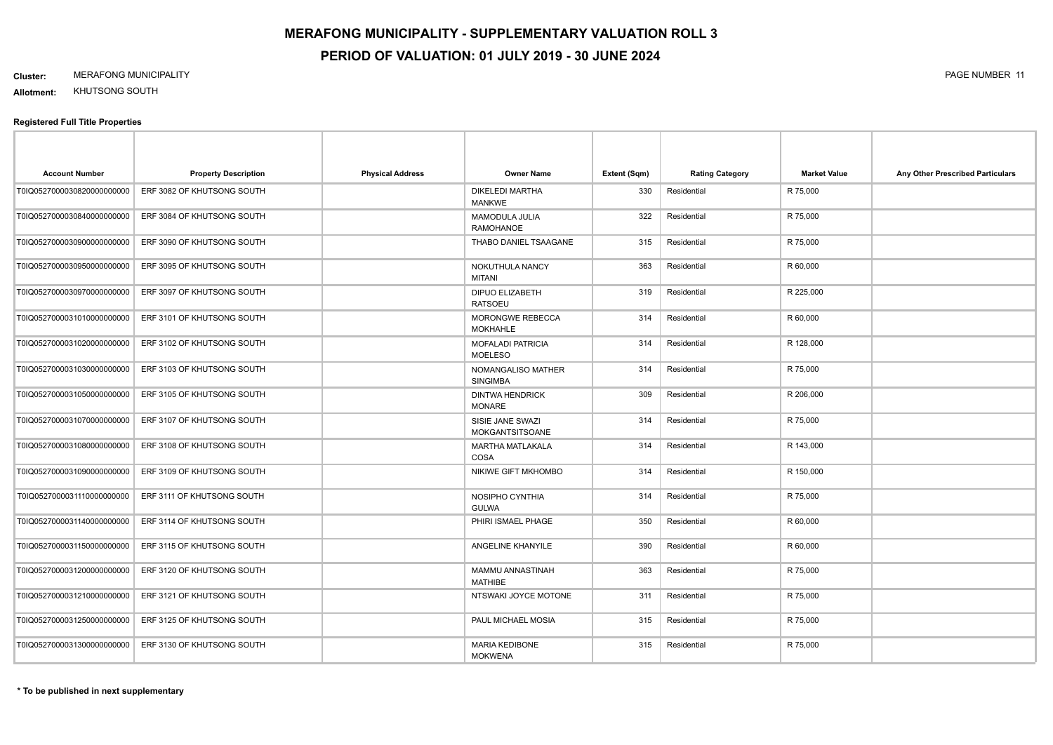# MERAFONG MUNICIPALITY - SUPPLEMENTARY VALUATION ROLL 3

## PERIOD OF VALUATION: 01 JULY 2019 - 30 JUNE 2024

**Cluster:** MERAFONG MUNICIPALITY

**Allotment:** KHUTSONG SOUTH

**Registered Full Title Properties**

| Account Number | Property Description | Physical Address | Owner Name | Extent (Sqm) | Rating Category | Market Value | Any Other Prescribed Particulars |
|---|---|---|---|---|---|---|---|
| T0IQ05270000308200000000000 | ERF 3082 OF KHUTSONG SOUTH | | DIKELEDI MARTHA MANKWE | 330 | Residential | R 75,000 | |
| T0IQ05270000308400000000000 | ERF 3084 OF KHUTSONG SOUTH | | MAMODULA JULIA RAMOHANOE | 322 | Residential | R 75,000 | |
| T0IQ05270000309000000000000 | ERF 3090 OF KHUTSONG SOUTH | | THABO DANIEL TSAAGANE | 315 | Residential | R 75,000 | |
| T0IQ05270000309500000000000 | ERF 3095 OF KHUTSONG SOUTH | | NOKUTHULA NANCY MITANI | 363 | Residential | R 60,000 | |
| T0IQ05270000309700000000000 | ERF 3097 OF KHUTSONG SOUTH | | DIPUO ELIZABETH RATSOEU | 319 | Residential | R 225,000 | |
| T0IQ05270000310100000000000 | ERF 3101 OF KHUTSONG SOUTH | | MORONGWE REBECCA MOKHAHLE | 314 | Residential | R 60,000 | |
| T0IQ05270000310200000000000 | ERF 3102 OF KHUTSONG SOUTH | | MOFALADI PATRICIA MOELESO | 314 | Residential | R 128,000 | |
| T0IQ05270000310300000000000 | ERF 3103 OF KHUTSONG SOUTH | | NOMANGALISO MATHER SINGIMBA | 314 | Residential | R 75,000 | |
| T0IQ05270000310500000000000 | ERF 3105 OF KHUTSONG SOUTH | | DINTWA HENDRICK MONARE | 309 | Residential | R 206,000 | |
| T0IQ05270000310700000000000 | ERF 3107 OF KHUTSONG SOUTH | | SISIE JANE SWAZI MOKGANTSITSOANE | 314 | Residential | R 75,000 | |
| T0IQ05270000310800000000000 | ERF 3108 OF KHUTSONG SOUTH | | MARTHA MATLAKALA COSA | 314 | Residential | R 143,000 | |
| T0IQ05270000310900000000000 | ERF 3109 OF KHUTSONG SOUTH | | NIKIWE GIFT MKHOMBO | 314 | Residential | R 150,000 | |
| T0IQ05270000311100000000000 | ERF 3111 OF KHUTSONG SOUTH | | NOSIPHO CYNTHIA GULWA | 314 | Residential | R 75,000 | |
| T0IQ05270000311400000000000 | ERF 3114 OF KHUTSONG SOUTH | | PHIRI ISMAEL PHAGE | 350 | Residential | R 60,000 | |
| T0IQ05270000311500000000000 | ERF 3115 OF KHUTSONG SOUTH | | ANGELINE KHANYILE | 390 | Residential | R 60,000 | |
| T0IQ05270000312000000000000 | ERF 3120 OF KHUTSONG SOUTH | | MAMMU ANNASTINAH MATHIBE | 363 | Residential | R 75,000 | |
| T0IQ05270000312100000000000 | ERF 3121 OF KHUTSONG SOUTH | | NTSWAKI JOYCE MOTONE | 311 | Residential | R 75,000 | |
| T0IQ05270000312500000000000 | ERF 3125 OF KHUTSONG SOUTH | | PAUL MICHAEL MOSIA | 315 | Residential | R 75,000 | |
| T0IQ05270000313000000000000 | ERF 3130 OF KHUTSONG SOUTH | | MARIA KEDIBONE MOKWENA | 315 | Residential | R 75,000 | |

**\* To be published in next supplementary**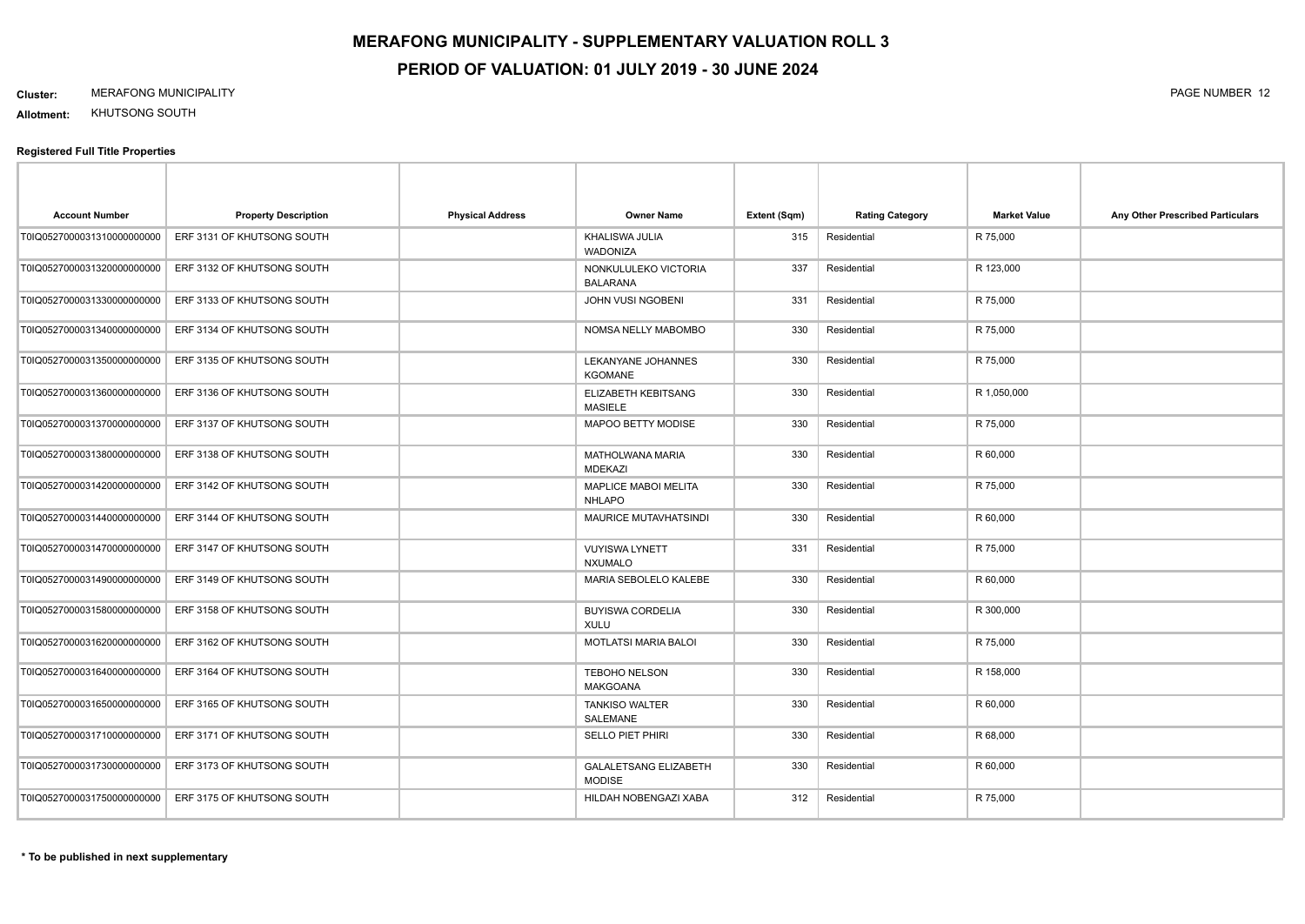# MERAFONG MUNICIPALITY - SUPPLEMENTARY VALUATION ROLL 3

# PERIOD OF VALUATION: 01 JULY 2019 - 30 JUNE 2024

**Cluster:** MERAFONG MUNICIPALITY

**Allotment:** KHUTSONG SOUTH

### Registered Full Title Properties

| Account Number | Property Description | Physical Address | Owner Name | Extent (Sqm) | Rating Category | Market Value | Any Other Prescribed Particulars |
|---|---|---|---|---|---|---|---|
| T0IQ05270000313100000000000 | ERF 3131 OF KHUTSONG SOUTH | | KHALISWA JULIA WADONIZA | 315 | Residential | R 75,000 | |
| T0IQ05270000313200000000000 | ERF 3132 OF KHUTSONG SOUTH | | NONKULULEKO VICTORIA BALARANA | 337 | Residential | R 123,000 | |
| T0IQ05270000313300000000000 | ERF 3133 OF KHUTSONG SOUTH | | JOHN VUSI NGOBENI | 331 | Residential | R 75,000 | |
| T0IQ05270000313400000000000 | ERF 3134 OF KHUTSONG SOUTH | | NOMSA NELLY MABOMBO | 330 | Residential | R 75,000 | |
| T0IQ05270000313500000000000 | ERF 3135 OF KHUTSONG SOUTH | | LEKANYANE JOHANNES KGOMANE | 330 | Residential | R 75,000 | |
| T0IQ05270000313600000000000 | ERF 3136 OF KHUTSONG SOUTH | | ELIZABETH KEBITSANG MASIELE | 330 | Residential | R 1,050,000 | |
| T0IQ05270000313700000000000 | ERF 3137 OF KHUTSONG SOUTH | | MAPOO BETTY MODISE | 330 | Residential | R 75,000 | |
| T0IQ05270000313800000000000 | ERF 3138 OF KHUTSONG SOUTH | | MATHOLWANA MARIA MDEKAZI | 330 | Residential | R 60,000 | |
| T0IQ05270000314200000000000 | ERF 3142 OF KHUTSONG SOUTH | | MAPLICE MABOI MELITA NHLAPO | 330 | Residential | R 75,000 | |
| T0IQ05270000314400000000000 | ERF 3144 OF KHUTSONG SOUTH | | MAURICE MUTAVHATSINDI | 330 | Residential | R 60,000 | |
| T0IQ05270000314700000000000 | ERF 3147 OF KHUTSONG SOUTH | | VUYISWA LYNETT NXUMALO | 331 | Residential | R 75,000 | |
| T0IQ05270000314900000000000 | ERF 3149 OF KHUTSONG SOUTH | | MARIA SEBOLELO KALEBE | 330 | Residential | R 60,000 | |
| T0IQ05270000315800000000000 | ERF 3158 OF KHUTSONG SOUTH | | BUYISWA CORDELIA XULU | 330 | Residential | R 300,000 | |
| T0IQ05270000316200000000000 | ERF 3162 OF KHUTSONG SOUTH | | MOTLATSI MARIA BALOI | 330 | Residential | R 75,000 | |
| T0IQ05270000316400000000000 | ERF 3164 OF KHUTSONG SOUTH | | TEBOHO NELSON MAKGOANA | 330 | Residential | R 158,000 | |
| T0IQ05270000316500000000000 | ERF 3165 OF KHUTSONG SOUTH | | TANKISO WALTER SALEMANE | 330 | Residential | R 60,000 | |
| T0IQ05270000317100000000000 | ERF 3171 OF KHUTSONG SOUTH | | SELLO PIET PHIRI | 330 | Residential | R 68,000 | |
| T0IQ05270000317300000000000 | ERF 3173 OF KHUTSONG SOUTH | | GALALETSANG ELIZABETH MODISE | 330 | Residential | R 60,000 | |
| T0IQ05270000317500000000000 | ERF 3175 OF KHUTSONG SOUTH | | HILDAH NOBENGAZI XABA | 312 | Residential | R 75,000 | |

**\* To be published in next supplementary**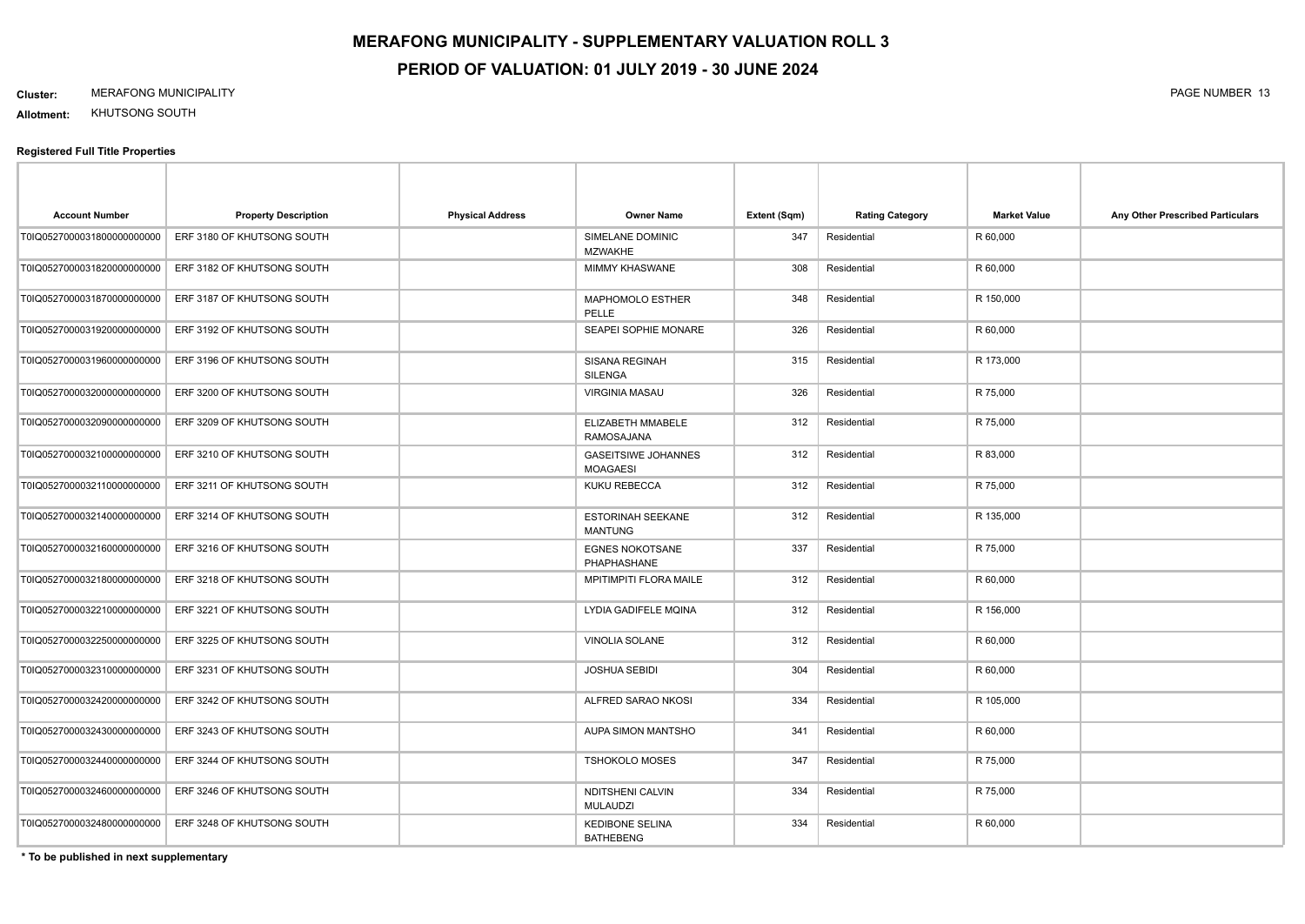# MERAFONG MUNICIPALITY - SUPPLEMENTARY VALUATION ROLL 3

## PERIOD OF VALUATION: 01 JULY 2019 - 30 JUNE 2024

**Cluster:** MERAFONG MUNICIPALITY

**Allotment:** KHUTSONG SOUTH

**Registered Full Title Properties**

| Account Number | Property Description | Physical Address | Owner Name | Extent (Sqm) | Rating Category | Market Value | Any Other Prescribed Particulars |
|---|---|---|---|---|---|---|---|
| T0IQ0527000031800000000000 | ERF 3180 OF KHUTSONG SOUTH | | SIMELANE DOMINIC MZWAKHE | 347 | Residential | R 60,000 | |
| T0IQ0527000031820000000000 | ERF 3182 OF KHUTSONG SOUTH | | MIMMY KHASWANE | 308 | Residential | R 60,000 | |
| T0IQ0527000031870000000000 | ERF 3187 OF KHUTSONG SOUTH | | MAPHOMOLO ESTHER PELLE | 348 | Residential | R 150,000 | |
| T0IQ0527000031920000000000 | ERF 3192 OF KHUTSONG SOUTH | | SEAPEI SOPHIE MONARE | 326 | Residential | R 60,000 | |
| T0IQ0527000031960000000000 | ERF 3196 OF KHUTSONG SOUTH | | SISANA REGINAH SILENGA | 315 | Residential | R 173,000 | |
| T0IQ0527000032000000000000 | ERF 3200 OF KHUTSONG SOUTH | | VIRGINIA MASAU | 326 | Residential | R 75,000 | |
| T0IQ0527000032090000000000 | ERF 3209 OF KHUTSONG SOUTH | | ELIZABETH MMABELE RAMOSAJANA | 312 | Residential | R 75,000 | |
| T0IQ0527000032100000000000 | ERF 3210 OF KHUTSONG SOUTH | | GASEITSIWE JOHANNES MOAGAESI | 312 | Residential | R 83,000 | |
| T0IQ0527000032110000000000 | ERF 3211 OF KHUTSONG SOUTH | | KUKU REBECCA | 312 | Residential | R 75,000 | |
| T0IQ0527000032140000000000 | ERF 3214 OF KHUTSONG SOUTH | | ESTORINAH SEEKANE MANTUNG | 312 | Residential | R 135,000 | |
| T0IQ0527000032160000000000 | ERF 3216 OF KHUTSONG SOUTH | | EGNES NOKOTSANE PHAPHASHANE | 337 | Residential | R 75,000 | |
| T0IQ0527000032180000000000 | ERF 3218 OF KHUTSONG SOUTH | | MPITIMPITI FLORA MAILE | 312 | Residential | R 60,000 | |
| T0IQ0527000032210000000000 | ERF 3221 OF KHUTSONG SOUTH | | LYDIA GADIFELE MQINA | 312 | Residential | R 156,000 | |
| T0IQ0527000032250000000000 | ERF 3225 OF KHUTSONG SOUTH | | VINOLIA SOLANE | 312 | Residential | R 60,000 | |
| T0IQ0527000032310000000000 | ERF 3231 OF KHUTSONG SOUTH | | JOSHUA SEBIDI | 304 | Residential | R 60,000 | |
| T0IQ0527000032420000000000 | ERF 3242 OF KHUTSONG SOUTH | | ALFRED SARAO NKOSI | 334 | Residential | R 105,000 | |
| T0IQ0527000032430000000000 | ERF 3243 OF KHUTSONG SOUTH | | AUPA SIMON MANTSHO | 341 | Residential | R 60,000 | |
| T0IQ0527000032440000000000 | ERF 3244 OF KHUTSONG SOUTH | | TSHOKOLO MOSES | 347 | Residential | R 75,000 | |
| T0IQ0527000032460000000000 | ERF 3246 OF KHUTSONG SOUTH | | NDITSHENI CALVIN MULAUDZI | 334 | Residential | R 75,000 | |
| T0IQ0527000032480000000000 | ERF 3248 OF KHUTSONG SOUTH | | KEDIBONE SELINA BATHEBENG | 334 | Residential | R 60,000 | |

**\* To be published in next supplementary**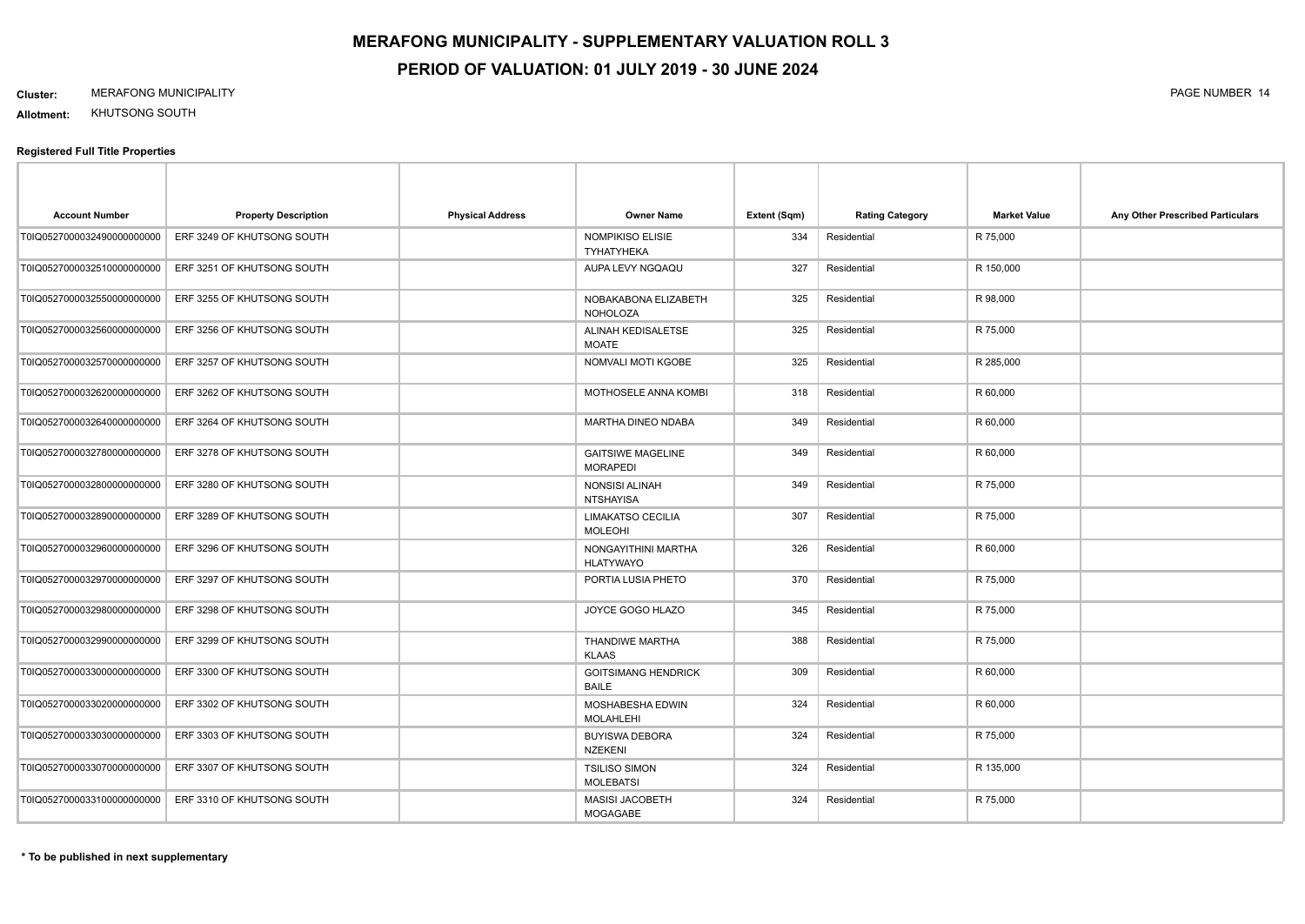# MERAFONG MUNICIPALITY - SUPPLEMENTARY VALUATION ROLL 3

## PERIOD OF VALUATION: 01 JULY 2019 - 30 JUNE 2024

**Cluster:** MERAFONG MUNICIPALITY

**Allotment:** KHUTSONG SOUTH

### Registered Full Title Properties

| Account Number | Property Description | Physical Address | Owner Name | Extent (Sqm) | Rating Category | Market Value | Any Other Prescribed Particulars |
|---|---|---|---|---|---|---|---|
| T0IQ05270000032490000000000 | ERF 3249 OF KHUTSONG SOUTH | | NOMPIKISO ELISIE TYHATYHEKA | 334 | Residential | R 75,000 | |
| T0IQ05270000032510000000000 | ERF 3251 OF KHUTSONG SOUTH | | AUPA LEVY NGQAQU | 327 | Residential | R 150,000 | |
| T0IQ05270000032550000000000 | ERF 3255 OF KHUTSONG SOUTH | | NOBAKABONA ELIZABETH NOHOLOZA | 325 | Residential | R 98,000 | |
| T0IQ05270000032560000000000 | ERF 3256 OF KHUTSONG SOUTH | | ALINAH KEDISALETSE MOATE | 325 | Residential | R 75,000 | |
| T0IQ05270000032570000000000 | ERF 3257 OF KHUTSONG SOUTH | | NOMVALI MOTI KGOBE | 325 | Residential | R 285,000 | |
| T0IQ05270000032620000000000 | ERF 3262 OF KHUTSONG SOUTH | | MOTHOSELE ANNA KOMBI | 318 | Residential | R 60,000 | |
| T0IQ05270000032640000000000 | ERF 3264 OF KHUTSONG SOUTH | | MARTHA DINEO NDABA | 349 | Residential | R 60,000 | |
| T0IQ05270000032780000000000 | ERF 3278 OF KHUTSONG SOUTH | | GAITSIWE MAGELINE MORAPEDI | 349 | Residential | R 60,000 | |
| T0IQ05270000032800000000000 | ERF 3280 OF KHUTSONG SOUTH | | NONSISI ALINAH NTSHAYISA | 349 | Residential | R 75,000 | |
| T0IQ05270000032890000000000 | ERF 3289 OF KHUTSONG SOUTH | | LIMAKATSO CECILIA MOLEOHI | 307 | Residential | R 75,000 | |
| T0IQ05270000032960000000000 | ERF 3296 OF KHUTSONG SOUTH | | NONGAYITHINI MARTHA HLATYWAYO | 326 | Residential | R 60,000 | |
| T0IQ05270000032970000000000 | ERF 3297 OF KHUTSONG SOUTH | | PORTIA LUSIA PHETO | 370 | Residential | R 75,000 | |
| T0IQ05270000032980000000000 | ERF 3298 OF KHUTSONG SOUTH | | JOYCE GOGO HLAZO | 345 | Residential | R 75,000 | |
| T0IQ05270000032990000000000 | ERF 3299 OF KHUTSONG SOUTH | | THANDIWE MARTHA KLAAS | 388 | Residential | R 75,000 | |
| T0IQ05270000033000000000000 | ERF 3300 OF KHUTSONG SOUTH | | GOITSIMANG HENDRICK BAILE | 309 | Residential | R 60,000 | |
| T0IQ05270000033020000000000 | ERF 3302 OF KHUTSONG SOUTH | | MOSHABESHA EDWIN MOLAHLEHI | 324 | Residential | R 60,000 | |
| T0IQ05270000033030000000000 | ERF 3303 OF KHUTSONG SOUTH | | BUYISWA DEBORA NZEKENI | 324 | Residential | R 75,000 | |
| T0IQ05270000033070000000000 | ERF 3307 OF KHUTSONG SOUTH | | TSILISO SIMON MOLEBATSI | 324 | Residential | R 135,000 | |
| T0IQ05270000033100000000000 | ERF 3310 OF KHUTSONG SOUTH | | MASISI JACOBETH MOGAGABE | 324 | Residential | R 75,000 | |

**\* To be published in next supplementary**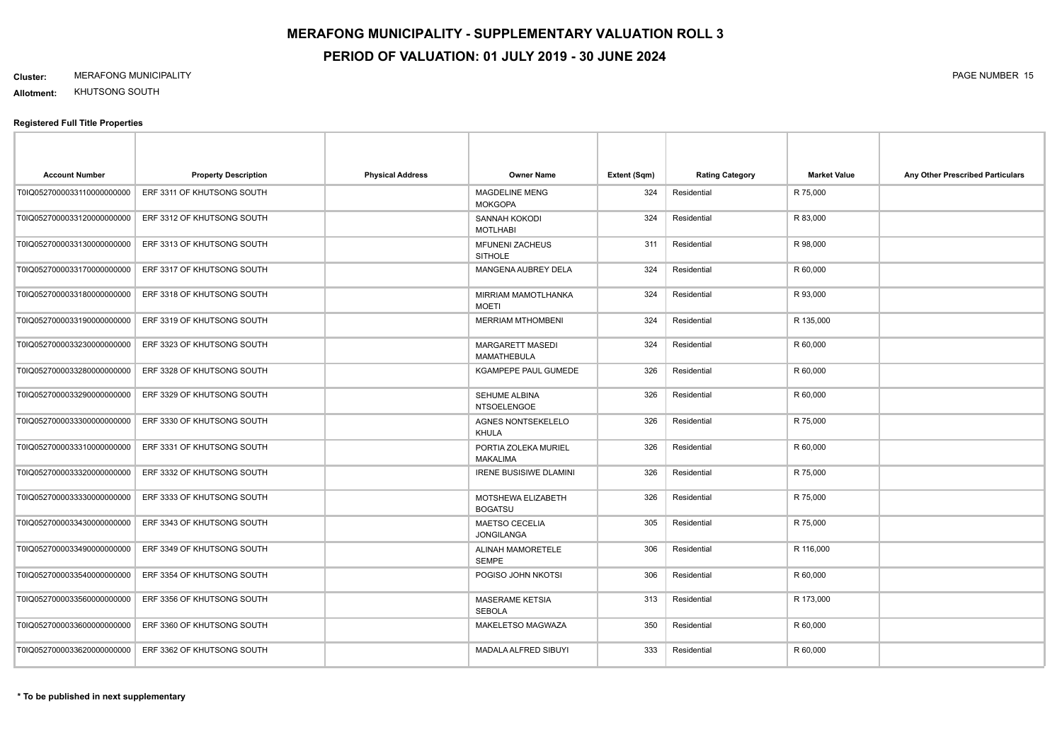# MERAFONG MUNICIPALITY - SUPPLEMENTARY VALUATION ROLL 3

## PERIOD OF VALUATION: 01 JULY 2019 - 30 JUNE 2024

**Cluster:** MERAFONG MUNICIPALITY

**Allotment:** KHUTSONG SOUTH

### Registered Full Title Properties

| Account Number | Property Description | Physical Address | Owner Name | Extent (Sqm) | Rating Category | Market Value | Any Other Prescribed Particulars |
|---|---|---|---|---|---|---|---|
| T0IQ0527000033110000000000 | ERF 3311 OF KHUTSONG SOUTH | | MAGDELINE MENG MOKGOPA | 324 | Residential | R 75,000 | |
| T0IQ0527000033120000000000 | ERF 3312 OF KHUTSONG SOUTH | | SANNAH KOKODI MOTLHABI | 324 | Residential | R 83,000 | |
| T0IQ0527000033130000000000 | ERF 3313 OF KHUTSONG SOUTH | | MFUNENI ZACHEUS SITHOLE | 311 | Residential | R 98,000 | |
| T0IQ0527000033170000000000 | ERF 3317 OF KHUTSONG SOUTH | | MANGENA AUBREY DELA | 324 | Residential | R 60,000 | |
| T0IQ0527000033180000000000 | ERF 3318 OF KHUTSONG SOUTH | | MIRRIAM MAMOTLHANKA MOETI | 324 | Residential | R 93,000 | |
| T0IQ0527000033190000000000 | ERF 3319 OF KHUTSONG SOUTH | | MERRIAM MTHOMBENI | 324 | Residential | R 135,000 | |
| T0IQ0527000033230000000000 | ERF 3323 OF KHUTSONG SOUTH | | MARGARETT MASEDI MAMATHEBULA | 324 | Residential | R 60,000 | |
| T0IQ0527000033280000000000 | ERF 3328 OF KHUTSONG SOUTH | | KGAMPEPE PAUL GUMEDE | 326 | Residential | R 60,000 | |
| T0IQ0527000033290000000000 | ERF 3329 OF KHUTSONG SOUTH | | SEHUME ALBINA NTSOELENGOE | 326 | Residential | R 60,000 | |
| T0IQ0527000033300000000000 | ERF 3330 OF KHUTSONG SOUTH | | AGNES NONTSEKELELO KHULA | 326 | Residential | R 75,000 | |
| T0IQ0527000033310000000000 | ERF 3331 OF KHUTSONG SOUTH | | PORTIA ZOLEKA MURIEL MAKALIMA | 326 | Residential | R 60,000 | |
| T0IQ0527000033320000000000 | ERF 3332 OF KHUTSONG SOUTH | | IRENE BUSISIWE DLAMINI | 326 | Residential | R 75,000 | |
| T0IQ0527000033330000000000 | ERF 3333 OF KHUTSONG SOUTH | | MOTSHEWA ELIZABETH BOGATSU | 326 | Residential | R 75,000 | |
| T0IQ0527000033430000000000 | ERF 3343 OF KHUTSONG SOUTH | | MAETSO CECELIA JONGILANGA | 305 | Residential | R 75,000 | |
| T0IQ0527000033490000000000 | ERF 3349 OF KHUTSONG SOUTH | | ALINAH MAMORETELE SEMPE | 306 | Residential | R 116,000 | |
| T0IQ0527000033540000000000 | ERF 3354 OF KHUTSONG SOUTH | | POGISO JOHN NKOTSI | 306 | Residential | R 60,000 | |
| T0IQ0527000033560000000000 | ERF 3356 OF KHUTSONG SOUTH | | MASERAME KETSIA SEBOLA | 313 | Residential | R 173,000 | |
| T0IQ0527000033600000000000 | ERF 3360 OF KHUTSONG SOUTH | | MAKELETSO MAGWAZA | 350 | Residential | R 60,000 | |
| T0IQ0527000033620000000000 | ERF 3362 OF KHUTSONG SOUTH | | MADALA ALFRED SIBUYI | 333 | Residential | R 60,000 | |

**\* To be published in next supplementary**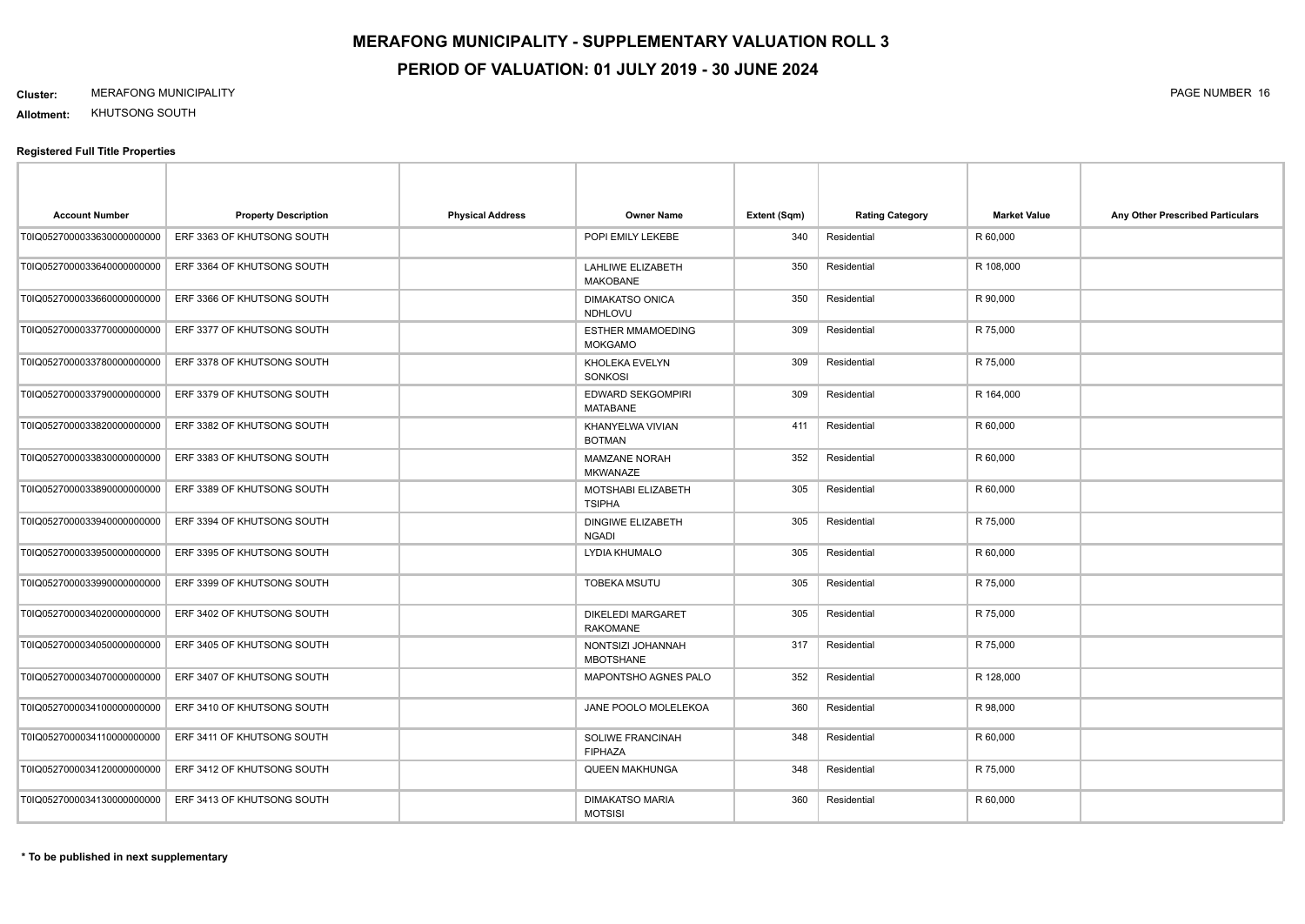# MERAFONG MUNICIPALITY - SUPPLEMENTARY VALUATION ROLL 3

## PERIOD OF VALUATION: 01 JULY 2019 - 30 JUNE 2024

**Cluster:** MERAFONG MUNICIPALITY

**Allotment:** KHUTSONG SOUTH

**Registered Full Title Properties**

| Account Number | Property Description | Physical Address | Owner Name | Extent (Sqm) | Rating Category | Market Value | Any Other Prescribed Particulars |
|---|---|---|---|---|---|---|---|
| T0IQ05270000336300000000 | ERF 3363 OF KHUTSONG SOUTH | | POPI EMILY LEKEBE | 340 | Residential | R 60,000 | |
| T0IQ05270000336400000000 | ERF 3364 OF KHUTSONG SOUTH | | LAHLIWE ELIZABETH MAKOBANE | 350 | Residential | R 108,000 | |
| T0IQ05270000336600000000 | ERF 3366 OF KHUTSONG SOUTH | | DIMAKATSO ONICA NDHLOVU | 350 | Residential | R 90,000 | |
| T0IQ05270000337700000000 | ERF 3377 OF KHUTSONG SOUTH | | ESTHER MMAMOEDING MOKGAMO | 309 | Residential | R 75,000 | |
| T0IQ05270000337800000000 | ERF 3378 OF KHUTSONG SOUTH | | KHOLEKA EVELYN SONKOSI | 309 | Residential | R 75,000 | |
| T0IQ05270000337900000000 | ERF 3379 OF KHUTSONG SOUTH | | EDWARD SEKGOMPIRI MATABANE | 309 | Residential | R 164,000 | |
| T0IQ05270000338200000000 | ERF 3382 OF KHUTSONG SOUTH | | KHANYELWA VIVIAN BOTMAN | 411 | Residential | R 60,000 | |
| T0IQ05270000338300000000 | ERF 3383 OF KHUTSONG SOUTH | | MAMZANE NORAH MKWANAZE | 352 | Residential | R 60,000 | |
| T0IQ05270000338900000000 | ERF 3389 OF KHUTSONG SOUTH | | MOTSHABI ELIZABETH TSIPHA | 305 | Residential | R 60,000 | |
| T0IQ05270000339400000000 | ERF 3394 OF KHUTSONG SOUTH | | DINGIWE ELIZABETH NGADI | 305 | Residential | R 75,000 | |
| T0IQ05270000339500000000 | ERF 3395 OF KHUTSONG SOUTH | | LYDIA KHUMALO | 305 | Residential | R 60,000 | |
| T0IQ05270000339900000000 | ERF 3399 OF KHUTSONG SOUTH | | TOBEKA MSUTU | 305 | Residential | R 75,000 | |
| T0IQ05270000340200000000 | ERF 3402 OF KHUTSONG SOUTH | | DIKELEDI MARGARET RAKOMANE | 305 | Residential | R 75,000 | |
| T0IQ05270000340500000000 | ERF 3405 OF KHUTSONG SOUTH | | NONTSIZI JOHANNAH MBOTSHANE | 317 | Residential | R 75,000 | |
| T0IQ05270000340700000000 | ERF 3407 OF KHUTSONG SOUTH | | MAPONTSHO AGNES PALO | 352 | Residential | R 128,000 | |
| T0IQ05270000341000000000 | ERF 3410 OF KHUTSONG SOUTH | | JANE POOLO MOLELEKOA | 360 | Residential | R 98,000 | |
| T0IQ05270000341100000000 | ERF 3411 OF KHUTSONG SOUTH | | SOLIWE FRANCINAH FIPHAZA | 348 | Residential | R 60,000 | |
| T0IQ05270000341200000000 | ERF 3412 OF KHUTSONG SOUTH | | QUEEN MAKHUNGA | 348 | Residential | R 75,000 | |
| T0IQ05270000341300000000 | ERF 3413 OF KHUTSONG SOUTH | | DIMAKATSO MARIA MOTSISI | 360 | Residential | R 60,000 | |

**\* To be published in next supplementary**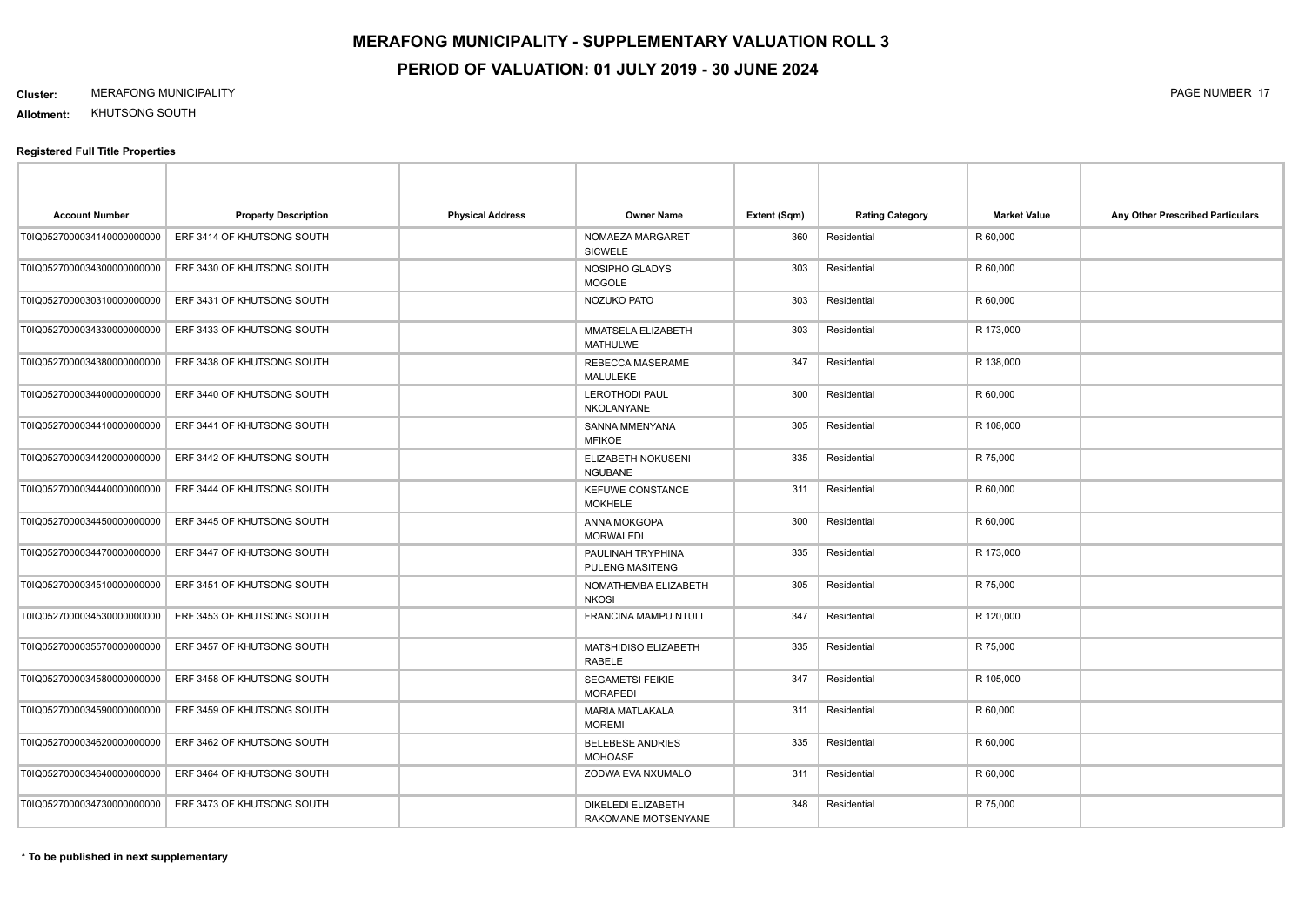# MERAFONG MUNICIPALITY - SUPPLEMENTARY VALUATION ROLL 3

## PERIOD OF VALUATION: 01 JULY 2019 - 30 JUNE 2024

**Cluster:** MERAFONG MUNICIPALITY

**Allotment:** KHUTSONG SOUTH

**Registered Full Title Properties**

| Account Number | Property Description | Physical Address | Owner Name | Extent (Sqm) | Rating Category | Market Value | Any Other Prescribed Particulars |
|---|---|---|---|---|---|---|---|
| T0IQ0527000034140000000000 | ERF 3414 OF KHUTSONG SOUTH | | NOMAEZA MARGARET SICWELE | 360 | Residential | R 60,000 | |
| T0IQ0527000034300000000000 | ERF 3430 OF KHUTSONG SOUTH | | NOSIPHO GLADYS MOGOLE | 303 | Residential | R 60,000 | |
| T0IQ0527000030310000000000 | ERF 3431 OF KHUTSONG SOUTH | | NOZUKO PATO | 303 | Residential | R 60,000 | |
| T0IQ0527000034330000000000 | ERF 3433 OF KHUTSONG SOUTH | | MMATSELA ELIZABETH MATHULWE | 303 | Residential | R 173,000 | |
| T0IQ0527000034380000000000 | ERF 3438 OF KHUTSONG SOUTH | | REBECCA MASERAME MALULEKE | 347 | Residential | R 138,000 | |
| T0IQ0527000034400000000000 | ERF 3440 OF KHUTSONG SOUTH | | LEROTHODI PAUL NKOLANYANE | 300 | Residential | R 60,000 | |
| T0IQ0527000034410000000000 | ERF 3441 OF KHUTSONG SOUTH | | SANNA MMENYANA MFIKOE | 305 | Residential | R 108,000 | |
| T0IQ0527000034420000000000 | ERF 3442 OF KHUTSONG SOUTH | | ELIZABETH NOKUSENI NGUBANE | 335 | Residential | R 75,000 | |
| T0IQ0527000034440000000000 | ERF 3444 OF KHUTSONG SOUTH | | KEFUWE CONSTANCE MOKHELE | 311 | Residential | R 60,000 | |
| T0IQ0527000034450000000000 | ERF 3445 OF KHUTSONG SOUTH | | ANNA MOKGOPA MORWALEDI | 300 | Residential | R 60,000 | |
| T0IQ0527000034470000000000 | ERF 3447 OF KHUTSONG SOUTH | | PAULINAH TRYPHINA PULENG MASITENG | 335 | Residential | R 173,000 | |
| T0IQ0527000034510000000000 | ERF 3451 OF KHUTSONG SOUTH | | NOMATHEMBA ELIZABETH NKOSI | 305 | Residential | R 75,000 | |
| T0IQ0527000034530000000000 | ERF 3453 OF KHUTSONG SOUTH | | FRANCINA MAMPU NTULI | 347 | Residential | R 120,000 | |
| T0IQ0527000035570000000000 | ERF 3457 OF KHUTSONG SOUTH | | MATSHIDISO ELIZABETH RABELE | 335 | Residential | R 75,000 | |
| T0IQ0527000034580000000000 | ERF 3458 OF KHUTSONG SOUTH | | SEGAMETSI FEIKIE MORAPEDI | 347 | Residential | R 105,000 | |
| T0IQ0527000034590000000000 | ERF 3459 OF KHUTSONG SOUTH | | MARIA MATLAKALA MOREMI | 311 | Residential | R 60,000 | |
| T0IQ0527000034620000000000 | ERF 3462 OF KHUTSONG SOUTH | | BELEBESE ANDRIES MOHOASE | 335 | Residential | R 60,000 | |
| T0IQ0527000034640000000000 | ERF 3464 OF KHUTSONG SOUTH | | ZODWA EVA NXUMALO | 311 | Residential | R 60,000 | |
| T0IQ0527000034730000000000 | ERF 3473 OF KHUTSONG SOUTH | | DIKELEDI ELIZABETH RAKOMANE MOTSENYANE | 348 | Residential | R 75,000 | |

**\* To be published in next supplementary**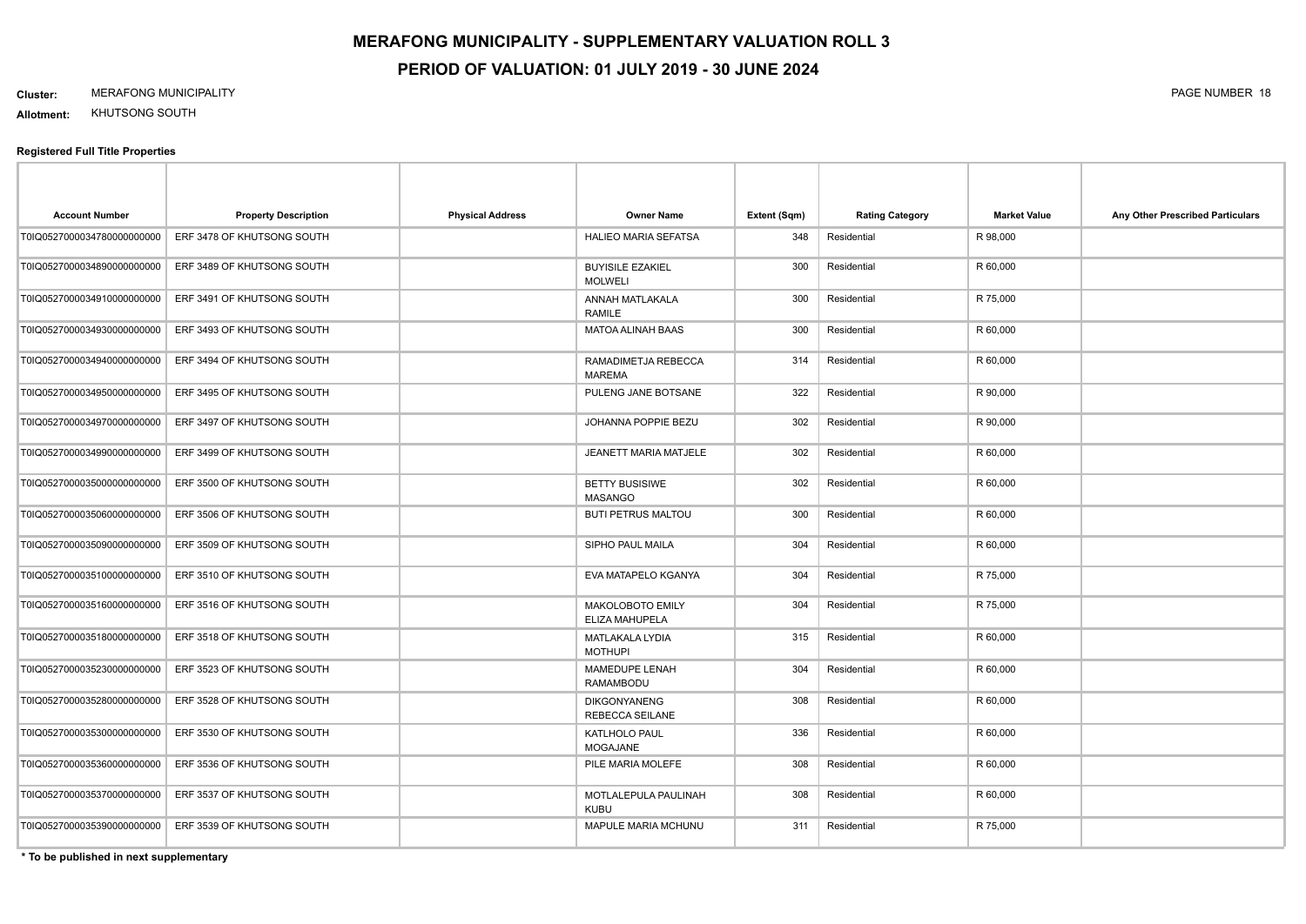# MERAFONG MUNICIPALITY - SUPPLEMENTARY VALUATION ROLL 3

## PERIOD OF VALUATION: 01 JULY 2019 - 30 JUNE 2024

**Cluster:** MERAFONG MUNICIPALITY

**Allotment:** KHUTSONG SOUTH

**Registered Full Title Properties**

| Account Number | Property Description | Physical Address | Owner Name | Extent (Sqm) | Rating Category | Market Value | Any Other Prescribed Particulars |
|---|---|---|---|---|---|---|---|
| T0IQ0527000034780000000000 | ERF 3478 OF KHUTSONG SOUTH | | HALIEO MARIA SEFATSA | 348 | Residential | R 98,000 | |
| T0IQ0527000034890000000000 | ERF 3489 OF KHUTSONG SOUTH | | BUYISILE EZAKIEL MOLWELI | 300 | Residential | R 60,000 | |
| T0IQ0527000034910000000000 | ERF 3491 OF KHUTSONG SOUTH | | ANNAH MATLAKALA RAMILE | 300 | Residential | R 75,000 | |
| T0IQ0527000034930000000000 | ERF 3493 OF KHUTSONG SOUTH | | MATOA ALINAH BAAS | 300 | Residential | R 60,000 | |
| T0IQ0527000034940000000000 | ERF 3494 OF KHUTSONG SOUTH | | RAMADIMETJA REBECCA MAREMA | 314 | Residential | R 60,000 | |
| T0IQ0527000034950000000000 | ERF 3495 OF KHUTSONG SOUTH | | PULENG JANE BOTSANE | 322 | Residential | R 90,000 | |
| T0IQ0527000034970000000000 | ERF 3497 OF KHUTSONG SOUTH | | JOHANNA POPPIE BEZU | 302 | Residential | R 90,000 | |
| T0IQ0527000034990000000000 | ERF 3499 OF KHUTSONG SOUTH | | JEANETT MARIA MATJELE | 302 | Residential | R 60,000 | |
| T0IQ0527000035000000000000 | ERF 3500 OF KHUTSONG SOUTH | | BETTY BUSISIWE MASANGO | 302 | Residential | R 60,000 | |
| T0IQ0527000035060000000000 | ERF 3506 OF KHUTSONG SOUTH | | BUTI PETRUS MALTOU | 300 | Residential | R 60,000 | |
| T0IQ0527000035090000000000 | ERF 3509 OF KHUTSONG SOUTH | | SIPHO PAUL MAILA | 304 | Residential | R 60,000 | |
| T0IQ0527000035100000000000 | ERF 3510 OF KHUTSONG SOUTH | | EVA MATAPELO KGANYA | 304 | Residential | R 75,000 | |
| T0IQ0527000035160000000000 | ERF 3516 OF KHUTSONG SOUTH | | MAKOLOBOTO EMILY ELIZA MAHUPELA | 304 | Residential | R 75,000 | |
| T0IQ0527000035180000000000 | ERF 3518 OF KHUTSONG SOUTH | | MATLAKALA LYDIA MOTHUPI | 315 | Residential | R 60,000 | |
| T0IQ0527000035230000000000 | ERF 3523 OF KHUTSONG SOUTH | | MAMEDUPE LENAH RAMAMBODU | 304 | Residential | R 60,000 | |
| T0IQ0527000035280000000000 | ERF 3528 OF KHUTSONG SOUTH | | DIKGONYANENG REBECCA SEILANE | 308 | Residential | R 60,000 | |
| T0IQ0527000035300000000000 | ERF 3530 OF KHUTSONG SOUTH | | KATLHOLO PAUL MOGAJANE | 336 | Residential | R 60,000 | |
| T0IQ0527000035360000000000 | ERF 3536 OF KHUTSONG SOUTH | | PILE MARIA MOLEFE | 308 | Residential | R 60,000 | |
| T0IQ0527000035370000000000 | ERF 3537 OF KHUTSONG SOUTH | | MOTLALEPULA PAULINAH KUBU | 308 | Residential | R 60,000 | |
| T0IQ0527000035390000000000 | ERF 3539 OF KHUTSONG SOUTH | | MAPULE MARIA MCHUNU | 311 | Residential | R 75,000 | |

**\* To be published in next supplementary**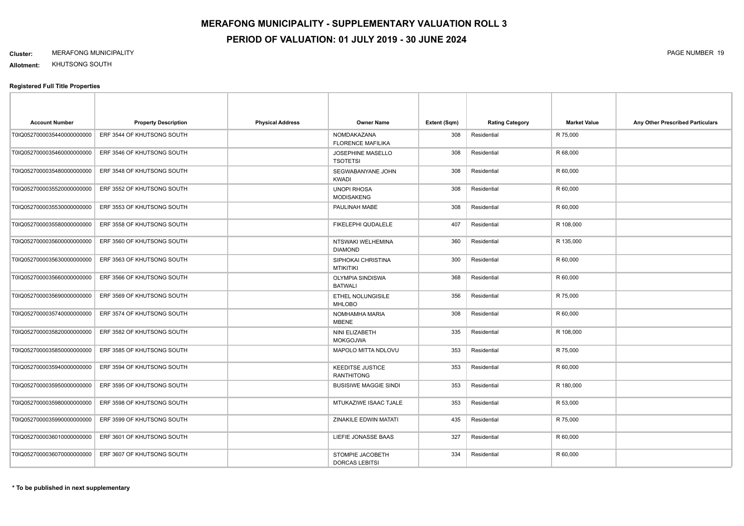# MERAFONG MUNICIPALITY - SUPPLEMENTARY VALUATION ROLL 3

## PERIOD OF VALUATION: 01 JULY 2019 - 30 JUNE 2024

**Cluster:** MERAFONG MUNICIPALITY

**Allotment:** KHUTSONG SOUTH

### Registered Full Title Properties

| Account Number | Property Description | Physical Address | Owner Name | Extent (Sqm) | Rating Category | Market Value | Any Other Prescribed Particulars |
|---|---|---|---|---|---|---|---|
| T0IQ05270000354400000000000 | ERF 3544 OF KHUTSONG SOUTH | | NOMDAKAZANA FLORENCE MAFILIKA | 308 | Residential | R 75,000 | |
| T0IQ05270000354600000000000 | ERF 3546 OF KHUTSONG SOUTH | | JOSEPHINE MASELLO TSOTETSI | 308 | Residential | R 68,000 | |
| T0IQ05270000354800000000000 | ERF 3548 OF KHUTSONG SOUTH | | SEGWABANYANE JOHN KWADI | 308 | Residential | R 60,000 | |
| T0IQ05270000355200000000000 | ERF 3552 OF KHUTSONG SOUTH | | UNOPI RHOSA MODISAKENG | 308 | Residential | R 60,000 | |
| T0IQ05270000355300000000000 | ERF 3553 OF KHUTSONG SOUTH | | PAULINAH MABE | 308 | Residential | R 60,000 | |
| T0IQ05270000355800000000000 | ERF 3558 OF KHUTSONG SOUTH | | FIKELEPHI QUDALELE | 407 | Residential | R 108,000 | |
| T0IQ05270000356000000000000 | ERF 3560 OF KHUTSONG SOUTH | | NTSWAKI WELHEMINA DIAMOND | 360 | Residential | R 135,000 | |
| T0IQ05270000356300000000000 | ERF 3563 OF KHUTSONG SOUTH | | SIPHOKAI CHRISTINA MTIKITIKI | 300 | Residential | R 60,000 | |
| T0IQ05270000356600000000000 | ERF 3566 OF KHUTSONG SOUTH | | OLYMPIA SINDISWA BATWALI | 368 | Residential | R 60,000 | |
| T0IQ05270000356900000000000 | ERF 3569 OF KHUTSONG SOUTH | | ETHEL NOLUNGISILE MHLOBO | 356 | Residential | R 75,000 | |
| T0IQ05270000357400000000000 | ERF 3574 OF KHUTSONG SOUTH | | NOMHAMHA MARIA MBENE | 308 | Residential | R 60,000 | |
| T0IQ05270000358200000000000 | ERF 3582 OF KHUTSONG SOUTH | | NINI ELIZABETH MOKGOJWA | 335 | Residential | R 108,000 | |
| T0IQ05270000358500000000000 | ERF 3585 OF KHUTSONG SOUTH | | MAPOLO MITTA NDLOVU | 353 | Residential | R 75,000 | |
| T0IQ05270000359400000000000 | ERF 3594 OF KHUTSONG SOUTH | | KEEDITSE JUSTICE RANTHITONG | 353 | Residential | R 60,000 | |
| T0IQ05270000359500000000000 | ERF 3595 OF KHUTSONG SOUTH | | BUSISIWE MAGGIE SINDI | 353 | Residential | R 180,000 | |
| T0IQ05270000359800000000000 | ERF 3598 OF KHUTSONG SOUTH | | MTUKAZIWE ISAAC TJALE | 353 | Residential | R 53,000 | |
| T0IQ05270000359900000000000 | ERF 3599 OF KHUTSONG SOUTH | | ZINAKILE EDWIN MATATI | 435 | Residential | R 75,000 | |
| T0IQ05270000360100000000000 | ERF 3601 OF KHUTSONG SOUTH | | LIEFIE JONASSE BAAS | 327 | Residential | R 60,000 | |
| T0IQ05270000360700000000000 | ERF 3607 OF KHUTSONG SOUTH | | STOMPIE JACOBETH DORCAS LEBITSI | 334 | Residential | R 60,000 | |

**\* To be published in next supplementary**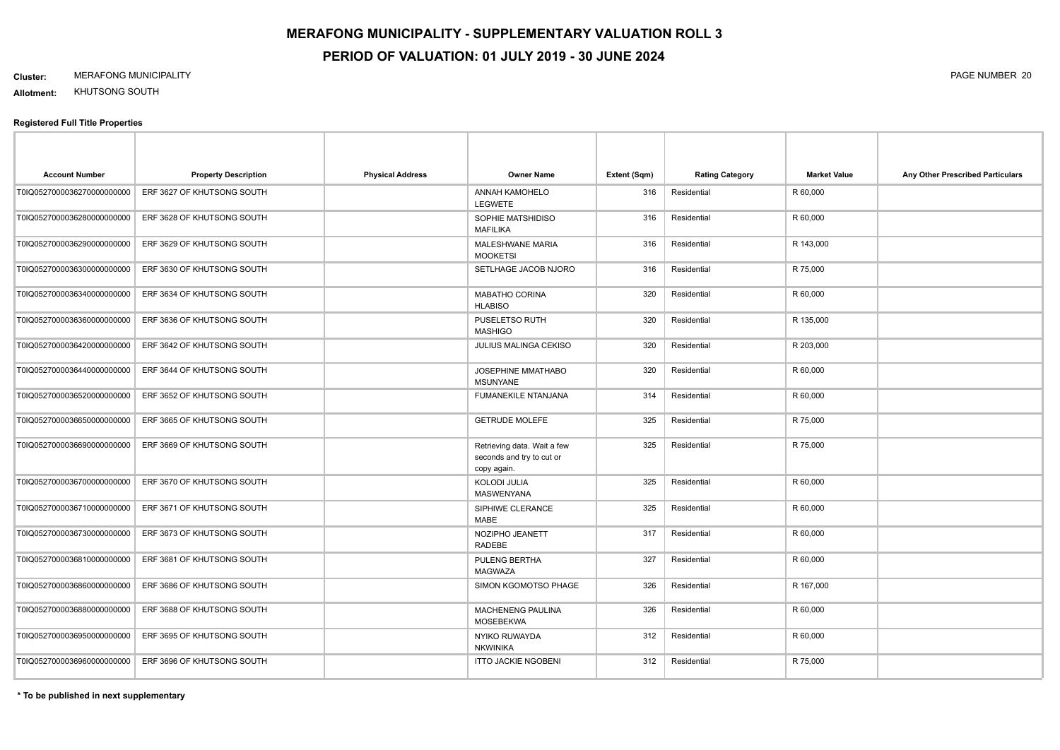# MERAFONG MUNICIPALITY - SUPPLEMENTARY VALUATION ROLL 3

## PERIOD OF VALUATION: 01 JULY 2019 - 30 JUNE 2024

**Cluster:** MERAFONG MUNICIPALITY

**Allotment:** KHUTSONG SOUTH

**Registered Full Title Properties**

| Account Number | Property Description | Physical Address | Owner Name | Extent (Sqm) | Rating Category | Market Value | Any Other Prescribed Particulars |
|---|---|---|---|---|---|---|---|
| T0IQ0527000036270000000000 | ERF 3627 OF KHUTSONG SOUTH | | ANNAH KAMOHELO LEGWETE | 316 | Residential | R 60,000 | |
| T0IQ0527000036280000000000 | ERF 3628 OF KHUTSONG SOUTH | | SOPHIE MATSHIDISO MAFILIKA | 316 | Residential | R 60,000 | |
| T0IQ0527000036290000000000 | ERF 3629 OF KHUTSONG SOUTH | | MALESHWANE MARIA MOOKETSI | 316 | Residential | R 143,000 | |
| T0IQ0527000036300000000000 | ERF 3630 OF KHUTSONG SOUTH | | SETLHAGE JACOB NJORO | 316 | Residential | R 75,000 | |
| T0IQ0527000036340000000000 | ERF 3634 OF KHUTSONG SOUTH | | MABATHO CORINA HLABISO | 320 | Residential | R 60,000 | |
| T0IQ0527000036360000000000 | ERF 3636 OF KHUTSONG SOUTH | | PUSELETSO RUTH MASHIGO | 320 | Residential | R 135,000 | |
| T0IQ0527000036420000000000 | ERF 3642 OF KHUTSONG SOUTH | | JULIUS MALINGA CEKISO | 320 | Residential | R 203,000 | |
| T0IQ0527000036440000000000 | ERF 3644 OF KHUTSONG SOUTH | | JOSEPHINE MMATHABO MSUNYANE | 320 | Residential | R 60,000 | |
| T0IQ0527000036520000000000 | ERF 3652 OF KHUTSONG SOUTH | | FUMANEKILE NTANJANA | 314 | Residential | R 60,000 | |
| T0IQ0527000036650000000000 | ERF 3665 OF KHUTSONG SOUTH | | GETRUDE MOLEFE | 325 | Residential | R 75,000 | |
| T0IQ0527000036690000000000 | ERF 3669 OF KHUTSONG SOUTH | | Retrieving data. Wait a few seconds and try to cut or copy again. | 325 | Residential | R 75,000 | |
| T0IQ0527000036700000000000 | ERF 3670 OF KHUTSONG SOUTH | | KOLODI JULIA MASWENYANA | 325 | Residential | R 60,000 | |
| T0IQ0527000036710000000000 | ERF 3671 OF KHUTSONG SOUTH | | SIPHIWE CLERANCE MABE | 325 | Residential | R 60,000 | |
| T0IQ0527000036730000000000 | ERF 3673 OF KHUTSONG SOUTH | | NOZIPHO JEANETT RADEBE | 317 | Residential | R 60,000 | |
| T0IQ0527000036810000000000 | ERF 3681 OF KHUTSONG SOUTH | | PULENG BERTHA MAGWAZA | 327 | Residential | R 60,000 | |
| T0IQ0527000036860000000000 | ERF 3686 OF KHUTSONG SOUTH | | SIMON KGOMOTSO PHAGE | 326 | Residential | R 167,000 | |
| T0IQ0527000036880000000000 | ERF 3688 OF KHUTSONG SOUTH | | MACHENENG PAULINA MOSEBEKWA | 326 | Residential | R 60,000 | |
| T0IQ0527000036950000000000 | ERF 3695 OF KHUTSONG SOUTH | | NYIKO RUWAYDA NKWINIKA | 312 | Residential | R 60,000 | |
| T0IQ0527000036960000000000 | ERF 3696 OF KHUTSONG SOUTH | | ITTO JACKIE NGOBENI | 312 | Residential | R 75,000 | |

**\* To be published in next supplementary**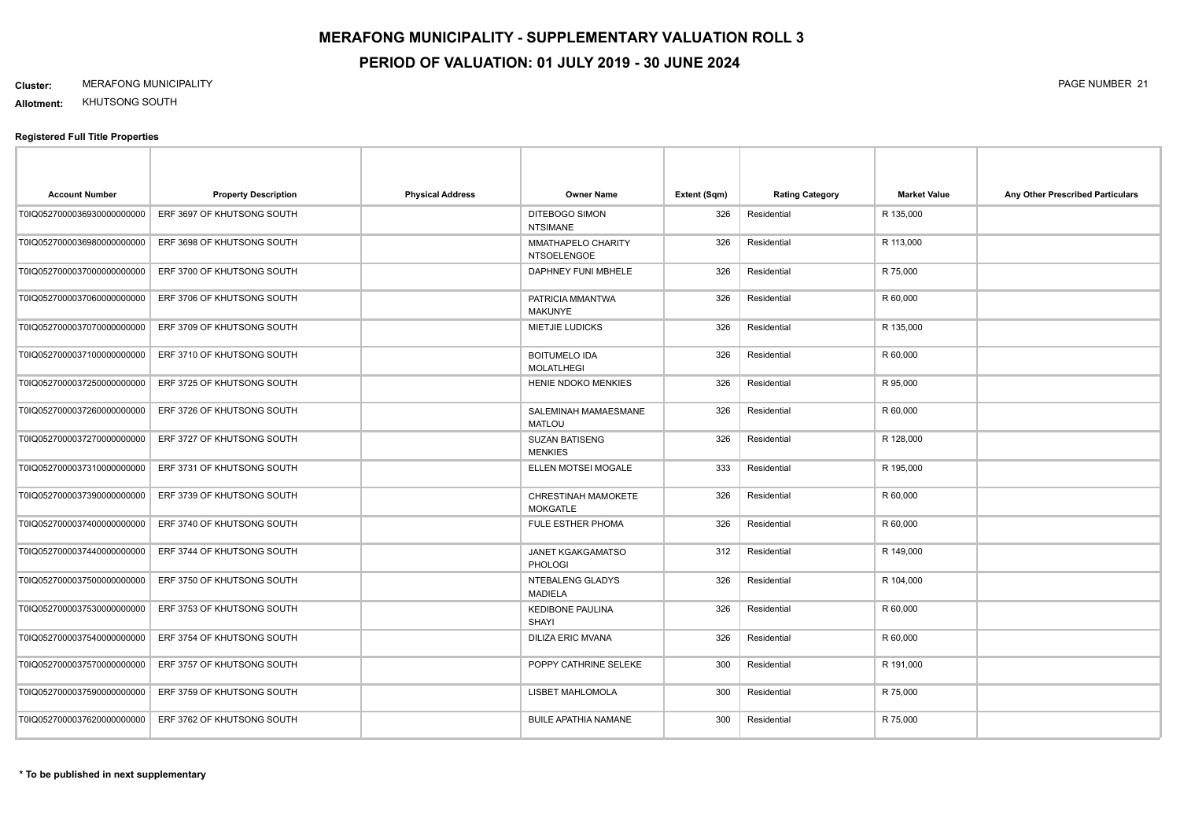# MERAFONG MUNICIPALITY - SUPPLEMENTARY VALUATION ROLL 3

## PERIOD OF VALUATION: 01 JULY 2019 - 30 JUNE 2024

**Cluster:** MERAFONG MUNICIPALITY

**Allotment:** KHUTSONG SOUTH

### Registered Full Title Properties

| Account Number | Property Description | Physical Address | Owner Name | Extent (Sqm) | Rating Category | Market Value | Any Other Prescribed Particulars |
|---|---|---|---|---|---|---|---|
| T0IQ05270000369300000000000 | ERF 3697 OF KHUTSONG SOUTH | | DITEBOGO SIMON NTSIMANE | 326 | Residential | R 135,000 | |
| T0IQ05270000369800000000000 | ERF 3698 OF KHUTSONG SOUTH | | MMATHAPELO CHARITY NTSOELENGOE | 326 | Residential | R 113,000 | |
| T0IQ05270000370000000000000 | ERF 3700 OF KHUTSONG SOUTH | | DAPHNEY FUNI MBHELE | 326 | Residential | R 75,000 | |
| T0IQ05270000370600000000000 | ERF 3706 OF KHUTSONG SOUTH | | PATRICIA MMANTWA MAKUNYE | 326 | Residential | R 60,000 | |
| T0IQ05270000370700000000000 | ERF 3709 OF KHUTSONG SOUTH | | MIETJIE LUDICKS | 326 | Residential | R 135,000 | |
| T0IQ05270000371000000000000 | ERF 3710 OF KHUTSONG SOUTH | | BOITUMELO IDA MOLATLHEGI | 326 | Residential | R 60,000 | |
| T0IQ05270000372500000000000 | ERF 3725 OF KHUTSONG SOUTH | | HENIE NDOKO MENKIES | 326 | Residential | R 95,000 | |
| T0IQ05270000372600000000000 | ERF 3726 OF KHUTSONG SOUTH | | SALEMINAH MAMAESMANE MATLOU | 326 | Residential | R 60,000 | |
| T0IQ05270000372700000000000 | ERF 3727 OF KHUTSONG SOUTH | | SUZAN BATISENG MENKIES | 326 | Residential | R 128,000 | |
| T0IQ05270000373100000000000 | ERF 3731 OF KHUTSONG SOUTH | | ELLEN MOTSEI MOGALE | 333 | Residential | R 195,000 | |
| T0IQ05270000373900000000000 | ERF 3739 OF KHUTSONG SOUTH | | CHRESTINAH MAMOKETE MOKGATLE | 326 | Residential | R 60,000 | |
| T0IQ05270000374000000000000 | ERF 3740 OF KHUTSONG SOUTH | | FULE ESTHER PHOMA | 326 | Residential | R 60,000 | |
| T0IQ05270000374400000000000 | ERF 3744 OF KHUTSONG SOUTH | | JANET KGAKGAMATSO PHOLOGI | 312 | Residential | R 149,000 | |
| T0IQ05270000375000000000000 | ERF 3750 OF KHUTSONG SOUTH | | NTEBALENG GLADYS MADIELA | 326 | Residential | R 104,000 | |
| T0IQ05270000375300000000000 | ERF 3753 OF KHUTSONG SOUTH | | KEDIBONE PAULINA SHAYI | 326 | Residential | R 60,000 | |
| T0IQ05270000375400000000000 | ERF 3754 OF KHUTSONG SOUTH | | DILIZA ERIC MVANA | 326 | Residential | R 60,000 | |
| T0IQ05270000375700000000000 | ERF 3757 OF KHUTSONG SOUTH | | POPPY CATHRINE SELEKE | 300 | Residential | R 191,000 | |
| T0IQ05270000375900000000000 | ERF 3759 OF KHUTSONG SOUTH | | LISBET MAHLOMOLA | 300 | Residential | R 75,000 | |
| T0IQ05270000376200000000000 | ERF 3762 OF KHUTSONG SOUTH | | BUILE APATHIA NAMANE | 300 | Residential | R 75,000 | |

**\* To be published in next supplementary**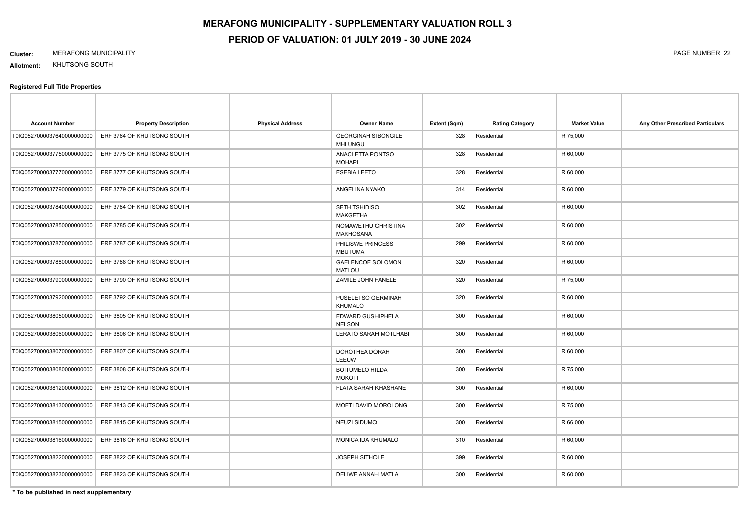# MERAFONG MUNICIPALITY - SUPPLEMENTARY VALUATION ROLL 3

# PERIOD OF VALUATION: 01 JULY 2019 - 30 JUNE 2024

**Cluster:** MERAFONG MUNICIPALITY

**Allotment:** KHUTSONG SOUTH

**Registered Full Title Properties**

| Account Number | Property Description | Physical Address | Owner Name | Extent (Sqm) | Rating Category | Market Value | Any Other Prescribed Particulars |
|---|---|---|---|---|---|---|---|
| T0IQ0527000037640000000000 | ERF 3764 OF KHUTSONG SOUTH | | GEORGINAH SIBONGILE MHLUNGU | 328 | Residential | R 75,000 | |
| T0IQ0527000037750000000000 | ERF 3775 OF KHUTSONG SOUTH | | ANACLETTA PONTSO MOHAPI | 328 | Residential | R 60,000 | |
| T0IQ0527000037770000000000 | ERF 3777 OF KHUTSONG SOUTH | | ESEBIA LEETO | 328 | Residential | R 60,000 | |
| T0IQ0527000037790000000000 | ERF 3779 OF KHUTSONG SOUTH | | ANGELINA NYAKO | 314 | Residential | R 60,000 | |
| T0IQ0527000037840000000000 | ERF 3784 OF KHUTSONG SOUTH | | SETH TSHIDISO MAKGETHA | 302 | Residential | R 60,000 | |
| T0IQ0527000037850000000000 | ERF 3785 OF KHUTSONG SOUTH | | NOMAWETHU CHRISTINA MAKHOSANA | 302 | Residential | R 60,000 | |
| T0IQ0527000037870000000000 | ERF 3787 OF KHUTSONG SOUTH | | PHILISWE PRINCESS MBUTUMA | 299 | Residential | R 60,000 | |
| T0IQ0527000037880000000000 | ERF 3788 OF KHUTSONG SOUTH | | GAELENCOE SOLOMON MATLOU | 320 | Residential | R 60,000 | |
| T0IQ0527000037900000000000 | ERF 3790 OF KHUTSONG SOUTH | | ZAMILE JOHN FANELE | 320 | Residential | R 75,000 | |
| T0IQ0527000037920000000000 | ERF 3792 OF KHUTSONG SOUTH | | PUSELETSO GERMINAH KHUMALO | 320 | Residential | R 60,000 | |
| T0IQ0527000038050000000000 | ERF 3805 OF KHUTSONG SOUTH | | EDWARD GUSHIPHELA NELSON | 300 | Residential | R 60,000 | |
| T0IQ0527000038060000000000 | ERF 3806 OF KHUTSONG SOUTH | | LERATO SARAH MOTLHABI | 300 | Residential | R 60,000 | |
| T0IQ0527000038070000000000 | ERF 3807 OF KHUTSONG SOUTH | | DOROTHEA DORAH LEEUW | 300 | Residential | R 60,000 | |
| T0IQ0527000038080000000000 | ERF 3808 OF KHUTSONG SOUTH | | BOITUMELO HILDA MOKOTI | 300 | Residential | R 75,000 | |
| T0IQ0527000038120000000000 | ERF 3812 OF KHUTSONG SOUTH | | FLATA SARAH KHASHANE | 300 | Residential | R 60,000 | |
| T0IQ0527000038130000000000 | ERF 3813 OF KHUTSONG SOUTH | | MOETI DAVID MOROLONG | 300 | Residential | R 75,000 | |
| T0IQ0527000038150000000000 | ERF 3815 OF KHUTSONG SOUTH | | NEUZI SIDUMO | 300 | Residential | R 66,000 | |
| T0IQ0527000038160000000000 | ERF 3816 OF KHUTSONG SOUTH | | MONICA IDA KHUMALO | 310 | Residential | R 60,000 | |
| T0IQ0527000038220000000000 | ERF 3822 OF KHUTSONG SOUTH | | JOSEPH SITHOLE | 399 | Residential | R 60,000 | |
| T0IQ0527000038230000000000 | ERF 3823 OF KHUTSONG SOUTH | | DELIWE ANNAH MATLA | 300 | Residential | R 60,000 | |

**\* To be published in next supplementary**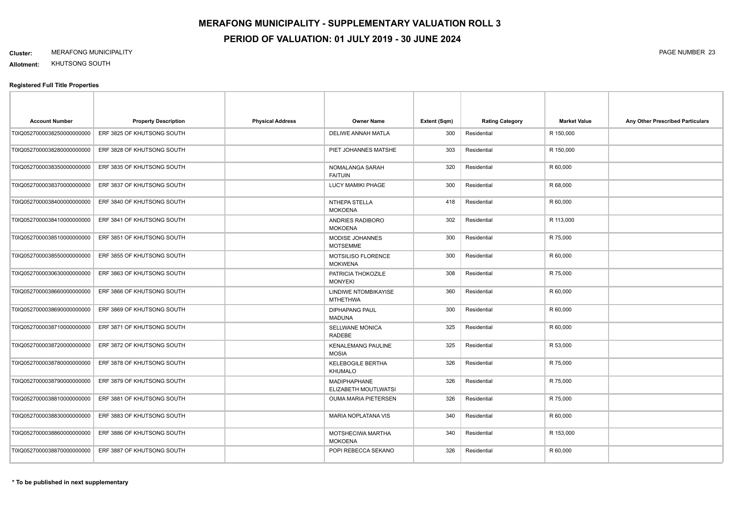# MERAFONG MUNICIPALITY - SUPPLEMENTARY VALUATION ROLL 3

## PERIOD OF VALUATION: 01 JULY 2019 - 30 JUNE 2024

**Cluster:** MERAFONG MUNICIPALITY

**Allotment:** KHUTSONG SOUTH

**Registered Full Title Properties**

| Account Number | Property Description | Physical Address | Owner Name | Extent (Sqm) | Rating Category | Market Value | Any Other Prescribed Particulars |
|---|---|---|---|---|---|---|---|
| T0IQ05270000382500000000000 | ERF 3825 OF KHUTSONG SOUTH | | DELIWE ANNAH MATLA | 300 | Residential | R 150,000 | |
| T0IQ05270000382800000000000 | ERF 3828 OF KHUTSONG SOUTH | | PIET JOHANNES MATSHE | 303 | Residential | R 150,000 | |
| T0IQ05270000383500000000000 | ERF 3835 OF KHUTSONG SOUTH | | NOMALANGA SARAH FAITUIN | 320 | Residential | R 60,000 | |
| T0IQ05270000383700000000000 | ERF 3837 OF KHUTSONG SOUTH | | LUCY MAMIKI PHAGE | 300 | Residential | R 68,000 | |
| T0IQ05270000384000000000000 | ERF 3840 OF KHUTSONG SOUTH | | NTHEPA STELLA MOKOENA | 418 | Residential | R 60,000 | |
| T0IQ05270000384100000000000 | ERF 3841 OF KHUTSONG SOUTH | | ANDRIES RADIBORO MOKOENA | 302 | Residential | R 113,000 | |
| T0IQ05270000385100000000000 | ERF 3851 OF KHUTSONG SOUTH | | MODISE JOHANNES MOTSEMME | 300 | Residential | R 75,000 | |
| T0IQ05270000385500000000000 | ERF 3855 OF KHUTSONG SOUTH | | MOTSILISO FLORENCE MOKWENA | 300 | Residential | R 60,000 | |
| T0IQ05270000306300000000000 | ERF 3863 OF KHUTSONG SOUTH | | PATRICIA THOKOZILE MONYEKI | 308 | Residential | R 75,000 | |
| T0IQ05270000386600000000000 | ERF 3866 OF KHUTSONG SOUTH | | LINDIWE NTOMBIKAYISE MTHETHWA | 360 | Residential | R 60,000 | |
| T0IQ05270000386900000000000 | ERF 3869 OF KHUTSONG SOUTH | | DIPHAPANG PAUL MADUNA | 300 | Residential | R 60,000 | |
| T0IQ05270000387100000000000 | ERF 3871 OF KHUTSONG SOUTH | | SELLWANE MONICA RADEBE | 325 | Residential | R 60,000 | |
| T0IQ05270000387200000000000 | ERF 3872 OF KHUTSONG SOUTH | | KENALEMANG PAULINE MOSIA | 325 | Residential | R 53,000 | |
| T0IQ05270000387800000000000 | ERF 3878 OF KHUTSONG SOUTH | | KELEBOGILE BERTHA KHUMALO | 326 | Residential | R 75,000 | |
| T0IQ05270000387900000000000 | ERF 3879 OF KHUTSONG SOUTH | | MADIPHAPHANE ELIZABETH MOUTLWATSI | 326 | Residential | R 75,000 | |
| T0IQ05270000388100000000000 | ERF 3881 OF KHUTSONG SOUTH | | OUMA MARIA PIETERSEN | 326 | Residential | R 75,000 | |
| T0IQ05270000388300000000000 | ERF 3883 OF KHUTSONG SOUTH | | MARIA NOPLATANA VIS | 340 | Residential | R 60,000 | |
| T0IQ05270000388600000000000 | ERF 3886 OF KHUTSONG SOUTH | | MOTSHECIWA MARTHA MOKOENA | 340 | Residential | R 153,000 | |
| T0IQ05270000388700000000000 | ERF 3887 OF KHUTSONG SOUTH | | POPI REBECCA SEKANO | 326 | Residential | R 60,000 | |

**\* To be published in next supplementary**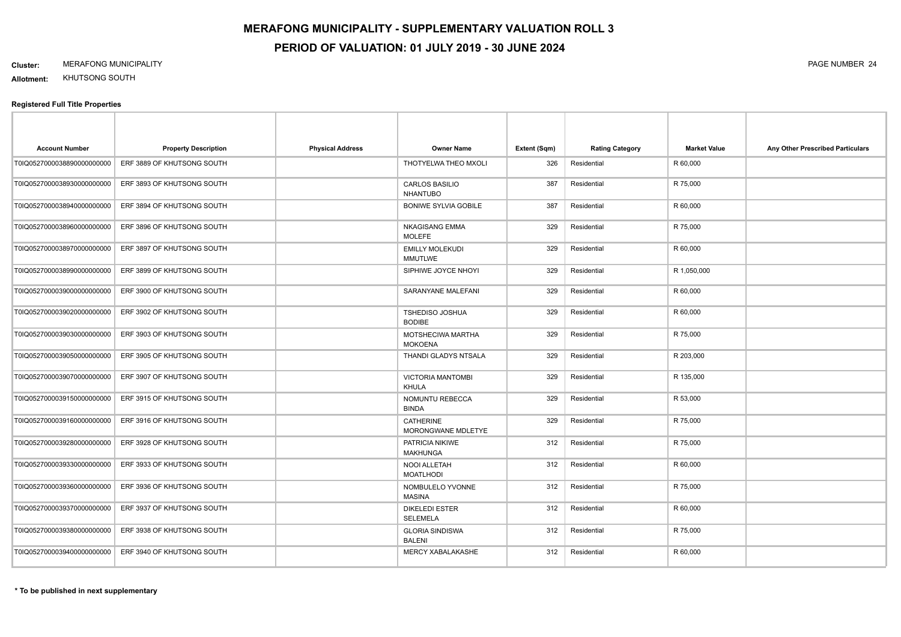# MERAFONG MUNICIPALITY - SUPPLEMENTARY VALUATION ROLL 3

## PERIOD OF VALUATION: 01 JULY 2019 - 30 JUNE 2024

**Cluster:** MERAFONG MUNICIPALITY

**Allotment:** KHUTSONG SOUTH

### Registered Full Title Properties

| Account Number | Property Description | Physical Address | Owner Name | Extent (Sqm) | Rating Category | Market Value | Any Other Prescribed Particulars |
|---|---|---|---|---|---|---|---|
| T0IQ05270000388900000000000 | ERF 3889 OF KHUTSONG SOUTH | | THOTYELWA THEO MXOLI | 326 | Residential | R 60,000 | |
| T0IQ05270000389300000000000 | ERF 3893 OF KHUTSONG SOUTH | | CARLOS BASILIO NHANTUBO | 387 | Residential | R 75,000 | |
| T0IQ05270000389400000000000 | ERF 3894 OF KHUTSONG SOUTH | | BONIWE SYLVIA GOBILE | 387 | Residential | R 60,000 | |
| T0IQ05270000389600000000000 | ERF 3896 OF KHUTSONG SOUTH | | NKAGISANG EMMA MOLEFE | 329 | Residential | R 75,000 | |
| T0IQ05270000389700000000000 | ERF 3897 OF KHUTSONG SOUTH | | EMILLY MOLEKUDI MMUTLWE | 329 | Residential | R 60,000 | |
| T0IQ05270000389900000000000 | ERF 3899 OF KHUTSONG SOUTH | | SIPHIWE JOYCE NHOYI | 329 | Residential | R 1,050,000 | |
| T0IQ05270000390000000000000 | ERF 3900 OF KHUTSONG SOUTH | | SARANYANE MALEFANI | 329 | Residential | R 60,000 | |
| T0IQ05270000390200000000000 | ERF 3902 OF KHUTSONG SOUTH | | TSHEDISO JOSHUA BODIBE | 329 | Residential | R 60,000 | |
| T0IQ05270000390300000000000 | ERF 3903 OF KHUTSONG SOUTH | | MOTSHECIWA MARTHA MOKOENA | 329 | Residential | R 75,000 | |
| T0IQ05270000390500000000000 | ERF 3905 OF KHUTSONG SOUTH | | THANDI GLADYS NTSALA | 329 | Residential | R 203,000 | |
| T0IQ05270000390700000000000 | ERF 3907 OF KHUTSONG SOUTH | | VICTORIA MANTOMBI KHULA | 329 | Residential | R 135,000 | |
| T0IQ05270000391500000000000 | ERF 3915 OF KHUTSONG SOUTH | | NOMUNTU REBECCA BINDA | 329 | Residential | R 53,000 | |
| T0IQ05270000391600000000000 | ERF 3916 OF KHUTSONG SOUTH | | CATHERINE MORONGWANE MDLETYE | 329 | Residential | R 75,000 | |
| T0IQ05270000392800000000000 | ERF 3928 OF KHUTSONG SOUTH | | PATRICIA NIKIWE MAKHUNGA | 312 | Residential | R 75,000 | |
| T0IQ05270000393300000000000 | ERF 3933 OF KHUTSONG SOUTH | | NOOI ALLETAH MOATLHODI | 312 | Residential | R 60,000 | |
| T0IQ05270000393600000000000 | ERF 3936 OF KHUTSONG SOUTH | | NOMBULELO YVONNE MASINA | 312 | Residential | R 75,000 | |
| T0IQ05270000393700000000000 | ERF 3937 OF KHUTSONG SOUTH | | DIKELEDI ESTER SELEMELA | 312 | Residential | R 60,000 | |
| T0IQ05270000393800000000000 | ERF 3938 OF KHUTSONG SOUTH | | GLORIA SINDISWA BALENI | 312 | Residential | R 75,000 | |
| T0IQ05270000394000000000000 | ERF 3940 OF KHUTSONG SOUTH | | MERCY XABALAKASHE | 312 | Residential | R 60,000 | |

**\* To be published in next supplementary**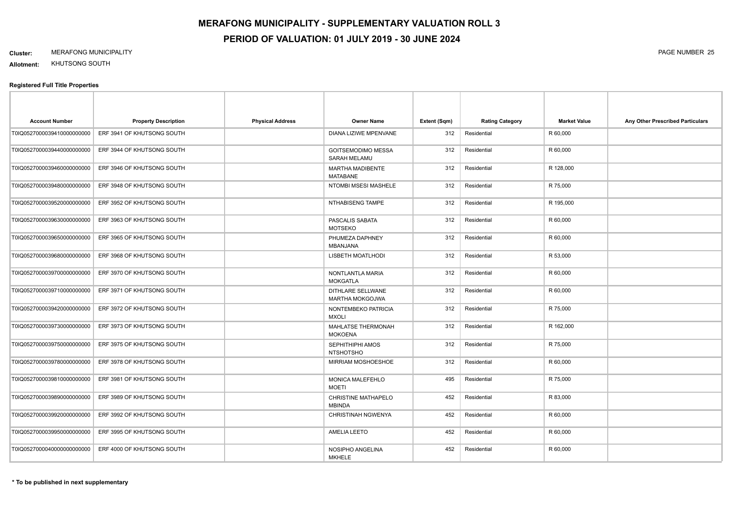# MERAFONG MUNICIPALITY - SUPPLEMENTARY VALUATION ROLL 3

## PERIOD OF VALUATION: 01 JULY 2019 - 30 JUNE 2024

**Cluster:** MERAFONG MUNICIPALITY

**Allotment:** KHUTSONG SOUTH

### Registered Full Title Properties

| Account Number | Property Description | Physical Address | Owner Name | Extent (Sqm) | Rating Category | Market Value | Any Other Prescribed Particulars |
|---|---|---|---|---|---|---|---|
| T0IQ05270000394100000000000 | ERF 3941 OF KHUTSONG SOUTH | | DIANA LIZIWE MPENVANE | 312 | Residential | R 60,000 | |
| T0IQ05270000394400000000000 | ERF 3944 OF KHUTSONG SOUTH | | GOITSEMODIMO MESSA SARAH MELAMU | 312 | Residential | R 60,000 | |
| T0IQ05270000394600000000000 | ERF 3946 OF KHUTSONG SOUTH | | MARTHA MADIBENTE MATABANE | 312 | Residential | R 128,000 | |
| T0IQ05270000394800000000000 | ERF 3948 OF KHUTSONG SOUTH | | NTOMBI MSESI MASHELE | 312 | Residential | R 75,000 | |
| T0IQ05270000395200000000000 | ERF 3952 OF KHUTSONG SOUTH | | NTHABISENG TAMPE | 312 | Residential | R 195,000 | |
| T0IQ05270000396300000000000 | ERF 3963 OF KHUTSONG SOUTH | | PASCALIS SABATA MOTSEKO | 312 | Residential | R 60,000 | |
| T0IQ05270000396500000000000 | ERF 3965 OF KHUTSONG SOUTH | | PHUMEZA DAPHNEY MBANJANA | 312 | Residential | R 60,000 | |
| T0IQ05270000396800000000000 | ERF 3968 OF KHUTSONG SOUTH | | LISBETH MOATLHODI | 312 | Residential | R 53,000 | |
| T0IQ05270000397000000000000 | ERF 3970 OF KHUTSONG SOUTH | | NONTLANTLA MARIA MOKGATLA | 312 | Residential | R 60,000 | |
| T0IQ05270000397100000000000 | ERF 3971 OF KHUTSONG SOUTH | | DITHLARE SELLWANE MARTHA MOKGOJWA | 312 | Residential | R 60,000 | |
| T0IQ05270000394200000000000 | ERF 3972 OF KHUTSONG SOUTH | | NONTEMBEKO PATRICIA MXOLI | 312 | Residential | R 75,000 | |
| T0IQ05270000397300000000000 | ERF 3973 OF KHUTSONG SOUTH | | MAHLATSE THERMONAH MOKOENA | 312 | Residential | R 162,000 | |
| T0IQ05270000397500000000000 | ERF 3975 OF KHUTSONG SOUTH | | SEPHITHIPHI AMOS NTSHOTSHO | 312 | Residential | R 75,000 | |
| T0IQ05270000397800000000000 | ERF 3978 OF KHUTSONG SOUTH | | MIRRIAM MOSHOESHOE | 312 | Residential | R 60,000 | |
| T0IQ05270000398100000000000 | ERF 3981 OF KHUTSONG SOUTH | | MONICA MALEFEHLO MOETI | 495 | Residential | R 75,000 | |
| T0IQ05270000398900000000000 | ERF 3989 OF KHUTSONG SOUTH | | CHRISTINE MATHAPELO MBINDA | 452 | Residential | R 83,000 | |
| T0IQ05270000399200000000000 | ERF 3992 OF KHUTSONG SOUTH | | CHRISTINAH NGWENYA | 452 | Residential | R 60,000 | |
| T0IQ05270000399500000000000 | ERF 3995 OF KHUTSONG SOUTH | | AMELIA LEETO | 452 | Residential | R 60,000 | |
| T0IQ05270000400000000000000 | ERF 4000 OF KHUTSONG SOUTH | | NOSIPHO ANGELINA MKHELE | 452 | Residential | R 60,000 | |

**\* To be published in next supplementary**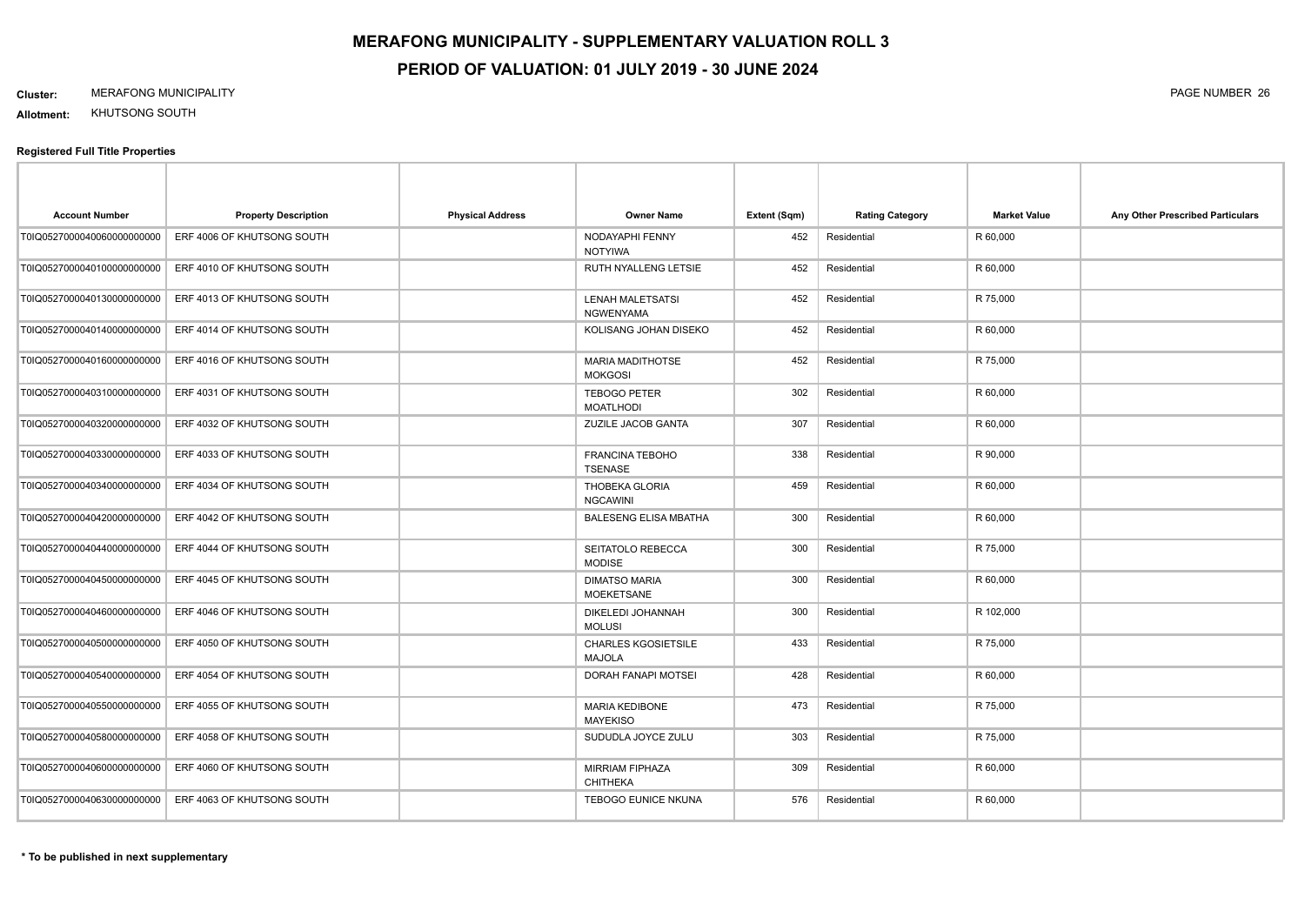# MERAFONG MUNICIPALITY - SUPPLEMENTARY VALUATION ROLL 3

## PERIOD OF VALUATION: 01 JULY 2019 - 30 JUNE 2024

**Cluster:** MERAFONG MUNICIPALITY

**Allotment:** KHUTSONG SOUTH

### Registered Full Title Properties

| Account Number | Property Description | Physical Address | Owner Name | Extent (Sqm) | Rating Category | Market Value | Any Other Prescribed Particulars |
|---|---|---|---|---|---|---|---|
| T0IQ0527000040060000000000 | ERF 4006 OF KHUTSONG SOUTH | | NODAYAPHI FENNY NOTYIWA | 452 | Residential | R 60,000 | |
| T0IQ0527000040100000000000 | ERF 4010 OF KHUTSONG SOUTH | | RUTH NYALLENG LETSIE | 452 | Residential | R 60,000 | |
| T0IQ0527000040130000000000 | ERF 4013 OF KHUTSONG SOUTH | | LENAH MALETSATSI NGWENYAMA | 452 | Residential | R 75,000 | |
| T0IQ0527000040140000000000 | ERF 4014 OF KHUTSONG SOUTH | | KOLISANG JOHAN DISEKO | 452 | Residential | R 60,000 | |
| T0IQ0527000040160000000000 | ERF 4016 OF KHUTSONG SOUTH | | MARIA MADITHOTSE MOKGOSI | 452 | Residential | R 75,000 | |
| T0IQ0527000040310000000000 | ERF 4031 OF KHUTSONG SOUTH | | TEBOGO PETER MOATLHODI | 302 | Residential | R 60,000 | |
| T0IQ0527000040320000000000 | ERF 4032 OF KHUTSONG SOUTH | | ZUZILE JACOB GANTA | 307 | Residential | R 60,000 | |
| T0IQ0527000040330000000000 | ERF 4033 OF KHUTSONG SOUTH | | FRANCINA TEBOHO TSENASE | 338 | Residential | R 90,000 | |
| T0IQ0527000040340000000000 | ERF 4034 OF KHUTSONG SOUTH | | THOBEKA GLORIA NGCAWINI | 459 | Residential | R 60,000 | |
| T0IQ0527000040420000000000 | ERF 4042 OF KHUTSONG SOUTH | | BALESENG ELISA MBATHA | 300 | Residential | R 60,000 | |
| T0IQ0527000040440000000000 | ERF 4044 OF KHUTSONG SOUTH | | SEITATOLO REBECCA MODISE | 300 | Residential | R 75,000 | |
| T0IQ0527000040450000000000 | ERF 4045 OF KHUTSONG SOUTH | | DIMATSO MARIA MOEKETSANE | 300 | Residential | R 60,000 | |
| T0IQ0527000040460000000000 | ERF 4046 OF KHUTSONG SOUTH | | DIKELEDI JOHANNAH MOLUSI | 300 | Residential | R 102,000 | |
| T0IQ0527000040500000000000 | ERF 4050 OF KHUTSONG SOUTH | | CHARLES KGOSIETSILE MAJOLA | 433 | Residential | R 75,000 | |
| T0IQ0527000040540000000000 | ERF 4054 OF KHUTSONG SOUTH | | DORAH FANAPI MOTSEI | 428 | Residential | R 60,000 | |
| T0IQ0527000040550000000000 | ERF 4055 OF KHUTSONG SOUTH | | MARIA KEDIBONE MAYEKISO | 473 | Residential | R 75,000 | |
| T0IQ0527000040580000000000 | ERF 4058 OF KHUTSONG SOUTH | | SUDUDLA JOYCE ZULU | 303 | Residential | R 75,000 | |
| T0IQ0527000040600000000000 | ERF 4060 OF KHUTSONG SOUTH | | MIRRIAM FIPHAZA CHITHEKA | 309 | Residential | R 60,000 | |
| T0IQ0527000040630000000000 | ERF 4063 OF KHUTSONG SOUTH | | TEBOGO EUNICE NKUNA | 576 | Residential | R 60,000 | |

**\* To be published in next supplementary**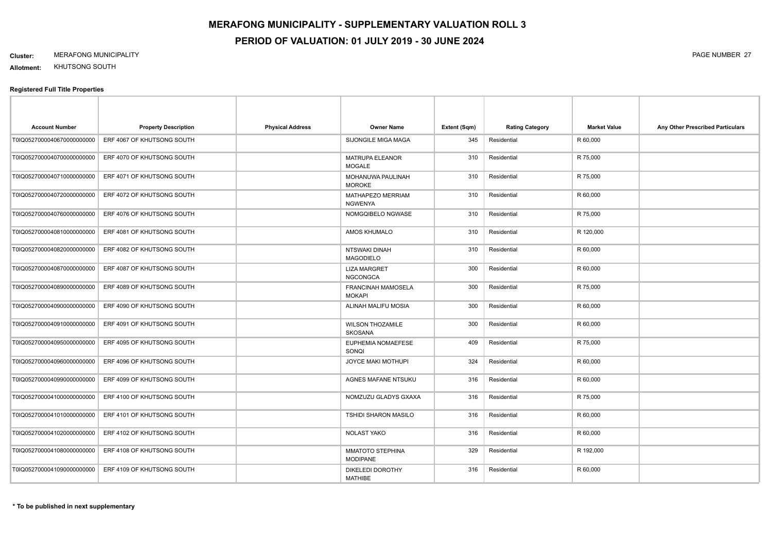# MERAFONG MUNICIPALITY - SUPPLEMENTARY VALUATION ROLL 3

## PERIOD OF VALUATION: 01 JULY 2019 - 30 JUNE 2024

**Cluster:** MERAFONG MUNICIPALITY

**Allotment:** KHUTSONG SOUTH

### Registered Full Title Properties

| Account Number | Property Description | Physical Address | Owner Name | Extent (Sqm) | Rating Category | Market Value | Any Other Prescribed Particulars |
|---|---|---|---|---|---|---|---|
| T0IQ05270000406700000000​00 | ERF 4067 OF KHUTSONG SOUTH | | SIJONGILE MIGA MAGA | 345 | Residential | R 60,000 | |
| T0IQ0527000040700000000000 | ERF 4070 OF KHUTSONG SOUTH | | MATRUPA ELEANOR MOGALE | 310 | Residential | R 75,000 | |
| T0IQ0527000040710000000000 | ERF 4071 OF KHUTSONG SOUTH | | MOHANUWA PAULINAH MOROKE | 310 | Residential | R 75,000 | |
| T0IQ0527000040720000000000 | ERF 4072 OF KHUTSONG SOUTH | | MATHAPEZO MERRIAM NGWENYA | 310 | Residential | R 60,000 | |
| T0IQ0527000040760000000000 | ERF 4076 OF KHUTSONG SOUTH | | NOMGQIBELO NGWASE | 310 | Residential | R 75,000 | |
| T0IQ0527000040810000000000 | ERF 4081 OF KHUTSONG SOUTH | | AMOS KHUMALO | 310 | Residential | R 120,000 | |
| T0IQ0527000040820000000000 | ERF 4082 OF KHUTSONG SOUTH | | NTSWAKI DINAH MAGODIELO | 310 | Residential | R 60,000 | |
| T0IQ0527000040870000000000 | ERF 4087 OF KHUTSONG SOUTH | | LIZA MARGRET NGCONGCA | 300 | Residential | R 60,000 | |
| T0IQ0527000040890000000000 | ERF 4089 OF KHUTSONG SOUTH | | FRANCINAH MAMOSELA MOKAPI | 300 | Residential | R 75,000 | |
| T0IQ0527000040900000000000 | ERF 4090 OF KHUTSONG SOUTH | | ALINAH MALIFU MOSIA | 300 | Residential | R 60,000 | |
| T0IQ0527000040910000000000 | ERF 4091 OF KHUTSONG SOUTH | | WILSON THOZAMILE SKOSANA | 300 | Residential | R 60,000 | |
| T0IQ0527000040950000000000 | ERF 4095 OF KHUTSONG SOUTH | | EUPHEMIA NOMAEFESE SONQI | 409 | Residential | R 75,000 | |
| T0IQ0527000040960000000000 | ERF 4096 OF KHUTSONG SOUTH | | JOYCE MAKI MOTHUPI | 324 | Residential | R 60,000 | |
| T0IQ0527000040990000000000 | ERF 4099 OF KHUTSONG SOUTH | | AGNES MAFANE NTSUKU | 316 | Residential | R 60,000 | |
| T0IQ0527000041000000000000 | ERF 4100 OF KHUTSONG SOUTH | | NOMZUZU GLADYS GXAXA | 316 | Residential | R 75,000 | |
| T0IQ0527000041010000000000 | ERF 4101 OF KHUTSONG SOUTH | | TSHIDI SHARON MASILO | 316 | Residential | R 60,000 | |
| T0IQ0527000041020000000000 | ERF 4102 OF KHUTSONG SOUTH | | NOLAST YAKO | 316 | Residential | R 60,000 | |
| T0IQ0527000041080000000000 | ERF 4108 OF KHUTSONG SOUTH | | MMATOTO STEPHINA MODIPANE | 329 | Residential | R 192,000 | |
| T0IQ0527000041090000000000 | ERF 4109 OF KHUTSONG SOUTH | | DIKELEDI DOROTHY MATHIBE | 316 | Residential | R 60,000 | |

**\* To be published in next supplementary**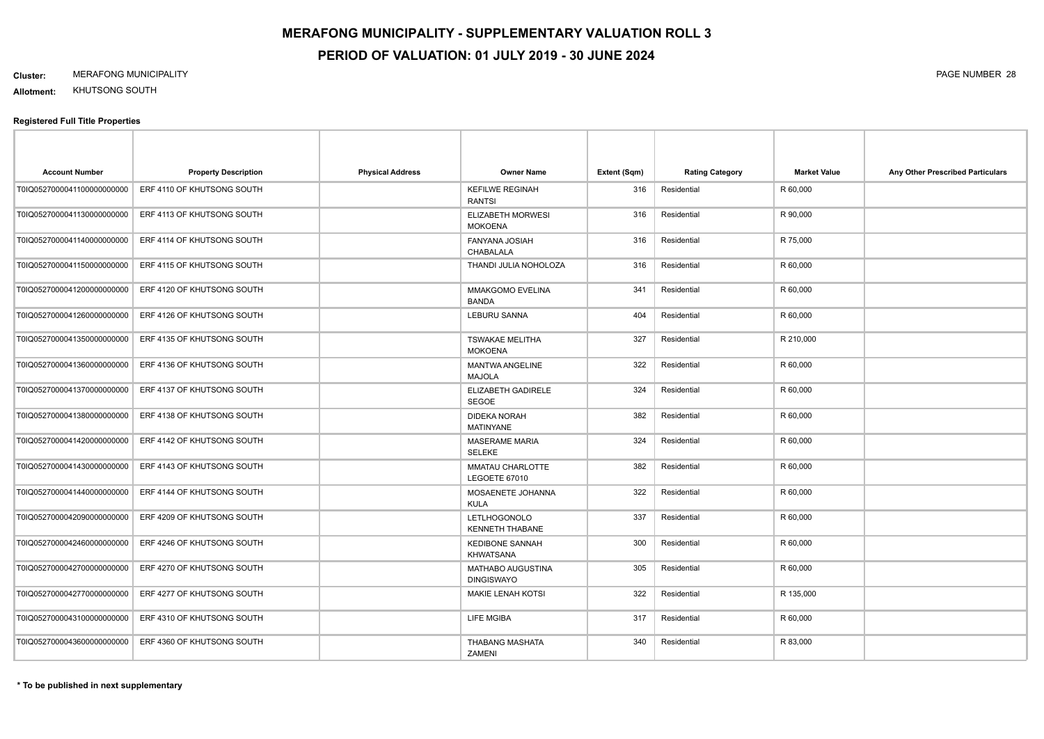# MERAFONG MUNICIPALITY - SUPPLEMENTARY VALUATION ROLL 3

## PERIOD OF VALUATION: 01 JULY 2019 - 30 JUNE 2024

**Cluster:** MERAFONG MUNICIPALITY

**Allotment:** KHUTSONG SOUTH

**Registered Full Title Properties**

| Account Number | Property Description | Physical Address | Owner Name | Extent (Sqm) | Rating Category | Market Value | Any Other Prescribed Particulars |
|---|---|---|---|---|---|---|---|
| T0IQ0527000041100000000000 | ERF 4110 OF KHUTSONG SOUTH | | KEFILWE REGINAH RANTSI | 316 | Residential | R 60,000 | |
| T0IQ0527000041130000000000 | ERF 4113 OF KHUTSONG SOUTH | | ELIZABETH MORWESI MOKOENA | 316 | Residential | R 90,000 | |
| T0IQ0527000041140000000000 | ERF 4114 OF KHUTSONG SOUTH | | FANYANA JOSIAH CHABALALA | 316 | Residential | R 75,000 | |
| T0IQ0527000041150000000000 | ERF 4115 OF KHUTSONG SOUTH | | THANDI JULIA NOHOLOZA | 316 | Residential | R 60,000 | |
| T0IQ0527000041200000000000 | ERF 4120 OF KHUTSONG SOUTH | | MMAKGOMO EVELINA BANDA | 341 | Residential | R 60,000 | |
| T0IQ0527000041260000000000 | ERF 4126 OF KHUTSONG SOUTH | | LEBURU SANNA | 404 | Residential | R 60,000 | |
| T0IQ0527000041350000000000 | ERF 4135 OF KHUTSONG SOUTH | | TSWAKAE MELITHA MOKOENA | 327 | Residential | R 210,000 | |
| T0IQ0527000041360000000000 | ERF 4136 OF KHUTSONG SOUTH | | MANTWA ANGELINE MAJOLA | 322 | Residential | R 60,000 | |
| T0IQ0527000041370000000000 | ERF 4137 OF KHUTSONG SOUTH | | ELIZABETH GADIRELE SEGOE | 324 | Residential | R 60,000 | |
| T0IQ0527000041380000000000 | ERF 4138 OF KHUTSONG SOUTH | | DIDEKA NORAH MATINYANE | 382 | Residential | R 60,000 | |
| T0IQ0527000041420000000000 | ERF 4142 OF KHUTSONG SOUTH | | MASERAME MARIA SELEKE | 324 | Residential | R 60,000 | |
| T0IQ0527000041430000000000 | ERF 4143 OF KHUTSONG SOUTH | | MMATAU CHARLOTTE LEGOETE 67010 | 382 | Residential | R 60,000 | |
| T0IQ0527000041440000000000 | ERF 4144 OF KHUTSONG SOUTH | | MOSAENETE JOHANNA KULA | 322 | Residential | R 60,000 | |
| T0IQ0527000042090000000000 | ERF 4209 OF KHUTSONG SOUTH | | LETLHOGONOLO KENNETH THABANE | 337 | Residential | R 60,000 | |
| T0IQ0527000042460000000000 | ERF 4246 OF KHUTSONG SOUTH | | KEDIBONE SANNAH KHWATSANA | 300 | Residential | R 60,000 | |
| T0IQ0527000042700000000000 | ERF 4270 OF KHUTSONG SOUTH | | MATHABO AUGUSTINA DINGISWAYO | 305 | Residential | R 60,000 | |
| T0IQ0527000042770000000000 | ERF 4277 OF KHUTSONG SOUTH | | MAKIE LENAH KOTSI | 322 | Residential | R 135,000 | |
| T0IQ0527000043100000000000 | ERF 4310 OF KHUTSONG SOUTH | | LIFE MGIBA | 317 | Residential | R 60,000 | |
| T0IQ0527000043600000000000 | ERF 4360 OF KHUTSONG SOUTH | | THABANG MASHATA ZAMENI | 340 | Residential | R 83,000 | |

**\* To be published in next supplementary**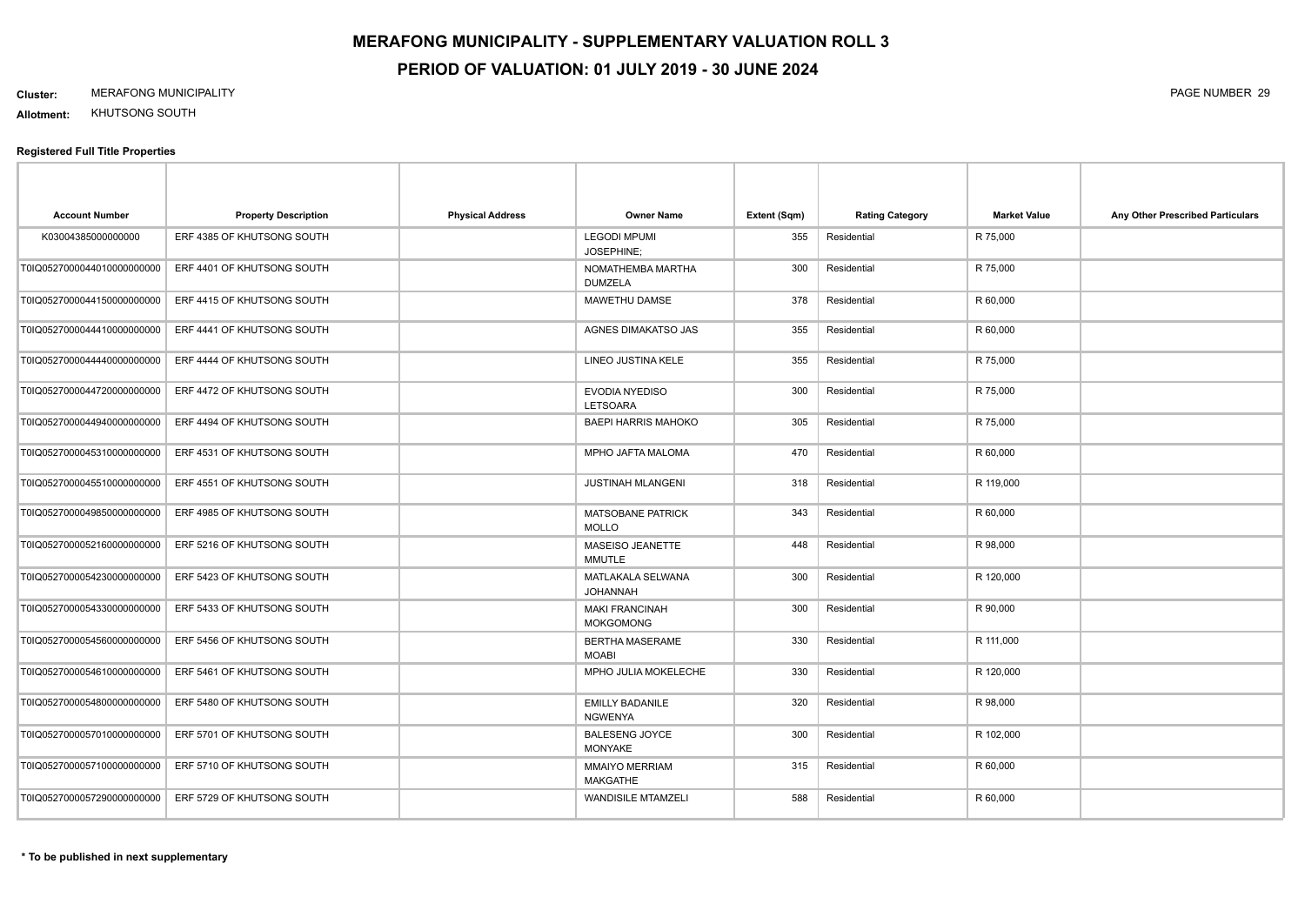# MERAFONG MUNICIPALITY - SUPPLEMENTARY VALUATION ROLL 3

## PERIOD OF VALUATION: 01 JULY 2019 - 30 JUNE 2024

**Cluster:** MERAFONG MUNICIPALITY

**Allotment:** KHUTSONG SOUTH

### Registered Full Title Properties

| Account Number | Property Description | Physical Address | Owner Name | Extent (Sqm) | Rating Category | Market Value | Any Other Prescribed Particulars |
|---|---|---|---|---|---|---|---|
| K03004385000000000 | ERF 4385 OF KHUTSONG SOUTH | | LEGODI MPUMI JOSEPHINE; | 355 | Residential | R 75,000 | |
| T0IQ05270000440100000000000 | ERF 4401 OF KHUTSONG SOUTH | | NOMATHEMBA MARTHA DUMZELA | 300 | Residential | R 75,000 | |
| T0IQ05270000441500000000000 | ERF 4415 OF KHUTSONG SOUTH | | MAWETHU DAMSE | 378 | Residential | R 60,000 | |
| T0IQ05270000444100000000000 | ERF 4441 OF KHUTSONG SOUTH | | AGNES DIMAKATSO JAS | 355 | Residential | R 60,000 | |
| T0IQ05270000444400000000000 | ERF 4444 OF KHUTSONG SOUTH | | LINEO JUSTINA KELE | 355 | Residential | R 75,000 | |
| T0IQ05270000447200000000000 | ERF 4472 OF KHUTSONG SOUTH | | EVODIA NYEDISO LETSOARA | 300 | Residential | R 75,000 | |
| T0IQ05270000449400000000000 | ERF 4494 OF KHUTSONG SOUTH | | BAEPI HARRIS MAHOKO | 305 | Residential | R 75,000 | |
| T0IQ05270000453100000000000 | ERF 4531 OF KHUTSONG SOUTH | | MPHO JAFTA MALOMA | 470 | Residential | R 60,000 | |
| T0IQ05270000455100000000000 | ERF 4551 OF KHUTSONG SOUTH | | JUSTINAH MLANGENI | 318 | Residential | R 119,000 | |
| T0IQ05270000498500000000000 | ERF 4985 OF KHUTSONG SOUTH | | MATSOBANE PATRICK MOLLO | 343 | Residential | R 60,000 | |
| T0IQ05270000521600000000000 | ERF 5216 OF KHUTSONG SOUTH | | MASEISO JEANETTE MMUTLE | 448 | Residential | R 98,000 | |
| T0IQ05270000542300000000000 | ERF 5423 OF KHUTSONG SOUTH | | MATLAKALA SELWANA JOHANNAH | 300 | Residential | R 120,000 | |
| T0IQ05270000543300000000000 | ERF 5433 OF KHUTSONG SOUTH | | MAKI FRANCINAH MOKGOMONG | 300 | Residential | R 90,000 | |
| T0IQ05270000545600000000000 | ERF 5456 OF KHUTSONG SOUTH | | BERTHA MASERAME MOABI | 330 | Residential | R 111,000 | |
| T0IQ05270000546100000000000 | ERF 5461 OF KHUTSONG SOUTH | | MPHO JULIA MOKELECHE | 330 | Residential | R 120,000 | |
| T0IQ05270000548000000000000 | ERF 5480 OF KHUTSONG SOUTH | | EMILLY BADANILE NGWENYA | 320 | Residential | R 98,000 | |
| T0IQ05270000570100000000000 | ERF 5701 OF KHUTSONG SOUTH | | BALESENG JOYCE MONYAKE | 300 | Residential | R 102,000 | |
| T0IQ05270000571000000000000 | ERF 5710 OF KHUTSONG SOUTH | | MMAIYO MERRIAM MAKGATHE | 315 | Residential | R 60,000 | |
| T0IQ05270000572900000000000 | ERF 5729 OF KHUTSONG SOUTH | | WANDISILE MTAMZELI | 588 | Residential | R 60,000 | |

**\* To be published in next supplementary**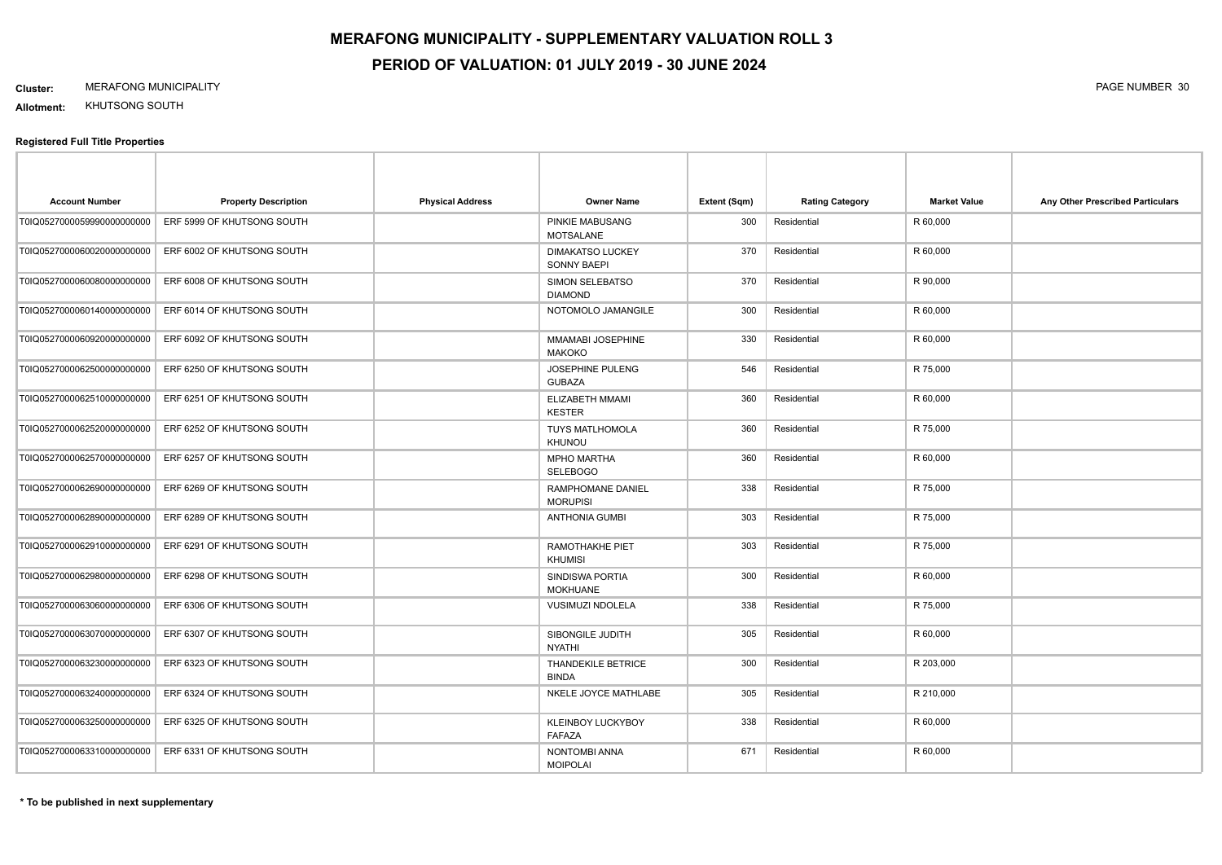# MERAFONG MUNICIPALITY - SUPPLEMENTARY VALUATION ROLL 3

## PERIOD OF VALUATION: 01 JULY 2019 - 30 JUNE 2024

**Cluster:** MERAFONG MUNICIPALITY

**Allotment:** KHUTSONG SOUTH

**Registered Full Title Properties**

| Account Number | Property Description | Physical Address | Owner Name | Extent (Sqm) | Rating Category | Market Value | Any Other Prescribed Particulars |
|---|---|---|---|---|---|---|---|
| T0IQ0527000059990000000000 | ERF 5999 OF KHUTSONG SOUTH | | PINKIE MABUSANG MOTSALANE | 300 | Residential | R 60,000 | |
| T0IQ0527000060020000000000 | ERF 6002 OF KHUTSONG SOUTH | | DIMAKATSO LUCKEY SONNY BAEPI | 370 | Residential | R 60,000 | |
| T0IQ0527000060080000000000 | ERF 6008 OF KHUTSONG SOUTH | | SIMON SELEBATSO DIAMOND | 370 | Residential | R 90,000 | |
| T0IQ0527000060140000000000 | ERF 6014 OF KHUTSONG SOUTH | | NOTOMOLO JAMANGILE | 300 | Residential | R 60,000 | |
| T0IQ0527000060920000000000 | ERF 6092 OF KHUTSONG SOUTH | | MMAMABI JOSEPHINE MAKOKO | 330 | Residential | R 60,000 | |
| T0IQ0527000062500000000000 | ERF 6250 OF KHUTSONG SOUTH | | JOSEPHINE PULENG GUBAZA | 546 | Residential | R 75,000 | |
| T0IQ0527000062510000000000 | ERF 6251 OF KHUTSONG SOUTH | | ELIZABETH MMAMI KESTER | 360 | Residential | R 60,000 | |
| T0IQ0527000062520000000000 | ERF 6252 OF KHUTSONG SOUTH | | TUYS MATLHOMOLA KHUNOU | 360 | Residential | R 75,000 | |
| T0IQ0527000062570000000000 | ERF 6257 OF KHUTSONG SOUTH | | MPHO MARTHA SELEBOGO | 360 | Residential | R 60,000 | |
| T0IQ0527000062690000000000 | ERF 6269 OF KHUTSONG SOUTH | | RAMPHOMANE DANIEL MORUPISI | 338 | Residential | R 75,000 | |
| T0IQ0527000062890000000000 | ERF 6289 OF KHUTSONG SOUTH | | ANTHONIA GUMBI | 303 | Residential | R 75,000 | |
| T0IQ0527000062910000000000 | ERF 6291 OF KHUTSONG SOUTH | | RAMOTHAKHE PIET KHUMISI | 303 | Residential | R 75,000 | |
| T0IQ0527000062980000000000 | ERF 6298 OF KHUTSONG SOUTH | | SINDISWA PORTIA MOKHUANE | 300 | Residential | R 60,000 | |
| T0IQ0527000063060000000000 | ERF 6306 OF KHUTSONG SOUTH | | VUSIMUZI NDOLELA | 338 | Residential | R 75,000 | |
| T0IQ0527000063070000000000 | ERF 6307 OF KHUTSONG SOUTH | | SIBONGILE JUDITH NYATHI | 305 | Residential | R 60,000 | |
| T0IQ0527000063230000000000 | ERF 6323 OF KHUTSONG SOUTH | | THANDEKILE BETRICE BINDA | 300 | Residential | R 203,000 | |
| T0IQ0527000063240000000000 | ERF 6324 OF KHUTSONG SOUTH | | NKELE JOYCE MATHLABE | 305 | Residential | R 210,000 | |
| T0IQ0527000063250000000000 | ERF 6325 OF KHUTSONG SOUTH | | KLEINBOY LUCKYBOY FAFAZA | 338 | Residential | R 60,000 | |
| T0IQ0527000063310000000000 | ERF 6331 OF KHUTSONG SOUTH | | NONTOMBI ANNA MOIPOLAI | 671 | Residential | R 60,000 | |

**\* To be published in next supplementary**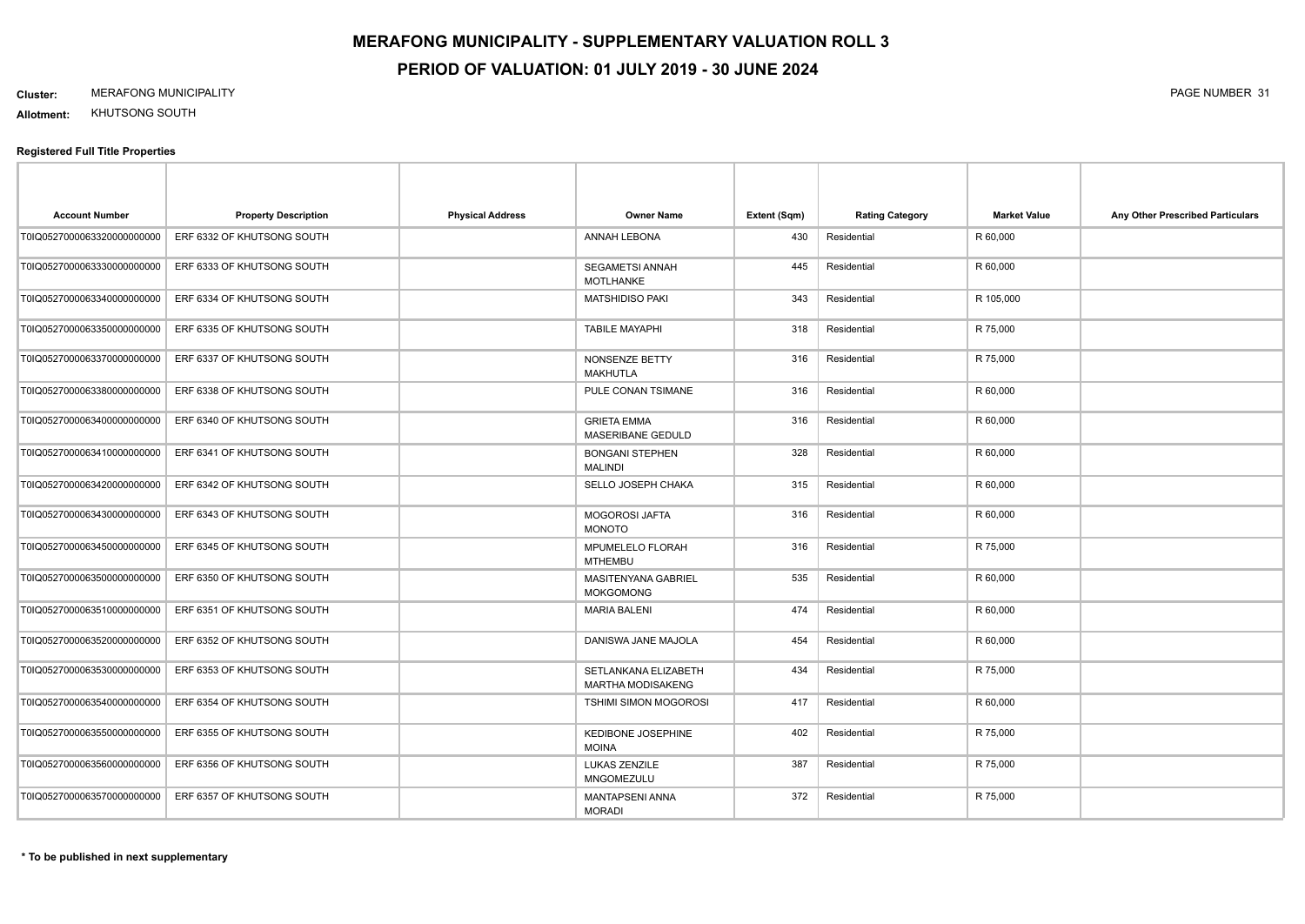# MERAFONG MUNICIPALITY - SUPPLEMENTARY VALUATION ROLL 3

## PERIOD OF VALUATION: 01 JULY 2019 - 30 JUNE 2024

**Cluster:** MERAFONG MUNICIPALITY

**Allotment:** KHUTSONG SOUTH

### Registered Full Title Properties

| Account Number | Property Description | Physical Address | Owner Name | Extent (Sqm) | Rating Category | Market Value | Any Other Prescribed Particulars |
|---|---|---|---|---|---|---|---|
| T0IQ05270000063320000000000 | ERF 6332 OF KHUTSONG SOUTH | | ANNAH LEBONA | 430 | Residential | R 60,000 | |
| T0IQ05270000063330000000000 | ERF 6333 OF KHUTSONG SOUTH | | SEGAMETSI ANNAH MOTLHANKE | 445 | Residential | R 60,000 | |
| T0IQ05270000063340000000000 | ERF 6334 OF KHUTSONG SOUTH | | MATSHIDISO PAKI | 343 | Residential | R 105,000 | |
| T0IQ05270000063350000000000 | ERF 6335 OF KHUTSONG SOUTH | | TABILE MAYAPHI | 318 | Residential | R 75,000 | |
| T0IQ05270000063370000000000 | ERF 6337 OF KHUTSONG SOUTH | | NONSENZE BETTY MAKHUTLA | 316 | Residential | R 75,000 | |
| T0IQ05270000063380000000000 | ERF 6338 OF KHUTSONG SOUTH | | PULE CONAN TSIMANE | 316 | Residential | R 60,000 | |
| T0IQ05270000063400000000000 | ERF 6340 OF KHUTSONG SOUTH | | GRIETA EMMA MASERIBANE GEDULD | 316 | Residential | R 60,000 | |
| T0IQ05270000063410000000000 | ERF 6341 OF KHUTSONG SOUTH | | BONGANI STEPHEN MALINDI | 328 | Residential | R 60,000 | |
| T0IQ05270000063420000000000 | ERF 6342 OF KHUTSONG SOUTH | | SELLO JOSEPH CHAKA | 315 | Residential | R 60,000 | |
| T0IQ05270000063430000000000 | ERF 6343 OF KHUTSONG SOUTH | | MOGOROSI JAFTA MONOTO | 316 | Residential | R 60,000 | |
| T0IQ05270000063450000000000 | ERF 6345 OF KHUTSONG SOUTH | | MPUMELELO FLORAH MTHEMBU | 316 | Residential | R 75,000 | |
| T0IQ05270000063500000000000 | ERF 6350 OF KHUTSONG SOUTH | | MASITENYANA GABRIEL MOKGOMONG | 535 | Residential | R 60,000 | |
| T0IQ05270000063510000000000 | ERF 6351 OF KHUTSONG SOUTH | | MARIA BALENI | 474 | Residential | R 60,000 | |
| T0IQ05270000063520000000000 | ERF 6352 OF KHUTSONG SOUTH | | DANISWA JANE MAJOLA | 454 | Residential | R 60,000 | |
| T0IQ05270000063530000000000 | ERF 6353 OF KHUTSONG SOUTH | | SETLANKANA ELIZABETH MARTHA MODISAKENG | 434 | Residential | R 75,000 | |
| T0IQ05270000063540000000000 | ERF 6354 OF KHUTSONG SOUTH | | TSHIMI SIMON MOGOROSI | 417 | Residential | R 60,000 | |
| T0IQ05270000063550000000000 | ERF 6355 OF KHUTSONG SOUTH | | KEDIBONE JOSEPHINE MOINA | 402 | Residential | R 75,000 | |
| T0IQ05270000063560000000000 | ERF 6356 OF KHUTSONG SOUTH | | LUKAS ZENZILE MNGOMEZULU | 387 | Residential | R 75,000 | |
| T0IQ05270000063570000000000 | ERF 6357 OF KHUTSONG SOUTH | | MANTAPSENI ANNA MORADI | 372 | Residential | R 75,000 | |

**\* To be published in next supplementary**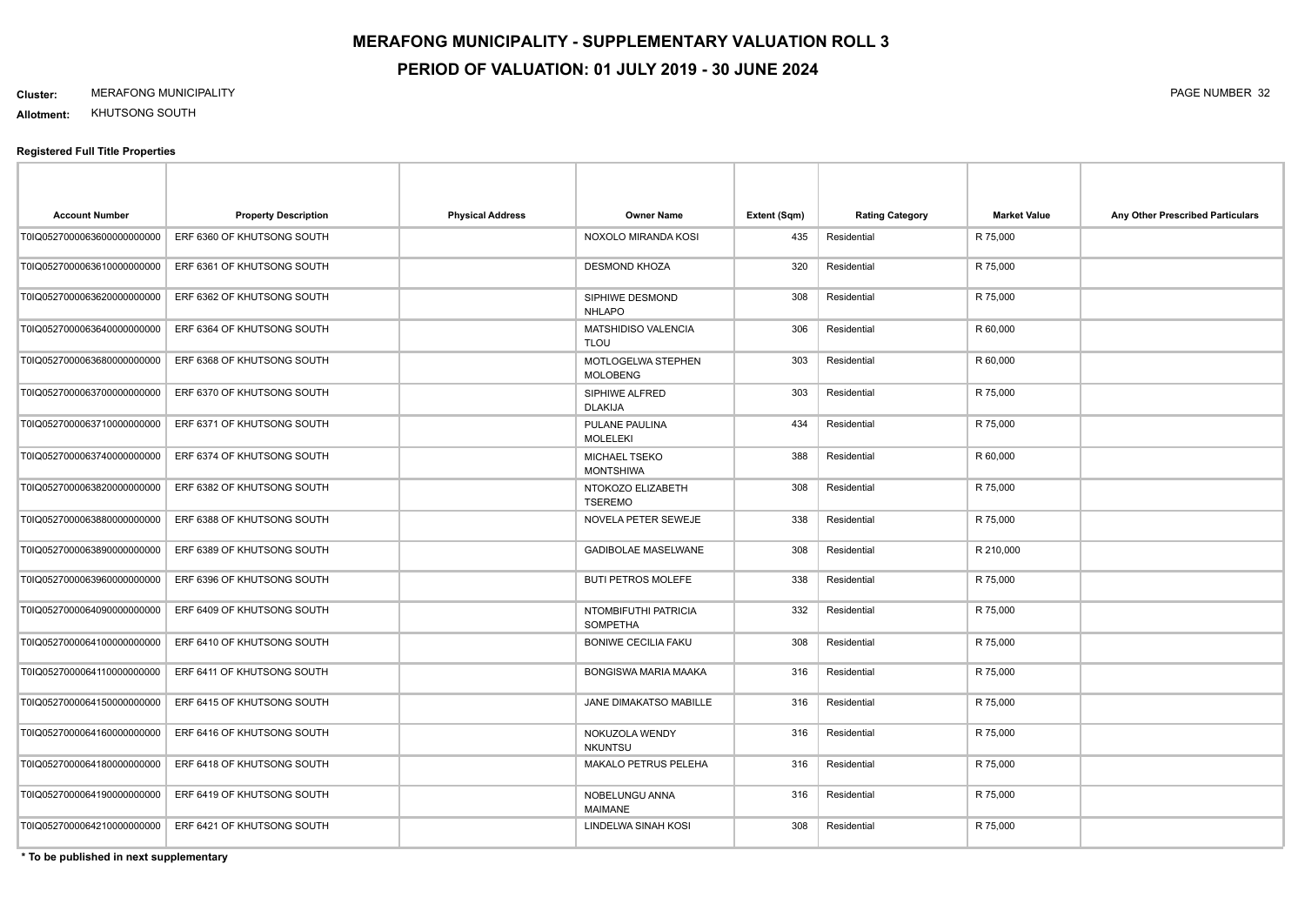# MERAFONG MUNICIPALITY - SUPPLEMENTARY VALUATION ROLL 3

## PERIOD OF VALUATION: 01 JULY 2019 - 30 JUNE 2024

**Cluster:** MERAFONG MUNICIPALITY

**Allotment:** KHUTSONG SOUTH

### Registered Full Title Properties

| Account Number | Property Description | Physical Address | Owner Name | Extent (Sqm) | Rating Category | Market Value | Any Other Prescribed Particulars |
|---|---|---|---|---|---|---|---|
| T0IQ05270000063600000000000 | ERF 6360 OF KHUTSONG SOUTH | | NOXOLO MIRANDA KOSI | 435 | Residential | R 75,000 | |
| T0IQ05270000063610000000000 | ERF 6361 OF KHUTSONG SOUTH | | DESMOND KHOZA | 320 | Residential | R 75,000 | |
| T0IQ05270000063620000000000 | ERF 6362 OF KHUTSONG SOUTH | | SIPHIWE DESMOND NHLAPO | 308 | Residential | R 75,000 | |
| T0IQ05270000063640000000000 | ERF 6364 OF KHUTSONG SOUTH | | MATSHIDISO VALENCIA TLOU | 306 | Residential | R 60,000 | |
| T0IQ05270000063680000000000 | ERF 6368 OF KHUTSONG SOUTH | | MOTLOGELWA STEPHEN MOLOBENG | 303 | Residential | R 60,000 | |
| T0IQ05270000063700000000000 | ERF 6370 OF KHUTSONG SOUTH | | SIPHIWE ALFRED DLAKIJA | 303 | Residential | R 75,000 | |
| T0IQ05270000063710000000000 | ERF 6371 OF KHUTSONG SOUTH | | PULANE PAULINA MOLELEKI | 434 | Residential | R 75,000 | |
| T0IQ05270000063740000000000 | ERF 6374 OF KHUTSONG SOUTH | | MICHAEL TSEKO MONTSHIWA | 388 | Residential | R 60,000 | |
| T0IQ05270000063820000000000 | ERF 6382 OF KHUTSONG SOUTH | | NTOKOZO ELIZABETH TSEREMO | 308 | Residential | R 75,000 | |
| T0IQ05270000063880000000000 | ERF 6388 OF KHUTSONG SOUTH | | NOVELA PETER SEWEJE | 338 | Residential | R 75,000 | |
| T0IQ05270000063890000000000 | ERF 6389 OF KHUTSONG SOUTH | | GADIBOLAE MASELWANE | 308 | Residential | R 210,000 | |
| T0IQ05270000063960000000000 | ERF 6396 OF KHUTSONG SOUTH | | BUTI PETROS MOLEFE | 338 | Residential | R 75,000 | |
| T0IQ05270000064090000000000 | ERF 6409 OF KHUTSONG SOUTH | | NTOMBIFUTHI PATRICIA SOMPETHA | 332 | Residential | R 75,000 | |
| T0IQ05270000064100000000000 | ERF 6410 OF KHUTSONG SOUTH | | BONIWE CECILIA FAKU | 308 | Residential | R 75,000 | |
| T0IQ05270000064110000000000 | ERF 6411 OF KHUTSONG SOUTH | | BONGISWA MARIA MAAKA | 316 | Residential | R 75,000 | |
| T0IQ05270000064150000000000 | ERF 6415 OF KHUTSONG SOUTH | | JANE DIMAKATSO MABILLE | 316 | Residential | R 75,000 | |
| T0IQ05270000064160000000000 | ERF 6416 OF KHUTSONG SOUTH | | NOKUZOLA WENDY NKUNTSU | 316 | Residential | R 75,000 | |
| T0IQ05270000064180000000000 | ERF 6418 OF KHUTSONG SOUTH | | MAKALO PETRUS PELEHA | 316 | Residential | R 75,000 | |
| T0IQ05270000064190000000000 | ERF 6419 OF KHUTSONG SOUTH | | NOBELUNGU ANNA MAIMANE | 316 | Residential | R 75,000 | |
| T0IQ05270000064210000000000 | ERF 6421 OF KHUTSONG SOUTH | | LINDELWA SINAH KOSI | 308 | Residential | R 75,000 | |

**\* To be published in next supplementary**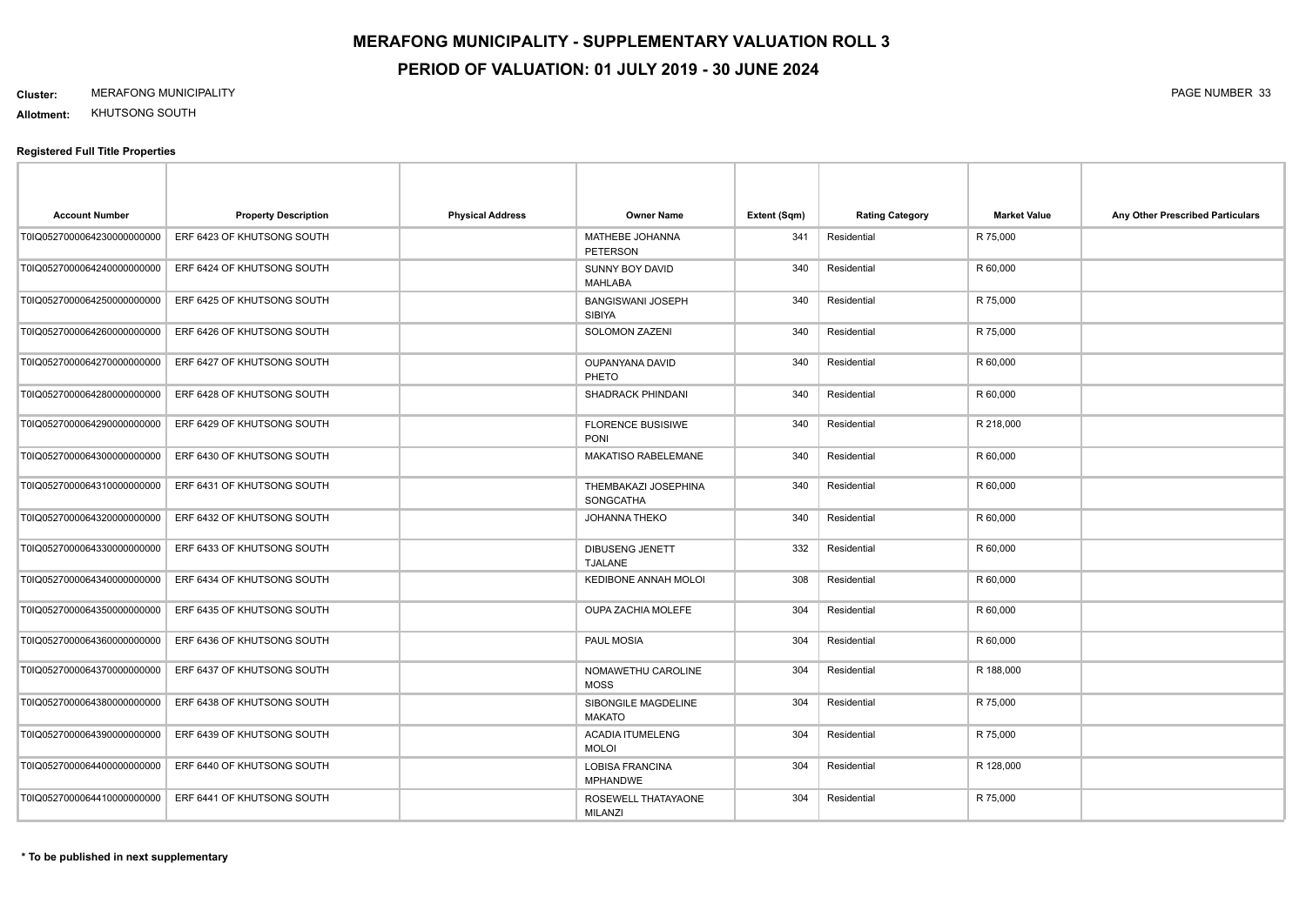# MERAFONG MUNICIPALITY - SUPPLEMENTARY VALUATION ROLL 3

## PERIOD OF VALUATION: 01 JULY 2019 - 30 JUNE 2024

**Cluster:** MERAFONG MUNICIPALITY

**Allotment:** KHUTSONG SOUTH

### Registered Full Title Properties

| Account Number | Property Description | Physical Address | Owner Name | Extent (Sqm) | Rating Category | Market Value | Any Other Prescribed Particulars |
|---|---|---|---|---|---|---|---|
| T0IQ05270000064230000000000 | ERF 6423 OF KHUTSONG SOUTH | | MATHEBE JOHANNA PETERSON | 341 | Residential | R 75,000 | |
| T0IQ05270000064240000000000 | ERF 6424 OF KHUTSONG SOUTH | | SUNNY BOY DAVID MAHLABA | 340 | Residential | R 60,000 | |
| T0IQ05270000064250000000000 | ERF 6425 OF KHUTSONG SOUTH | | BANGISWANI JOSEPH SIBIYA | 340 | Residential | R 75,000 | |
| T0IQ05270000064260000000000 | ERF 6426 OF KHUTSONG SOUTH | | SOLOMON ZAZENI | 340 | Residential | R 75,000 | |
| T0IQ05270000064270000000000 | ERF 6427 OF KHUTSONG SOUTH | | OUPANYANA DAVID PHETO | 340 | Residential | R 60,000 | |
| T0IQ05270000064280000000000 | ERF 6428 OF KHUTSONG SOUTH | | SHADRACK PHINDANI | 340 | Residential | R 60,000 | |
| T0IQ05270000064290000000000 | ERF 6429 OF KHUTSONG SOUTH | | FLORENCE BUSISIWE PONI | 340 | Residential | R 218,000 | |
| T0IQ05270000064300000000000 | ERF 6430 OF KHUTSONG SOUTH | | MAKATISO RABELEMANE | 340 | Residential | R 60,000 | |
| T0IQ05270000064310000000000 | ERF 6431 OF KHUTSONG SOUTH | | THEMBAKAZI JOSEPHINA SONGCATHA | 340 | Residential | R 60,000 | |
| T0IQ05270000064320000000000 | ERF 6432 OF KHUTSONG SOUTH | | JOHANNA THEKO | 340 | Residential | R 60,000 | |
| T0IQ05270000064330000000000 | ERF 6433 OF KHUTSONG SOUTH | | DIBUSENG JENETT TJALANE | 332 | Residential | R 60,000 | |
| T0IQ05270000064340000000000 | ERF 6434 OF KHUTSONG SOUTH | | KEDIBONE ANNAH MOLOI | 308 | Residential | R 60,000 | |
| T0IQ05270000064350000000000 | ERF 6435 OF KHUTSONG SOUTH | | OUPA ZACHIA MOLEFE | 304 | Residential | R 60,000 | |
| T0IQ05270000064360000000000 | ERF 6436 OF KHUTSONG SOUTH | | PAUL MOSIA | 304 | Residential | R 60,000 | |
| T0IQ05270000064370000000000 | ERF 6437 OF KHUTSONG SOUTH | | NOMAWETHU CAROLINE MOSS | 304 | Residential | R 188,000 | |
| T0IQ05270000064380000000000 | ERF 6438 OF KHUTSONG SOUTH | | SIBONGILE MAGDELINE MAKATO | 304 | Residential | R 75,000 | |
| T0IQ05270000064390000000000 | ERF 6439 OF KHUTSONG SOUTH | | ACADIA ITUMELENG MOLOI | 304 | Residential | R 75,000 | |
| T0IQ05270000064400000000000 | ERF 6440 OF KHUTSONG SOUTH | | LOBISA FRANCINA MPHANDWE | 304 | Residential | R 128,000 | |
| T0IQ05270000064410000000000 | ERF 6441 OF KHUTSONG SOUTH | | ROSEWELL THATAYAONE MILANZI | 304 | Residential | R 75,000 | |

**\* To be published in next supplementary**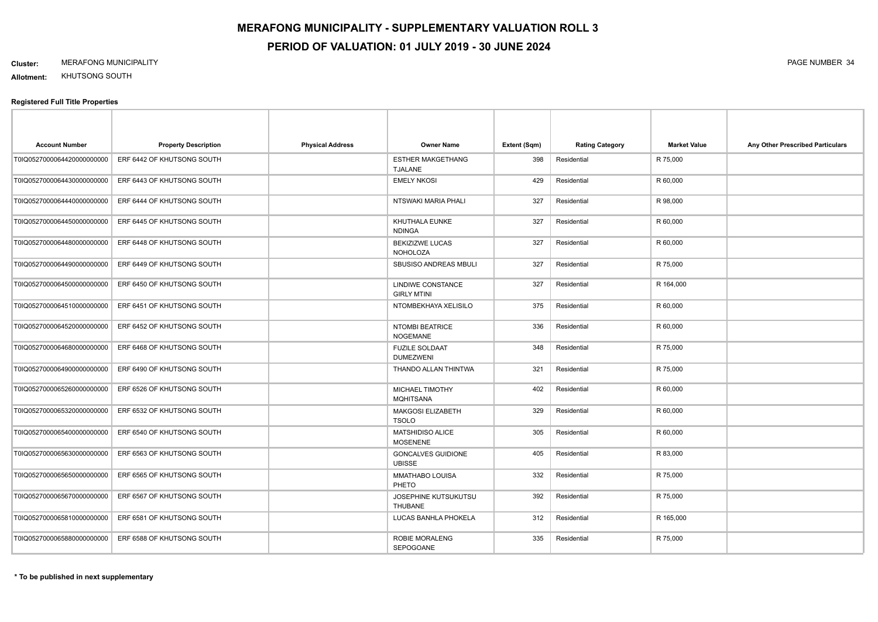# MERAFONG MUNICIPALITY - SUPPLEMENTARY VALUATION ROLL 3

## PERIOD OF VALUATION: 01 JULY 2019 - 30 JUNE 2024

**Cluster:** MERAFONG MUNICIPALITY

**Allotment:** KHUTSONG SOUTH

### Registered Full Title Properties

| Account Number | Property Description | Physical Address | Owner Name | Extent (Sqm) | Rating Category | Market Value | Any Other Prescribed Particulars |
|---|---|---|---|---|---|---|---|
| T0IQ05270000064420000000000 | ERF 6442 OF KHUTSONG SOUTH | | ESTHER MAKGETHANG TJALANE | 398 | Residential | R 75,000 | |
| T0IQ05270000064430000000000 | ERF 6443 OF KHUTSONG SOUTH | | EMELY NKOSI | 429 | Residential | R 60,000 | |
| T0IQ05270000064440000000000 | ERF 6444 OF KHUTSONG SOUTH | | NTSWAKI MARIA PHALI | 327 | Residential | R 98,000 | |
| T0IQ05270000064450000000000 | ERF 6445 OF KHUTSONG SOUTH | | KHUTHALA EUNKE NDINGA | 327 | Residential | R 60,000 | |
| T0IQ05270000064480000000000 | ERF 6448 OF KHUTSONG SOUTH | | BEKIZIZWE LUCAS NOHOLOZA | 327 | Residential | R 60,000 | |
| T0IQ05270000064490000000000 | ERF 6449 OF KHUTSONG SOUTH | | SBUSISO ANDREAS MBULI | 327 | Residential | R 75,000 | |
| T0IQ05270000064500000000000 | ERF 6450 OF KHUTSONG SOUTH | | LINDIWE CONSTANCE GIRLY MTINI | 327 | Residential | R 164,000 | |
| T0IQ05270000064510000000000 | ERF 6451 OF KHUTSONG SOUTH | | NTOMBEKHAYA XELISILO | 375 | Residential | R 60,000 | |
| T0IQ05270000064520000000000 | ERF 6452 OF KHUTSONG SOUTH | | NTOMBI BEATRICE NOGEMANE | 336 | Residential | R 60,000 | |
| T0IQ05270000064680000000000 | ERF 6468 OF KHUTSONG SOUTH | | FUZILE SOLDAAT DUMEZWENI | 348 | Residential | R 75,000 | |
| T0IQ05270000064900000000000 | ERF 6490 OF KHUTSONG SOUTH | | THANDO ALLAN THINTWA | 321 | Residential | R 75,000 | |
| T0IQ05270000065260000000000 | ERF 6526 OF KHUTSONG SOUTH | | MICHAEL TIMOTHY MQHITSANA | 402 | Residential | R 60,000 | |
| T0IQ05270000065320000000000 | ERF 6532 OF KHUTSONG SOUTH | | MAKGOSI ELIZABETH TSOLO | 329 | Residential | R 60,000 | |
| T0IQ05270000065400000000000 | ERF 6540 OF KHUTSONG SOUTH | | MATSHIDISO ALICE MOSENENE | 305 | Residential | R 60,000 | |
| T0IQ05270000065630000000000 | ERF 6563 OF KHUTSONG SOUTH | | GONCALVES GUIDIONE UBISSE | 405 | Residential | R 83,000 | |
| T0IQ05270000065650000000000 | ERF 6565 OF KHUTSONG SOUTH | | MMATHABO LOUISA PHETO | 332 | Residential | R 75,000 | |
| T0IQ05270000065670000000000 | ERF 6567 OF KHUTSONG SOUTH | | JOSEPHINE KUTSUKUTSU THUBANE | 392 | Residential | R 75,000 | |
| T0IQ05270000065810000000000 | ERF 6581 OF KHUTSONG SOUTH | | LUCAS BANHLA PHOKELA | 312 | Residential | R 165,000 | |
| T0IQ05270000065880000000000 | ERF 6588 OF KHUTSONG SOUTH | | ROBIE MORALENG SEPOGOANE | 335 | Residential | R 75,000 | |

**\* To be published in next supplementary**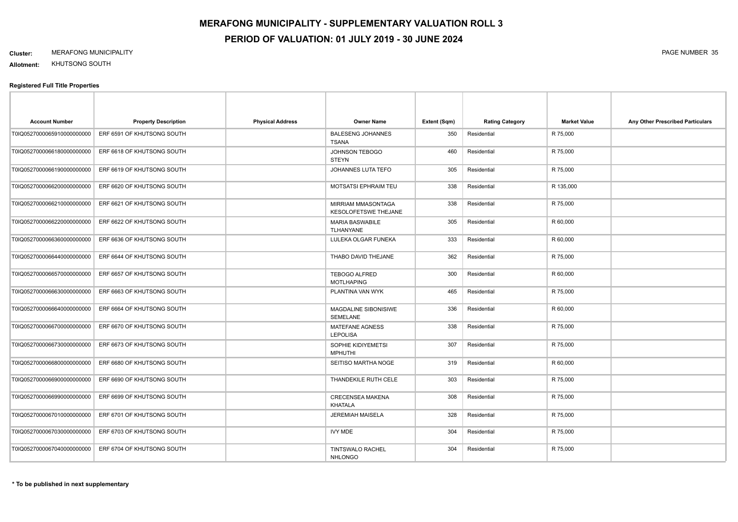# MERAFONG MUNICIPALITY - SUPPLEMENTARY VALUATION ROLL 3

## PERIOD OF VALUATION: 01 JULY 2019 - 30 JUNE 2024

**Cluster:** MERAFONG MUNICIPALITY

**Allotment:** KHUTSONG SOUTH

### Registered Full Title Properties

| Account Number | Property Description | Physical Address | Owner Name | Extent (Sqm) | Rating Category | Market Value | Any Other Prescribed Particulars |
|---|---|---|---|---|---|---|---|
| T0IQ05270000065910000000000 | ERF 6591 OF KHUTSONG SOUTH | | BALESENG JOHANNES TSANA | 350 | Residential | R 75,000 | |
| T0IQ05270000066180000000000 | ERF 6618 OF KHUTSONG SOUTH | | JOHNSON TEBOGO STEYN | 460 | Residential | R 75,000 | |
| T0IQ05270000066190000000000 | ERF 6619 OF KHUTSONG SOUTH | | JOHANNES LUTA TEFO | 305 | Residential | R 75,000 | |
| T0IQ05270000066200000000000 | ERF 6620 OF KHUTSONG SOUTH | | MOTSATSI EPHRAIM TEU | 338 | Residential | R 135,000 | |
| T0IQ05270000066210000000000 | ERF 6621 OF KHUTSONG SOUTH | | MIRRIAM MMASONTAGA KESOLOFETSWE THEJANE | 338 | Residential | R 75,000 | |
| T0IQ05270000066220000000000 | ERF 6622 OF KHUTSONG SOUTH | | MARIA BASWABILE TLHANYANE | 305 | Residential | R 60,000 | |
| T0IQ05270000066360000000000 | ERF 6636 OF KHUTSONG SOUTH | | LULEKA OLGAR FUNEKA | 333 | Residential | R 60,000 | |
| T0IQ05270000066440000000000 | ERF 6644 OF KHUTSONG SOUTH | | THABO DAVID THEJANE | 362 | Residential | R 75,000 | |
| T0IQ05270000066570000000000 | ERF 6657 OF KHUTSONG SOUTH | | TEBOGO ALFRED MOTLHAPING | 300 | Residential | R 60,000 | |
| T0IQ05270000066630000000000 | ERF 6663 OF KHUTSONG SOUTH | | PLANTINA VAN WYK | 465 | Residential | R 75,000 | |
| T0IQ05270000066640000000000 | ERF 6664 OF KHUTSONG SOUTH | | MAGDALINE SIBONISIWE SEMELANE | 336 | Residential | R 60,000 | |
| T0IQ05270000066700000000000 | ERF 6670 OF KHUTSONG SOUTH | | MATEFANE AGNESS LEPOLISA | 338 | Residential | R 75,000 | |
| T0IQ05270000066730000000000 | ERF 6673 OF KHUTSONG SOUTH | | SOPHIE KIDIYEMETSI MPHUTHI | 307 | Residential | R 75,000 | |
| T0IQ05270000066800000000000 | ERF 6680 OF KHUTSONG SOUTH | | SEITISO MARTHA NOGE | 319 | Residential | R 60,000 | |
| T0IQ05270000066900000000000 | ERF 6690 OF KHUTSONG SOUTH | | THANDEKILE RUTH CELE | 303 | Residential | R 75,000 | |
| T0IQ05270000066990000000000 | ERF 6699 OF KHUTSONG SOUTH | | CRECENSEA MAKENA KHATALA | 308 | Residential | R 75,000 | |
| T0IQ05270000067010000000000 | ERF 6701 OF KHUTSONG SOUTH | | JEREMIAH MAISELA | 328 | Residential | R 75,000 | |
| T0IQ05270000067030000000000 | ERF 6703 OF KHUTSONG SOUTH | | IVY MDE | 304 | Residential | R 75,000 | |
| T0IQ05270000067040000000000 | ERF 6704 OF KHUTSONG SOUTH | | TINTSWALO RACHEL NHLONGO | 304 | Residential | R 75,000 | |

**\* To be published in next supplementary**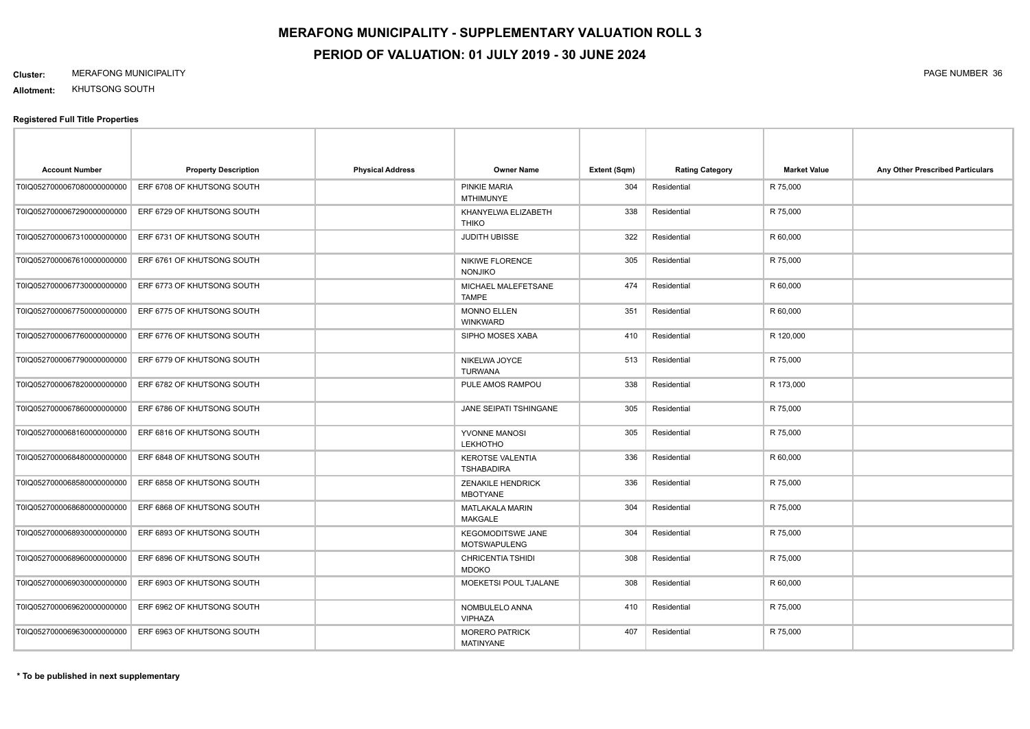# MERAFONG MUNICIPALITY - SUPPLEMENTARY VALUATION ROLL 3

## PERIOD OF VALUATION: 01 JULY 2019 - 30 JUNE 2024

**Cluster:** MERAFONG MUNICIPALITY

**Allotment:** KHUTSONG SOUTH

### Registered Full Title Properties

| Account Number | Property Description | Physical Address | Owner Name | Extent (Sqm) | Rating Category | Market Value | Any Other Prescribed Particulars |
|---|---|---|---|---|---|---|---|
| T0IQ0527000067080000000000 | ERF 6708 OF KHUTSONG SOUTH | | PINKIE MARIA MTHIMUNYE | 304 | Residential | R 75,000 | |
| T0IQ0527000067290000000000 | ERF 6729 OF KHUTSONG SOUTH | | KHANYELWA ELIZABETH THIKO | 338 | Residential | R 75,000 | |
| T0IQ0527000067310000000000 | ERF 6731 OF KHUTSONG SOUTH | | JUDITH UBISSE | 322 | Residential | R 60,000 | |
| T0IQ0527000067610000000000 | ERF 6761 OF KHUTSONG SOUTH | | NIKIWE FLORENCE NONJIKO | 305 | Residential | R 75,000 | |
| T0IQ0527000067730000000000 | ERF 6773 OF KHUTSONG SOUTH | | MICHAEL MALEFETSANE TAMPE | 474 | Residential | R 60,000 | |
| T0IQ0527000067750000000000 | ERF 6775 OF KHUTSONG SOUTH | | MONNO ELLEN WINKWARD | 351 | Residential | R 60,000 | |
| T0IQ0527000067760000000000 | ERF 6776 OF KHUTSONG SOUTH | | SIPHO MOSES XABA | 410 | Residential | R 120,000 | |
| T0IQ0527000067790000000000 | ERF 6779 OF KHUTSONG SOUTH | | NIKELWA JOYCE TURWANA | 513 | Residential | R 75,000 | |
| T0IQ0527000067820000000000 | ERF 6782 OF KHUTSONG SOUTH | | PULE AMOS RAMPOU | 338 | Residential | R 173,000 | |
| T0IQ0527000067860000000000 | ERF 6786 OF KHUTSONG SOUTH | | JANE SEIPATI TSHINGANE | 305 | Residential | R 75,000 | |
| T0IQ0527000068160000000000 | ERF 6816 OF KHUTSONG SOUTH | | YVONNE MANOSI LEKHOTHO | 305 | Residential | R 75,000 | |
| T0IQ0527000068480000000000 | ERF 6848 OF KHUTSONG SOUTH | | KEROTSE VALENTIA TSHABADIRA | 336 | Residential | R 60,000 | |
| T0IQ0527000068580000000000 | ERF 6858 OF KHUTSONG SOUTH | | ZENAKILE HENDRICK MBOTYANE | 336 | Residential | R 75,000 | |
| T0IQ0527000068680000000000 | ERF 6868 OF KHUTSONG SOUTH | | MATLAKALA MARIN MAKGALE | 304 | Residential | R 75,000 | |
| T0IQ0527000068930000000000 | ERF 6893 OF KHUTSONG SOUTH | | KEGOMODITSWE JANE MOTSWAPULENG | 304 | Residential | R 75,000 | |
| T0IQ0527000068960000000000 | ERF 6896 OF KHUTSONG SOUTH | | CHRICENTIA TSHIDI MDOKO | 308 | Residential | R 75,000 | |
| T0IQ0527000069030000000000 | ERF 6903 OF KHUTSONG SOUTH | | MOEKETSI POUL TJALANE | 308 | Residential | R 60,000 | |
| T0IQ0527000069620000000000 | ERF 6962 OF KHUTSONG SOUTH | | NOMBULELO ANNA VIPHAZA | 410 | Residential | R 75,000 | |
| T0IQ0527000069630000000000 | ERF 6963 OF KHUTSONG SOUTH | | MORERO PATRICK MATINYANE | 407 | Residential | R 75,000 | |

**\* To be published in next supplementary**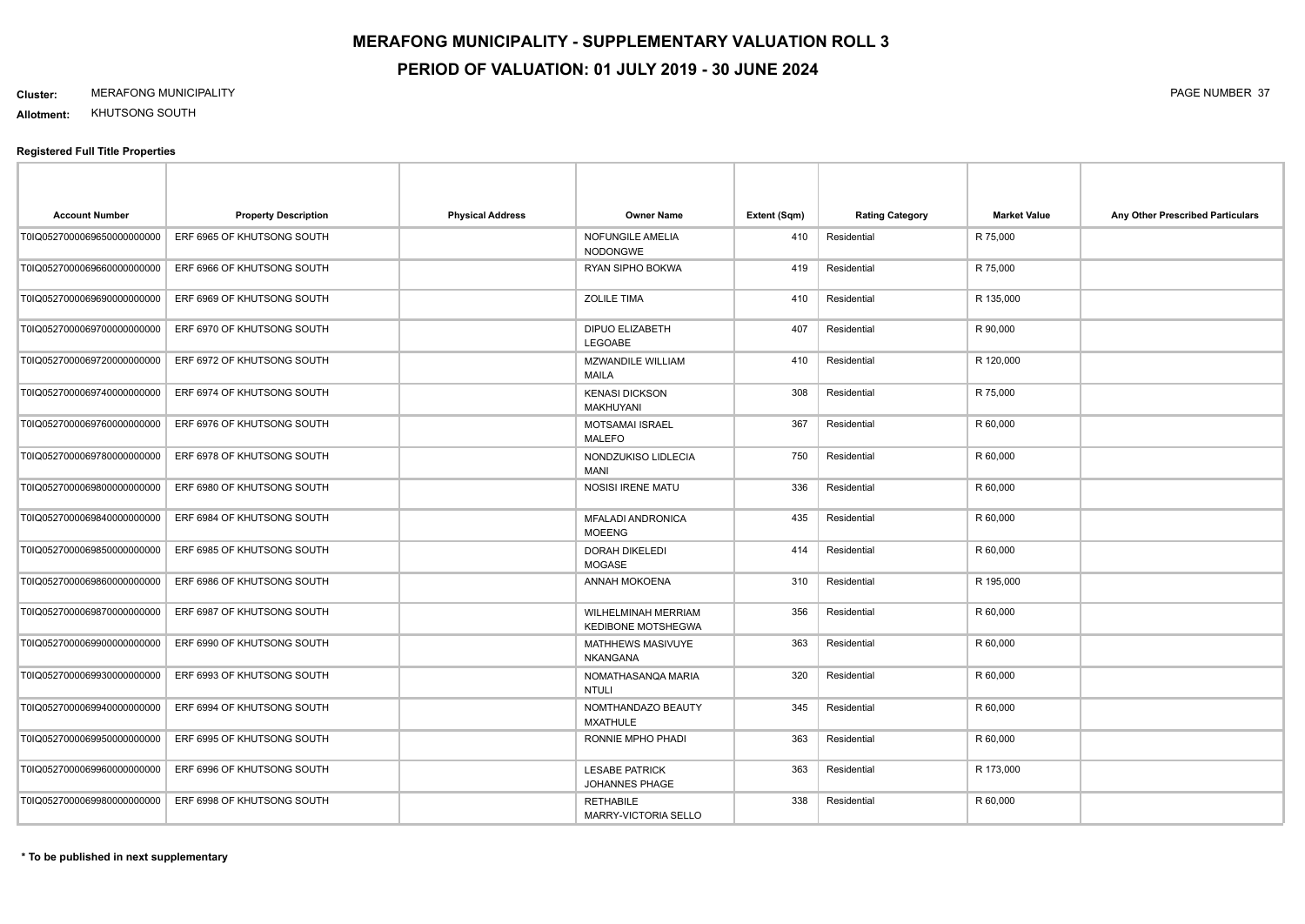# MERAFONG MUNICIPALITY - SUPPLEMENTARY VALUATION ROLL 3

## PERIOD OF VALUATION: 01 JULY 2019 - 30 JUNE 2024

**Cluster:** MERAFONG MUNICIPALITY

**Allotment:** KHUTSONG SOUTH

**Registered Full Title Properties**

| Account Number | Property Description | Physical Address | Owner Name | Extent (Sqm) | Rating Category | Market Value | Any Other Prescribed Particulars |
|---|---|---|---|---|---|---|---|
| T0IQ0527000069650000000000 | ERF 6965 OF KHUTSONG SOUTH | | NOFUNGILE AMELIA NODONGWE | 410 | Residential | R 75,000 | |
| T0IQ0527000069660000000000 | ERF 6966 OF KHUTSONG SOUTH | | RYAN SIPHO BOKWA | 419 | Residential | R 75,000 | |
| T0IQ0527000069690000000000 | ERF 6969 OF KHUTSONG SOUTH | | ZOLILE TIMA | 410 | Residential | R 135,000 | |
| T0IQ0527000069700000000000 | ERF 6970 OF KHUTSONG SOUTH | | DIPUO ELIZABETH LEGOABE | 407 | Residential | R 90,000 | |
| T0IQ0527000069720000000000 | ERF 6972 OF KHUTSONG SOUTH | | MZWANDILE WILLIAM MAILA | 410 | Residential | R 120,000 | |
| T0IQ0527000069740000000000 | ERF 6974 OF KHUTSONG SOUTH | | KENASI DICKSON MAKHUYANI | 308 | Residential | R 75,000 | |
| T0IQ0527000069760000000000 | ERF 6976 OF KHUTSONG SOUTH | | MOTSAMAI ISRAEL MALEFO | 367 | Residential | R 60,000 | |
| T0IQ0527000069780000000000 | ERF 6978 OF KHUTSONG SOUTH | | NONDZUKISO LIDLECIA MANI | 750 | Residential | R 60,000 | |
| T0IQ0527000069800000000000 | ERF 6980 OF KHUTSONG SOUTH | | NOSISI IRENE MATU | 336 | Residential | R 60,000 | |
| T0IQ0527000069840000000000 | ERF 6984 OF KHUTSONG SOUTH | | MFALADI ANDRONICA MOEENG | 435 | Residential | R 60,000 | |
| T0IQ0527000069850000000000 | ERF 6985 OF KHUTSONG SOUTH | | DORAH DIKELEDI MOGASE | 414 | Residential | R 60,000 | |
| T0IQ0527000069860000000000 | ERF 6986 OF KHUTSONG SOUTH | | ANNAH MOKOENA | 310 | Residential | R 195,000 | |
| T0IQ0527000069870000000000 | ERF 6987 OF KHUTSONG SOUTH | | WILHELMINAH MERRIAM KEDIBONE MOTSHEGWA | 356 | Residential | R 60,000 | |
| T0IQ0527000069900000000000 | ERF 6990 OF KHUTSONG SOUTH | | MATHHEWS MASIVUYE NKANGANA | 363 | Residential | R 60,000 | |
| T0IQ0527000069930000000000 | ERF 6993 OF KHUTSONG SOUTH | | NOMATHASANQA MARIA NTULI | 320 | Residential | R 60,000 | |
| T0IQ0527000069940000000000 | ERF 6994 OF KHUTSONG SOUTH | | NOMTHANDAZO BEAUTY MXATHULE | 345 | Residential | R 60,000 | |
| T0IQ0527000069950000000000 | ERF 6995 OF KHUTSONG SOUTH | | RONNIE MPHO PHADI | 363 | Residential | R 60,000 | |
| T0IQ0527000069960000000000 | ERF 6996 OF KHUTSONG SOUTH | | LESABE PATRICK JOHANNES PHAGE | 363 | Residential | R 173,000 | |
| T0IQ0527000069980000000000 | ERF 6998 OF KHUTSONG SOUTH | | RETHABILE MARRY-VICTORIA SELLO | 338 | Residential | R 60,000 | |

**\* To be published in next supplementary**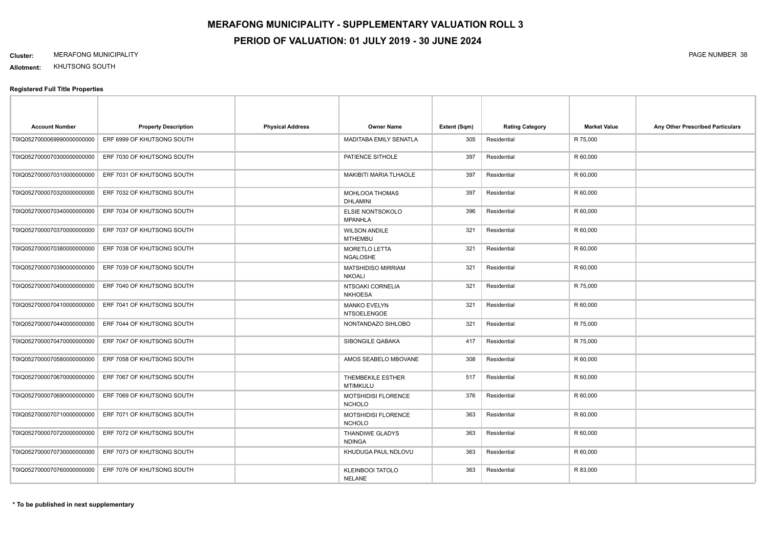# MERAFONG MUNICIPALITY - SUPPLEMENTARY VALUATION ROLL 3

## PERIOD OF VALUATION: 01 JULY 2019 - 30 JUNE 2024

**Cluster:** MERAFONG MUNICIPALITY

**Allotment:** KHUTSONG SOUTH

### Registered Full Title Properties

| Account Number | Property Description | Physical Address | Owner Name | Extent (Sqm) | Rating Category | Market Value | Any Other Prescribed Particulars |
|---|---|---|---|---|---|---|---|
| T0IQ05270000699900000000​0 | ERF 6999 OF KHUTSONG SOUTH | | MADITABA EMILY SENATLA | 305 | Residential | R 75,000 | |
| T0IQ0527000070300000000000 | ERF 7030 OF KHUTSONG SOUTH | | PATIENCE SITHOLE | 397 | Residential | R 60,000 | |
| T0IQ0527000070310000000000 | ERF 7031 OF KHUTSONG SOUTH | | MAKIBITI MARIA TLHAOLE | 397 | Residential | R 60,000 | |
| T0IQ0527000070320000000000 | ERF 7032 OF KHUTSONG SOUTH | | MOHLOOA THOMAS DHLAMINI | 397 | Residential | R 60,000 | |
| T0IQ0527000070340000000000 | ERF 7034 OF KHUTSONG SOUTH | | ELSIE NONTSOKOLO MPANHLA | 396 | Residential | R 60,000 | |
| T0IQ0527000070370000000000 | ERF 7037 OF KHUTSONG SOUTH | | WILSON ANDILE MTHEMBU | 321 | Residential | R 60,000 | |
| T0IQ0527000070380000000000 | ERF 7038 OF KHUTSONG SOUTH | | MORETLO LETTA NGALOSHE | 321 | Residential | R 60,000 | |
| T0IQ0527000070390000000000 | ERF 7039 OF KHUTSONG SOUTH | | MATSHIDISO MIRRIAM NKOALI | 321 | Residential | R 60,000 | |
| T0IQ0527000070400000000000 | ERF 7040 OF KHUTSONG SOUTH | | NTSOAKI CORNELIA NKHOESA | 321 | Residential | R 75,000 | |
| T0IQ0527000070410000000000 | ERF 7041 OF KHUTSONG SOUTH | | MANKO EVELYN NTSOELENGOE | 321 | Residential | R 60,000 | |
| T0IQ0527000070440000000000 | ERF 7044 OF KHUTSONG SOUTH | | NONTANDAZO SIHLOBO | 321 | Residential | R 75,000 | |
| T0IQ0527000070470000000000 | ERF 7047 OF KHUTSONG SOUTH | | SIBONGILE QABAKA | 417 | Residential | R 75,000 | |
| T0IQ0527000070580000000000 | ERF 7058 OF KHUTSONG SOUTH | | AMOS SEABELO MBOVANE | 308 | Residential | R 60,000 | |
| T0IQ0527000070670000000000 | ERF 7067 OF KHUTSONG SOUTH | | THEMBEKILE ESTHER MTIMKULU | 517 | Residential | R 60,000 | |
| T0IQ0527000070690000000000 | ERF 7069 OF KHUTSONG SOUTH | | MOTSHIDISI FLORENCE NCHOLO | 376 | Residential | R 60,000 | |
| T0IQ0527000070710000000000 | ERF 7071 OF KHUTSONG SOUTH | | MOTSHIDISI FLORENCE NCHOLO | 363 | Residential | R 60,000 | |
| T0IQ0527000070720000000000 | ERF 7072 OF KHUTSONG SOUTH | | THANDIWE GLADYS NDINGA | 363 | Residential | R 60,000 | |
| T0IQ0527000070730000000000 | ERF 7073 OF KHUTSONG SOUTH | | KHUDUGA PAUL NDLOVU | 363 | Residential | R 60,000 | |
| T0IQ0527000070760000000000 | ERF 7076 OF KHUTSONG SOUTH | | KLEINBOOI TATOLO NELANE | 363 | Residential | R 83,000 | |

**\* To be published in next supplementary**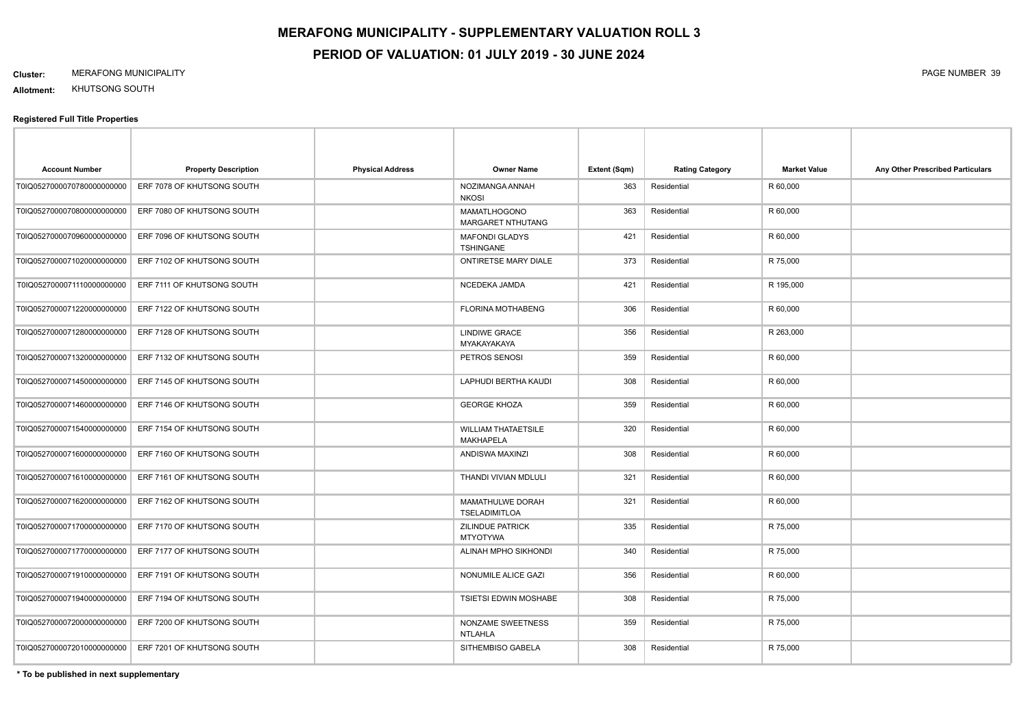# MERAFONG MUNICIPALITY - SUPPLEMENTARY VALUATION ROLL 3

## PERIOD OF VALUATION: 01 JULY 2019 - 30 JUNE 2024

**Cluster:** MERAFONG MUNICIPALITY

**Allotment:** KHUTSONG SOUTH

**Registered Full Title Properties**

| Account Number | Property Description | Physical Address | Owner Name | Extent (Sqm) | Rating Category | Market Value | Any Other Prescribed Particulars |
|---|---|---|---|---|---|---|---|
| T0IQ05270000707800000000000 | ERF 7078 OF KHUTSONG SOUTH | | NOZIMANGA ANNAH NKOSI | 363 | Residential | R 60,000 | |
| T0IQ05270000708000000000000 | ERF 7080 OF KHUTSONG SOUTH | | MAMATLHOGONO MARGARET NTHUTANG | 363 | Residential | R 60,000 | |
| T0IQ05270000709600000000000 | ERF 7096 OF KHUTSONG SOUTH | | MAFONDI GLADYS TSHINGANE | 421 | Residential | R 60,000 | |
| T0IQ05270000710200000000000 | ERF 7102 OF KHUTSONG SOUTH | | ONTIRETSE MARY DIALE | 373 | Residential | R 75,000 | |
| T0IQ05270000711100000000000 | ERF 7111 OF KHUTSONG SOUTH | | NCEDEKA JAMDA | 421 | Residential | R 195,000 | |
| T0IQ05270000712200000000000 | ERF 7122 OF KHUTSONG SOUTH | | FLORINA MOTHABENG | 306 | Residential | R 60,000 | |
| T0IQ05270000712800000000000 | ERF 7128 OF KHUTSONG SOUTH | | LINDIWE GRACE MYAKAYAKAYA | 356 | Residential | R 263,000 | |
| T0IQ05270000713200000000000 | ERF 7132 OF KHUTSONG SOUTH | | PETROS SENOSI | 359 | Residential | R 60,000 | |
| T0IQ05270000714500000000000 | ERF 7145 OF KHUTSONG SOUTH | | LAPHUDI BERTHA KAUDI | 308 | Residential | R 60,000 | |
| T0IQ05270000714600000000000 | ERF 7146 OF KHUTSONG SOUTH | | GEORGE KHOZA | 359 | Residential | R 60,000 | |
| T0IQ05270000715400000000000 | ERF 7154 OF KHUTSONG SOUTH | | WILLIAM THATAETSILE MAKHAPELA | 320 | Residential | R 60,000 | |
| T0IQ05270000716000000000000 | ERF 7160 OF KHUTSONG SOUTH | | ANDISWA MAXINZI | 308 | Residential | R 60,000 | |
| T0IQ05270000716100000000000 | ERF 7161 OF KHUTSONG SOUTH | | THANDI VIVIAN MDLULI | 321 | Residential | R 60,000 | |
| T0IQ05270000716200000000000 | ERF 7162 OF KHUTSONG SOUTH | | MAMATHULWE DORAH TSELADIMITLOA | 321 | Residential | R 60,000 | |
| T0IQ05270000717000000000000 | ERF 7170 OF KHUTSONG SOUTH | | ZILINDUE PATRICK MTYOTYWA | 335 | Residential | R 75,000 | |
| T0IQ05270000717700000000000 | ERF 7177 OF KHUTSONG SOUTH | | ALINAH MPHO SIKHONDI | 340 | Residential | R 75,000 | |
| T0IQ05270000719100000000000 | ERF 7191 OF KHUTSONG SOUTH | | NONUMILE ALICE GAZI | 356 | Residential | R 60,000 | |
| T0IQ05270000719400000000000 | ERF 7194 OF KHUTSONG SOUTH | | TSIETSI EDWIN MOSHABE | 308 | Residential | R 75,000 | |
| T0IQ05270000720000000000000 | ERF 7200 OF KHUTSONG SOUTH | | NONZAME SWEETNESS NTLAHLA | 359 | Residential | R 75,000 | |
| T0IQ05270000720100000000000 | ERF 7201 OF KHUTSONG SOUTH | | SITHEMBISO GABELA | 308 | Residential | R 75,000 | |

**\* To be published in next supplementary**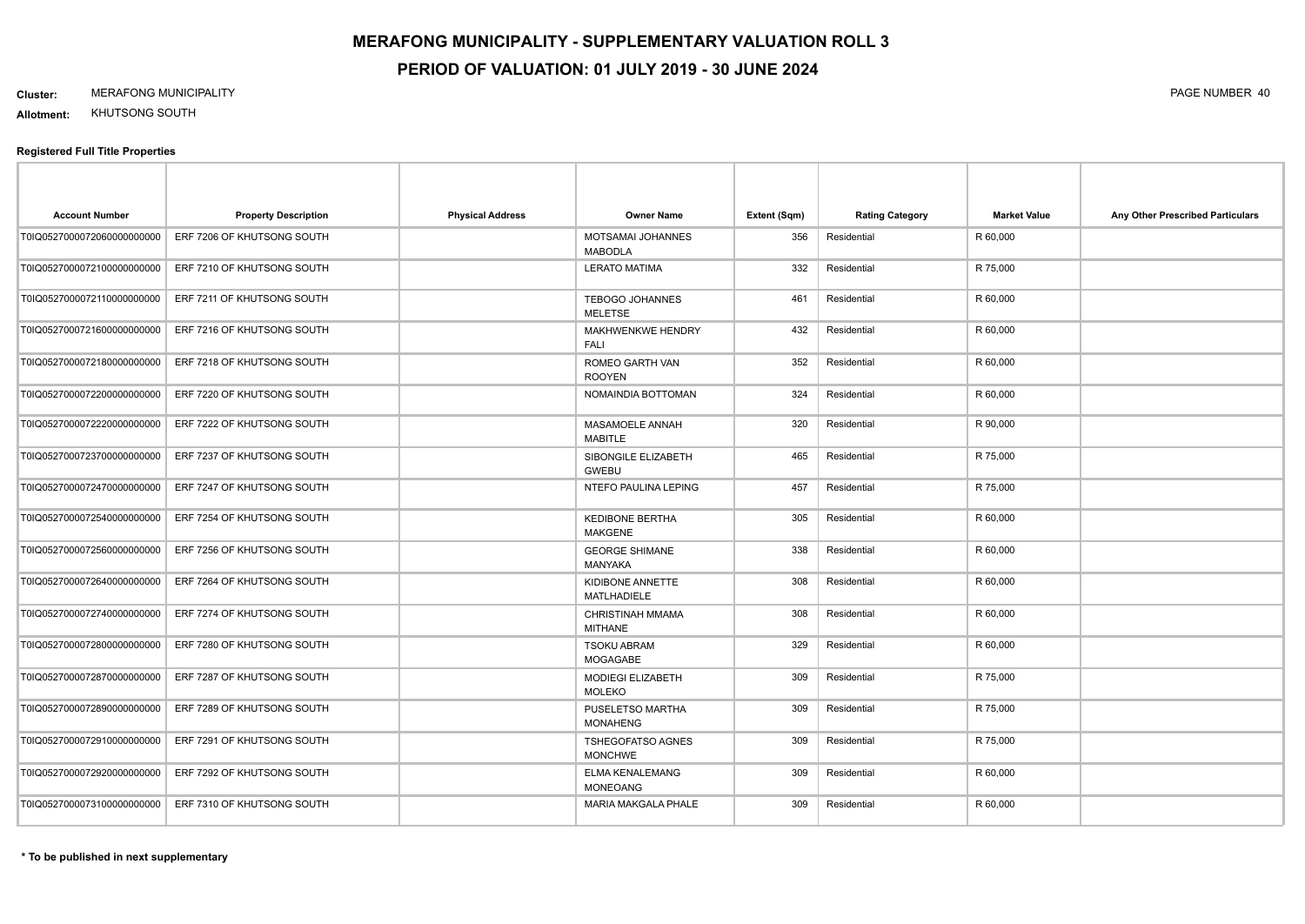# MERAFONG MUNICIPALITY - SUPPLEMENTARY VALUATION ROLL 3

# PERIOD OF VALUATION: 01 JULY 2019 - 30 JUNE 2024

**Cluster:** MERAFONG MUNICIPALITY

**Allotment:** KHUTSONG SOUTH

### Registered Full Title Properties

| Account Number | Property Description | Physical Address | Owner Name | Extent (Sqm) | Rating Category | Market Value | Any Other Prescribed Particulars |
|---|---|---|---|---|---|---|---|
| T0IQ05270000720600000000000 | ERF 7206 OF KHUTSONG SOUTH | | MOTSAMAI JOHANNES MABODLA | 356 | Residential | R 60,000 | |
| T0IQ05270000721000000000000 | ERF 7210 OF KHUTSONG SOUTH | | LERATO MATIMA | 332 | Residential | R 75,000 | |
| T0IQ05270000721100000000000 | ERF 7211 OF KHUTSONG SOUTH | | TEBOGO JOHANNES MELETSE | 461 | Residential | R 60,000 | |
| T0IQ05270000721600000000000 | ERF 7216 OF KHUTSONG SOUTH | | MAKHWENKWE HENDRY FALI | 432 | Residential | R 60,000 | |
| T0IQ05270000721800000000000 | ERF 7218 OF KHUTSONG SOUTH | | ROMEO GARTH VAN ROOYEN | 352 | Residential | R 60,000 | |
| T0IQ05270000722000000000000 | ERF 7220 OF KHUTSONG SOUTH | | NOMAINDIA BOTTOMAN | 324 | Residential | R 60,000 | |
| T0IQ05270000722200000000000 | ERF 7222 OF KHUTSONG SOUTH | | MASAMOELE ANNAH MABITLE | 320 | Residential | R 90,000 | |
| T0IQ05270000723700000000000 | ERF 7237 OF KHUTSONG SOUTH | | SIBONGILE ELIZABETH GWEBU | 465 | Residential | R 75,000 | |
| T0IQ05270000724700000000000 | ERF 7247 OF KHUTSONG SOUTH | | NTEFO PAULINA LEPING | 457 | Residential | R 75,000 | |
| T0IQ05270000725400000000000 | ERF 7254 OF KHUTSONG SOUTH | | KEDIBONE BERTHA MAKGENE | 305 | Residential | R 60,000 | |
| T0IQ05270000725600000000000 | ERF 7256 OF KHUTSONG SOUTH | | GEORGE SHIMANE MANYAKA | 338 | Residential | R 60,000 | |
| T0IQ05270000726400000000000 | ERF 7264 OF KHUTSONG SOUTH | | KIDIBONE ANNETTE MATLHADIELE | 308 | Residential | R 60,000 | |
| T0IQ05270000727400000000000 | ERF 7274 OF KHUTSONG SOUTH | | CHRISTINAH MMAMA MITHANE | 308 | Residential | R 60,000 | |
| T0IQ05270000728000000000000 | ERF 7280 OF KHUTSONG SOUTH | | TSOKU ABRAM MOGAGABE | 329 | Residential | R 60,000 | |
| T0IQ05270000728700000000000 | ERF 7287 OF KHUTSONG SOUTH | | MODIEGI ELIZABETH MOLEKO | 309 | Residential | R 75,000 | |
| T0IQ05270000728900000000000 | ERF 7289 OF KHUTSONG SOUTH | | PUSELETSO MARTHA MONAHENG | 309 | Residential | R 75,000 | |
| T0IQ05270000729100000000000 | ERF 7291 OF KHUTSONG SOUTH | | TSHEGOFATSO AGNES MONCHWE | 309 | Residential | R 75,000 | |
| T0IQ05270000729200000000000 | ERF 7292 OF KHUTSONG SOUTH | | ELMA KENALEMANG MONEOANG | 309 | Residential | R 60,000 | |
| T0IQ05270000731000000000000 | ERF 7310 OF KHUTSONG SOUTH | | MARIA MAKGALA PHALE | 309 | Residential | R 60,000 | |

**\* To be published in next supplementary**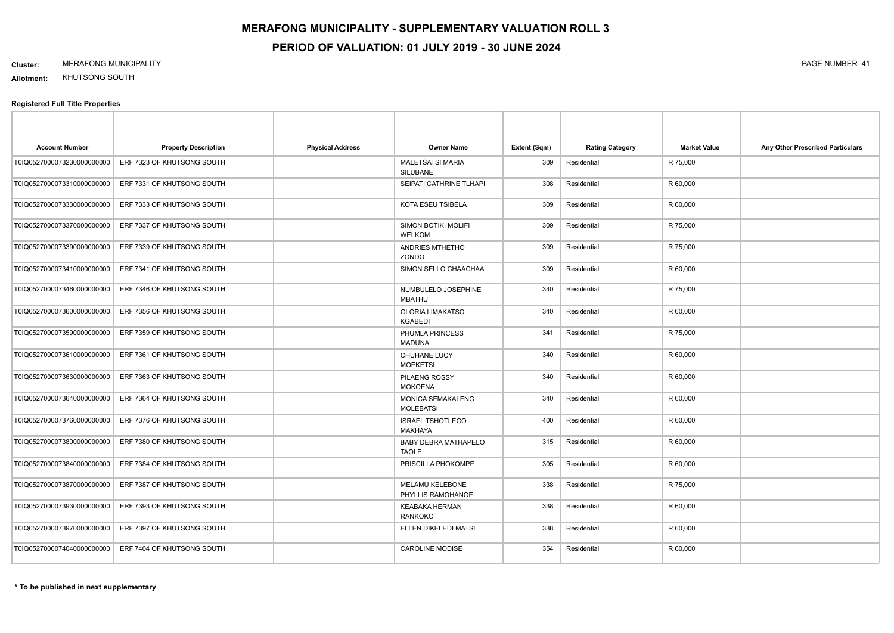# MERAFONG MUNICIPALITY - SUPPLEMENTARY VALUATION ROLL 3

## PERIOD OF VALUATION: 01 JULY 2019 - 30 JUNE 2024

**Cluster:** MERAFONG MUNICIPALITY

**Allotment:** KHUTSONG SOUTH

### Registered Full Title Properties

| Account Number | Property Description | Physical Address | Owner Name | Extent (Sqm) | Rating Category | Market Value | Any Other Prescribed Particulars |
|---|---|---|---|---|---|---|---|
| T0IQ05270000073230000000000 | ERF 7323 OF KHUTSONG SOUTH | | MALETSATSI MARIA SILUBANE | 309 | Residential | R 75,000 | |
| T0IQ05270000073310000000000 | ERF 7331 OF KHUTSONG SOUTH | | SEIPATI CATHRINE TLHAPI | 308 | Residential | R 60,000 | |
| T0IQ05270000073330000000000 | ERF 7333 OF KHUTSONG SOUTH | | KOTA ESEU TSIBELA | 309 | Residential | R 60,000 | |
| T0IQ05270000073370000000000 | ERF 7337 OF KHUTSONG SOUTH | | SIMON BOTIKI MOLIFI WELKOM | 309 | Residential | R 75,000 | |
| T0IQ05270000073390000000000 | ERF 7339 OF KHUTSONG SOUTH | | ANDRIES MTHETHO ZONDO | 309 | Residential | R 75,000 | |
| T0IQ05270000073410000000000 | ERF 7341 OF KHUTSONG SOUTH | | SIMON SELLO CHAACHAA | 309 | Residential | R 60,000 | |
| T0IQ05270000073460000000000 | ERF 7346 OF KHUTSONG SOUTH | | NUMBULELO JOSEPHINE MBATHU | 340 | Residential | R 75,000 | |
| T0IQ05270000073600000000000 | ERF 7356 OF KHUTSONG SOUTH | | GLORIA LIMAKATSO KGABEDI | 340 | Residential | R 60,000 | |
| T0IQ05270000073590000000000 | ERF 7359 OF KHUTSONG SOUTH | | PHUMLA PRINCESS MADUNA | 341 | Residential | R 75,000 | |
| T0IQ05270000073610000000000 | ERF 7361 OF KHUTSONG SOUTH | | CHUHANE LUCY MOEKETSI | 340 | Residential | R 60,000 | |
| T0IQ05270000073630000000000 | ERF 7363 OF KHUTSONG SOUTH | | PILAENG ROSSY MOKOENA | 340 | Residential | R 60,000 | |
| T0IQ05270000073640000000000 | ERF 7364 OF KHUTSONG SOUTH | | MONICA SEMAKALENG MOLEBATSI | 340 | Residential | R 60,000 | |
| T0IQ05270000073760000000000 | ERF 7376 OF KHUTSONG SOUTH | | ISRAEL TSHOTLEGO MAKHAYA | 400 | Residential | R 60,000 | |
| T0IQ05270000073800000000000 | ERF 7380 OF KHUTSONG SOUTH | | BABY DEBRA MATHAPELO TAOLE | 315 | Residential | R 60,000 | |
| T0IQ05270000073840000000000 | ERF 7384 OF KHUTSONG SOUTH | | PRISCILLA PHOKOMPE | 305 | Residential | R 60,000 | |
| T0IQ05270000073870000000000 | ERF 7387 OF KHUTSONG SOUTH | | MELAMU KELEBONE PHYLLIS RAMOHANOE | 338 | Residential | R 75,000 | |
| T0IQ05270000073930000000000 | ERF 7393 OF KHUTSONG SOUTH | | KEABAKA HERMAN RANKOKO | 338 | Residential | R 60,000 | |
| T0IQ05270000073970000000000 | ERF 7397 OF KHUTSONG SOUTH | | ELLEN DIKELEDI MATSI | 338 | Residential | R 60,000 | |
| T0IQ05270000074040000000000 | ERF 7404 OF KHUTSONG SOUTH | | CAROLINE MODISE | 354 | Residential | R 60,000 | |

**\* To be published in next supplementary**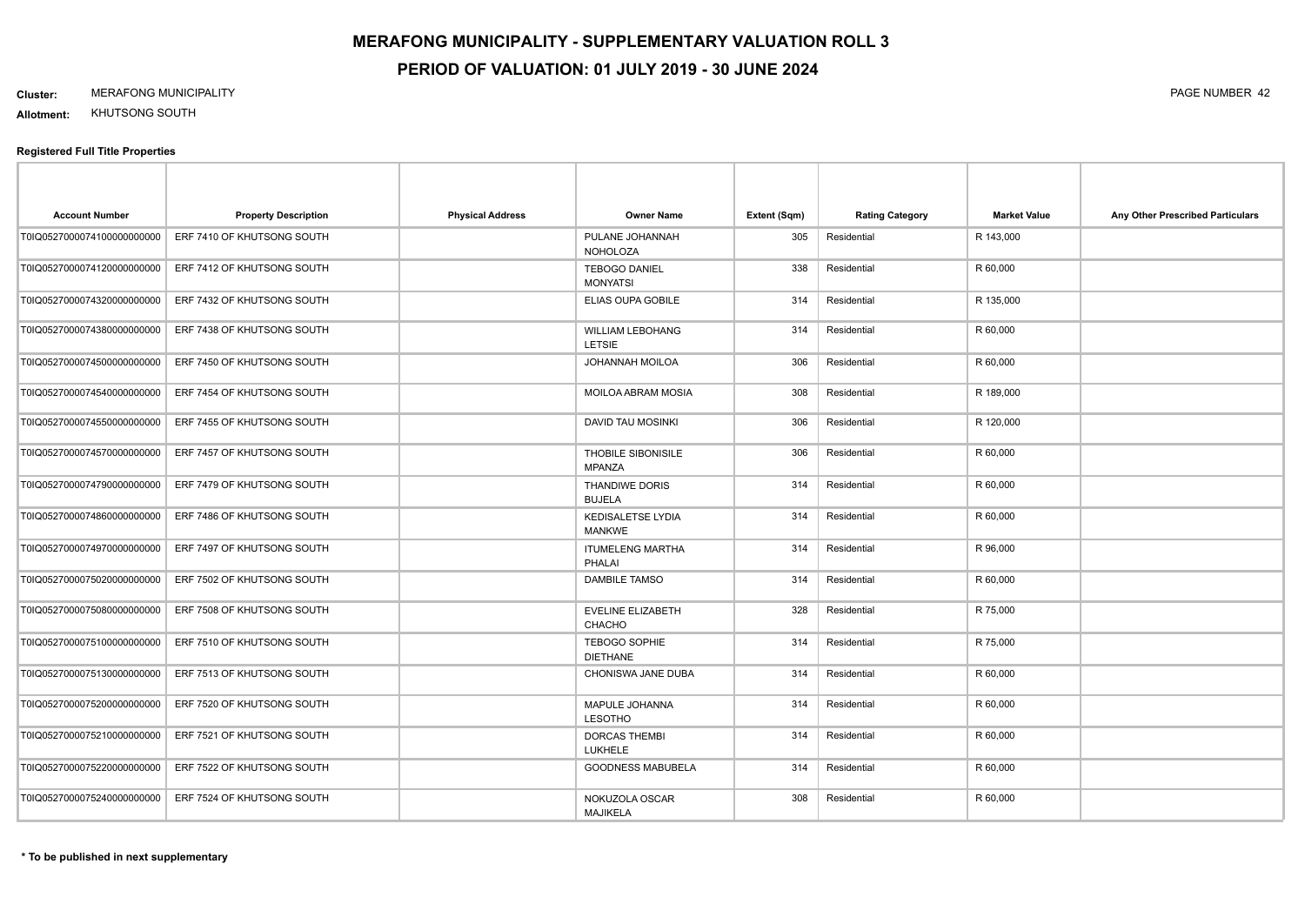# MERAFONG MUNICIPALITY - SUPPLEMENTARY VALUATION ROLL 3

## PERIOD OF VALUATION: 01 JULY 2019 - 30 JUNE 2024

**Cluster:** MERAFONG MUNICIPALITY

**Allotment:** KHUTSONG SOUTH

**Registered Full Title Properties**

| Account Number | Property Description | Physical Address | Owner Name | Extent (Sqm) | Rating Category | Market Value | Any Other Prescribed Particulars |
|---|---|---|---|---|---|---|---|
| T0IQ0527000074100000000000 | ERF 7410 OF KHUTSONG SOUTH | | PULANE JOHANNAH NOHOLOZA | 305 | Residential | R 143,000 | |
| T0IQ0527000074120000000000 | ERF 7412 OF KHUTSONG SOUTH | | TEBOGO DANIEL MONYATSI | 338 | Residential | R 60,000 | |
| T0IQ0527000074320000000000 | ERF 7432 OF KHUTSONG SOUTH | | ELIAS OUPA GOBILE | 314 | Residential | R 135,000 | |
| T0IQ0527000074380000000000 | ERF 7438 OF KHUTSONG SOUTH | | WILLIAM LEBOHANG LETSIE | 314 | Residential | R 60,000 | |
| T0IQ0527000074500000000000 | ERF 7450 OF KHUTSONG SOUTH | | JOHANNAH MOILOA | 306 | Residential | R 60,000 | |
| T0IQ0527000074540000000000 | ERF 7454 OF KHUTSONG SOUTH | | MOILOA ABRAM MOSIA | 308 | Residential | R 189,000 | |
| T0IQ0527000074550000000000 | ERF 7455 OF KHUTSONG SOUTH | | DAVID TAU MOSINKI | 306 | Residential | R 120,000 | |
| T0IQ0527000074570000000000 | ERF 7457 OF KHUTSONG SOUTH | | THOBILE SIBONISILE MPANZA | 306 | Residential | R 60,000 | |
| T0IQ0527000074790000000000 | ERF 7479 OF KHUTSONG SOUTH | | THANDIWE DORIS BUJELA | 314 | Residential | R 60,000 | |
| T0IQ0527000074860000000000 | ERF 7486 OF KHUTSONG SOUTH | | KEDISALETSE LYDIA MANKWE | 314 | Residential | R 60,000 | |
| T0IQ0527000074970000000000 | ERF 7497 OF KHUTSONG SOUTH | | ITUMELENG MARTHA PHALAI | 314 | Residential | R 96,000 | |
| T0IQ0527000075020000000000 | ERF 7502 OF KHUTSONG SOUTH | | DAMBILE TAMSO | 314 | Residential | R 60,000 | |
| T0IQ0527000075080000000000 | ERF 7508 OF KHUTSONG SOUTH | | EVELINE ELIZABETH CHACHO | 328 | Residential | R 75,000 | |
| T0IQ0527000075100000000000 | ERF 7510 OF KHUTSONG SOUTH | | TEBOGO SOPHIE DIETHANE | 314 | Residential | R 75,000 | |
| T0IQ0527000075130000000000 | ERF 7513 OF KHUTSONG SOUTH | | CHONISWA JANE DUBA | 314 | Residential | R 60,000 | |
| T0IQ0527000075200000000000 | ERF 7520 OF KHUTSONG SOUTH | | MAPULE JOHANNA LESOTHO | 314 | Residential | R 60,000 | |
| T0IQ0527000075210000000000 | ERF 7521 OF KHUTSONG SOUTH | | DORCAS THEMBI LUKHELE | 314 | Residential | R 60,000 | |
| T0IQ0527000075220000000000 | ERF 7522 OF KHUTSONG SOUTH | | GOODNESS MABUBELA | 314 | Residential | R 60,000 | |
| T0IQ0527000075240000000000 | ERF 7524 OF KHUTSONG SOUTH | | NOKUZOLA OSCAR MAJIKELA | 308 | Residential | R 60,000 | |

**\* To be published in next supplementary**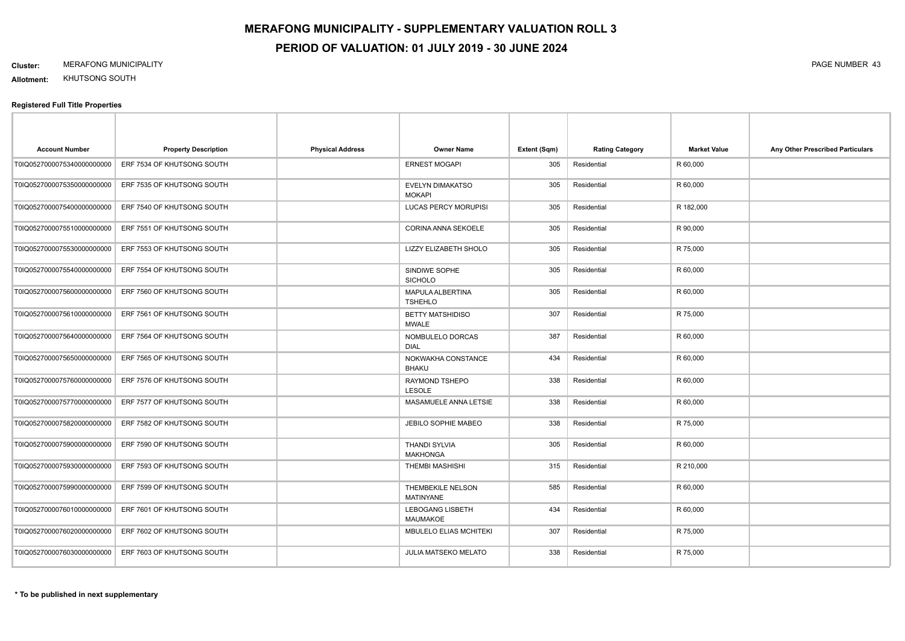# MERAFONG MUNICIPALITY - SUPPLEMENTARY VALUATION ROLL 3

## PERIOD OF VALUATION: 01 JULY 2019 - 30 JUNE 2024

**Cluster:** MERAFONG MUNICIPALITY

**Allotment:** KHUTSONG SOUTH

### Registered Full Title Properties

| Account Number | Property Description | Physical Address | Owner Name | Extent (Sqm) | Rating Category | Market Value | Any Other Prescribed Particulars |
|---|---|---|---|---|---|---|---|
| T0IQ0527000075340000000000 | ERF 7534 OF KHUTSONG SOUTH | | ERNEST MOGAPI | 305 | Residential | R 60,000 | |
| T0IQ0527000075350000000000 | ERF 7535 OF KHUTSONG SOUTH | | EVELYN DIMAKATSO MOKAPI | 305 | Residential | R 60,000 | |
| T0IQ0527000075400000000000 | ERF 7540 OF KHUTSONG SOUTH | | LUCAS PERCY MORUPISI | 305 | Residential | R 182,000 | |
| T0IQ0527000075510000000000 | ERF 7551 OF KHUTSONG SOUTH | | CORINA ANNA SEKOELE | 305 | Residential | R 90,000 | |
| T0IQ0527000075530000000000 | ERF 7553 OF KHUTSONG SOUTH | | LIZZY ELIZABETH SHOLO | 305 | Residential | R 75,000 | |
| T0IQ0527000075540000000000 | ERF 7554 OF KHUTSONG SOUTH | | SINDIWE SOPHE SICHOLO | 305 | Residential | R 60,000 | |
| T0IQ0527000075600000000000 | ERF 7560 OF KHUTSONG SOUTH | | MAPULA ALBERTINA TSHEHLO | 305 | Residential | R 60,000 | |
| T0IQ0527000075610000000000 | ERF 7561 OF KHUTSONG SOUTH | | BETTY MATSHIDISO MWALE | 307 | Residential | R 75,000 | |
| T0IQ0527000075640000000000 | ERF 7564 OF KHUTSONG SOUTH | | NOMBULELO DORCAS DIAL | 387 | Residential | R 60,000 | |
| T0IQ0527000075650000000000 | ERF 7565 OF KHUTSONG SOUTH | | NOKWAKHA CONSTANCE BHAKU | 434 | Residential | R 60,000 | |
| T0IQ0527000075760000000000 | ERF 7576 OF KHUTSONG SOUTH | | RAYMOND TSHEPO LESOLE | 338 | Residential | R 60,000 | |
| T0IQ0527000075770000000000 | ERF 7577 OF KHUTSONG SOUTH | | MASAMUELE ANNA LETSIE | 338 | Residential | R 60,000 | |
| T0IQ0527000075820000000000 | ERF 7582 OF KHUTSONG SOUTH | | JEBILO SOPHIE MABEO | 338 | Residential | R 75,000 | |
| T0IQ0527000075900000000000 | ERF 7590 OF KHUTSONG SOUTH | | THANDI SYLVIA MAKHONGA | 305 | Residential | R 60,000 | |
| T0IQ0527000075930000000000 | ERF 7593 OF KHUTSONG SOUTH | | THEMBI MASHISHI | 315 | Residential | R 210,000 | |
| T0IQ0527000075990000000000 | ERF 7599 OF KHUTSONG SOUTH | | THEMBEKILE NELSON MATINYANE | 585 | Residential | R 60,000 | |
| T0IQ0527000076010000000000 | ERF 7601 OF KHUTSONG SOUTH | | LEBOGANG LISBETH MAUMAKOE | 434 | Residential | R 60,000 | |
| T0IQ0527000076020000000000 | ERF 7602 OF KHUTSONG SOUTH | | MBULELO ELIAS MCHITEKI | 307 | Residential | R 75,000 | |
| T0IQ0527000076030000000000 | ERF 7603 OF KHUTSONG SOUTH | | JULIA MATSEKO MELATO | 338 | Residential | R 75,000 | |

**\* To be published in next supplementary**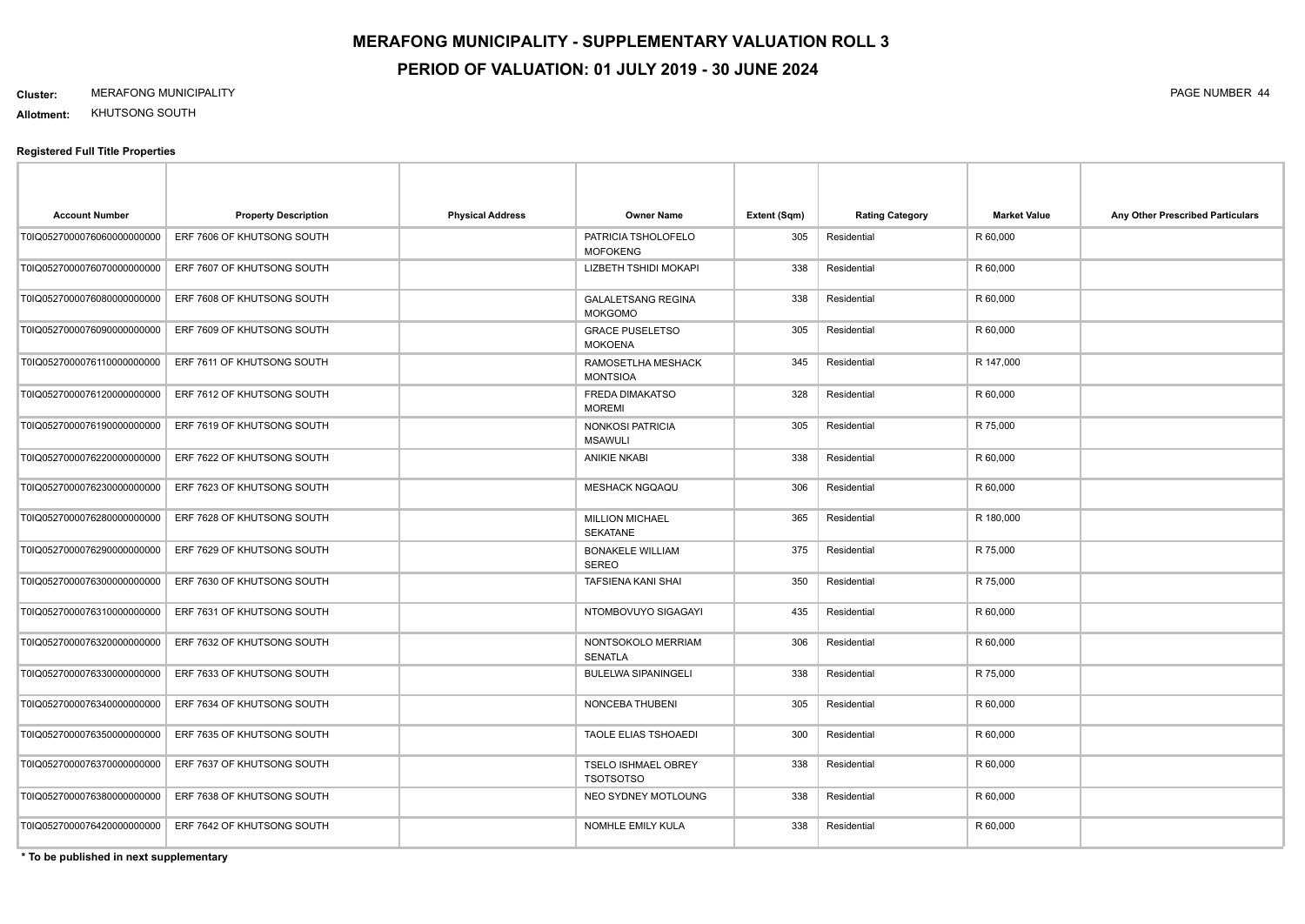# MERAFONG MUNICIPALITY - SUPPLEMENTARY VALUATION ROLL 3

## PERIOD OF VALUATION: 01 JULY 2019 - 30 JUNE 2024

**Cluster:** MERAFONG MUNICIPALITY

**Allotment:** KHUTSONG SOUTH

### Registered Full Title Properties

| Account Number | Property Description | Physical Address | Owner Name | Extent (Sqm) | Rating Category | Market Value | Any Other Prescribed Particulars |
|---|---|---|---|---|---|---|---|
| T0IQ05270000760600000000 | ERF 7606 OF KHUTSONG SOUTH | | PATRICIA TSHOLOFELO MOFOKENG | 305 | Residential | R 60,000 | |
| T0IQ05270000760700000000 | ERF 7607 OF KHUTSONG SOUTH | | LIZBETH TSHIDI MOKAPI | 338 | Residential | R 60,000 | |
| T0IQ05270000760800000000 | ERF 7608 OF KHUTSONG SOUTH | | GALALETSANG REGINA MOKGOMO | 338 | Residential | R 60,000 | |
| T0IQ05270000760900000000 | ERF 7609 OF KHUTSONG SOUTH | | GRACE PUSELETSO MOKOENA | 305 | Residential | R 60,000 | |
| T0IQ05270000761100000000 | ERF 7611 OF KHUTSONG SOUTH | | RAMOSETLHA MESHACK MONTSIOA | 345 | Residential | R 147,000 | |
| T0IQ05270000761200000000 | ERF 7612 OF KHUTSONG SOUTH | | FREDA DIMAKATSO MOREMI | 328 | Residential | R 60,000 | |
| T0IQ05270000761900000000 | ERF 7619 OF KHUTSONG SOUTH | | NONKOSI PATRICIA MSAWULI | 305 | Residential | R 75,000 | |
| T0IQ05270000762200000000 | ERF 7622 OF KHUTSONG SOUTH | | ANIKIE NKABI | 338 | Residential | R 60,000 | |
| T0IQ05270000762300000000 | ERF 7623 OF KHUTSONG SOUTH | | MESHACK NGQAQU | 306 | Residential | R 60,000 | |
| T0IQ05270000762800000000 | ERF 7628 OF KHUTSONG SOUTH | | MILLION MICHAEL SEKATANE | 365 | Residential | R 180,000 | |
| T0IQ05270000762900000000 | ERF 7629 OF KHUTSONG SOUTH | | BONAKELE WILLIAM SEREO | 375 | Residential | R 75,000 | |
| T0IQ05270000763000000000 | ERF 7630 OF KHUTSONG SOUTH | | TAFSIENA KANI SHAI | 350 | Residential | R 75,000 | |
| T0IQ05270000763100000000 | ERF 7631 OF KHUTSONG SOUTH | | NTOMBOVUYO SIGAGAYI | 435 | Residential | R 60,000 | |
| T0IQ05270000763200000000 | ERF 7632 OF KHUTSONG SOUTH | | NONTSOKOLO MERRIAM SENATLA | 306 | Residential | R 60,000 | |
| T0IQ05270000763300000000 | ERF 7633 OF KHUTSONG SOUTH | | BULELWA SIPANINGELI | 338 | Residential | R 75,000 | |
| T0IQ05270000763400000000 | ERF 7634 OF KHUTSONG SOUTH | | NONCEBA THUBENI | 305 | Residential | R 60,000 | |
| T0IQ05270000763500000000 | ERF 7635 OF KHUTSONG SOUTH | | TAOLE ELIAS TSHOAEDI | 300 | Residential | R 60,000 | |
| T0IQ05270000763700000000 | ERF 7637 OF KHUTSONG SOUTH | | TSELO ISHMAEL OBREY TSOTSOTSO | 338 | Residential | R 60,000 | |
| T0IQ05270000763800000000 | ERF 7638 OF KHUTSONG SOUTH | | NEO SYDNEY MOTLOUNG | 338 | Residential | R 60,000 | |
| T0IQ05270000764200000000 | ERF 7642 OF KHUTSONG SOUTH | | NOMHLE EMILY KULA | 338 | Residential | R 60,000 | |

**\* To be published in next supplementary**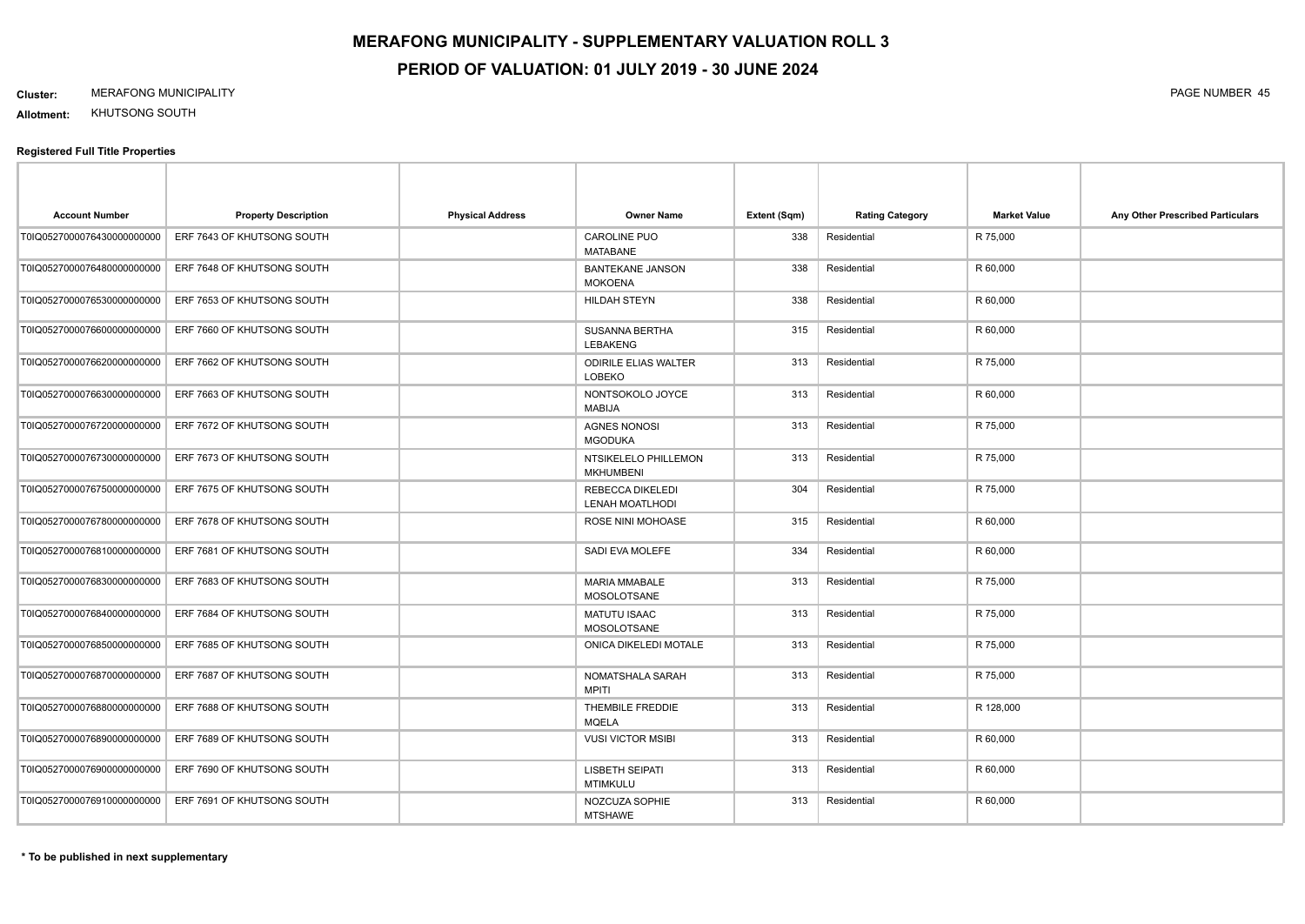# MERAFONG MUNICIPALITY - SUPPLEMENTARY VALUATION ROLL 3

## PERIOD OF VALUATION: 01 JULY 2019 - 30 JUNE 2024

**Cluster:** MERAFONG MUNICIPALITY

**Allotment:** KHUTSONG SOUTH

**Registered Full Title Properties**

| Account Number | Property Description | Physical Address | Owner Name | Extent (Sqm) | Rating Category | Market Value | Any Other Prescribed Particulars |
|---|---|---|---|---|---|---|---|
| T0IQ05270000764300000000000 | ERF 7643 OF KHUTSONG SOUTH | | CAROLINE PUO MATABANE | 338 | Residential | R 75,000 | |
| T0IQ05270000764800000000000 | ERF 7648 OF KHUTSONG SOUTH | | BANTEKANE JANSON MOKOENA | 338 | Residential | R 60,000 | |
| T0IQ05270000765300000000000 | ERF 7653 OF KHUTSONG SOUTH | | HILDAH STEYN | 338 | Residential | R 60,000 | |
| T0IQ05270000766000000000000 | ERF 7660 OF KHUTSONG SOUTH | | SUSANNA BERTHA LEBAKENG | 315 | Residential | R 60,000 | |
| T0IQ05270000766200000000000 | ERF 7662 OF KHUTSONG SOUTH | | ODIRILE ELIAS WALTER LOBEKO | 313 | Residential | R 75,000 | |
| T0IQ05270000766300000000000 | ERF 7663 OF KHUTSONG SOUTH | | NONTSOKOLO JOYCE MABIJA | 313 | Residential | R 60,000 | |
| T0IQ05270000767200000000000 | ERF 7672 OF KHUTSONG SOUTH | | AGNES NONOSI MGODUKA | 313 | Residential | R 75,000 | |
| T0IQ05270000767300000000000 | ERF 7673 OF KHUTSONG SOUTH | | NTSIKELELO PHILLEMON MKHUMBENI | 313 | Residential | R 75,000 | |
| T0IQ05270000767500000000000 | ERF 7675 OF KHUTSONG SOUTH | | REBECCA DIKELEDI LENAH MOATLHODI | 304 | Residential | R 75,000 | |
| T0IQ05270000767800000000000 | ERF 7678 OF KHUTSONG SOUTH | | ROSE NINI MOHOASE | 315 | Residential | R 60,000 | |
| T0IQ05270000768100000000000 | ERF 7681 OF KHUTSONG SOUTH | | SADI EVA MOLEFE | 334 | Residential | R 60,000 | |
| T0IQ05270000768300000000000 | ERF 7683 OF KHUTSONG SOUTH | | MARIA MMABALE MOSOLOTSANE | 313 | Residential | R 75,000 | |
| T0IQ05270000768400000000000 | ERF 7684 OF KHUTSONG SOUTH | | MATUTU ISAAC MOSOLOTSANE | 313 | Residential | R 75,000 | |
| T0IQ05270000768500000000000 | ERF 7685 OF KHUTSONG SOUTH | | ONICA DIKELEDI MOTALE | 313 | Residential | R 75,000 | |
| T0IQ05270000768700000000000 | ERF 7687 OF KHUTSONG SOUTH | | NOMATSHALA SARAH MPITI | 313 | Residential | R 75,000 | |
| T0IQ05270000768800000000000 | ERF 7688 OF KHUTSONG SOUTH | | THEMBILE FREDDIE MQELA | 313 | Residential | R 128,000 | |
| T0IQ05270000768900000000000 | ERF 7689 OF KHUTSONG SOUTH | | VUSI VICTOR MSIBI | 313 | Residential | R 60,000 | |
| T0IQ05270000769000000000000 | ERF 7690 OF KHUTSONG SOUTH | | LISBETH SEIPATI MTIMKULU | 313 | Residential | R 60,000 | |
| T0IQ05270000769100000000000 | ERF 7691 OF KHUTSONG SOUTH | | NOZCUZA SOPHIE MTSHAWE | 313 | Residential | R 60,000 | |

**\* To be published in next supplementary**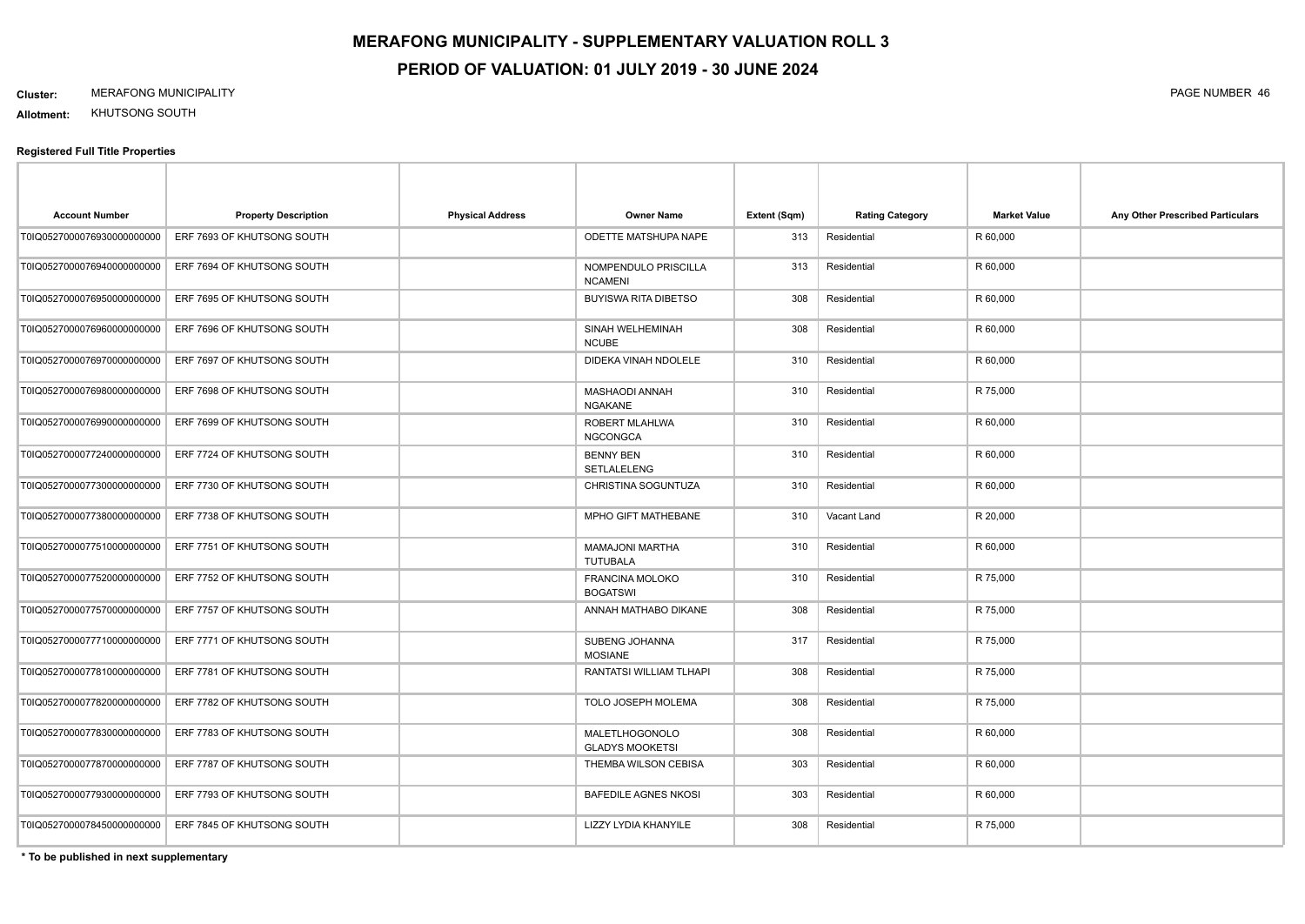# MERAFONG MUNICIPALITY - SUPPLEMENTARY VALUATION ROLL 3

## PERIOD OF VALUATION: 01 JULY 2019 - 30 JUNE 2024

**Cluster:** MERAFONG MUNICIPALITY

**Allotment:** KHUTSONG SOUTH

### Registered Full Title Properties

| Account Number | Property Description | Physical Address | Owner Name | Extent (Sqm) | Rating Category | Market Value | Any Other Prescribed Particulars |
|---|---|---|---|---|---|---|---|
| T0IQ05270000769300000000​00 | ERF 7693 OF KHUTSONG SOUTH | | ODETTE MATSHUPA NAPE | 313 | Residential | R 60,000 | |
| T0IQ0527000076940000000000 | ERF 7694 OF KHUTSONG SOUTH | | NOMPENDULO PRISCILLA NCAMENI | 313 | Residential | R 60,000 | |
| T0IQ0527000076950000000000 | ERF 7695 OF KHUTSONG SOUTH | | BUYISWA RITA DIBETSO | 308 | Residential | R 60,000 | |
| T0IQ0527000076960000000000 | ERF 7696 OF KHUTSONG SOUTH | | SINAH WELHEMINAH NCUBE | 308 | Residential | R 60,000 | |
| T0IQ0527000076970000000000 | ERF 7697 OF KHUTSONG SOUTH | | DIDEKA VINAH NDOLELE | 310 | Residential | R 60,000 | |
| T0IQ0527000076980000000000 | ERF 7698 OF KHUTSONG SOUTH | | MASHAODI ANNAH NGAKANE | 310 | Residential | R 75,000 | |
| T0IQ0527000076990000000000 | ERF 7699 OF KHUTSONG SOUTH | | ROBERT MLAHLWA NGCONGCA | 310 | Residential | R 60,000 | |
| T0IQ0527000077240000000000 | ERF 7724 OF KHUTSONG SOUTH | | BENNY BEN SETLALELENG | 310 | Residential | R 60,000 | |
| T0IQ0527000077300000000000 | ERF 7730 OF KHUTSONG SOUTH | | CHRISTINA SOGUNTUZA | 310 | Residential | R 60,000 | |
| T0IQ0527000077380000000000 | ERF 7738 OF KHUTSONG SOUTH | | MPHO GIFT MATHEBANE | 310 | Vacant Land | R 20,000 | |
| T0IQ0527000077510000000000 | ERF 7751 OF KHUTSONG SOUTH | | MAMAJONI MARTHA TUTUBALA | 310 | Residential | R 60,000 | |
| T0IQ0527000077520000000000 | ERF 7752 OF KHUTSONG SOUTH | | FRANCINA MOLOKO BOGATSWI | 310 | Residential | R 75,000 | |
| T0IQ0527000077570000000000 | ERF 7757 OF KHUTSONG SOUTH | | ANNAH MATHABO DIKANE | 308 | Residential | R 75,000 | |
| T0IQ0527000077710000000000 | ERF 7771 OF KHUTSONG SOUTH | | SUBENG JOHANNA MOSIANE | 317 | Residential | R 75,000 | |
| T0IQ0527000077810000000000 | ERF 7781 OF KHUTSONG SOUTH | | RANTATSI WILLIAM TLHAPI | 308 | Residential | R 75,000 | |
| T0IQ0527000077820000000000 | ERF 7782 OF KHUTSONG SOUTH | | TOLO JOSEPH MOLEMA | 308 | Residential | R 75,000 | |
| T0IQ0527000077830000000000 | ERF 7783 OF KHUTSONG SOUTH | | MALETLHOGONOLO GLADYS MOOKETSI | 308 | Residential | R 60,000 | |
| T0IQ0527000077870000000000 | ERF 7787 OF KHUTSONG SOUTH | | THEMBA WILSON CEBISA | 303 | Residential | R 60,000 | |
| T0IQ0527000077930000000000 | ERF 7793 OF KHUTSONG SOUTH | | BAFEDILE AGNES NKOSI | 303 | Residential | R 60,000 | |
| T0IQ0527000078450000000000 | ERF 7845 OF KHUTSONG SOUTH | | LIZZY LYDIA KHANYILE | 308 | Residential | R 75,000 | |

**\* To be published in next supplementary**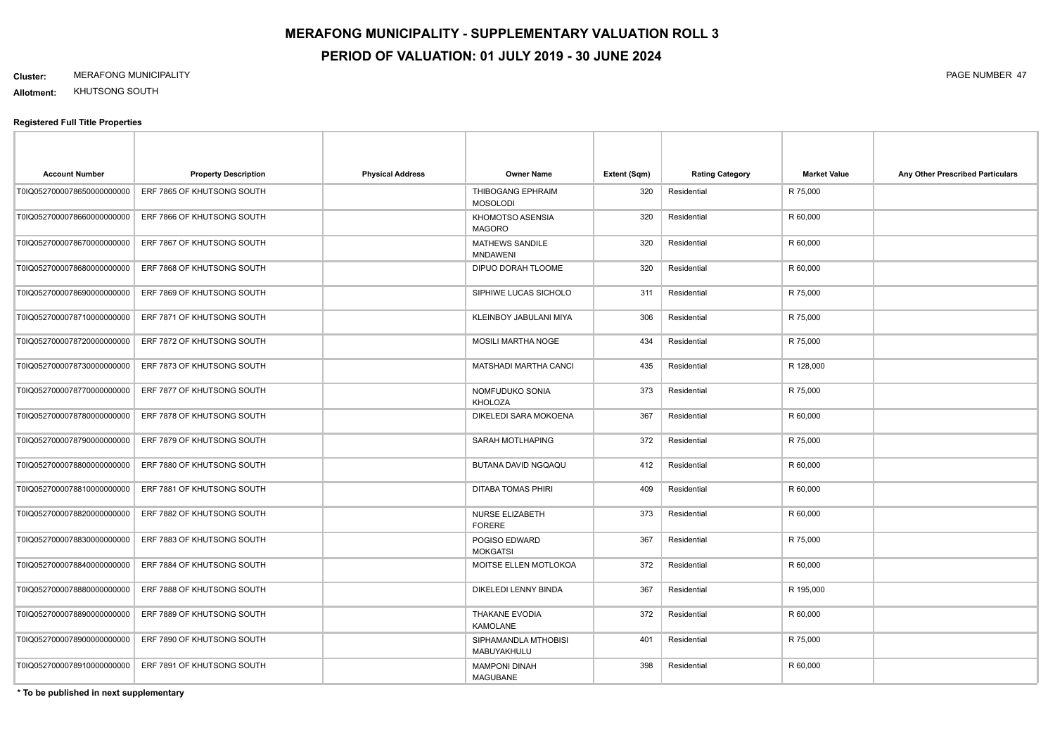# MERAFONG MUNICIPALITY - SUPPLEMENTARY VALUATION ROLL 3

# PERIOD OF VALUATION: 01 JULY 2019 - 30 JUNE 2024

**Cluster:** MERAFONG MUNICIPALITY

**Allotment:** KHUTSONG SOUTH

**Registered Full Title Properties**

| Account Number | Property Description | Physical Address | Owner Name | Extent (Sqm) | Rating Category | Market Value | Any Other Prescribed Particulars |
|---|---|---|---|---|---|---|---|
| T0IQ0527000078650000000000 | ERF 7865 OF KHUTSONG SOUTH | | THIBOGANG EPHRAIM MOSOLODI | 320 | Residential | R 75,000 | |
| T0IQ0527000078660000000000 | ERF 7866 OF KHUTSONG SOUTH | | KHOMOTSO ASENSIA MAGORO | 320 | Residential | R 60,000 | |
| T0IQ0527000078670000000000 | ERF 7867 OF KHUTSONG SOUTH | | MATHEWS SANDILE MNDAWENI | 320 | Residential | R 60,000 | |
| T0IQ0527000078680000000000 | ERF 7868 OF KHUTSONG SOUTH | | DIPUO DORAH TLOOME | 320 | Residential | R 60,000 | |
| T0IQ0527000078690000000000 | ERF 7869 OF KHUTSONG SOUTH | | SIPHIWE LUCAS SICHOLO | 311 | Residential | R 75,000 | |
| T0IQ0527000078710000000000 | ERF 7871 OF KHUTSONG SOUTH | | KLEINBOY JABULANI MIYA | 306 | Residential | R 75,000 | |
| T0IQ0527000078720000000000 | ERF 7872 OF KHUTSONG SOUTH | | MOSILI MARTHA NOGE | 434 | Residential | R 75,000 | |
| T0IQ0527000078730000000000 | ERF 7873 OF KHUTSONG SOUTH | | MATSHADI MARTHA CANCI | 435 | Residential | R 128,000 | |
| T0IQ0527000078770000000000 | ERF 7877 OF KHUTSONG SOUTH | | NOMFUDUKO SONIA KHOLOZA | 373 | Residential | R 75,000 | |
| T0IQ0527000078780000000000 | ERF 7878 OF KHUTSONG SOUTH | | DIKELEDI SARA MOKOENA | 367 | Residential | R 60,000 | |
| T0IQ0527000078790000000000 | ERF 7879 OF KHUTSONG SOUTH | | SARAH MOTLHAPING | 372 | Residential | R 75,000 | |
| T0IQ0527000078800000000000 | ERF 7880 OF KHUTSONG SOUTH | | BUTANA DAVID NGQAQU | 412 | Residential | R 60,000 | |
| T0IQ0527000078810000000000 | ERF 7881 OF KHUTSONG SOUTH | | DITABA TOMAS PHIRI | 409 | Residential | R 60,000 | |
| T0IQ0527000078820000000000 | ERF 7882 OF KHUTSONG SOUTH | | NURSE ELIZABETH FORERE | 373 | Residential | R 60,000 | |
| T0IQ0527000078830000000000 | ERF 7883 OF KHUTSONG SOUTH | | POGISO EDWARD MOKGATSI | 367 | Residential | R 75,000 | |
| T0IQ0527000078840000000000 | ERF 7884 OF KHUTSONG SOUTH | | MOITSE ELLEN MOTLOKOA | 372 | Residential | R 60,000 | |
| T0IQ0527000078880000000000 | ERF 7888 OF KHUTSONG SOUTH | | DIKELEDI LENNY BINDA | 367 | Residential | R 195,000 | |
| T0IQ0527000078890000000000 | ERF 7889 OF KHUTSONG SOUTH | | THAKANE EVODIA KAMOLANE | 372 | Residential | R 60,000 | |
| T0IQ0527000078900000000000 | ERF 7890 OF KHUTSONG SOUTH | | SIPHAMANDLA MTHOBISI MABUYAKHULU | 401 | Residential | R 75,000 | |
| T0IQ0527000078910000000000 | ERF 7891 OF KHUTSONG SOUTH | | MAMPONI DINAH MAGUBANE | 398 | Residential | R 60,000 | |

**\* To be published in next supplementary**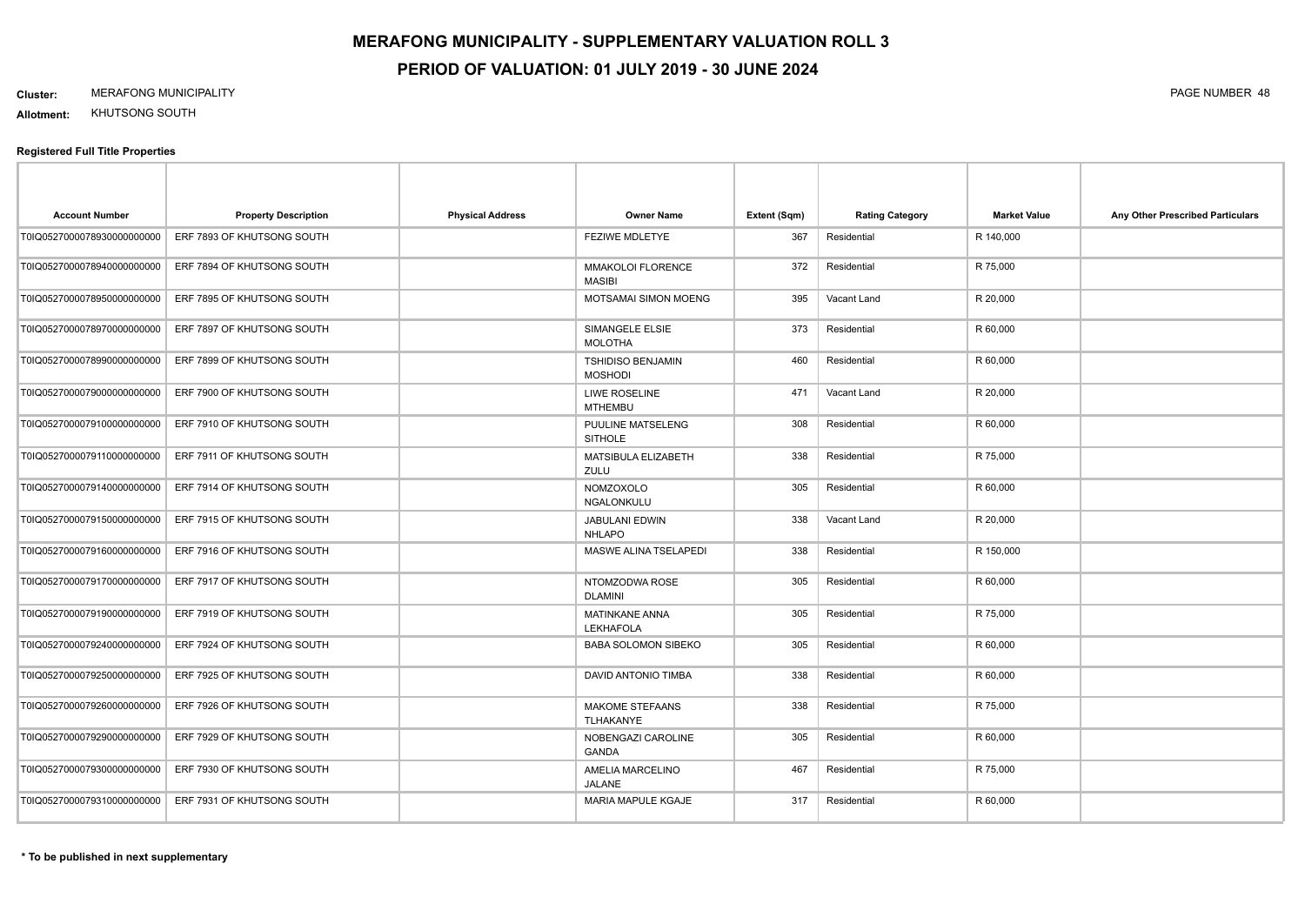# MERAFONG MUNICIPALITY - SUPPLEMENTARY VALUATION ROLL 3

## PERIOD OF VALUATION: 01 JULY 2019 - 30 JUNE 2024

**Cluster:** MERAFONG MUNICIPALITY

**Allotment:** KHUTSONG SOUTH

**Registered Full Title Properties**

| Account Number | Property Description | Physical Address | Owner Name | Extent (Sqm) | Rating Category | Market Value | Any Other Prescribed Particulars |
|---|---|---|---|---|---|---|---|
| T0IQ05270000789300000000000 | ERF 7893 OF KHUTSONG SOUTH | | FEZIWE MDLETYE | 367 | Residential | R 140,000 | |
| T0IQ05270000789400000000000 | ERF 7894 OF KHUTSONG SOUTH | | MMAKOLOI FLORENCE MASIBI | 372 | Residential | R 75,000 | |
| T0IQ05270000789500000000000 | ERF 7895 OF KHUTSONG SOUTH | | MOTSAMAI SIMON MOENG | 395 | Vacant Land | R 20,000 | |
| T0IQ05270000789700000000000 | ERF 7897 OF KHUTSONG SOUTH | | SIMANGELE ELSIE MOLOTHA | 373 | Residential | R 60,000 | |
| T0IQ05270000789900000000000 | ERF 7899 OF KHUTSONG SOUTH | | TSHIDISO BENJAMIN MOSHODI | 460 | Residential | R 60,000 | |
| T0IQ05270000790000000000000 | ERF 7900 OF KHUTSONG SOUTH | | LIWE ROSELINE MTHEMBU | 471 | Vacant Land | R 20,000 | |
| T0IQ05270000791000000000000 | ERF 7910 OF KHUTSONG SOUTH | | PUULINE MATSELENG SITHOLE | 308 | Residential | R 60,000 | |
| T0IQ05270000791100000000000 | ERF 7911 OF KHUTSONG SOUTH | | MATSIBULA ELIZABETH ZULU | 338 | Residential | R 75,000 | |
| T0IQ05270000791400000000000 | ERF 7914 OF KHUTSONG SOUTH | | NOMZOXOLO NGALONKULU | 305 | Residential | R 60,000 | |
| T0IQ05270000791500000000000 | ERF 7915 OF KHUTSONG SOUTH | | JABULANI EDWIN NHLAPO | 338 | Vacant Land | R 20,000 | |
| T0IQ05270000791600000000000 | ERF 7916 OF KHUTSONG SOUTH | | MASWE ALINA TSELAPEDI | 338 | Residential | R 150,000 | |
| T0IQ05270000791700000000000 | ERF 7917 OF KHUTSONG SOUTH | | NTOMZODWA ROSE DLAMINI | 305 | Residential | R 60,000 | |
| T0IQ05270000791900000000000 | ERF 7919 OF KHUTSONG SOUTH | | MATINKANE ANNA LEKHAFOLA | 305 | Residential | R 75,000 | |
| T0IQ05270000792400000000000 | ERF 7924 OF KHUTSONG SOUTH | | BABA SOLOMON SIBEKO | 305 | Residential | R 60,000 | |
| T0IQ05270000792500000000000 | ERF 7925 OF KHUTSONG SOUTH | | DAVID ANTONIO TIMBA | 338 | Residential | R 60,000 | |
| T0IQ05270000792600000000000 | ERF 7926 OF KHUTSONG SOUTH | | MAKOME STEFAANS TLHAKANYE | 338 | Residential | R 75,000 | |
| T0IQ05270000792900000000000 | ERF 7929 OF KHUTSONG SOUTH | | NOBENGAZI CAROLINE GANDA | 305 | Residential | R 60,000 | |
| T0IQ05270000793000000000000 | ERF 7930 OF KHUTSONG SOUTH | | AMELIA MARCELINO JALANE | 467 | Residential | R 75,000 | |
| T0IQ05270000793100000000000 | ERF 7931 OF KHUTSONG SOUTH | | MARIA MAPULE KGAJE | 317 | Residential | R 60,000 | |

**\* To be published in next supplementary**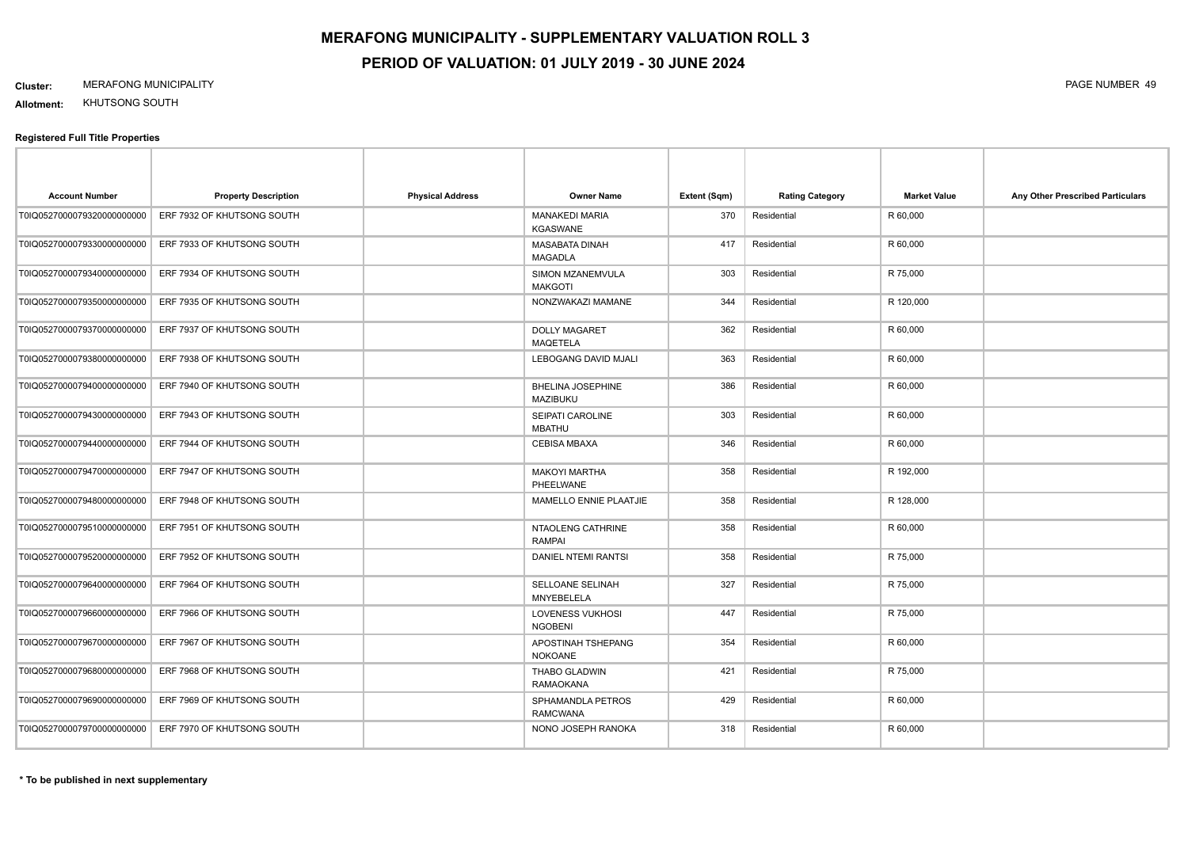# MERAFONG MUNICIPALITY - SUPPLEMENTARY VALUATION ROLL 3

## PERIOD OF VALUATION: 01 JULY 2019 - 30 JUNE 2024

**Cluster:** MERAFONG MUNICIPALITY

**Allotment:** KHUTSONG SOUTH

**Registered Full Title Properties**

| Account Number | Property Description | Physical Address | Owner Name | Extent (Sqm) | Rating Category | Market Value | Any Other Prescribed Particulars |
|---|---|---|---|---|---|---|---|
| T0IQ05270000793200000000000 | ERF 7932 OF KHUTSONG SOUTH | | MANAKEDI MARIA KGASWANE | 370 | Residential | R 60,000 | |
| T0IQ05270000793300000000000 | ERF 7933 OF KHUTSONG SOUTH | | MASABATA DINAH MAGADLA | 417 | Residential | R 60,000 | |
| T0IQ05270000793400000000000 | ERF 7934 OF KHUTSONG SOUTH | | SIMON MZANEMVULA MAKGOTI | 303 | Residential | R 75,000 | |
| T0IQ05270000793500000000000 | ERF 7935 OF KHUTSONG SOUTH | | NONZWAKAZI MAMANE | 344 | Residential | R 120,000 | |
| T0IQ05270000793700000000000 | ERF 7937 OF KHUTSONG SOUTH | | DOLLY MAGARET MAQETELA | 362 | Residential | R 60,000 | |
| T0IQ05270000793800000000000 | ERF 7938 OF KHUTSONG SOUTH | | LEBOGANG DAVID MJALI | 363 | Residential | R 60,000 | |
| T0IQ05270000794000000000000 | ERF 7940 OF KHUTSONG SOUTH | | BHELINA JOSEPHINE MAZIBUKU | 386 | Residential | R 60,000 | |
| T0IQ05270000794300000000000 | ERF 7943 OF KHUTSONG SOUTH | | SEIPATI CAROLINE MBATHU | 303 | Residential | R 60,000 | |
| T0IQ05270000794400000000000 | ERF 7944 OF KHUTSONG SOUTH | | CEBISA MBAXA | 346 | Residential | R 60,000 | |
| T0IQ05270000794700000000000 | ERF 7947 OF KHUTSONG SOUTH | | MAKOYI MARTHA PHEELWANE | 358 | Residential | R 192,000 | |
| T0IQ05270000794800000000000 | ERF 7948 OF KHUTSONG SOUTH | | MAMELLO ENNIE PLAATJIE | 358 | Residential | R 128,000 | |
| T0IQ05270000795100000000000 | ERF 7951 OF KHUTSONG SOUTH | | NTAOLENG CATHRINE RAMPAI | 358 | Residential | R 60,000 | |
| T0IQ05270000795200000000000 | ERF 7952 OF KHUTSONG SOUTH | | DANIEL NTEMI RANTSI | 358 | Residential | R 75,000 | |
| T0IQ05270000796400000000000 | ERF 7964 OF KHUTSONG SOUTH | | SELLOANE SELINAH MNYEBELELA | 327 | Residential | R 75,000 | |
| T0IQ05270000796600000000000 | ERF 7966 OF KHUTSONG SOUTH | | LOVENESS VUKHOSI NGOBENI | 447 | Residential | R 75,000 | |
| T0IQ05270000796700000000000 | ERF 7967 OF KHUTSONG SOUTH | | APOSTINAH TSHEPANG NOKOANE | 354 | Residential | R 60,000 | |
| T0IQ05270000796800000000000 | ERF 7968 OF KHUTSONG SOUTH | | THABO GLADWIN RAMAOKANA | 421 | Residential | R 75,000 | |
| T0IQ05270000796900000000000 | ERF 7969 OF KHUTSONG SOUTH | | SPHAMANDLA PETROS RAMCWANA | 429 | Residential | R 60,000 | |
| T0IQ05270000797000000000000 | ERF 7970 OF KHUTSONG SOUTH | | NONO JOSEPH RANOKA | 318 | Residential | R 60,000 | |

**\* To be published in next supplementary**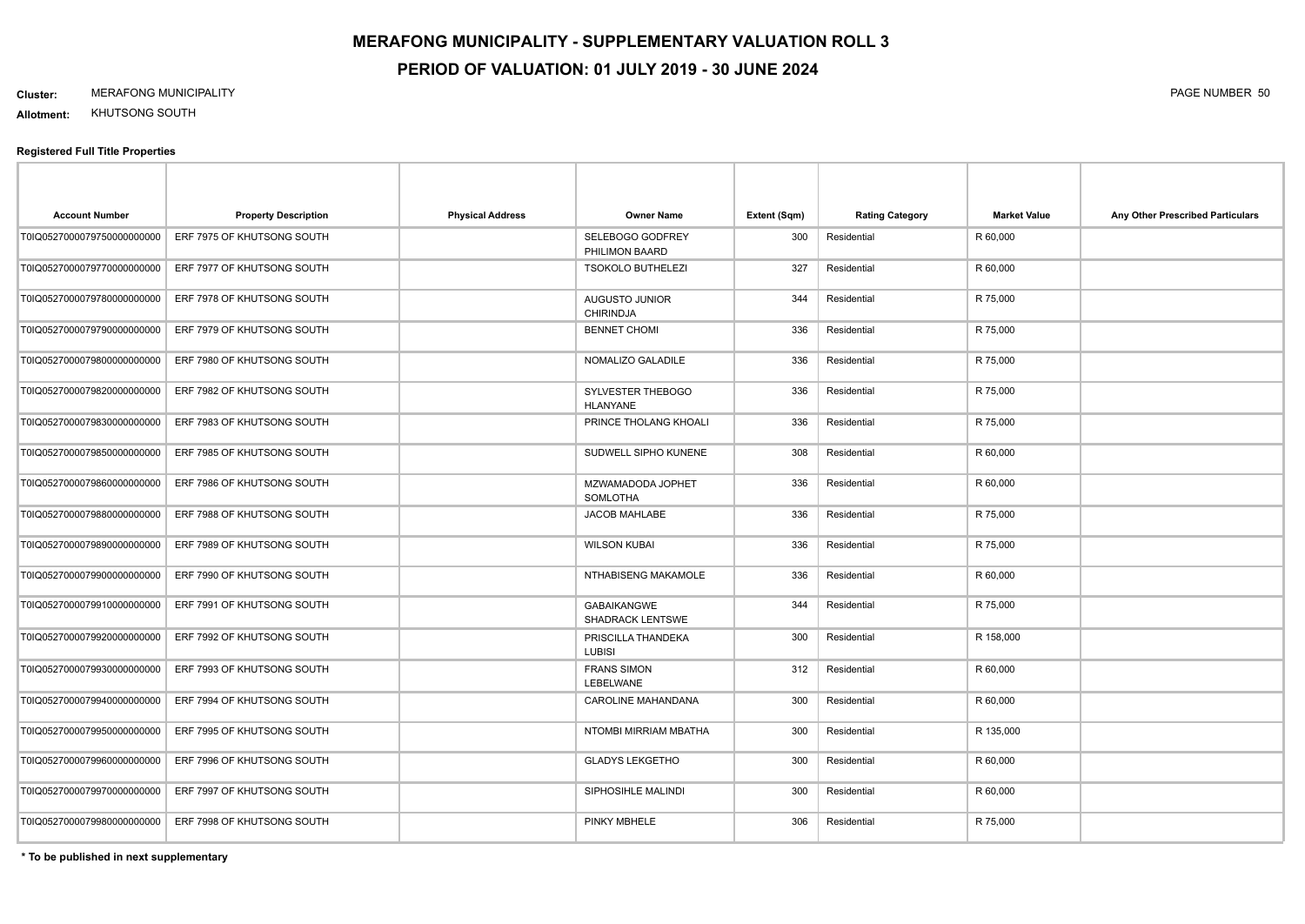# MERAFONG MUNICIPALITY - SUPPLEMENTARY VALUATION ROLL 3

## PERIOD OF VALUATION: 01 JULY 2019 - 30 JUNE 2024

**Cluster:** MERAFONG MUNICIPALITY

**Allotment:** KHUTSONG SOUTH

**Registered Full Title Properties**

| Account Number | Property Description | Physical Address | Owner Name | Extent (Sqm) | Rating Category | Market Value | Any Other Prescribed Particulars |
|---|---|---|---|---|---|---|---|
| T0IQ05270000797500000000000 | ERF 7975 OF KHUTSONG SOUTH | | SELEBOGO GODFREY PHILIMON BAARD | 300 | Residential | R 60,000 | |
| T0IQ05270000797700000000000 | ERF 7977 OF KHUTSONG SOUTH | | TSOKOLO BUTHELEZI | 327 | Residential | R 60,000 | |
| T0IQ05270000797800000000000 | ERF 7978 OF KHUTSONG SOUTH | | AUGUSTO JUNIOR CHIRINDJA | 344 | Residential | R 75,000 | |
| T0IQ05270000797900000000000 | ERF 7979 OF KHUTSONG SOUTH | | BENNET CHOMI | 336 | Residential | R 75,000 | |
| T0IQ05270000798000000000000 | ERF 7980 OF KHUTSONG SOUTH | | NOMALIZO GALADILE | 336 | Residential | R 75,000 | |
| T0IQ05270000798200000000000 | ERF 7982 OF KHUTSONG SOUTH | | SYLVESTER THEBOGO HLANYANE | 336 | Residential | R 75,000 | |
| T0IQ05270000798300000000000 | ERF 7983 OF KHUTSONG SOUTH | | PRINCE THOLANG KHOALI | 336 | Residential | R 75,000 | |
| T0IQ05270000798500000000000 | ERF 7985 OF KHUTSONG SOUTH | | SUDWELL SIPHO KUNENE | 308 | Residential | R 60,000 | |
| T0IQ05270000798600000000000 | ERF 7986 OF KHUTSONG SOUTH | | MZWAMADODA JOPHET SOMLOTHA | 336 | Residential | R 60,000 | |
| T0IQ05270000798800000000000 | ERF 7988 OF KHUTSONG SOUTH | | JACOB MAHLABE | 336 | Residential | R 75,000 | |
| T0IQ05270000798900000000000 | ERF 7989 OF KHUTSONG SOUTH | | WILSON KUBAI | 336 | Residential | R 75,000 | |
| T0IQ05270000799000000000000 | ERF 7990 OF KHUTSONG SOUTH | | NTHABISENG MAKAMOLE | 336 | Residential | R 60,000 | |
| T0IQ05270000799100000000000 | ERF 7991 OF KHUTSONG SOUTH | | GABAIKANGWE SHADRACK LENTSWE | 344 | Residential | R 75,000 | |
| T0IQ05270000799200000000000 | ERF 7992 OF KHUTSONG SOUTH | | PRISCILLA THANDEKA LUBISI | 300 | Residential | R 158,000 | |
| T0IQ05270000799300000000000 | ERF 7993 OF KHUTSONG SOUTH | | FRANS SIMON LEBELWANE | 312 | Residential | R 60,000 | |
| T0IQ05270000799400000000000 | ERF 7994 OF KHUTSONG SOUTH | | CAROLINE MAHANDANA | 300 | Residential | R 60,000 | |
| T0IQ05270000799500000000000 | ERF 7995 OF KHUTSONG SOUTH | | NTOMBI MIRRIAM MBATHA | 300 | Residential | R 135,000 | |
| T0IQ05270000799600000000000 | ERF 7996 OF KHUTSONG SOUTH | | GLADYS LEKGETHO | 300 | Residential | R 60,000 | |
| T0IQ05270000799700000000000 | ERF 7997 OF KHUTSONG SOUTH | | SIPHOSIHLE MALINDI | 300 | Residential | R 60,000 | |
| T0IQ05270000799800000000000 | ERF 7998 OF KHUTSONG SOUTH | | PINKY MBHELE | 306 | Residential | R 75,000 | |

**\* To be published in next supplementary**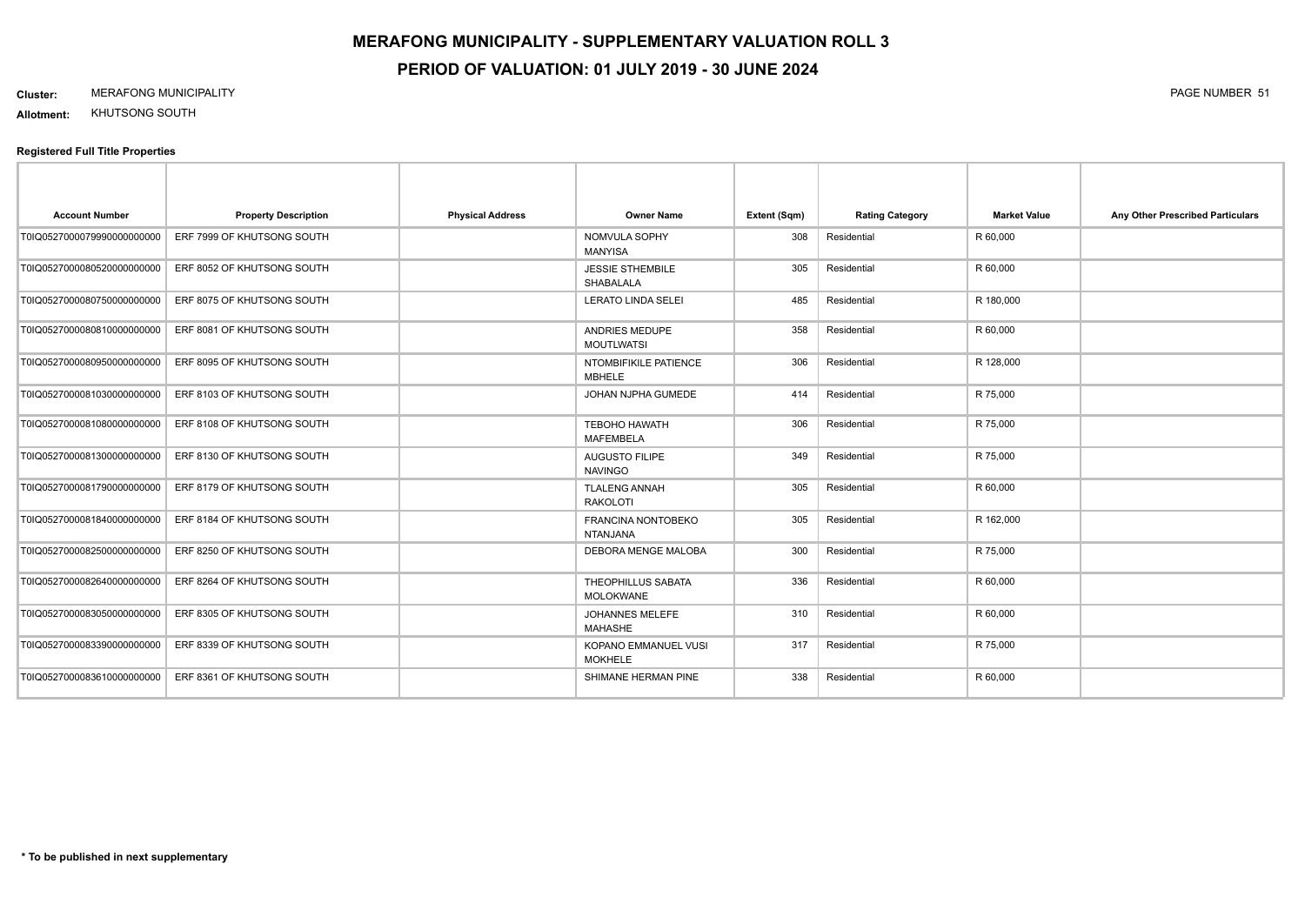# MERAFONG MUNICIPALITY - SUPPLEMENTARY VALUATION ROLL 3

# PERIOD OF VALUATION: 01 JULY 2019 - 30 JUNE 2024

**Cluster:** MERAFONG MUNICIPALITY

**Allotment:** KHUTSONG SOUTH

### Registered Full Title Properties

| Account Number | Property Description | Physical Address | Owner Name | Extent (Sqm) | Rating Category | Market Value | Any Other Prescribed Particulars |
|---|---|---|---|---|---|---|---|
| T0IQ0527000079990000000000 | ERF 7999 OF KHUTSONG SOUTH | | NOMVULA SOPHY MANYISA | 308 | Residential | R 60,000 | |
| T0IQ0527000080520000000000 | ERF 8052 OF KHUTSONG SOUTH | | JESSIE STHEMBILE SHABALALA | 305 | Residential | R 60,000 | |
| T0IQ0527000080750000000000 | ERF 8075 OF KHUTSONG SOUTH | | LERATO LINDA SELEI | 485 | Residential | R 180,000 | |
| T0IQ0527000080810000000000 | ERF 8081 OF KHUTSONG SOUTH | | ANDRIES MEDUPE MOUTLWATSI | 358 | Residential | R 60,000 | |
| T0IQ0527000080950000000000 | ERF 8095 OF KHUTSONG SOUTH | | NTOMBIFIKILE PATIENCE MBHELE | 306 | Residential | R 128,000 | |
| T0IQ0527000081030000000000 | ERF 8103 OF KHUTSONG SOUTH | | JOHAN NJPHA GUMEDE | 414 | Residential | R 75,000 | |
| T0IQ0527000081080000000000 | ERF 8108 OF KHUTSONG SOUTH | | TEBOHO HAWATH MAFEMBELA | 306 | Residential | R 75,000 | |
| T0IQ0527000081300000000000 | ERF 8130 OF KHUTSONG SOUTH | | AUGUSTO FILIPE NAVINGO | 349 | Residential | R 75,000 | |
| T0IQ0527000081790000000000 | ERF 8179 OF KHUTSONG SOUTH | | TLALENG ANNAH RAKOLOTI | 305 | Residential | R 60,000 | |
| T0IQ0527000081840000000000 | ERF 8184 OF KHUTSONG SOUTH | | FRANCINA NONTOBEKO NTANJANA | 305 | Residential | R 162,000 | |
| T0IQ0527000082500000000000 | ERF 8250 OF KHUTSONG SOUTH | | DEBORA MENGE MALOBA | 300 | Residential | R 75,000 | |
| T0IQ0527000082640000000000 | ERF 8264 OF KHUTSONG SOUTH | | THEOPHILLUS SABATA MOLOKWANE | 336 | Residential | R 60,000 | |
| T0IQ0527000083050000000000 | ERF 8305 OF KHUTSONG SOUTH | | JOHANNES MELEFE MAHASHE | 310 | Residential | R 60,000 | |
| T0IQ0527000083390000000000 | ERF 8339 OF KHUTSONG SOUTH | | KOPANO EMMANUEL VUSI MOKHELE | 317 | Residential | R 75,000 | |
| T0IQ0527000083610000000000 | ERF 8361 OF KHUTSONG SOUTH | | SHIMANE HERMAN PINE | 338 | Residential | R 60,000 | |

**\* To be published in next supplementary**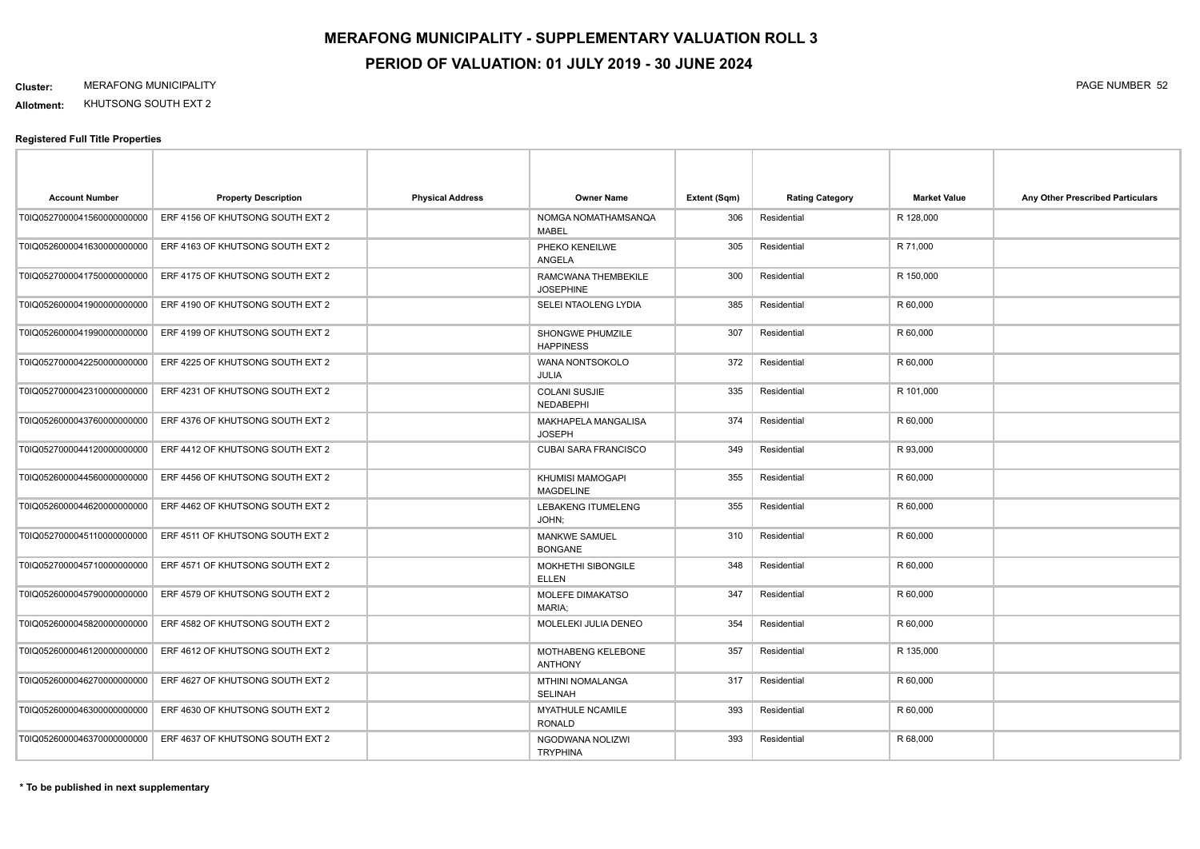# MERAFONG MUNICIPALITY - SUPPLEMENTARY VALUATION ROLL 3

## PERIOD OF VALUATION: 01 JULY 2019 - 30 JUNE 2024

**Cluster:** MERAFONG MUNICIPALITY

**Allotment:** KHUTSONG SOUTH EXT 2

### Registered Full Title Properties

| Account Number | Property Description | Physical Address | Owner Name | Extent (Sqm) | Rating Category | Market Value | Any Other Prescribed Particulars |
|---|---|---|---|---|---|---|---|
| T0IQ05270000415600000000000 | ERF 4156 OF KHUTSONG SOUTH EXT 2 | | NOMGA NOMATHAMSANQA MABEL | 306 | Residential | R 128,000 | |
| T0IQ05260000416300000000000 | ERF 4163 OF KHUTSONG SOUTH EXT 2 | | PHEKO KENEILWE ANGELA | 305 | Residential | R 71,000 | |
| T0IQ05270000417500000000000 | ERF 4175 OF KHUTSONG SOUTH EXT 2 | | RAMCWANA THEMBEKILE JOSEPHINE | 300 | Residential | R 150,000 | |
| T0IQ05260000419000000000000 | ERF 4190 OF KHUTSONG SOUTH EXT 2 | | SELEI NTAOLENG LYDIA | 385 | Residential | R 60,000 | |
| T0IQ05260000419900000000000 | ERF 4199 OF KHUTSONG SOUTH EXT 2 | | SHONGWE PHUMZILE HAPPINESS | 307 | Residential | R 60,000 | |
| T0IQ05270000422500000000000 | ERF 4225 OF KHUTSONG SOUTH EXT 2 | | WANA NONTSOKOLO JULIA | 372 | Residential | R 60,000 | |
| T0IQ05270000423100000000000 | ERF 4231 OF KHUTSONG SOUTH EXT 2 | | COLANI SUSJIE NEDABEPHI | 335 | Residential | R 101,000 | |
| T0IQ05260000437600000000000 | ERF 4376 OF KHUTSONG SOUTH EXT 2 | | MAKHAPELA MANGALISA JOSEPH | 374 | Residential | R 60,000 | |
| T0IQ05270000441200000000000 | ERF 4412 OF KHUTSONG SOUTH EXT 2 | | CUBAI SARA FRANCISCO | 349 | Residential | R 93,000 | |
| T0IQ05260000445600000000000 | ERF 4456 OF KHUTSONG SOUTH EXT 2 | | KHUMISI MAMOGAPI MAGDELINE | 355 | Residential | R 60,000 | |
| T0IQ05260000446200000000000 | ERF 4462 OF KHUTSONG SOUTH EXT 2 | | LEBAKENG ITUMELENG JOHN; | 355 | Residential | R 60,000 | |
| T0IQ05270000451100000000000 | ERF 4511 OF KHUTSONG SOUTH EXT 2 | | MANKWE SAMUEL BONGANE | 310 | Residential | R 60,000 | |
| T0IQ05270000457100000000000 | ERF 4571 OF KHUTSONG SOUTH EXT 2 | | MOKHETHI SIBONGILE ELLEN | 348 | Residential | R 60,000 | |
| T0IQ05260000457900000000000 | ERF 4579 OF KHUTSONG SOUTH EXT 2 | | MOLEFE DIMAKATSO MARIA; | 347 | Residential | R 60,000 | |
| T0IQ05260000458200000000000 | ERF 4582 OF KHUTSONG SOUTH EXT 2 | | MOLELEKI JULIA DENEO | 354 | Residential | R 60,000 | |
| T0IQ05260000461200000000000 | ERF 4612 OF KHUTSONG SOUTH EXT 2 | | MOTHABENG KELEBONE ANTHONY | 357 | Residential | R 135,000 | |
| T0IQ05260000462700000000000 | ERF 4627 OF KHUTSONG SOUTH EXT 2 | | MTHINI NOMALANGA SELINAH | 317 | Residential | R 60,000 | |
| T0IQ05260000463000000000000 | ERF 4630 OF KHUTSONG SOUTH EXT 2 | | MYATHULE NCAMILE RONALD | 393 | Residential | R 60,000 | |
| T0IQ05260000463700000000000 | ERF 4637 OF KHUTSONG SOUTH EXT 2 | | NGODWANA NOLIZWI TRYPHINA | 393 | Residential | R 68,000 | |

**\* To be published in next supplementary**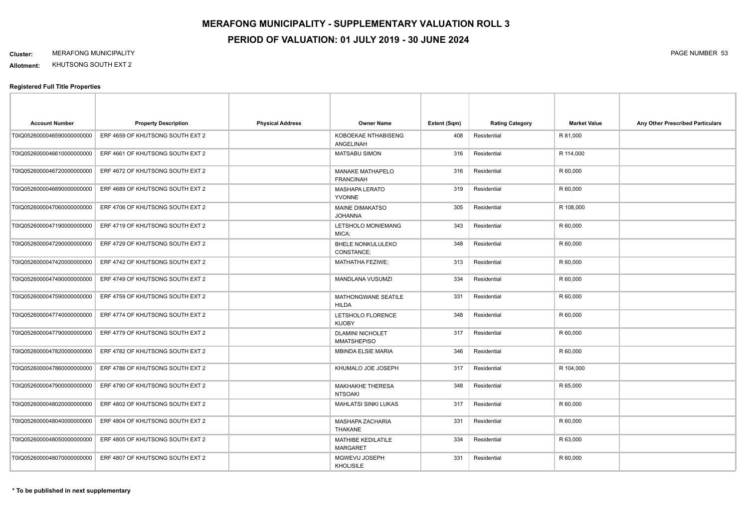# MERAFONG MUNICIPALITY - SUPPLEMENTARY VALUATION ROLL 3

## PERIOD OF VALUATION: 01 JULY 2019 - 30 JUNE 2024

**Cluster:** MERAFONG MUNICIPALITY

**Allotment:** KHUTSONG SOUTH EXT 2

**Registered Full Title Properties**

| Account Number | Property Description | Physical Address | Owner Name | Extent (Sqm) | Rating Category | Market Value | Any Other Prescribed Particulars |
|---|---|---|---|---|---|---|---|
| T0IQ05260000465900000000000 | ERF 4659 OF KHUTSONG SOUTH EXT 2 | | KOBOEKAE NTHABISENG ANGELINAH | 408 | Residential | R 81,000 | |
| T0IQ05260000466100000000000 | ERF 4661 OF KHUTSONG SOUTH EXT 2 | | MATSABU SIMON | 316 | Residential | R 114,000 | |
| T0IQ05260000467200000000000 | ERF 4672 OF KHUTSONG SOUTH EXT 2 | | MANAKE MATHAPELO FRANCINAH | 316 | Residential | R 60,000 | |
| T0IQ05260000468900000000000 | ERF 4689 OF KHUTSONG SOUTH EXT 2 | | MASHAPA LERATO YVONNE | 319 | Residential | R 60,000 | |
| T0IQ05260000470600000000000 | ERF 4706 OF KHUTSONG SOUTH EXT 2 | | MAINE DIMAKATSO JOHANNA | 305 | Residential | R 108,000 | |
| T0IQ05260000471900000000000 | ERF 4719 OF KHUTSONG SOUTH EXT 2 | | LETSHOLO MONIEMANG MICA; | 343 | Residential | R 60,000 | |
| T0IQ05260000472900000000000 | ERF 4729 OF KHUTSONG SOUTH EXT 2 | | BHELE NONKULULEKO CONSTANCE; | 348 | Residential | R 60,000 | |
| T0IQ05260000474200000000000 | ERF 4742 OF KHUTSONG SOUTH EXT 2 | | MATHATHA FEZIWE; | 313 | Residential | R 60,000 | |
| T0IQ05260000474900000000000 | ERF 4749 OF KHUTSONG SOUTH EXT 2 | | MANDLANA VUSUMZI | 334 | Residential | R 60,000 | |
| T0IQ05260000475900000000000 | ERF 4759 OF KHUTSONG SOUTH EXT 2 | | MATHONGWANE SEATILE HILDA | 331 | Residential | R 60,000 | |
| T0IQ05260000477400000000000 | ERF 4774 OF KHUTSONG SOUTH EXT 2 | | LETSHOLO FLORENCE KUOBY | 348 | Residential | R 60,000 | |
| T0IQ05260000477900000000000 | ERF 4779 OF KHUTSONG SOUTH EXT 2 | | DLAMINI NICHOLET MMATSHEPISO | 317 | Residential | R 60,000 | |
| T0IQ05260000478200000000000 | ERF 4782 OF KHUTSONG SOUTH EXT 2 | | MBINDA ELSIE MARIA | 346 | Residential | R 60,000 | |
| T0IQ05260000478600000000000 | ERF 4786 OF KHUTSONG SOUTH EXT 2 | | KHUMALO JOE JOSEPH | 317 | Residential | R 104,000 | |
| T0IQ05260000479000000000000 | ERF 4790 OF KHUTSONG SOUTH EXT 2 | | MAKHAKHE THERESA NTSOAKI | 348 | Residential | R 65,000 | |
| T0IQ05260000480200000000000 | ERF 4802 OF KHUTSONG SOUTH EXT 2 | | MAHLATSI SINKI LUKAS | 317 | Residential | R 60,000 | |
| T0IQ05260000480400000000000 | ERF 4804 OF KHUTSONG SOUTH EXT 2 | | MASHAPA ZACHARIA THAKANE | 331 | Residential | R 60,000 | |
| T0IQ05260000480500000000000 | ERF 4805 OF KHUTSONG SOUTH EXT 2 | | MATHIBE KEDILATILE MARGARET | 334 | Residential | R 63,000 | |
| T0IQ05260000480700000000000 | ERF 4807 OF KHUTSONG SOUTH EXT 2 | | MGWEVU JOSEPH KHOLISILE | 331 | Residential | R 60,000 | |

**\* To be published in next supplementary**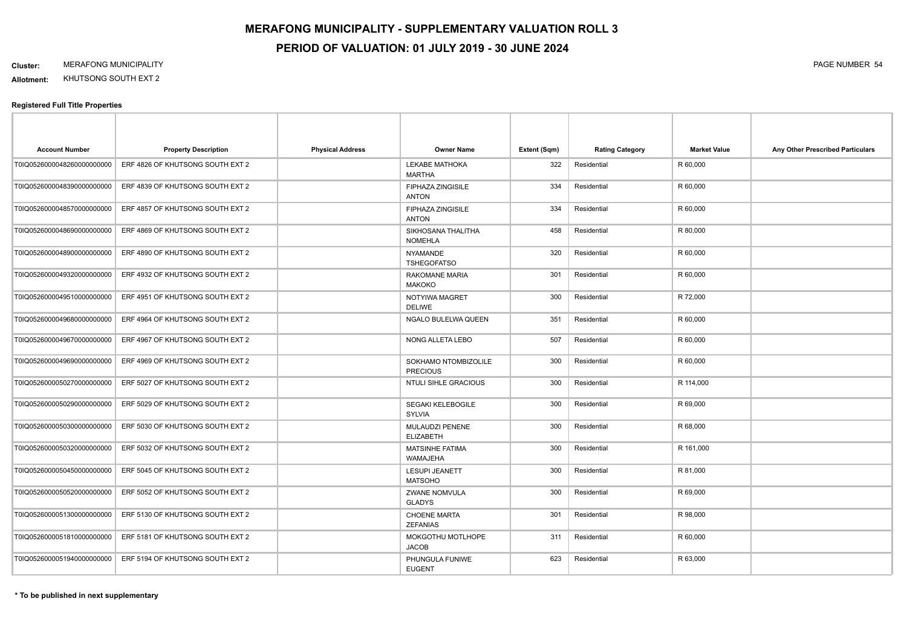# MERAFONG MUNICIPALITY - SUPPLEMENTARY VALUATION ROLL 3

## PERIOD OF VALUATION: 01 JULY 2019 - 30 JUNE 2024

**Cluster:** MERAFONG MUNICIPALITY

**Allotment:** KHUTSONG SOUTH EXT 2

**Registered Full Title Properties**

| Account Number | Property Description | Physical Address | Owner Name | Extent (Sqm) | Rating Category | Market Value | Any Other Prescribed Particulars |
|---|---|---|---|---|---|---|---|
| T0IQ05260000048260000000000 | ERF 4826 OF KHUTSONG SOUTH EXT 2 | | LEKABE MATHOKA MARTHA | 322 | Residential | R 60,000 | |
| T0IQ05260000048390000000000 | ERF 4839 OF KHUTSONG SOUTH EXT 2 | | FIPHAZA ZINGISILE ANTON | 334 | Residential | R 60,000 | |
| T0IQ05260000048570000000000 | ERF 4857 OF KHUTSONG SOUTH EXT 2 | | FIPHAZA ZINGISILE ANTON | 334 | Residential | R 60,000 | |
| T0IQ05260000048690000000000 | ERF 4869 OF KHUTSONG SOUTH EXT 2 | | SIKHOSANA THALITHA NOMEHLA | 458 | Residential | R 80,000 | |
| T0IQ05260000048900000000000 | ERF 4890 OF KHUTSONG SOUTH EXT 2 | | NYAMANDE TSHEGOFATSO | 320 | Residential | R 60,000 | |
| T0IQ05260000049320000000000 | ERF 4932 OF KHUTSONG SOUTH EXT 2 | | RAKOMANE MARIA MAKOKO | 301 | Residential | R 60,000 | |
| T0IQ05260000049510000000000 | ERF 4951 OF KHUTSONG SOUTH EXT 2 | | NOTYIWA MAGRET DELIWE | 300 | Residential | R 72,000 | |
| T0IQ05260000049680000000000 | ERF 4964 OF KHUTSONG SOUTH EXT 2 | | NGALO BULELWA QUEEN | 351 | Residential | R 60,000 | |
| T0IQ05260000049670000000000 | ERF 4967 OF KHUTSONG SOUTH EXT 2 | | NONG ALLETA LEBO | 507 | Residential | R 60,000 | |
| T0IQ05260000049690000000000 | ERF 4969 OF KHUTSONG SOUTH EXT 2 | | SOKHAMO NTOMBIZOLILE PRECIOUS | 300 | Residential | R 60,000 | |
| T0IQ05260000050270000000000 | ERF 5027 OF KHUTSONG SOUTH EXT 2 | | NTULI SIHLE GRACIOUS | 300 | Residential | R 114,000 | |
| T0IQ05260000050290000000000 | ERF 5029 OF KHUTSONG SOUTH EXT 2 | | SEGAKI KELEBOGILE SYLVIA | 300 | Residential | R 69,000 | |
| T0IQ05260000050300000000000 | ERF 5030 OF KHUTSONG SOUTH EXT 2 | | MULAUDZI PENENE ELIZABETH | 300 | Residential | R 68,000 | |
| T0IQ05260000050320000000000 | ERF 5032 OF KHUTSONG SOUTH EXT 2 | | MATSINHE FATIMA WAMAJEHA | 300 | Residential | R 161,000 | |
| T0IQ05260000050450000000000 | ERF 5045 OF KHUTSONG SOUTH EXT 2 | | LESUPI JEANETT MATSOHO | 300 | Residential | R 81,000 | |
| T0IQ05260000050520000000000 | ERF 5052 OF KHUTSONG SOUTH EXT 2 | | ZWANE NOMVULA GLADYS | 300 | Residential | R 69,000 | |
| T0IQ05260000051300000000000 | ERF 5130 OF KHUTSONG SOUTH EXT 2 | | CHOENE MARTA ZEFANIAS | 301 | Residential | R 98,000 | |
| T0IQ05260000051810000000000 | ERF 5181 OF KHUTSONG SOUTH EXT 2 | | MOKGOTHU MOTLHOPE JACOB | 311 | Residential | R 60,000 | |
| T0IQ05260000051940000000000 | ERF 5194 OF KHUTSONG SOUTH EXT 2 | | PHUNGULA FUNIWE EUGENT | 623 | Residential | R 63,000 | |

**\* To be published in next supplementary**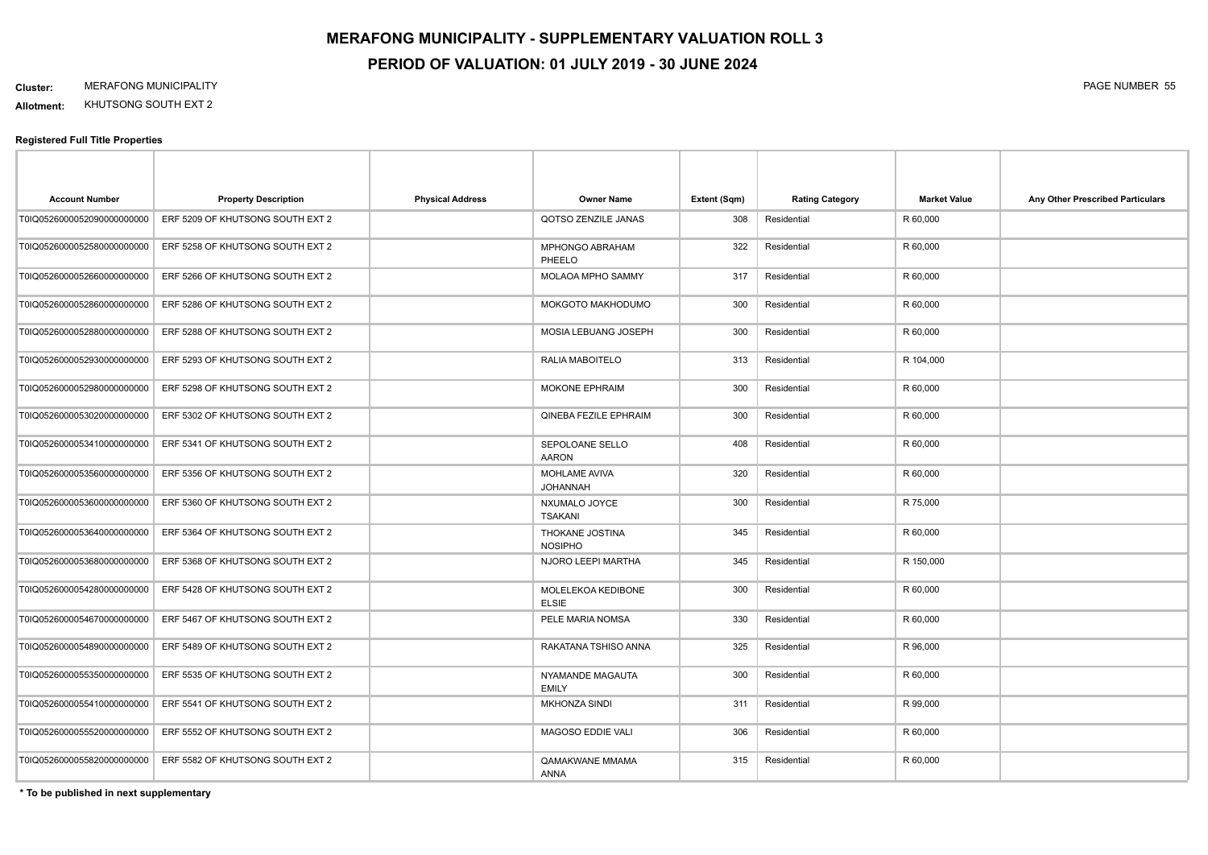# MERAFONG MUNICIPALITY - SUPPLEMENTARY VALUATION ROLL 3

## PERIOD OF VALUATION: 01 JULY 2019 - 30 JUNE 2024

**Cluster:** MERAFONG MUNICIPALITY

**Allotment:** KHUTSONG SOUTH EXT 2

### Registered Full Title Properties

| Account Number | Property Description | Physical Address | Owner Name | Extent (Sqm) | Rating Category | Market Value | Any Other Prescribed Particulars |
|---|---|---|---|---|---|---|---|
| T0IQ0526000052090000000000 | ERF 5209 OF KHUTSONG SOUTH EXT 2 | | QOTSO ZENZILE JANAS | 308 | Residential | R 60,000 | |
| T0IQ0526000052580000000000 | ERF 5258 OF KHUTSONG SOUTH EXT 2 | | MPHONGO ABRAHAM PHEELO | 322 | Residential | R 60,000 | |
| T0IQ0526000052660000000000 | ERF 5266 OF KHUTSONG SOUTH EXT 2 | | MOLAOA MPHO SAMMY | 317 | Residential | R 60,000 | |
| T0IQ0526000052860000000000 | ERF 5286 OF KHUTSONG SOUTH EXT 2 | | MOKGOTO MAKHODUMO | 300 | Residential | R 60,000 | |
| T0IQ0526000052880000000000 | ERF 5288 OF KHUTSONG SOUTH EXT 2 | | MOSIA LEBUANG JOSEPH | 300 | Residential | R 60,000 | |
| T0IQ0526000052930000000000 | ERF 5293 OF KHUTSONG SOUTH EXT 2 | | RALIA MABOITELO | 313 | Residential | R 104,000 | |
| T0IQ0526000052980000000000 | ERF 5298 OF KHUTSONG SOUTH EXT 2 | | MOKONE EPHRAIM | 300 | Residential | R 60,000 | |
| T0IQ0526000053020000000000 | ERF 5302 OF KHUTSONG SOUTH EXT 2 | | QINEBA FEZILE EPHRAIM | 300 | Residential | R 60,000 | |
| T0IQ0526000053410000000000 | ERF 5341 OF KHUTSONG SOUTH EXT 2 | | SEPOLOANE SELLO AARON | 408 | Residential | R 60,000 | |
| T0IQ0526000053560000000000 | ERF 5356 OF KHUTSONG SOUTH EXT 2 | | MOHLAME AVIVA JOHANNAH | 320 | Residential | R 60,000 | |
| T0IQ0526000053600000000000 | ERF 5360 OF KHUTSONG SOUTH EXT 2 | | NXUMALO JOYCE TSAKANI | 300 | Residential | R 75,000 | |
| T0IQ0526000053640000000000 | ERF 5364 OF KHUTSONG SOUTH EXT 2 | | THOKANE JOSTINA NOSIPHO | 345 | Residential | R 60,000 | |
| T0IQ0526000053680000000000 | ERF 5368 OF KHUTSONG SOUTH EXT 2 | | NJORO LEEPI MARTHA | 345 | Residential | R 150,000 | |
| T0IQ0526000054280000000000 | ERF 5428 OF KHUTSONG SOUTH EXT 2 | | MOLELEKOA KEDIBONE ELSIE | 300 | Residential | R 60,000 | |
| T0IQ0526000054670000000000 | ERF 5467 OF KHUTSONG SOUTH EXT 2 | | PELE MARIA NOMSA | 330 | Residential | R 60,000 | |
| T0IQ0526000054890000000000 | ERF 5489 OF KHUTSONG SOUTH EXT 2 | | RAKATANA TSHISO ANNA | 325 | Residential | R 96,000 | |
| T0IQ0526000055350000000000 | ERF 5535 OF KHUTSONG SOUTH EXT 2 | | NYAMANDE MAGAUTA EMILY | 300 | Residential | R 60,000 | |
| T0IQ0526000055410000000000 | ERF 5541 OF KHUTSONG SOUTH EXT 2 | | MKHONZA SINDI | 311 | Residential | R 99,000 | |
| T0IQ0526000055520000000000 | ERF 5552 OF KHUTSONG SOUTH EXT 2 | | MAGOSO EDDIE VALI | 306 | Residential | R 60,000 | |
| T0IQ0526000055820000000000 | ERF 5582 OF KHUTSONG SOUTH EXT 2 | | QAMAKWANE MMAMA ANNA | 315 | Residential | R 60,000 | |

**\* To be published in next supplementary**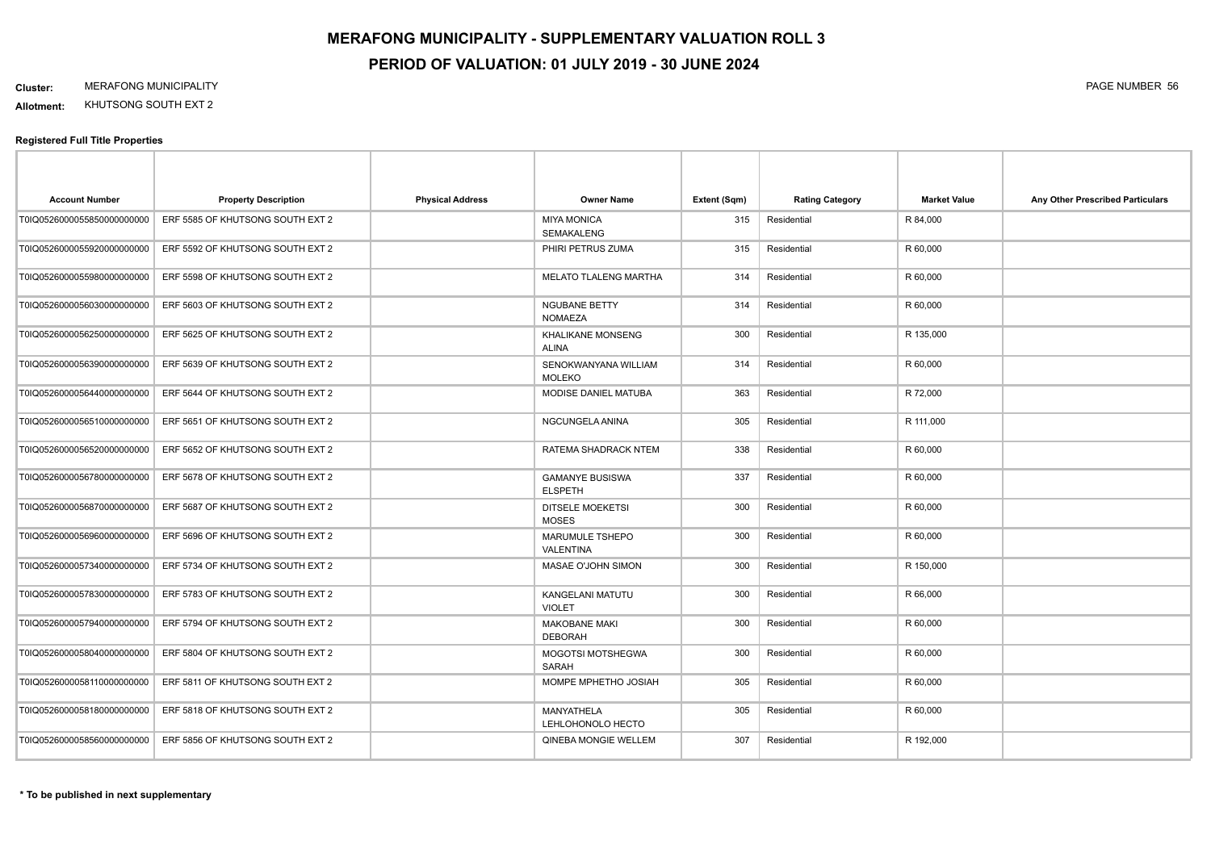# MERAFONG MUNICIPALITY - SUPPLEMENTARY VALUATION ROLL 3

## PERIOD OF VALUATION: 01 JULY 2019 - 30 JUNE 2024

**Cluster:** MERAFONG MUNICIPALITY

**Allotment:** KHUTSONG SOUTH EXT 2

### Registered Full Title Properties

| Account Number | Property Description | Physical Address | Owner Name | Extent (Sqm) | Rating Category | Market Value | Any Other Prescribed Particulars |
|---|---|---|---|---|---|---|---|
| T0IQ05260000055850000000000 | ERF 5585 OF KHUTSONG SOUTH EXT 2 | | MIYA MONICA SEMAKALENG | 315 | Residential | R 84,000 | |
| T0IQ05260000055920000000000 | ERF 5592 OF KHUTSONG SOUTH EXT 2 | | PHIRI PETRUS ZUMA | 315 | Residential | R 60,000 | |
| T0IQ05260000055980000000000 | ERF 5598 OF KHUTSONG SOUTH EXT 2 | | MELATO TLALENG MARTHA | 314 | Residential | R 60,000 | |
| T0IQ05260000056030000000000 | ERF 5603 OF KHUTSONG SOUTH EXT 2 | | NGUBANE BETTY NOMAEZA | 314 | Residential | R 60,000 | |
| T0IQ05260000056250000000000 | ERF 5625 OF KHUTSONG SOUTH EXT 2 | | KHALIKANE MONSENG ALINA | 300 | Residential | R 135,000 | |
| T0IQ05260000056390000000000 | ERF 5639 OF KHUTSONG SOUTH EXT 2 | | SENOKWANYANA WILLIAM MOLEKO | 314 | Residential | R 60,000 | |
| T0IQ05260000056440000000000 | ERF 5644 OF KHUTSONG SOUTH EXT 2 | | MODISE DANIEL MATUBA | 363 | Residential | R 72,000 | |
| T0IQ05260000056510000000000 | ERF 5651 OF KHUTSONG SOUTH EXT 2 | | NGCUNGELA ANINA | 305 | Residential | R 111,000 | |
| T0IQ05260000056520000000000 | ERF 5652 OF KHUTSONG SOUTH EXT 2 | | RATEMA SHADRACK NTEM | 338 | Residential | R 60,000 | |
| T0IQ05260000056780000000000 | ERF 5678 OF KHUTSONG SOUTH EXT 2 | | GAMANYE BUSISWA ELSPETH | 337 | Residential | R 60,000 | |
| T0IQ05260000056870000000000 | ERF 5687 OF KHUTSONG SOUTH EXT 2 | | DITSELE MOEKETSI MOSES | 300 | Residential | R 60,000 | |
| T0IQ05260000056960000000000 | ERF 5696 OF KHUTSONG SOUTH EXT 2 | | MARUMULE TSHEPO VALENTINA | 300 | Residential | R 60,000 | |
| T0IQ05260000057340000000000 | ERF 5734 OF KHUTSONG SOUTH EXT 2 | | MASAE O'JOHN SIMON | 300 | Residential | R 150,000 | |
| T0IQ05260000057830000000000 | ERF 5783 OF KHUTSONG SOUTH EXT 2 | | KANGELANI MATUTU VIOLET | 300 | Residential | R 66,000 | |
| T0IQ05260000057940000000000 | ERF 5794 OF KHUTSONG SOUTH EXT 2 | | MAKOBANE MAKI DEBORAH | 300 | Residential | R 60,000 | |
| T0IQ05260000058040000000000 | ERF 5804 OF KHUTSONG SOUTH EXT 2 | | MOGOTSI MOTSHEGWA SARAH | 300 | Residential | R 60,000 | |
| T0IQ05260000058110000000000 | ERF 5811 OF KHUTSONG SOUTH EXT 2 | | MOMPE MPHETHO JOSIAH | 305 | Residential | R 60,000 | |
| T0IQ05260000058180000000000 | ERF 5818 OF KHUTSONG SOUTH EXT 2 | | MANYATHELA LEHLOHONOLO HECTO | 305 | Residential | R 60,000 | |
| T0IQ05260000058560000000000 | ERF 5856 OF KHUTSONG SOUTH EXT 2 | | QINEBA MONGIE WELLEM | 307 | Residential | R 192,000 | |

**\* To be published in next supplementary**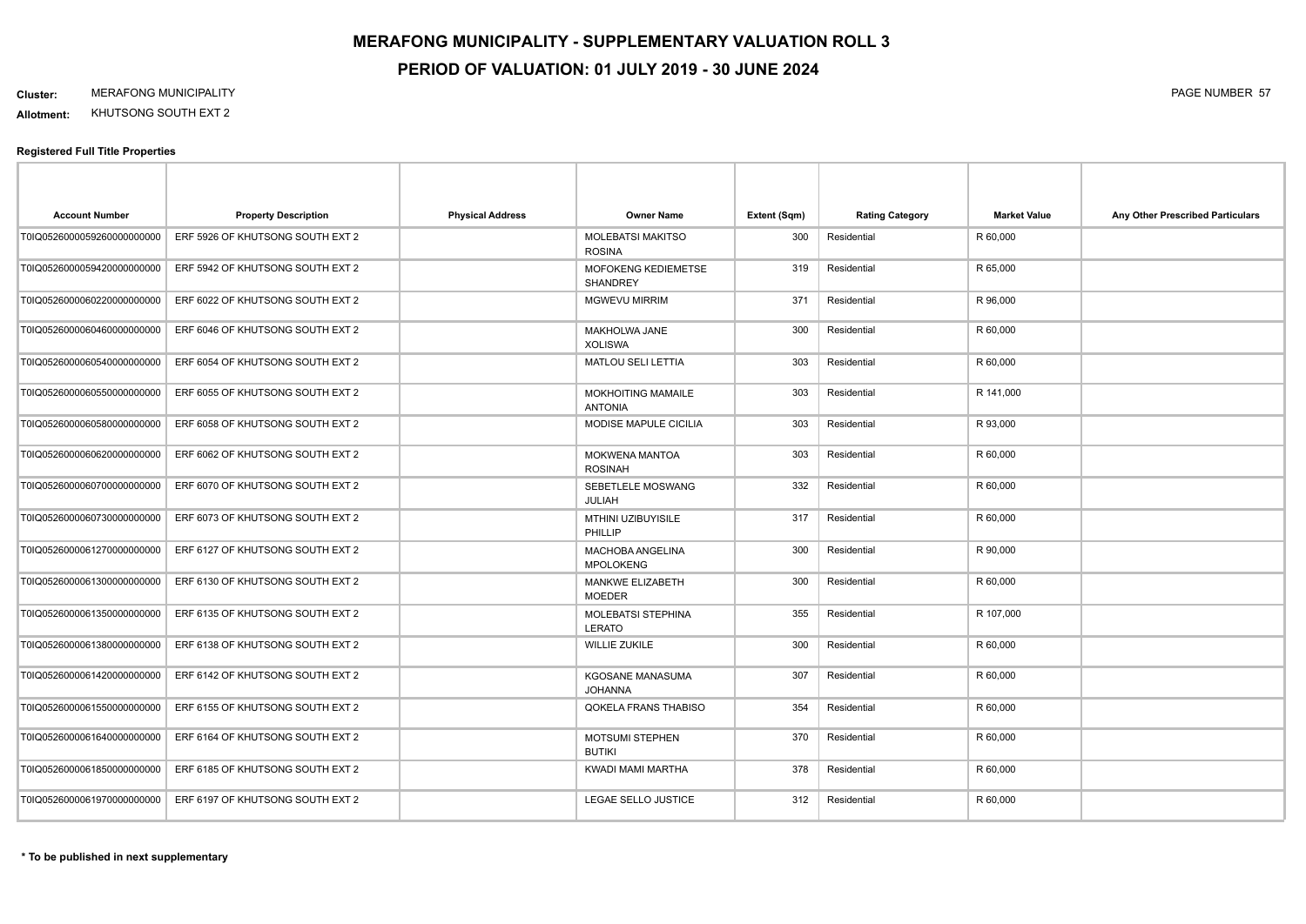# MERAFONG MUNICIPALITY - SUPPLEMENTARY VALUATION ROLL 3

## PERIOD OF VALUATION: 01 JULY 2019 - 30 JUNE 2024

**Cluster:** MERAFONG MUNICIPALITY

**Allotment:** KHUTSONG SOUTH EXT 2

### Registered Full Title Properties

| Account Number | Property Description | Physical Address | Owner Name | Extent (Sqm) | Rating Category | Market Value | Any Other Prescribed Particulars |
|---|---|---|---|---|---|---|---|
| T0IQ05260000059260000000000 | ERF 5926 OF KHUTSONG SOUTH EXT 2 | | MOLEBATSI MAKITSO ROSINA | 300 | Residential | R 60,000 | |
| T0IQ05260000059420000000000 | ERF 5942 OF KHUTSONG SOUTH EXT 2 | | MOFOKENG KEDIEMETSE SHANDREY | 319 | Residential | R 65,000 | |
| T0IQ05260000060220000000000 | ERF 6022 OF KHUTSONG SOUTH EXT 2 | | MGWEVU MIRRIM | 371 | Residential | R 96,000 | |
| T0IQ05260000060460000000000 | ERF 6046 OF KHUTSONG SOUTH EXT 2 | | MAKHOLWA JANE XOLISWA | 300 | Residential | R 60,000 | |
| T0IQ05260000060540000000000 | ERF 6054 OF KHUTSONG SOUTH EXT 2 | | MATLOU SELI LETTIA | 303 | Residential | R 60,000 | |
| T0IQ05260000060550000000000 | ERF 6055 OF KHUTSONG SOUTH EXT 2 | | MOKHOITING MAMAILE ANTONIA | 303 | Residential | R 141,000 | |
| T0IQ05260000060580000000000 | ERF 6058 OF KHUTSONG SOUTH EXT 2 | | MODISE MAPULE CICILIA | 303 | Residential | R 93,000 | |
| T0IQ05260000060620000000000 | ERF 6062 OF KHUTSONG SOUTH EXT 2 | | MOKWENA MANTOA ROSINAH | 303 | Residential | R 60,000 | |
| T0IQ05260000060700000000000 | ERF 6070 OF KHUTSONG SOUTH EXT 2 | | SEBETLELE MOSWANG JULIAH | 332 | Residential | R 60,000 | |
| T0IQ05260000060730000000000 | ERF 6073 OF KHUTSONG SOUTH EXT 2 | | MTHINI UZIBUYISILE PHILLIP | 317 | Residential | R 60,000 | |
| T0IQ05260000061270000000000 | ERF 6127 OF KHUTSONG SOUTH EXT 2 | | MACHOBA ANGELINA MPOLOKENG | 300 | Residential | R 90,000 | |
| T0IQ05260000061300000000000 | ERF 6130 OF KHUTSONG SOUTH EXT 2 | | MANKWE ELIZABETH MOEDER | 300 | Residential | R 60,000 | |
| T0IQ05260000061350000000000 | ERF 6135 OF KHUTSONG SOUTH EXT 2 | | MOLEBATSI STEPHINA LERATO | 355 | Residential | R 107,000 | |
| T0IQ05260000061380000000000 | ERF 6138 OF KHUTSONG SOUTH EXT 2 | | WILLIE ZUKILE | 300 | Residential | R 60,000 | |
| T0IQ05260000061420000000000 | ERF 6142 OF KHUTSONG SOUTH EXT 2 | | KGOSANE MANASUMA JOHANNA | 307 | Residential | R 60,000 | |
| T0IQ05260000061550000000000 | ERF 6155 OF KHUTSONG SOUTH EXT 2 | | QOKELA FRANS THABISO | 354 | Residential | R 60,000 | |
| T0IQ05260000061640000000000 | ERF 6164 OF KHUTSONG SOUTH EXT 2 | | MOTSUMI STEPHEN BUTIKI | 370 | Residential | R 60,000 | |
| T0IQ05260000061850000000000 | ERF 6185 OF KHUTSONG SOUTH EXT 2 | | KWADI MAMI MARTHA | 378 | Residential | R 60,000 | |
| T0IQ05260000061970000000000 | ERF 6197 OF KHUTSONG SOUTH EXT 2 | | LEGAE SELLO JUSTICE | 312 | Residential | R 60,000 | |

**\* To be published in next supplementary**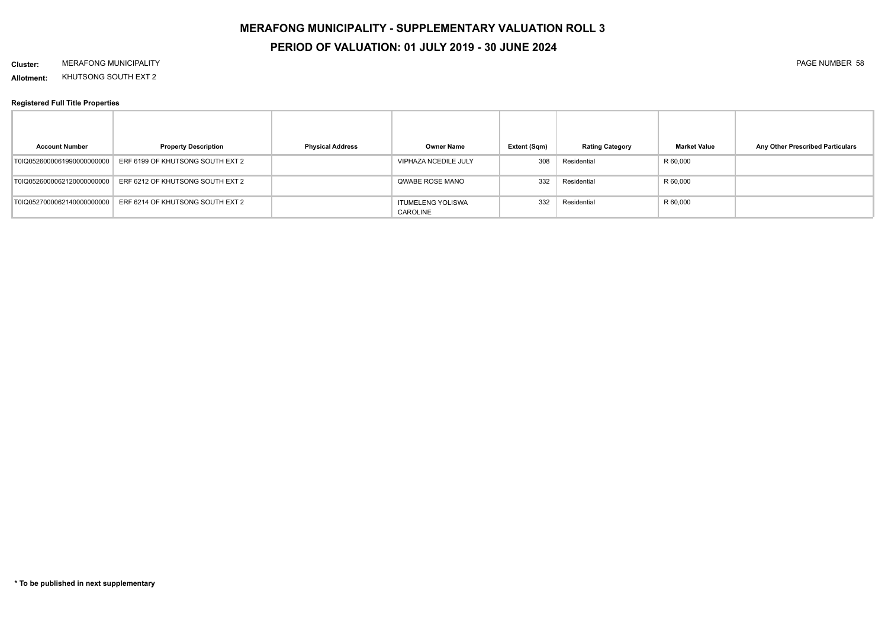# MERAFONG MUNICIPALITY - SUPPLEMENTARY VALUATION ROLL 3

## PERIOD OF VALUATION: 01 JULY 2019 - 30 JUNE 2024

**Cluster:** MERAFONG MUNICIPALITY

**Allotment:** KHUTSONG SOUTH EXT 2

### Registered Full Title Properties

| Account Number | Property Description | Physical Address | Owner Name | Extent (Sqm) | Rating Category | Market Value | Any Other Prescribed Particulars |
|---|---|---|---|---|---|---|---|
| T0IQ05260000061990000000000 | ERF 6199 OF KHUTSONG SOUTH EXT 2 | | VIPHAZA NCEDILE JULY | 308 | Residential | R 60,000 | |
| T0IQ05260000062120000000000 | ERF 6212 OF KHUTSONG SOUTH EXT 2 | | QWABE ROSE MANO | 332 | Residential | R 60,000 | |
| T0IQ05270000062140000000000 | ERF 6214 OF KHUTSONG SOUTH EXT 2 | | ITUMELENG YOLISWA CAROLINE | 332 | Residential | R 60,000 | |

**\* To be published in next supplementary**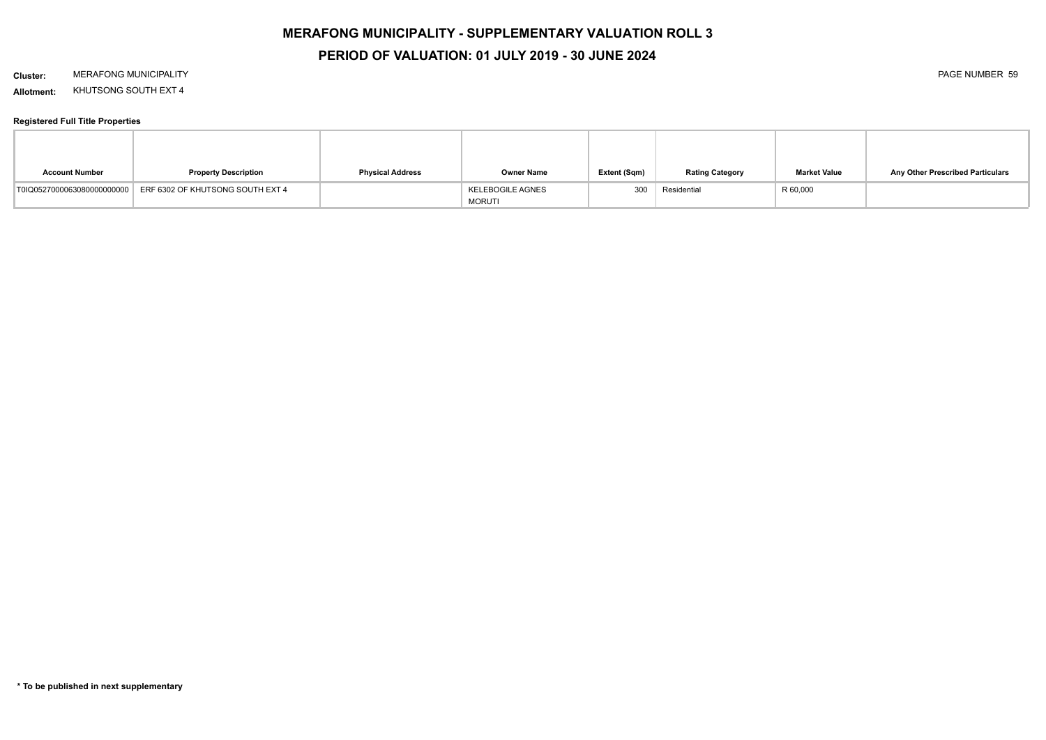# MERAFONG MUNICIPALITY - SUPPLEMENTARY VALUATION ROLL 3

## PERIOD OF VALUATION: 01 JULY 2019 - 30 JUNE 2024

**Cluster:** MERAFONG MUNICIPALITY

**Allotment:** KHUTSONG SOUTH EXT 4

**Registered Full Title Properties**

| Account Number | Property Description | Physical Address | Owner Name | Extent (Sqm) | Rating Category | Market Value | Any Other Prescribed Particulars |
|---|---|---|---|---|---|---|---|
| T0IQ0527000063080000000000 | ERF 6302 OF KHUTSONG SOUTH EXT 4 | | KELEBOGILE AGNES MORUTI | 300 | Residential | R 60,000 | |

**\* To be published in next supplementary**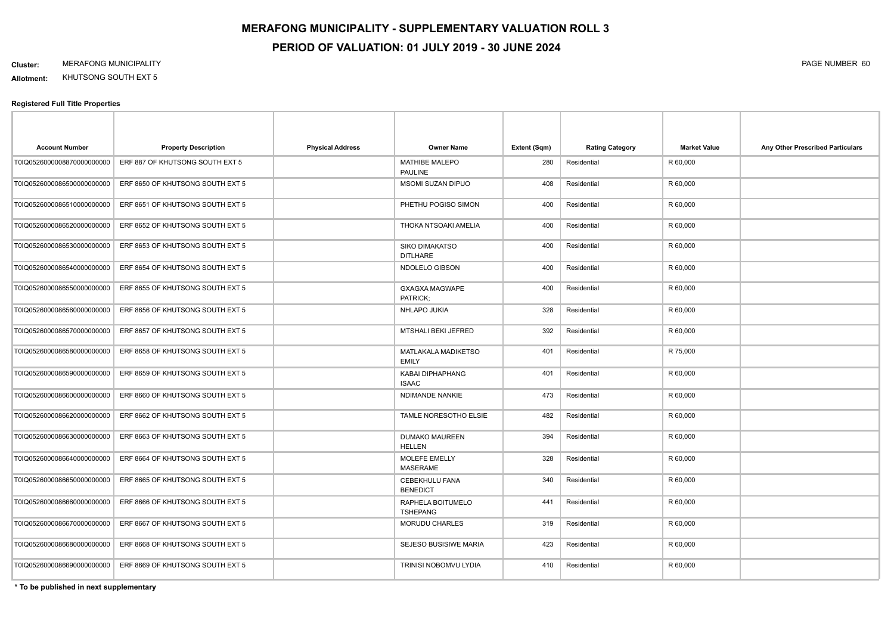# MERAFONG MUNICIPALITY - SUPPLEMENTARY VALUATION ROLL 3

## PERIOD OF VALUATION: 01 JULY 2019 - 30 JUNE 2024

**Cluster:** MERAFONG MUNICIPALITY

**Allotment:** KHUTSONG SOUTH EXT 5

### Registered Full Title Properties

| Account Number | Property Description | Physical Address | Owner Name | Extent (Sqm) | Rating Category | Market Value | Any Other Prescribed Particulars |
|---|---|---|---|---|---|---|---|
| T0IQ05260000088700000000000 | ERF 887 OF KHUTSONG SOUTH EXT 5 | | MATHIBE MALEPO PAULINE | 280 | Residential | R 60,000 | |
| T0IQ05260000086500000000000 | ERF 8650 OF KHUTSONG SOUTH EXT 5 | | MSOMI SUZAN DIPUO | 408 | Residential | R 60,000 | |
| T0IQ05260000086510000000000 | ERF 8651 OF KHUTSONG SOUTH EXT 5 | | PHETHU POGISO SIMON | 400 | Residential | R 60,000 | |
| T0IQ05260000086520000000000 | ERF 8652 OF KHUTSONG SOUTH EXT 5 | | THOKA NTSOAKI AMELIA | 400 | Residential | R 60,000 | |
| T0IQ05260000086530000000000 | ERF 8653 OF KHUTSONG SOUTH EXT 5 | | SIKO DIMAKATSO DITLHARE | 400 | Residential | R 60,000 | |
| T0IQ05260000086540000000000 | ERF 8654 OF KHUTSONG SOUTH EXT 5 | | NDOLELO GIBSON | 400 | Residential | R 60,000 | |
| T0IQ05260000086550000000000 | ERF 8655 OF KHUTSONG SOUTH EXT 5 | | GXAGXA MAGWAPE PATRICK; | 400 | Residential | R 60,000 | |
| T0IQ05260000086560000000000 | ERF 8656 OF KHUTSONG SOUTH EXT 5 | | NHLAPO JUKIA | 328 | Residential | R 60,000 | |
| T0IQ05260000086570000000000 | ERF 8657 OF KHUTSONG SOUTH EXT 5 | | MTSHALI BEKI JEFRED | 392 | Residential | R 60,000 | |
| T0IQ05260000086580000000000 | ERF 8658 OF KHUTSONG SOUTH EXT 5 | | MATLAKALA MADIKETSO EMILY | 401 | Residential | R 75,000 | |
| T0IQ05260000086590000000000 | ERF 8659 OF KHUTSONG SOUTH EXT 5 | | KABAI DIPHAPHANG ISAAC | 401 | Residential | R 60,000 | |
| T0IQ05260000086600000000000 | ERF 8660 OF KHUTSONG SOUTH EXT 5 | | NDIMANDE NANKIE | 473 | Residential | R 60,000 | |
| T0IQ05260000086620000000000 | ERF 8662 OF KHUTSONG SOUTH EXT 5 | | TAMLE NORESOTHO ELSIE | 482 | Residential | R 60,000 | |
| T0IQ05260000086630000000000 | ERF 8663 OF KHUTSONG SOUTH EXT 5 | | DUMAKO MAUREEN HELLEN | 394 | Residential | R 60,000 | |
| T0IQ05260000086640000000000 | ERF 8664 OF KHUTSONG SOUTH EXT 5 | | MOLEFE EMELLY MASERAME | 328 | Residential | R 60,000 | |
| T0IQ05260000086650000000000 | ERF 8665 OF KHUTSONG SOUTH EXT 5 | | CEBEKHULU FANA BENEDICT | 340 | Residential | R 60,000 | |
| T0IQ05260000086660000000000 | ERF 8666 OF KHUTSONG SOUTH EXT 5 | | RAPHELA BOITUMELO TSHEPANG | 441 | Residential | R 60,000 | |
| T0IQ05260000086670000000000 | ERF 8667 OF KHUTSONG SOUTH EXT 5 | | MORUDU CHARLES | 319 | Residential | R 60,000 | |
| T0IQ05260000086680000000000 | ERF 8668 OF KHUTSONG SOUTH EXT 5 | | SEJESO BUSISIWE MARIA | 423 | Residential | R 60,000 | |
| T0IQ05260000086690000000000 | ERF 8669 OF KHUTSONG SOUTH EXT 5 | | TRINISI NOBOMVU LYDIA | 410 | Residential | R 60,000 | |

**\* To be published in next supplementary**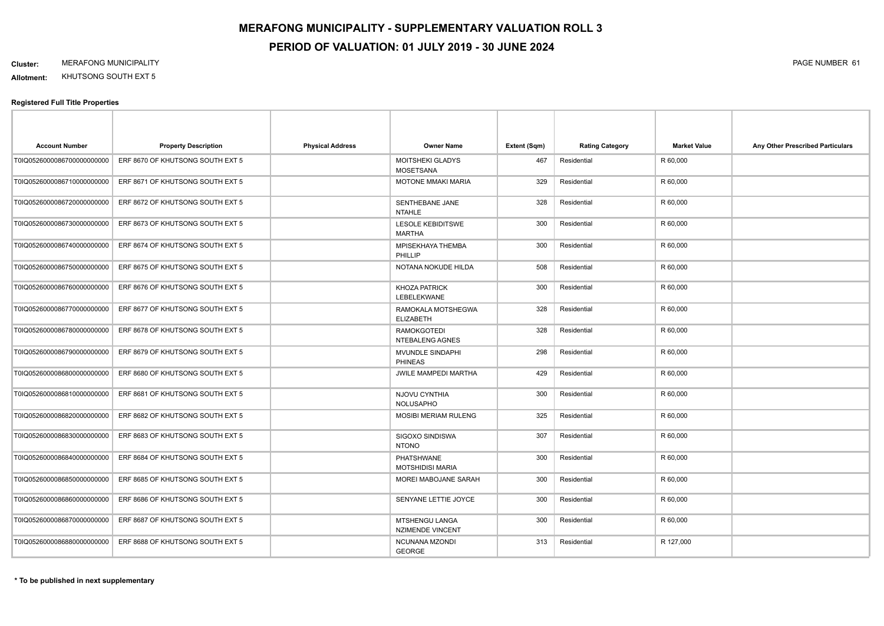# MERAFONG MUNICIPALITY - SUPPLEMENTARY VALUATION ROLL 3

## PERIOD OF VALUATION: 01 JULY 2019 - 30 JUNE 2024

**Cluster:** MERAFONG MUNICIPALITY

**Allotment:** KHUTSONG SOUTH EXT 5

### Registered Full Title Properties

| Account Number | Property Description | Physical Address | Owner Name | Extent (Sqm) | Rating Category | Market Value | Any Other Prescribed Particulars |
|---|---|---|---|---|---|---|---|
| T0IQ05260000867000000000000 | ERF 8670 OF KHUTSONG SOUTH EXT 5 | | MOITSHEKI GLADYS MOSETSANA | 467 | Residential | R 60,000 | |
| T0IQ05260000867100000000000 | ERF 8671 OF KHUTSONG SOUTH EXT 5 | | MOTONE MMAKI MARIA | 329 | Residential | R 60,000 | |
| T0IQ05260000867200000000000 | ERF 8672 OF KHUTSONG SOUTH EXT 5 | | SENTHEBANE JANE NTAHLE | 328 | Residential | R 60,000 | |
| T0IQ05260000867300000000000 | ERF 8673 OF KHUTSONG SOUTH EXT 5 | | LESOLE KEBIDITSWE MARTHA | 300 | Residential | R 60,000 | |
| T0IQ05260000867400000000000 | ERF 8674 OF KHUTSONG SOUTH EXT 5 | | MPISEKHAYA THEMBA PHILLIP | 300 | Residential | R 60,000 | |
| T0IQ05260000867500000000000 | ERF 8675 OF KHUTSONG SOUTH EXT 5 | | NOTANA NOKUDE HILDA | 508 | Residential | R 60,000 | |
| T0IQ05260000867600000000000 | ERF 8676 OF KHUTSONG SOUTH EXT 5 | | KHOZA PATRICK LEBELEKWANE | 300 | Residential | R 60,000 | |
| T0IQ05260000867700000000000 | ERF 8677 OF KHUTSONG SOUTH EXT 5 | | RAMOKALA MOTSHEGWA ELIZABETH | 328 | Residential | R 60,000 | |
| T0IQ05260000867800000000000 | ERF 8678 OF KHUTSONG SOUTH EXT 5 | | RAMOKGOTEDI NTEBALENG AGNES | 328 | Residential | R 60,000 | |
| T0IQ05260000867900000000000 | ERF 8679 OF KHUTSONG SOUTH EXT 5 | | MVUNDLE SINDAPHI PHINEAS | 298 | Residential | R 60,000 | |
| T0IQ05260000868000000000000 | ERF 8680 OF KHUTSONG SOUTH EXT 5 | | JWILE MAMPEDI MARTHA | 429 | Residential | R 60,000 | |
| T0IQ05260000868100000000000 | ERF 8681 OF KHUTSONG SOUTH EXT 5 | | NJOVU CYNTHIA NOLUSAPHO | 300 | Residential | R 60,000 | |
| T0IQ05260000868200000000000 | ERF 8682 OF KHUTSONG SOUTH EXT 5 | | MOSIBI MERIAM RULENG | 325 | Residential | R 60,000 | |
| T0IQ05260000868300000000000 | ERF 8683 OF KHUTSONG SOUTH EXT 5 | | SIGOXO SINDISWA NTONO | 307 | Residential | R 60,000 | |
| T0IQ05260000868400000000000 | ERF 8684 OF KHUTSONG SOUTH EXT 5 | | PHATSHWANE MOTSHIDISI MARIA | 300 | Residential | R 60,000 | |
| T0IQ05260000868500000000000 | ERF 8685 OF KHUTSONG SOUTH EXT 5 | | MOREI MABOJANE SARAH | 300 | Residential | R 60,000 | |
| T0IQ05260000868600000000000 | ERF 8686 OF KHUTSONG SOUTH EXT 5 | | SENYANE LETTIE JOYCE | 300 | Residential | R 60,000 | |
| T0IQ05260000868700000000000 | ERF 8687 OF KHUTSONG SOUTH EXT 5 | | MTSHENGU LANGA NZIMENDE VINCENT | 300 | Residential | R 60,000 | |
| T0IQ05260000868800000000000 | ERF 8688 OF KHUTSONG SOUTH EXT 5 | | NCUNANA MZONDI GEORGE | 313 | Residential | R 127,000 | |

**\* To be published in next supplementary**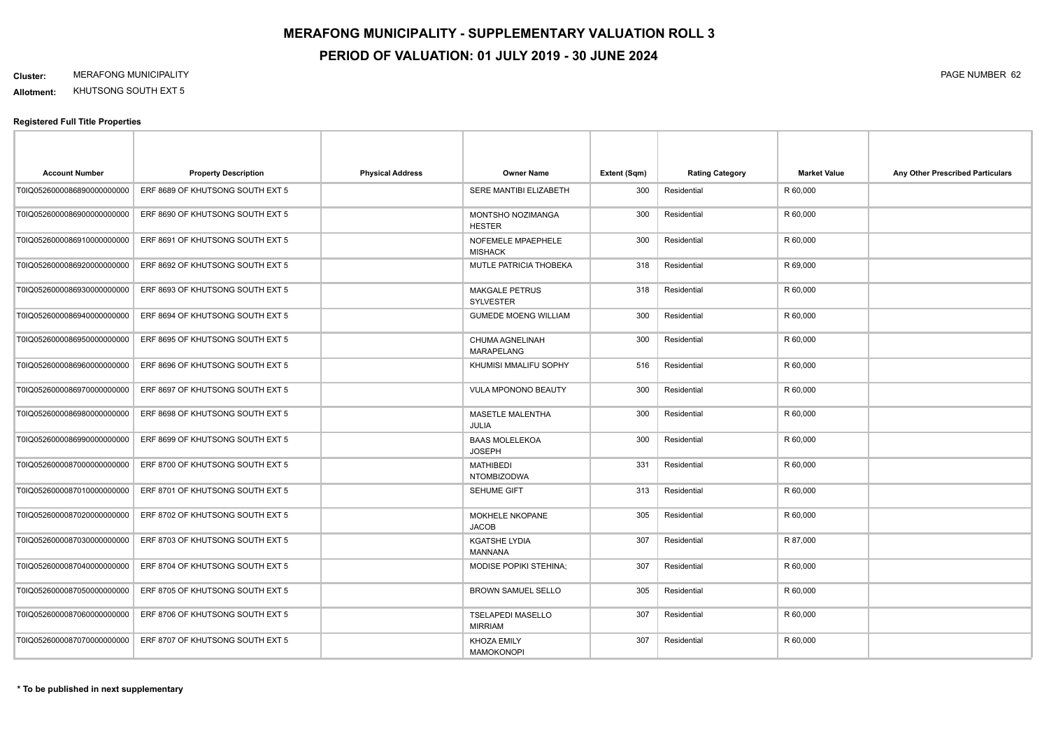# MERAFONG MUNICIPALITY - SUPPLEMENTARY VALUATION ROLL 3

## PERIOD OF VALUATION: 01 JULY 2019 - 30 JUNE 2024

**Cluster:** MERAFONG MUNICIPALITY

**Allotment:** KHUTSONG SOUTH EXT 5

### Registered Full Title Properties

| Account Number | Property Description | Physical Address | Owner Name | Extent (Sqm) | Rating Category | Market Value | Any Other Prescribed Particulars |
|---|---|---|---|---|---|---|---|
| T0IQ0526000086890000000000 | ERF 8689 OF KHUTSONG SOUTH EXT 5 | | SERE MANTIBI ELIZABETH | 300 | Residential | R 60,000 | |
| T0IQ0526000086900000000000 | ERF 8690 OF KHUTSONG SOUTH EXT 5 | | MONTSHO NOZIMANGA HESTER | 300 | Residential | R 60,000 | |
| T0IQ0526000086910000000000 | ERF 8691 OF KHUTSONG SOUTH EXT 5 | | NOFEMELE MPAEPHELE MISHACK | 300 | Residential | R 60,000 | |
| T0IQ0526000086920000000000 | ERF 8692 OF KHUTSONG SOUTH EXT 5 | | MUTLE PATRICIA THOBEKA | 318 | Residential | R 69,000 | |
| T0IQ0526000086930000000000 | ERF 8693 OF KHUTSONG SOUTH EXT 5 | | MAKGALE PETRUS SYLVESTER | 318 | Residential | R 60,000 | |
| T0IQ0526000086940000000000 | ERF 8694 OF KHUTSONG SOUTH EXT 5 | | GUMEDE MOENG WILLIAM | 300 | Residential | R 60,000 | |
| T0IQ0526000086950000000000 | ERF 8695 OF KHUTSONG SOUTH EXT 5 | | CHUMA AGNELINAH MARAPELANG | 300 | Residential | R 60,000 | |
| T0IQ0526000086960000000000 | ERF 8696 OF KHUTSONG SOUTH EXT 5 | | KHUMISI MMALIFU SOPHY | 516 | Residential | R 60,000 | |
| T0IQ0526000086970000000000 | ERF 8697 OF KHUTSONG SOUTH EXT 5 | | VULA MPONONO BEAUTY | 300 | Residential | R 60,000 | |
| T0IQ0526000086980000000000 | ERF 8698 OF KHUTSONG SOUTH EXT 5 | | MASETLE MALENTHA JULIA | 300 | Residential | R 60,000 | |
| T0IQ0526000086990000000000 | ERF 8699 OF KHUTSONG SOUTH EXT 5 | | BAAS MOLELEKOA JOSEPH | 300 | Residential | R 60,000 | |
| T0IQ0526000087000000000000 | ERF 8700 OF KHUTSONG SOUTH EXT 5 | | MATHIBEDI NTOMBIZODWA | 331 | Residential | R 60,000 | |
| T0IQ0526000087010000000000 | ERF 8701 OF KHUTSONG SOUTH EXT 5 | | SEHUME GIFT | 313 | Residential | R 60,000 | |
| T0IQ0526000087020000000000 | ERF 8702 OF KHUTSONG SOUTH EXT 5 | | MOKHELE NKOPANE JACOB | 305 | Residential | R 60,000 | |
| T0IQ0526000087030000000000 | ERF 8703 OF KHUTSONG SOUTH EXT 5 | | KGATSHE LYDIA MANNANA | 307 | Residential | R 87,000 | |
| T0IQ0526000087040000000000 | ERF 8704 OF KHUTSONG SOUTH EXT 5 | | MODISE POPIKI STEHINA; | 307 | Residential | R 60,000 | |
| T0IQ0526000087050000000000 | ERF 8705 OF KHUTSONG SOUTH EXT 5 | | BROWN SAMUEL SELLO | 305 | Residential | R 60,000 | |
| T0IQ0526000087060000000000 | ERF 8706 OF KHUTSONG SOUTH EXT 5 | | TSELAPEDI MASELLO MIRRIAM | 307 | Residential | R 60,000 | |
| T0IQ0526000087070000000000 | ERF 8707 OF KHUTSONG SOUTH EXT 5 | | KHOZA EMILY MAMOKONOPI | 307 | Residential | R 60,000 | |

**\* To be published in next supplementary**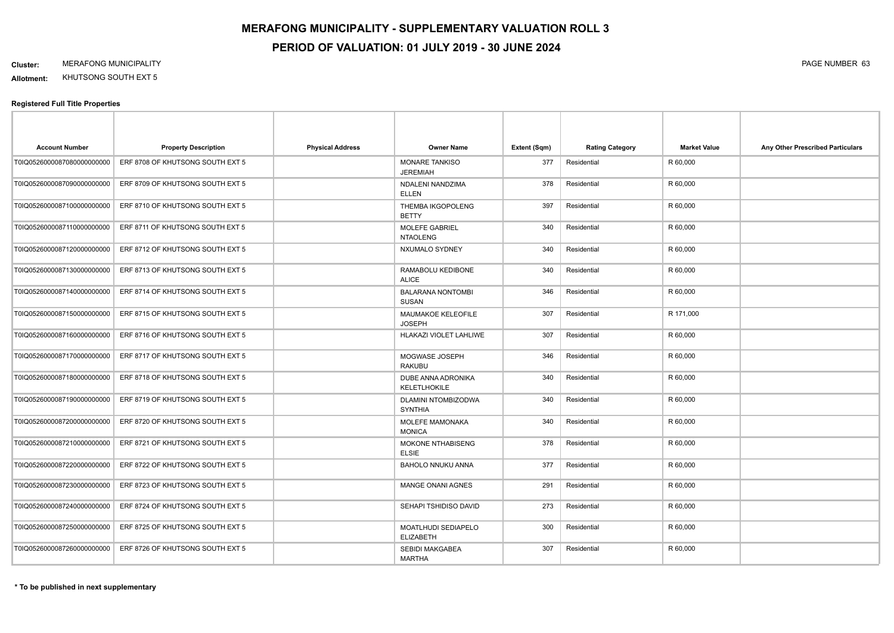# MERAFONG MUNICIPALITY - SUPPLEMENTARY VALUATION ROLL 3

## PERIOD OF VALUATION: 01 JULY 2019 - 30 JUNE 2024

**Cluster:** MERAFONG MUNICIPALITY

**Allotment:** KHUTSONG SOUTH EXT 5

**Registered Full Title Properties**

| Account Number | Property Description | Physical Address | Owner Name | Extent (Sqm) | Rating Category | Market Value | Any Other Prescribed Particulars |
|---|---|---|---|---|---|---|---|
| T0IQ0526000087080000000000 | ERF 8708 OF KHUTSONG SOUTH EXT 5 | | MONARE TANKISO JEREMIAH | 377 | Residential | R 60,000 | |
| T0IQ0526000087090000000000 | ERF 8709 OF KHUTSONG SOUTH EXT 5 | | NDALENI NANDZIMA ELLEN | 378 | Residential | R 60,000 | |
| T0IQ0526000087100000000000 | ERF 8710 OF KHUTSONG SOUTH EXT 5 | | THEMBA IKGOPOLENG BETTY | 397 | Residential | R 60,000 | |
| T0IQ0526000087110000000000 | ERF 8711 OF KHUTSONG SOUTH EXT 5 | | MOLEFE GABRIEL NTAOLENG | 340 | Residential | R 60,000 | |
| T0IQ0526000087120000000000 | ERF 8712 OF KHUTSONG SOUTH EXT 5 | | NXUMALO SYDNEY | 340 | Residential | R 60,000 | |
| T0IQ0526000087130000000000 | ERF 8713 OF KHUTSONG SOUTH EXT 5 | | RAMABOLU KEDIBONE ALICE | 340 | Residential | R 60,000 | |
| T0IQ0526000087140000000000 | ERF 8714 OF KHUTSONG SOUTH EXT 5 | | BALARANA NONTOMBI SUSAN | 346 | Residential | R 60,000 | |
| T0IQ0526000087150000000000 | ERF 8715 OF KHUTSONG SOUTH EXT 5 | | MAUMAKOE KELEOFILE JOSEPH | 307 | Residential | R 171,000 | |
| T0IQ0526000087160000000000 | ERF 8716 OF KHUTSONG SOUTH EXT 5 | | HLAKAZI VIOLET LAHLIWE | 307 | Residential | R 60,000 | |
| T0IQ0526000087170000000000 | ERF 8717 OF KHUTSONG SOUTH EXT 5 | | MOGWASE JOSEPH RAKUBU | 346 | Residential | R 60,000 | |
| T0IQ0526000087180000000000 | ERF 8718 OF KHUTSONG SOUTH EXT 5 | | DUBE ANNA ADRONIKA KELETLHOKILE | 340 | Residential | R 60,000 | |
| T0IQ0526000087190000000000 | ERF 8719 OF KHUTSONG SOUTH EXT 5 | | DLAMINI NTOMBIZODWA SYNTHIA | 340 | Residential | R 60,000 | |
| T0IQ0526000087200000000000 | ERF 8720 OF KHUTSONG SOUTH EXT 5 | | MOLEFE MAMONAKA MONICA | 340 | Residential | R 60,000 | |
| T0IQ0526000087210000000000 | ERF 8721 OF KHUTSONG SOUTH EXT 5 | | MOKONE NTHABISENG ELSIE | 378 | Residential | R 60,000 | |
| T0IQ0526000087220000000000 | ERF 8722 OF KHUTSONG SOUTH EXT 5 | | BAHOLO NNUKU ANNA | 377 | Residential | R 60,000 | |
| T0IQ0526000087230000000000 | ERF 8723 OF KHUTSONG SOUTH EXT 5 | | MANGE ONANI AGNES | 291 | Residential | R 60,000 | |
| T0IQ0526000087240000000000 | ERF 8724 OF KHUTSONG SOUTH EXT 5 | | SEHAPI TSHIDISO DAVID | 273 | Residential | R 60,000 | |
| T0IQ0526000087250000000000 | ERF 8725 OF KHUTSONG SOUTH EXT 5 | | MOATLHUDI SEDIAPELO ELIZABETH | 300 | Residential | R 60,000 | |
| T0IQ0526000087260000000000 | ERF 8726 OF KHUTSONG SOUTH EXT 5 | | SEBIDI MAKGABEA MARTHA | 307 | Residential | R 60,000 | |

**\* To be published in next supplementary**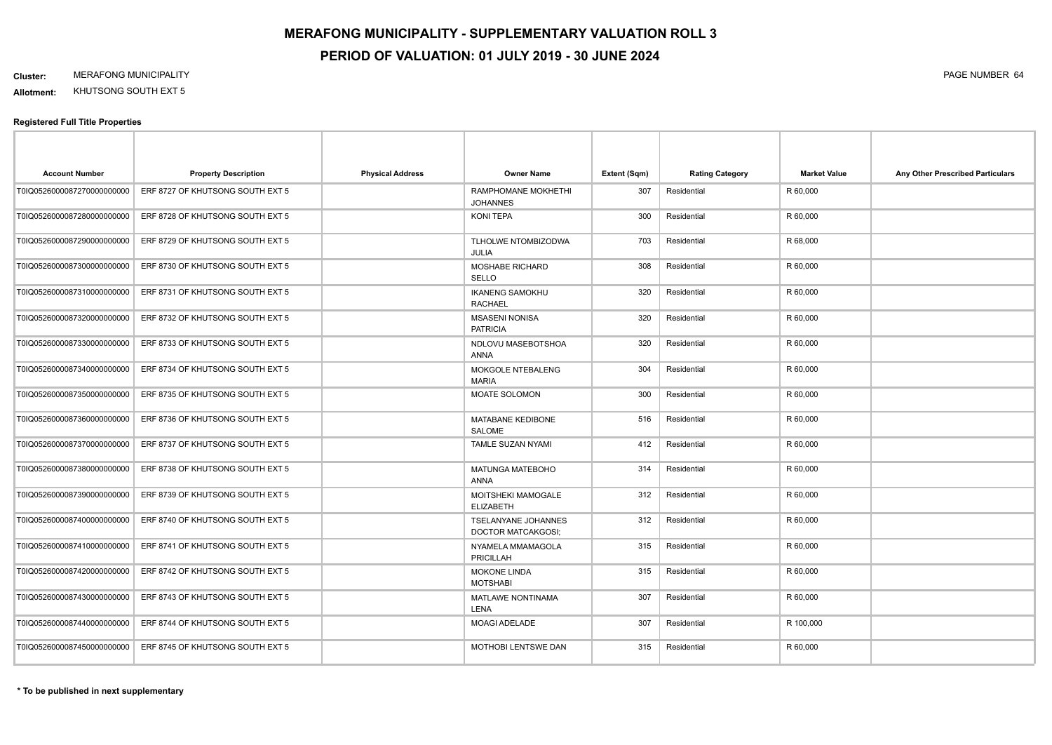# MERAFONG MUNICIPALITY - SUPPLEMENTARY VALUATION ROLL 3

## PERIOD OF VALUATION: 01 JULY 2019 - 30 JUNE 2024

**Cluster:** MERAFONG MUNICIPALITY

**Allotment:** KHUTSONG SOUTH EXT 5

**Registered Full Title Properties**

| Account Number | Property Description | Physical Address | Owner Name | Extent (Sqm) | Rating Category | Market Value | Any Other Prescribed Particulars |
|---|---|---|---|---|---|---|---|
| T0IQ052600008727000000000 | ERF 8727 OF KHUTSONG SOUTH EXT 5 | | RAMPHOMANE MOKHETHI JOHANNES | 307 | Residential | R 60,000 | |
| T0IQ052600008728000000000 | ERF 8728 OF KHUTSONG SOUTH EXT 5 | | KONI TEPA | 300 | Residential | R 60,000 | |
| T0IQ052600008729000000000 | ERF 8729 OF KHUTSONG SOUTH EXT 5 | | TLHOLWE NTOMBIZODWA JULIA | 703 | Residential | R 68,000 | |
| T0IQ052600008730000000000 | ERF 8730 OF KHUTSONG SOUTH EXT 5 | | MOSHABE RICHARD SELLO | 308 | Residential | R 60,000 | |
| T0IQ052600008731000000000 | ERF 8731 OF KHUTSONG SOUTH EXT 5 | | IKANENG SAMOKHU RACHAEL | 320 | Residential | R 60,000 | |
| T0IQ052600008732000000000 | ERF 8732 OF KHUTSONG SOUTH EXT 5 | | MSASENI NONISA PATRICIA | 320 | Residential | R 60,000 | |
| T0IQ052600008733000000000 | ERF 8733 OF KHUTSONG SOUTH EXT 5 | | NDLOVU MASEBOTSHOA ANNA | 320 | Residential | R 60,000 | |
| T0IQ052600008734000000000 | ERF 8734 OF KHUTSONG SOUTH EXT 5 | | MOKGOLE NTEBALENG MARIA | 304 | Residential | R 60,000 | |
| T0IQ052600008735000000000 | ERF 8735 OF KHUTSONG SOUTH EXT 5 | | MOATE SOLOMON | 300 | Residential | R 60,000 | |
| T0IQ052600008736000000000 | ERF 8736 OF KHUTSONG SOUTH EXT 5 | | MATABANE KEDIBONE SALOME | 516 | Residential | R 60,000 | |
| T0IQ052600008737000000000 | ERF 8737 OF KHUTSONG SOUTH EXT 5 | | TAMLE SUZAN NYAMI | 412 | Residential | R 60,000 | |
| T0IQ052600008738000000000 | ERF 8738 OF KHUTSONG SOUTH EXT 5 | | MATUNGA MATEBOHO ANNA | 314 | Residential | R 60,000 | |
| T0IQ052600008739000000000 | ERF 8739 OF KHUTSONG SOUTH EXT 5 | | MOITSHEKI MAMOGALE ELIZABETH | 312 | Residential | R 60,000 | |
| T0IQ052600008740000000000 | ERF 8740 OF KHUTSONG SOUTH EXT 5 | | TSELANYANE JOHANNES DOCTOR MATCAKGOSI; | 312 | Residential | R 60,000 | |
| T0IQ052600008741000000000 | ERF 8741 OF KHUTSONG SOUTH EXT 5 | | NYAMELA MMAMAGOLA PRICILLAH | 315 | Residential | R 60,000 | |
| T0IQ052600008742000000000 | ERF 8742 OF KHUTSONG SOUTH EXT 5 | | MOKONE LINDA MOTSHABI | 315 | Residential | R 60,000 | |
| T0IQ052600008743000000000 | ERF 8743 OF KHUTSONG SOUTH EXT 5 | | MATLAWE NONTINAMA LENA | 307 | Residential | R 60,000 | |
| T0IQ052600008744000000000 | ERF 8744 OF KHUTSONG SOUTH EXT 5 | | MOAGI ADELADE | 307 | Residential | R 100,000 | |
| T0IQ052600008745000000000 | ERF 8745 OF KHUTSONG SOUTH EXT 5 | | MOTHOBI LENTSWE DAN | 315 | Residential | R 60,000 | |

**\* To be published in next supplementary**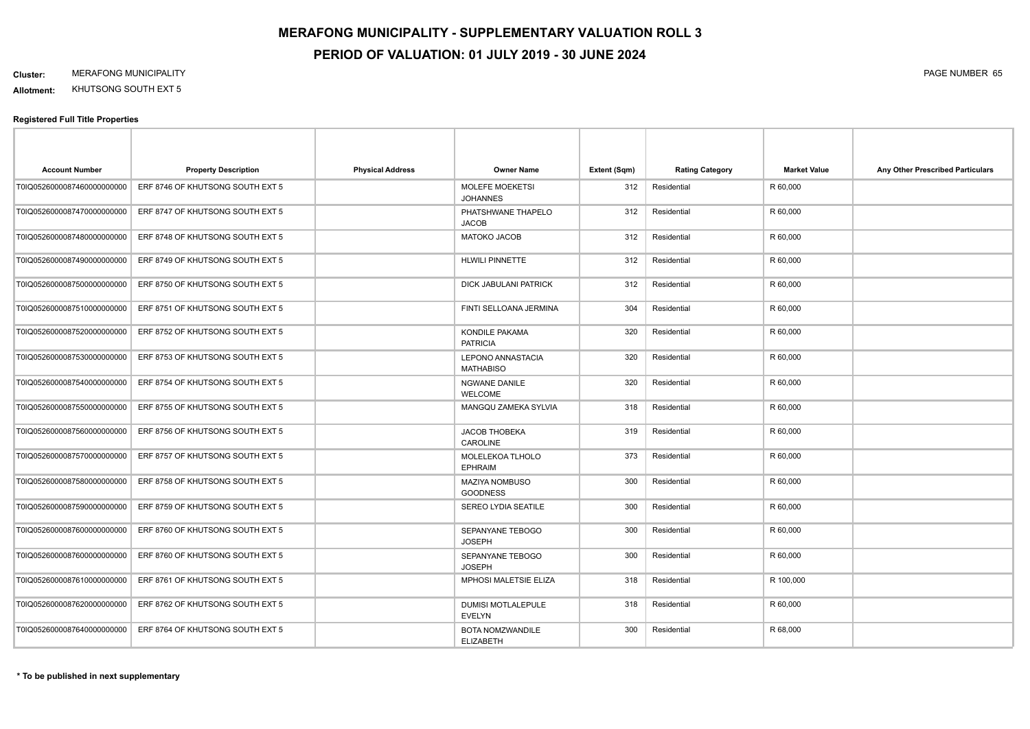# MERAFONG MUNICIPALITY - SUPPLEMENTARY VALUATION ROLL 3

## PERIOD OF VALUATION: 01 JULY 2019 - 30 JUNE 2024

**Cluster:** MERAFONG MUNICIPALITY

**Allotment:** KHUTSONG SOUTH EXT 5

### Registered Full Title Properties

| Account Number | Property Description | Physical Address | Owner Name | Extent (Sqm) | Rating Category | Market Value | Any Other Prescribed Particulars |
|---|---|---|---|---|---|---|---|
| T0IQ05260000087460000000000 | ERF 8746 OF KHUTSONG SOUTH EXT 5 | | MOLEFE MOEKETSI JOHANNES | 312 | Residential | R 60,000 | |
| T0IQ05260000087470000000000 | ERF 8747 OF KHUTSONG SOUTH EXT 5 | | PHATSHWANE THAPELO JACOB | 312 | Residential | R 60,000 | |
| T0IQ05260000087480000000000 | ERF 8748 OF KHUTSONG SOUTH EXT 5 | | MATOKO JACOB | 312 | Residential | R 60,000 | |
| T0IQ05260000087490000000000 | ERF 8749 OF KHUTSONG SOUTH EXT 5 | | HLWILI PINNETTE | 312 | Residential | R 60,000 | |
| T0IQ05260000087500000000000 | ERF 8750 OF KHUTSONG SOUTH EXT 5 | | DICK JABULANI PATRICK | 312 | Residential | R 60,000 | |
| T0IQ05260000087510000000000 | ERF 8751 OF KHUTSONG SOUTH EXT 5 | | FINTI SELLOANA JERMINA | 304 | Residential | R 60,000 | |
| T0IQ05260000087520000000000 | ERF 8752 OF KHUTSONG SOUTH EXT 5 | | KONDILE PAKAMA PATRICIA | 320 | Residential | R 60,000 | |
| T0IQ05260000087530000000000 | ERF 8753 OF KHUTSONG SOUTH EXT 5 | | LEPONO ANNASTACIA MATHABISO | 320 | Residential | R 60,000 | |
| T0IQ05260000087540000000000 | ERF 8754 OF KHUTSONG SOUTH EXT 5 | | NGWANE DANILE WELCOME | 320 | Residential | R 60,000 | |
| T0IQ05260000087550000000000 | ERF 8755 OF KHUTSONG SOUTH EXT 5 | | MANGQU ZAMEKA SYLVIA | 318 | Residential | R 60,000 | |
| T0IQ05260000087560000000000 | ERF 8756 OF KHUTSONG SOUTH EXT 5 | | JACOB THOBEKA CAROLINE | 319 | Residential | R 60,000 | |
| T0IQ05260000087570000000000 | ERF 8757 OF KHUTSONG SOUTH EXT 5 | | MOLELEKOA TLHOLO EPHRAIM | 373 | Residential | R 60,000 | |
| T0IQ05260000087580000000000 | ERF 8758 OF KHUTSONG SOUTH EXT 5 | | MAZIYA NOMBUSO GOODNESS | 300 | Residential | R 60,000 | |
| T0IQ05260000087590000000000 | ERF 8759 OF KHUTSONG SOUTH EXT 5 | | SEREO LYDIA SEATILE | 300 | Residential | R 60,000 | |
| T0IQ05260000087600000000000 | ERF 8760 OF KHUTSONG SOUTH EXT 5 | | SEPANYANE TEBOGO JOSEPH | 300 | Residential | R 60,000 | |
| T0IQ05260000087600000000000 | ERF 8760 OF KHUTSONG SOUTH EXT 5 | | SEPANYANE TEBOGO JOSEPH | 300 | Residential | R 60,000 | |
| T0IQ05260000087610000000000 | ERF 8761 OF KHUTSONG SOUTH EXT 5 | | MPHOSI MALETSIE ELIZA | 318 | Residential | R 100,000 | |
| T0IQ05260000087620000000000 | ERF 8762 OF KHUTSONG SOUTH EXT 5 | | DUMISI MOTLALEPULE EVELYN | 318 | Residential | R 60,000 | |
| T0IQ05260000087640000000000 | ERF 8764 OF KHUTSONG SOUTH EXT 5 | | BOTA NOMZWANDILE ELIZABETH | 300 | Residential | R 68,000 | |

**\* To be published in next supplementary**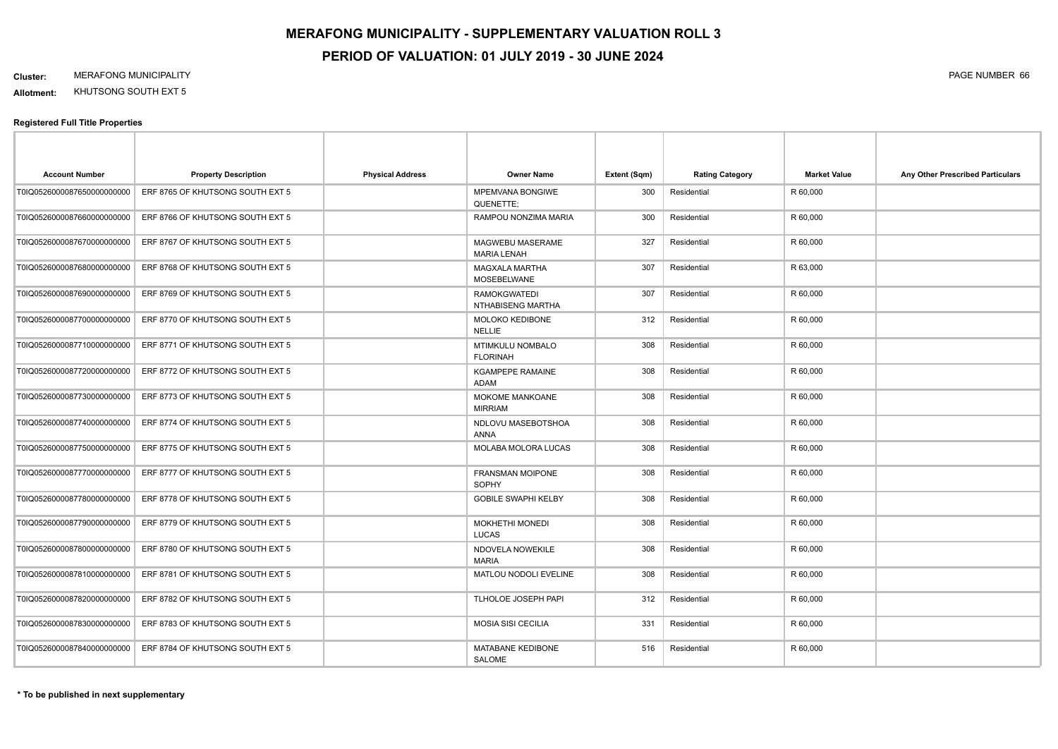# MERAFONG MUNICIPALITY - SUPPLEMENTARY VALUATION ROLL 3

# PERIOD OF VALUATION: 01 JULY 2019 - 30 JUNE 2024

**Cluster:** MERAFONG MUNICIPALITY

**Allotment:** KHUTSONG SOUTH EXT 5

**Registered Full Title Properties**

| Account Number | Property Description | Physical Address | Owner Name | Extent (Sqm) | Rating Category | Market Value | Any Other Prescribed Particulars |
|---|---|---|---|---|---|---|---|
| T0IQ0526000087650000000000 | ERF 8765 OF KHUTSONG SOUTH EXT 5 | | MPEMVANA BONGIWE QUENETTE; | 300 | Residential | R 60,000 | |
| T0IQ0526000087660000000000 | ERF 8766 OF KHUTSONG SOUTH EXT 5 | | RAMPOU NONZIMA MARIA | 300 | Residential | R 60,000 | |
| T0IQ0526000087670000000000 | ERF 8767 OF KHUTSONG SOUTH EXT 5 | | MAGWEBU MASERAME MARIA LENAH | 327 | Residential | R 60,000 | |
| T0IQ0526000087680000000000 | ERF 8768 OF KHUTSONG SOUTH EXT 5 | | MAGXALA MARTHA MOSEBELWANE | 307 | Residential | R 63,000 | |
| T0IQ0526000087690000000000 | ERF 8769 OF KHUTSONG SOUTH EXT 5 | | RAMOKGWATEDI NTHABISENG MARTHA | 307 | Residential | R 60,000 | |
| T0IQ0526000087700000000000 | ERF 8770 OF KHUTSONG SOUTH EXT 5 | | MOLOKO KEDIBONE NELLIE | 312 | Residential | R 60,000 | |
| T0IQ0526000087710000000000 | ERF 8771 OF KHUTSONG SOUTH EXT 5 | | MTIMKULU NOMBALO FLORINAH | 308 | Residential | R 60,000 | |
| T0IQ0526000087720000000000 | ERF 8772 OF KHUTSONG SOUTH EXT 5 | | KGAMPEPE RAMAINE ADAM | 308 | Residential | R 60,000 | |
| T0IQ0526000087730000000000 | ERF 8773 OF KHUTSONG SOUTH EXT 5 | | MOKOME MANKOANE MIRRIAM | 308 | Residential | R 60,000 | |
| T0IQ0526000087740000000000 | ERF 8774 OF KHUTSONG SOUTH EXT 5 | | NDLOVU MASEBOTSHOA ANNA | 308 | Residential | R 60,000 | |
| T0IQ0526000087750000000000 | ERF 8775 OF KHUTSONG SOUTH EXT 5 | | MOLABA MOLORA LUCAS | 308 | Residential | R 60,000 | |
| T0IQ0526000087770000000000 | ERF 8777 OF KHUTSONG SOUTH EXT 5 | | FRANSMAN MOIPONE SOPHY | 308 | Residential | R 60,000 | |
| T0IQ0526000087780000000000 | ERF 8778 OF KHUTSONG SOUTH EXT 5 | | GOBILE SWAPHI KELBY | 308 | Residential | R 60,000 | |
| T0IQ0526000087790000000000 | ERF 8779 OF KHUTSONG SOUTH EXT 5 | | MOKHETHI MONEDI LUCAS | 308 | Residential | R 60,000 | |
| T0IQ0526000087800000000000 | ERF 8780 OF KHUTSONG SOUTH EXT 5 | | NDOVELA NOWEKILE MARIA | 308 | Residential | R 60,000 | |
| T0IQ0526000087810000000000 | ERF 8781 OF KHUTSONG SOUTH EXT 5 | | MATLOU NODOLI EVELINE | 308 | Residential | R 60,000 | |
| T0IQ0526000087820000000000 | ERF 8782 OF KHUTSONG SOUTH EXT 5 | | TLHOLOE JOSEPH PAPI | 312 | Residential | R 60,000 | |
| T0IQ0526000087830000000000 | ERF 8783 OF KHUTSONG SOUTH EXT 5 | | MOSIA SISI CECILIA | 331 | Residential | R 60,000 | |
| T0IQ0526000087840000000000 | ERF 8784 OF KHUTSONG SOUTH EXT 5 | | MATABANE KEDIBONE SALOME | 516 | Residential | R 60,000 | |

**\* To be published in next supplementary**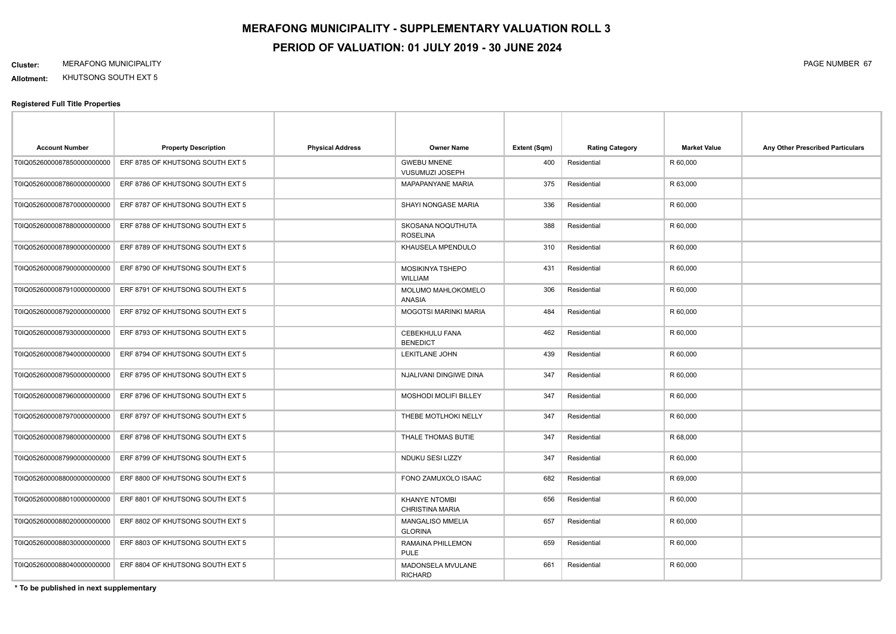# MERAFONG MUNICIPALITY - SUPPLEMENTARY VALUATION ROLL 3

## PERIOD OF VALUATION: 01 JULY 2019 - 30 JUNE 2024

**Cluster:** MERAFONG MUNICIPALITY

**Allotment:** KHUTSONG SOUTH EXT 5

### Registered Full Title Properties

| Account Number | Property Description | Physical Address | Owner Name | Extent (Sqm) | Rating Category | Market Value | Any Other Prescribed Particulars |
|---|---|---|---|---|---|---|---|
| T0IQ0526000087850000000000 | ERF 8785 OF KHUTSONG SOUTH EXT 5 | | GWEBU MNENE VUSUMUZI JOSEPH | 400 | Residential | R 60,000 | |
| T0IQ0526000087860000000000 | ERF 8786 OF KHUTSONG SOUTH EXT 5 | | MAPAPANYANE MARIA | 375 | Residential | R 63,000 | |
| T0IQ0526000087870000000000 | ERF 8787 OF KHUTSONG SOUTH EXT 5 | | SHAYI NONGASE MARIA | 336 | Residential | R 60,000 | |
| T0IQ0526000087880000000000 | ERF 8788 OF KHUTSONG SOUTH EXT 5 | | SKOSANA NOQUTHUTA ROSELINA | 388 | Residential | R 60,000 | |
| T0IQ0526000087890000000000 | ERF 8789 OF KHUTSONG SOUTH EXT 5 | | KHAUSELA MPENDULO | 310 | Residential | R 60,000 | |
| T0IQ0526000087900000000000 | ERF 8790 OF KHUTSONG SOUTH EXT 5 | | MOSIKINYA TSHEPO WILLIAM | 431 | Residential | R 60,000 | |
| T0IQ0526000087910000000000 | ERF 8791 OF KHUTSONG SOUTH EXT 5 | | MOLUMO MAHLOKOMELO ANASIA | 306 | Residential | R 60,000 | |
| T0IQ0526000087920000000000 | ERF 8792 OF KHUTSONG SOUTH EXT 5 | | MOGOTSI MARINKI MARIA | 484 | Residential | R 60,000 | |
| T0IQ0526000087930000000000 | ERF 8793 OF KHUTSONG SOUTH EXT 5 | | CEBEKHULU FANA BENEDICT | 462 | Residential | R 60,000 | |
| T0IQ0526000087940000000000 | ERF 8794 OF KHUTSONG SOUTH EXT 5 | | LEKITLANE JOHN | 439 | Residential | R 60,000 | |
| T0IQ0526000087950000000000 | ERF 8795 OF KHUTSONG SOUTH EXT 5 | | NJALIVANI DINGIWE DINA | 347 | Residential | R 60,000 | |
| T0IQ0526000087960000000000 | ERF 8796 OF KHUTSONG SOUTH EXT 5 | | MOSHODI MOLIFI BILLEY | 347 | Residential | R 60,000 | |
| T0IQ0526000087970000000000 | ERF 8797 OF KHUTSONG SOUTH EXT 5 | | THEBE MOTLHOKI NELLY | 347 | Residential | R 60,000 | |
| T0IQ0526000087980000000000 | ERF 8798 OF KHUTSONG SOUTH EXT 5 | | THALE THOMAS BUTIE | 347 | Residential | R 68,000 | |
| T0IQ0526000087990000000000 | ERF 8799 OF KHUTSONG SOUTH EXT 5 | | NDUKU SESI LIZZY | 347 | Residential | R 60,000 | |
| T0IQ0526000088000000000000 | ERF 8800 OF KHUTSONG SOUTH EXT 5 | | FONO ZAMUXOLO ISAAC | 682 | Residential | R 69,000 | |
| T0IQ0526000088010000000000 | ERF 8801 OF KHUTSONG SOUTH EXT 5 | | KHANYE NTOMBI CHRISTINA MARIA | 656 | Residential | R 60,000 | |
| T0IQ0526000088020000000000 | ERF 8802 OF KHUTSONG SOUTH EXT 5 | | MANGALISO MMELIA GLORINA | 657 | Residential | R 60,000 | |
| T0IQ0526000088030000000000 | ERF 8803 OF KHUTSONG SOUTH EXT 5 | | RAMAINA PHILLEMON PULE | 659 | Residential | R 60,000 | |
| T0IQ0526000088040000000000 | ERF 8804 OF KHUTSONG SOUTH EXT 5 | | MADONSELA MVULANE RICHARD | 661 | Residential | R 60,000 | |

**\* To be published in next supplementary**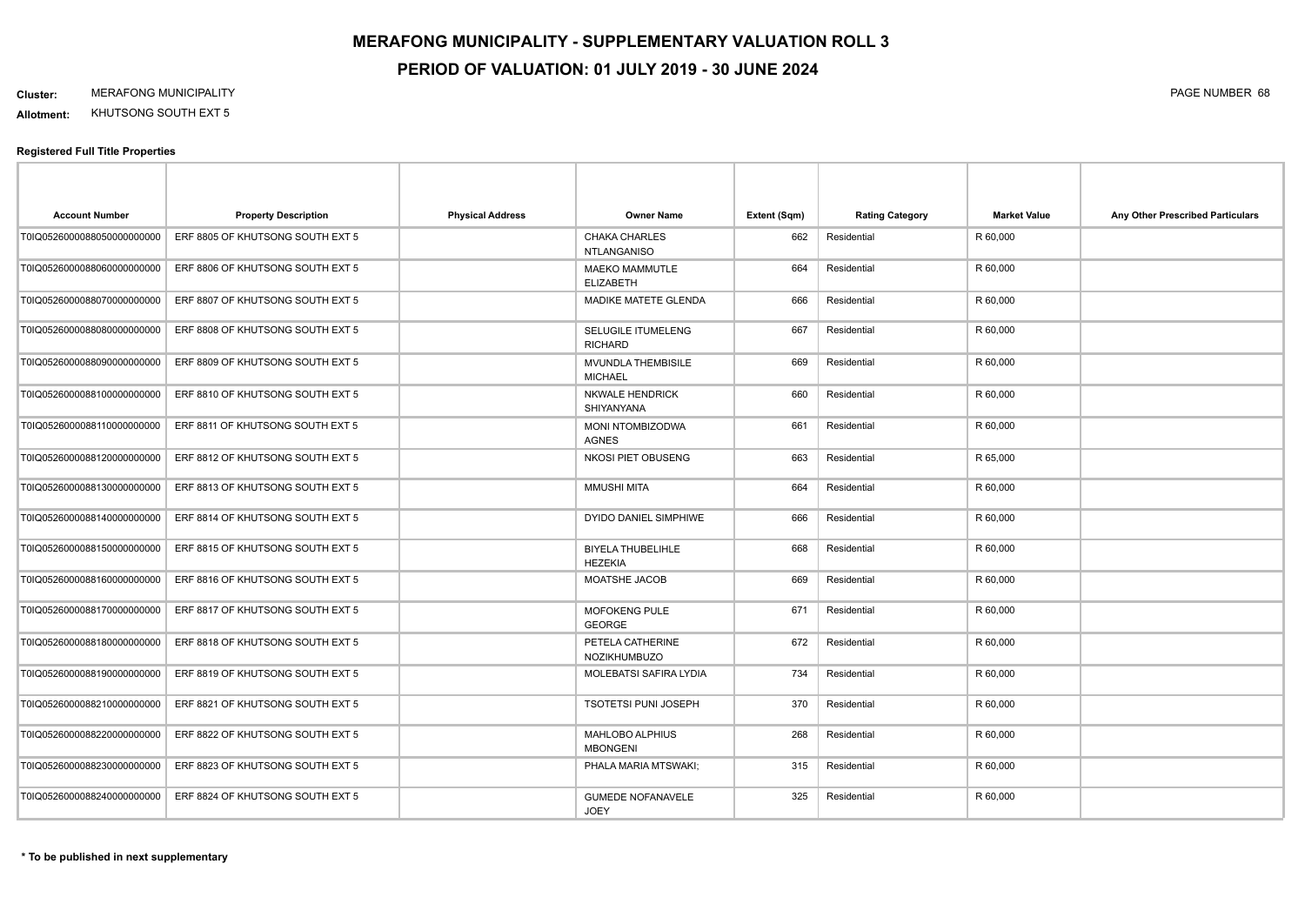# MERAFONG MUNICIPALITY - SUPPLEMENTARY VALUATION ROLL 3

## PERIOD OF VALUATION: 01 JULY 2019 - 30 JUNE 2024

**Cluster:** MERAFONG MUNICIPALITY

**Allotment:** KHUTSONG SOUTH EXT 5

### Registered Full Title Properties

| Account Number | Property Description | Physical Address | Owner Name | Extent (Sqm) | Rating Category | Market Value | Any Other Prescribed Particulars |
|---|---|---|---|---|---|---|---|
| T0IQ05260000088050000000000 | ERF 8805 OF KHUTSONG SOUTH EXT 5 | | CHAKA CHARLES NTLANGANISO | 662 | Residential | R 60,000 | |
| T0IQ05260000088060000000000 | ERF 8806 OF KHUTSONG SOUTH EXT 5 | | MAEKO MAMMUTLE ELIZABETH | 664 | Residential | R 60,000 | |
| T0IQ05260000088070000000000 | ERF 8807 OF KHUTSONG SOUTH EXT 5 | | MADIKE MATETE GLENDA | 666 | Residential | R 60,000 | |
| T0IQ05260000088080000000000 | ERF 8808 OF KHUTSONG SOUTH EXT 5 | | SELUGILE ITUMELENG RICHARD | 667 | Residential | R 60,000 | |
| T0IQ05260000088090000000000 | ERF 8809 OF KHUTSONG SOUTH EXT 5 | | MVUNDLA THEMBISILE MICHAEL | 669 | Residential | R 60,000 | |
| T0IQ05260000088100000000000 | ERF 8810 OF KHUTSONG SOUTH EXT 5 | | NKWALE HENDRICK SHIYANYANA | 660 | Residential | R 60,000 | |
| T0IQ05260000088110000000000 | ERF 8811 OF KHUTSONG SOUTH EXT 5 | | MONI NTOMBIZODWA AGNES | 661 | Residential | R 60,000 | |
| T0IQ05260000088120000000000 | ERF 8812 OF KHUTSONG SOUTH EXT 5 | | NKOSI PIET OBUSENG | 663 | Residential | R 65,000 | |
| T0IQ05260000088130000000000 | ERF 8813 OF KHUTSONG SOUTH EXT 5 | | MMUSHI MITA | 664 | Residential | R 60,000 | |
| T0IQ05260000088140000000000 | ERF 8814 OF KHUTSONG SOUTH EXT 5 | | DYIDO DANIEL SIMPHIWE | 666 | Residential | R 60,000 | |
| T0IQ05260000088150000000000 | ERF 8815 OF KHUTSONG SOUTH EXT 5 | | BIYELA THUBELIHLE HEZEKIA | 668 | Residential | R 60,000 | |
| T0IQ05260000088160000000000 | ERF 8816 OF KHUTSONG SOUTH EXT 5 | | MOATSHE JACOB | 669 | Residential | R 60,000 | |
| T0IQ05260000088170000000000 | ERF 8817 OF KHUTSONG SOUTH EXT 5 | | MOFOKENG PULE GEORGE | 671 | Residential | R 60,000 | |
| T0IQ05260000088180000000000 | ERF 8818 OF KHUTSONG SOUTH EXT 5 | | PETELA CATHERINE NOZIKHUMBUZO | 672 | Residential | R 60,000 | |
| T0IQ05260000088190000000000 | ERF 8819 OF KHUTSONG SOUTH EXT 5 | | MOLEBATSI SAFIRA LYDIA | 734 | Residential | R 60,000 | |
| T0IQ05260000088210000000000 | ERF 8821 OF KHUTSONG SOUTH EXT 5 | | TSOTETSI PUNI JOSEPH | 370 | Residential | R 60,000 | |
| T0IQ05260000088220000000000 | ERF 8822 OF KHUTSONG SOUTH EXT 5 | | MAHLOBO ALPHIUS MBONGENI | 268 | Residential | R 60,000 | |
| T0IQ05260000088230000000000 | ERF 8823 OF KHUTSONG SOUTH EXT 5 | | PHALA MARIA MTSWAKI; | 315 | Residential | R 60,000 | |
| T0IQ05260000088240000000000 | ERF 8824 OF KHUTSONG SOUTH EXT 5 | | GUMEDE NOFANAVELE JOEY | 325 | Residential | R 60,000 | |

**\* To be published in next supplementary**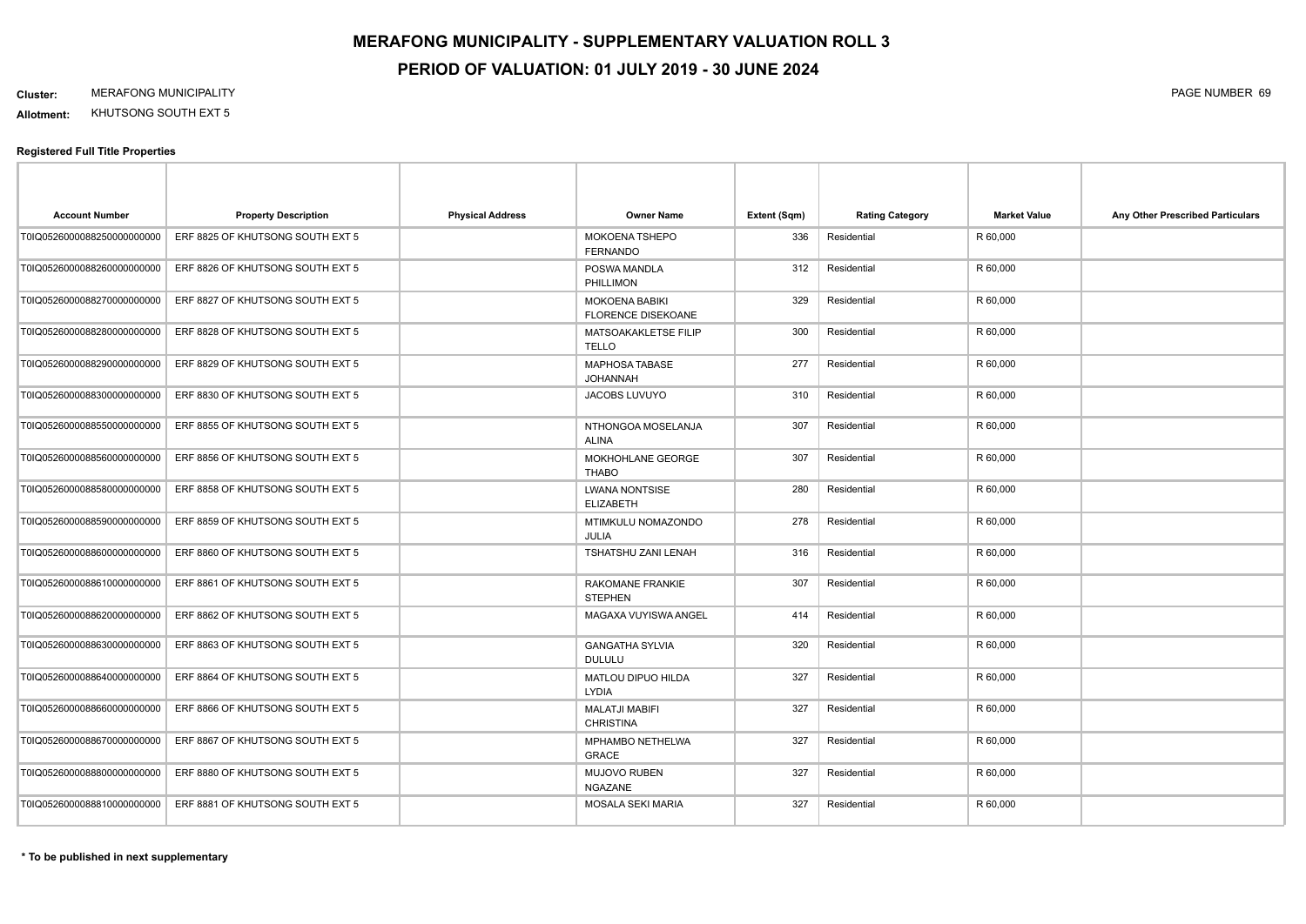# MERAFONG MUNICIPALITY - SUPPLEMENTARY VALUATION ROLL 3

# PERIOD OF VALUATION: 01 JULY 2019 - 30 JUNE 2024

**Cluster:** MERAFONG MUNICIPALITY

**Allotment:** KHUTSONG SOUTH EXT 5

### Registered Full Title Properties

| Account Number | Property Description | Physical Address | Owner Name | Extent (Sqm) | Rating Category | Market Value | Any Other Prescribed Particulars |
|---|---|---|---|---|---|---|---|
| T0IQ0526000088250000000000 | ERF 8825 OF KHUTSONG SOUTH EXT 5 | | MOKOENA TSHEPO FERNANDO | 336 | Residential | R 60,000 | |
| T0IQ0526000088260000000000 | ERF 8826 OF KHUTSONG SOUTH EXT 5 | | POSWA MANDLA PHILLIMON | 312 | Residential | R 60,000 | |
| T0IQ0526000088270000000000 | ERF 8827 OF KHUTSONG SOUTH EXT 5 | | MOKOENA BABIKI FLORENCE DISEKOANE | 329 | Residential | R 60,000 | |
| T0IQ0526000088280000000000 | ERF 8828 OF KHUTSONG SOUTH EXT 5 | | MATSOAKAKLETSE FILIP TELLO | 300 | Residential | R 60,000 | |
| T0IQ0526000088290000000000 | ERF 8829 OF KHUTSONG SOUTH EXT 5 | | MAPHOSA TABASE JOHANNAH | 277 | Residential | R 60,000 | |
| T0IQ0526000088300000000000 | ERF 8830 OF KHUTSONG SOUTH EXT 5 | | JACOBS LUVUYO | 310 | Residential | R 60,000 | |
| T0IQ0526000088550000000000 | ERF 8855 OF KHUTSONG SOUTH EXT 5 | | NTHONGOA MOSELANJA ALINA | 307 | Residential | R 60,000 | |
| T0IQ0526000088560000000000 | ERF 8856 OF KHUTSONG SOUTH EXT 5 | | MOKHOHLANE GEORGE THABO | 307 | Residential | R 60,000 | |
| T0IQ0526000088580000000000 | ERF 8858 OF KHUTSONG SOUTH EXT 5 | | LWANA NONTSISE ELIZABETH | 280 | Residential | R 60,000 | |
| T0IQ0526000088590000000000 | ERF 8859 OF KHUTSONG SOUTH EXT 5 | | MTIMKULU NOMAZONDO JULIA | 278 | Residential | R 60,000 | |
| T0IQ0526000088600000000000 | ERF 8860 OF KHUTSONG SOUTH EXT 5 | | TSHATSHU ZANI LENAH | 316 | Residential | R 60,000 | |
| T0IQ0526000088610000000000 | ERF 8861 OF KHUTSONG SOUTH EXT 5 | | RAKOMANE FRANKIE STEPHEN | 307 | Residential | R 60,000 | |
| T0IQ0526000088620000000000 | ERF 8862 OF KHUTSONG SOUTH EXT 5 | | MAGAXA VUYISWA ANGEL | 414 | Residential | R 60,000 | |
| T0IQ0526000088630000000000 | ERF 8863 OF KHUTSONG SOUTH EXT 5 | | GANGATHA SYLVIA DULULU | 320 | Residential | R 60,000 | |
| T0IQ0526000088640000000000 | ERF 8864 OF KHUTSONG SOUTH EXT 5 | | MATLOU DIPUO HILDA LYDIA | 327 | Residential | R 60,000 | |
| T0IQ0526000088660000000000 | ERF 8866 OF KHUTSONG SOUTH EXT 5 | | MALATJI MABIFI CHRISTINA | 327 | Residential | R 60,000 | |
| T0IQ0526000088670000000000 | ERF 8867 OF KHUTSONG SOUTH EXT 5 | | MPHAMBO NETHELWA GRACE | 327 | Residential | R 60,000 | |
| T0IQ0526000088800000000000 | ERF 8880 OF KHUTSONG SOUTH EXT 5 | | MUJOVO RUBEN NGAZANE | 327 | Residential | R 60,000 | |
| T0IQ0526000088810000000000 | ERF 8881 OF KHUTSONG SOUTH EXT 5 | | MOSALA SEKI MARIA | 327 | Residential | R 60,000 | |

**\* To be published in next supplementary**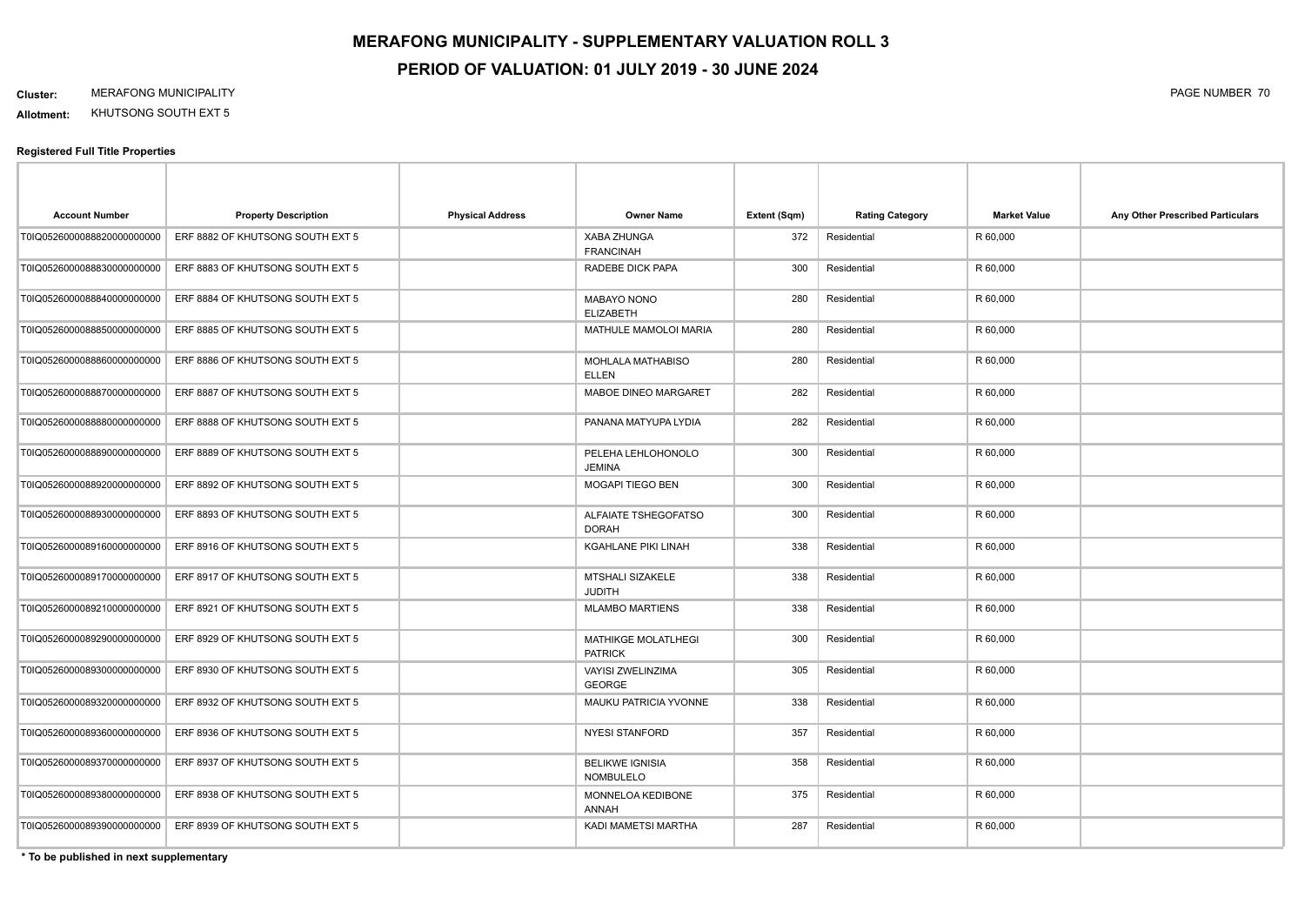# MERAFONG MUNICIPALITY - SUPPLEMENTARY VALUATION ROLL 3

## PERIOD OF VALUATION: 01 JULY 2019 - 30 JUNE 2024

**Cluster:** MERAFONG MUNICIPALITY

**Allotment:** KHUTSONG SOUTH EXT 5

**Registered Full Title Properties**

| Account Number | Property Description | Physical Address | Owner Name | Extent (Sqm) | Rating Category | Market Value | Any Other Prescribed Particulars |
|---|---|---|---|---|---|---|---|
| T0IQ05260000088820000000000 | ERF 8882 OF KHUTSONG SOUTH EXT 5 | | XABA ZHUNGA FRANCINAH | 372 | Residential | R 60,000 | |
| T0IQ05260000088830000000000 | ERF 8883 OF KHUTSONG SOUTH EXT 5 | | RADEBE DICK PAPA | 300 | Residential | R 60,000 | |
| T0IQ05260000088840000000000 | ERF 8884 OF KHUTSONG SOUTH EXT 5 | | MABAYO NONO ELIZABETH | 280 | Residential | R 60,000 | |
| T0IQ05260000088850000000000 | ERF 8885 OF KHUTSONG SOUTH EXT 5 | | MATHULE MAMOLOI MARIA | 280 | Residential | R 60,000 | |
| T0IQ05260000088860000000000 | ERF 8886 OF KHUTSONG SOUTH EXT 5 | | MOHLALA MATHABISO ELLEN | 280 | Residential | R 60,000 | |
| T0IQ05260000088870000000000 | ERF 8887 OF KHUTSONG SOUTH EXT 5 | | MABOE DINEO MARGARET | 282 | Residential | R 60,000 | |
| T0IQ05260000088880000000000 | ERF 8888 OF KHUTSONG SOUTH EXT 5 | | PANANA MATYUPA LYDIA | 282 | Residential | R 60,000 | |
| T0IQ05260000088890000000000 | ERF 8889 OF KHUTSONG SOUTH EXT 5 | | PELEHA LEHLOHONOLO JEMINA | 300 | Residential | R 60,000 | |
| T0IQ05260000088920000000000 | ERF 8892 OF KHUTSONG SOUTH EXT 5 | | MOGAPI TIEGO BEN | 300 | Residential | R 60,000 | |
| T0IQ05260000088930000000000 | ERF 8893 OF KHUTSONG SOUTH EXT 5 | | ALFAIATE TSHEGOFATSO DORAH | 300 | Residential | R 60,000 | |
| T0IQ05260000089160000000000 | ERF 8916 OF KHUTSONG SOUTH EXT 5 | | KGAHLANE PIKI LINAH | 338 | Residential | R 60,000 | |
| T0IQ05260000089170000000000 | ERF 8917 OF KHUTSONG SOUTH EXT 5 | | MTSHALI SIZAKELE JUDITH | 338 | Residential | R 60,000 | |
| T0IQ05260000089210000000000 | ERF 8921 OF KHUTSONG SOUTH EXT 5 | | MLAMBO MARTIENS | 338 | Residential | R 60,000 | |
| T0IQ05260000089290000000000 | ERF 8929 OF KHUTSONG SOUTH EXT 5 | | MATHIKGE MOLATLHEGI PATRICK | 300 | Residential | R 60,000 | |
| T0IQ05260000089300000000000 | ERF 8930 OF KHUTSONG SOUTH EXT 5 | | VAYISI ZWELINZIMA GEORGE | 305 | Residential | R 60,000 | |
| T0IQ05260000089320000000000 | ERF 8932 OF KHUTSONG SOUTH EXT 5 | | MAUKU PATRICIA YVONNE | 338 | Residential | R 60,000 | |
| T0IQ05260000089360000000000 | ERF 8936 OF KHUTSONG SOUTH EXT 5 | | NYESI STANFORD | 357 | Residential | R 60,000 | |
| T0IQ05260000089370000000000 | ERF 8937 OF KHUTSONG SOUTH EXT 5 | | BELIKWE IGNISIA NOMBULELO | 358 | Residential | R 60,000 | |
| T0IQ05260000089380000000000 | ERF 8938 OF KHUTSONG SOUTH EXT 5 | | MONNELOA KEDIBONE ANNAH | 375 | Residential | R 60,000 | |
| T0IQ05260000089390000000000 | ERF 8939 OF KHUTSONG SOUTH EXT 5 | | KADI MAMETSI MARTHA | 287 | Residential | R 60,000 | |

**\* To be published in next supplementary**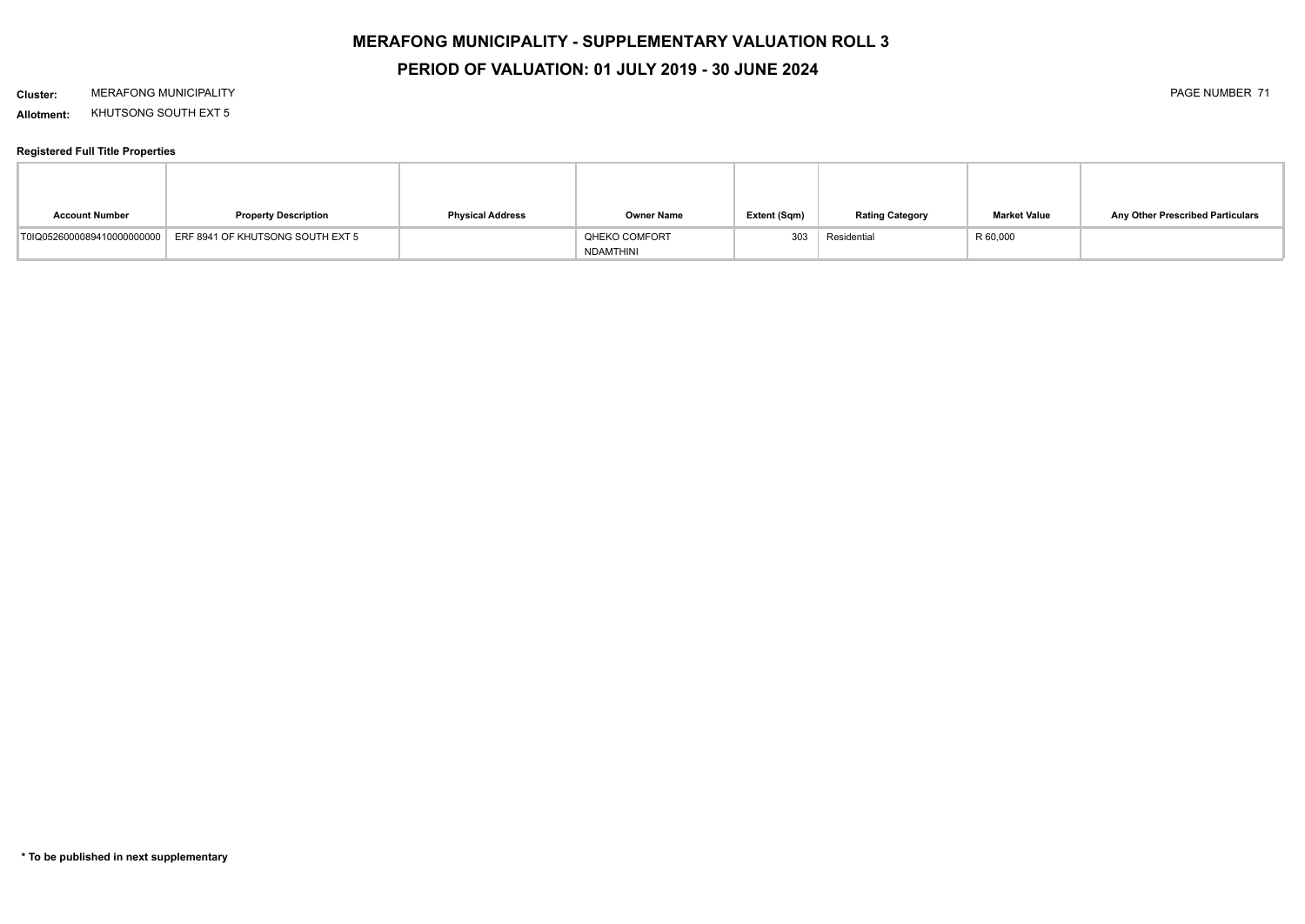# MERAFONG MUNICIPALITY - SUPPLEMENTARY VALUATION ROLL 3

## PERIOD OF VALUATION: 01 JULY 2019 - 30 JUNE 2024

**Cluster:** MERAFONG MUNICIPALITY

**Allotment:** KHUTSONG SOUTH EXT 5

### Registered Full Title Properties

| Account Number | Property Description | Physical Address | Owner Name | Extent (Sqm) | Rating Category | Market Value | Any Other Prescribed Particulars |
|---|---|---|---|---|---|---|---|
| T0IQ0526000089410000000000 | ERF 8941 OF KHUTSONG SOUTH EXT 5 | | QHEKO COMFORT NDAMTHINI | 303 | Residential | R 60,000 | |

**\* To be published in next supplementary**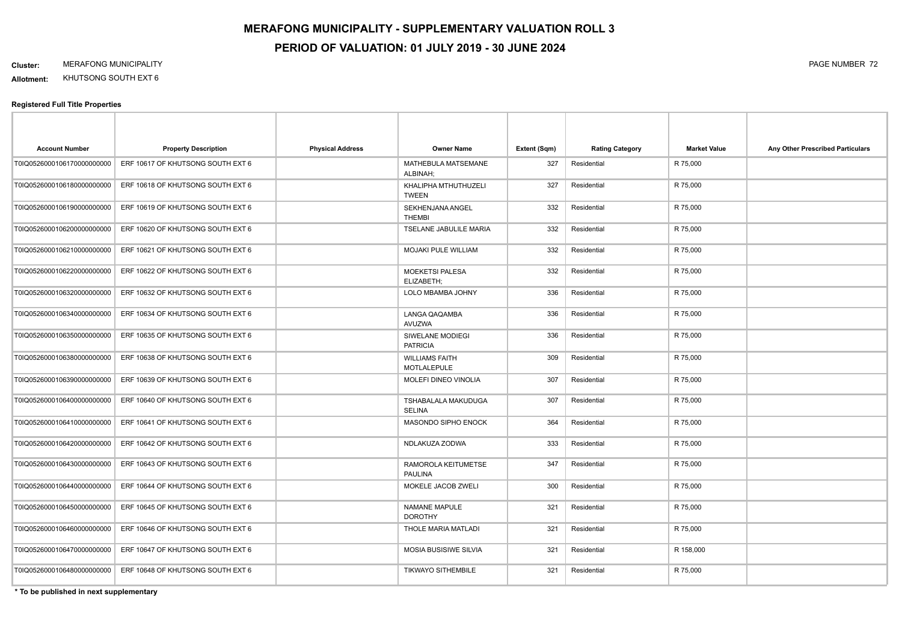# MERAFONG MUNICIPALITY - SUPPLEMENTARY VALUATION ROLL 3

## PERIOD OF VALUATION: 01 JULY 2019 - 30 JUNE 2024

**Cluster:** MERAFONG MUNICIPALITY

**Allotment:** KHUTSONG SOUTH EXT 6

### Registered Full Title Properties

| Account Number | Property Description | Physical Address | Owner Name | Extent (Sqm) | Rating Category | Market Value | Any Other Prescribed Particulars |
|---|---|---|---|---|---|---|---|
| T0IQ05260001061700000000000 | ERF 10617 OF KHUTSONG SOUTH EXT 6 | | MATHEBULA MATSEMANE ALBINAH; | 327 | Residential | R 75,000 | |
| T0IQ05260001061800000000000 | ERF 10618 OF KHUTSONG SOUTH EXT 6 | | KHALIPHA MTHUTHUZELI TWEEN | 327 | Residential | R 75,000 | |
| T0IQ05260001061900000000000 | ERF 10619 OF KHUTSONG SOUTH EXT 6 | | SEKHENJANA ANGEL THEMBI | 332 | Residential | R 75,000 | |
| T0IQ05260001062000000000000 | ERF 10620 OF KHUTSONG SOUTH EXT 6 | | TSELANE JABULILE MARIA | 332 | Residential | R 75,000 | |
| T0IQ05260001062100000000000 | ERF 10621 OF KHUTSONG SOUTH EXT 6 | | MOJAKI PULE WILLIAM | 332 | Residential | R 75,000 | |
| T0IQ05260001062200000000000 | ERF 10622 OF KHUTSONG SOUTH EXT 6 | | MOEKETSI PALESA ELIZABETH; | 332 | Residential | R 75,000 | |
| T0IQ05260001063200000000000 | ERF 10632 OF KHUTSONG SOUTH EXT 6 | | LOLO MBAMBA JOHNY | 336 | Residential | R 75,000 | |
| T0IQ05260001063400000000000 | ERF 10634 OF KHUTSONG SOUTH EXT 6 | | LANGA QAQAMBA AVUZWA | 336 | Residential | R 75,000 | |
| T0IQ05260001063500000000000 | ERF 10635 OF KHUTSONG SOUTH EXT 6 | | SIWELANE MODIEGI PATRICIA | 336 | Residential | R 75,000 | |
| T0IQ05260001063800000000000 | ERF 10638 OF KHUTSONG SOUTH EXT 6 | | WILLIAMS FAITH MOTLALEPULE | 309 | Residential | R 75,000 | |
| T0IQ05260001063900000000000 | ERF 10639 OF KHUTSONG SOUTH EXT 6 | | MOLEFI DINEO VINOLIA | 307 | Residential | R 75,000 | |
| T0IQ05260001064000000000000 | ERF 10640 OF KHUTSONG SOUTH EXT 6 | | TSHABALALA MAKUDUGA SELINA | 307 | Residential | R 75,000 | |
| T0IQ05260001064100000000000 | ERF 10641 OF KHUTSONG SOUTH EXT 6 | | MASONDO SIPHO ENOCK | 364 | Residential | R 75,000 | |
| T0IQ05260001064200000000000 | ERF 10642 OF KHUTSONG SOUTH EXT 6 | | NDLAKUZA ZODWA | 333 | Residential | R 75,000 | |
| T0IQ05260001064300000000000 | ERF 10643 OF KHUTSONG SOUTH EXT 6 | | RAMOROLA KEITUMETSE PAULINA | 347 | Residential | R 75,000 | |
| T0IQ05260001064400000000000 | ERF 10644 OF KHUTSONG SOUTH EXT 6 | | MOKELE JACOB ZWELI | 300 | Residential | R 75,000 | |
| T0IQ05260001064500000000000 | ERF 10645 OF KHUTSONG SOUTH EXT 6 | | NAMANE MAPULE DOROTHY | 321 | Residential | R 75,000 | |
| T0IQ05260001064600000000000 | ERF 10646 OF KHUTSONG SOUTH EXT 6 | | THOLE MARIA MATLADI | 321 | Residential | R 75,000 | |
| T0IQ05260001064700000000000 | ERF 10647 OF KHUTSONG SOUTH EXT 6 | | MOSIA BUSISIWE SILVIA | 321 | Residential | R 158,000 | |
| T0IQ05260001064800000000000 | ERF 10648 OF KHUTSONG SOUTH EXT 6 | | TIKWAYO SITHEMBILE | 321 | Residential | R 75,000 | |

**\* To be published in next supplementary**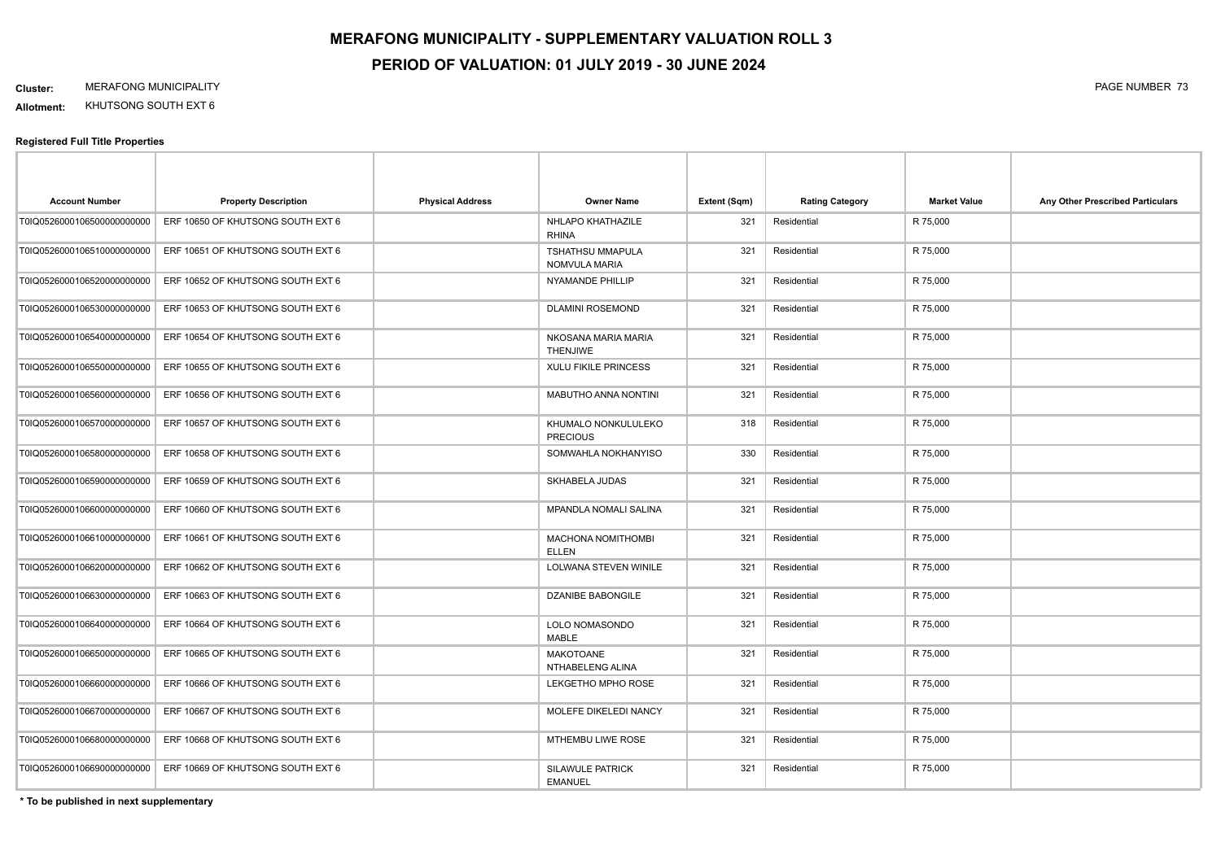# MERAFONG MUNICIPALITY - SUPPLEMENTARY VALUATION ROLL 3

## PERIOD OF VALUATION: 01 JULY 2019 - 30 JUNE 2024

**Cluster:** MERAFONG MUNICIPALITY

**Allotment:** KHUTSONG SOUTH EXT 6

**Registered Full Title Properties**

| Account Number | Property Description | Physical Address | Owner Name | Extent (Sqm) | Rating Category | Market Value | Any Other Prescribed Particulars |
|---|---|---|---|---|---|---|---|
| T0IQ05260001065000000000000 | ERF 10650 OF KHUTSONG SOUTH EXT 6 | | NHLAPO KHATHAZILE RHINA | 321 | Residential | R 75,000 | |
| T0IQ05260001065100000000000 | ERF 10651 OF KHUTSONG SOUTH EXT 6 | | TSHATHSU MMAPULA NOMVULA MARIA | 321 | Residential | R 75,000 | |
| T0IQ05260001065200000000000 | ERF 10652 OF KHUTSONG SOUTH EXT 6 | | NYAMANDE PHILLIP | 321 | Residential | R 75,000 | |
| T0IQ05260001065300000000000 | ERF 10653 OF KHUTSONG SOUTH EXT 6 | | DLAMINI ROSEMOND | 321 | Residential | R 75,000 | |
| T0IQ05260001065400000000000 | ERF 10654 OF KHUTSONG SOUTH EXT 6 | | NKOSANA MARIA MARIA THENJIWE | 321 | Residential | R 75,000 | |
| T0IQ05260001065500000000000 | ERF 10655 OF KHUTSONG SOUTH EXT 6 | | XULU FIKILE PRINCESS | 321 | Residential | R 75,000 | |
| T0IQ05260001065600000000000 | ERF 10656 OF KHUTSONG SOUTH EXT 6 | | MABUTHO ANNA NONTINI | 321 | Residential | R 75,000 | |
| T0IQ05260001065700000000000 | ERF 10657 OF KHUTSONG SOUTH EXT 6 | | KHUMALO NONKULULEKO PRECIOUS | 318 | Residential | R 75,000 | |
| T0IQ05260001065800000000000 | ERF 10658 OF KHUTSONG SOUTH EXT 6 | | SOMWAHLA NOKHANYISO | 330 | Residential | R 75,000 | |
| T0IQ05260001065900000000000 | ERF 10659 OF KHUTSONG SOUTH EXT 6 | | SKHABELA JUDAS | 321 | Residential | R 75,000 | |
| T0IQ05260001066000000000000 | ERF 10660 OF KHUTSONG SOUTH EXT 6 | | MPANDLA NOMALI SALINA | 321 | Residential | R 75,000 | |
| T0IQ05260001066100000000000 | ERF 10661 OF KHUTSONG SOUTH EXT 6 | | MACHONA NOMITHOMBI ELLEN | 321 | Residential | R 75,000 | |
| T0IQ05260001066200000000000 | ERF 10662 OF KHUTSONG SOUTH EXT 6 | | LOLWANA STEVEN WINILE | 321 | Residential | R 75,000 | |
| T0IQ05260001066300000000000 | ERF 10663 OF KHUTSONG SOUTH EXT 6 | | DZANIBE BABONGILE | 321 | Residential | R 75,000 | |
| T0IQ05260001066400000000000 | ERF 10664 OF KHUTSONG SOUTH EXT 6 | | LOLO NOMASONDO MABLE | 321 | Residential | R 75,000 | |
| T0IQ05260001066500000000000 | ERF 10665 OF KHUTSONG SOUTH EXT 6 | | MAKOTOANE NTHABELENG ALINA | 321 | Residential | R 75,000 | |
| T0IQ05260001066600000000000 | ERF 10666 OF KHUTSONG SOUTH EXT 6 | | LEKGETHO MPHO ROSE | 321 | Residential | R 75,000 | |
| T0IQ05260001066700000000000 | ERF 10667 OF KHUTSONG SOUTH EXT 6 | | MOLEFE DIKELEDI NANCY | 321 | Residential | R 75,000 | |
| T0IQ05260001066800000000000 | ERF 10668 OF KHUTSONG SOUTH EXT 6 | | MTHEMBU LIWE ROSE | 321 | Residential | R 75,000 | |
| T0IQ05260001066900000000000 | ERF 10669 OF KHUTSONG SOUTH EXT 6 | | SILAWULE PATRICK EMANUEL | 321 | Residential | R 75,000 | |

**\* To be published in next supplementary**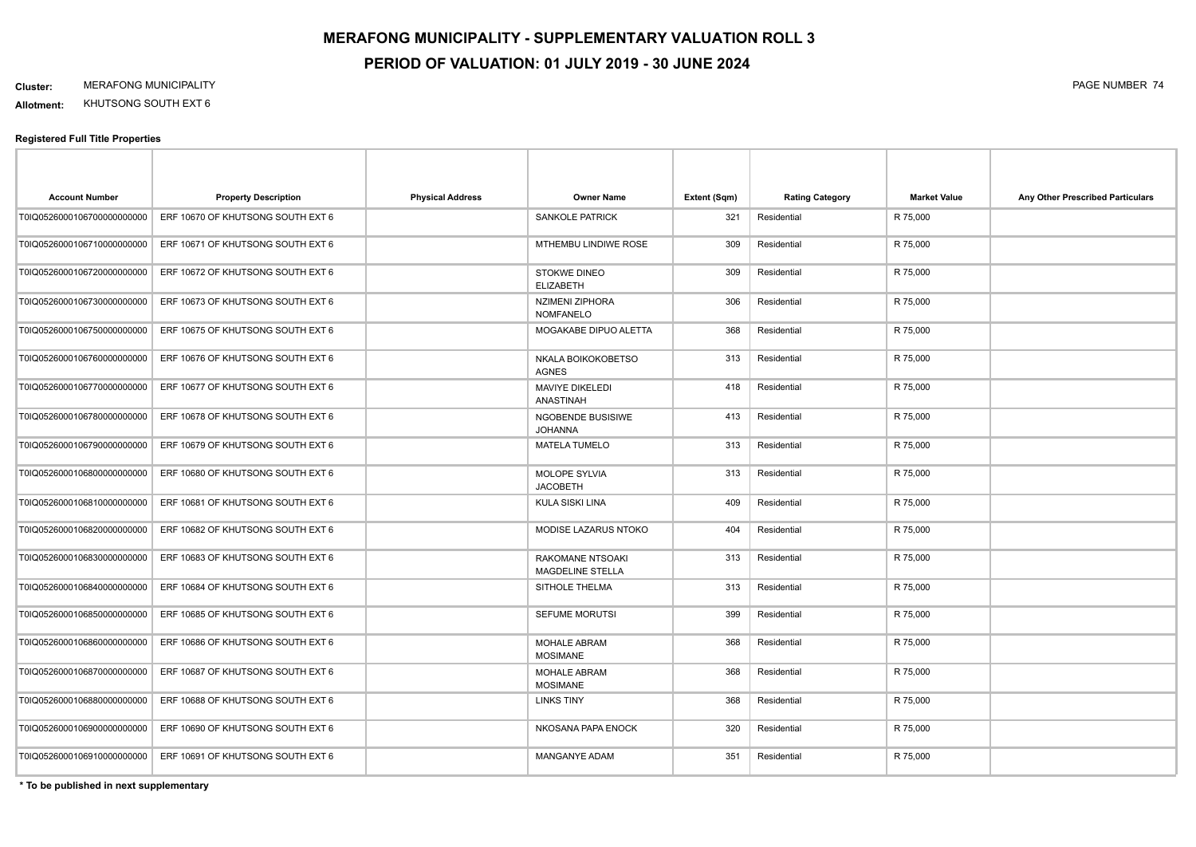# MERAFONG MUNICIPALITY - SUPPLEMENTARY VALUATION ROLL 3

## PERIOD OF VALUATION: 01 JULY 2019 - 30 JUNE 2024

**Cluster:** MERAFONG MUNICIPALITY

**Allotment:** KHUTSONG SOUTH EXT 6

**Registered Full Title Properties**

| Account Number | Property Description | Physical Address | Owner Name | Extent (Sqm) | Rating Category | Market Value | Any Other Prescribed Particulars |
|---|---|---|---|---|---|---|---|
| T0IQ05260001067000000000000 | ERF 10670 OF KHUTSONG SOUTH EXT 6 | | SANKOLE PATRICK | 321 | Residential | R 75,000 | |
| T0IQ05260001067100000000000 | ERF 10671 OF KHUTSONG SOUTH EXT 6 | | MTHEMBU LINDIWE ROSE | 309 | Residential | R 75,000 | |
| T0IQ05260001067200000000000 | ERF 10672 OF KHUTSONG SOUTH EXT 6 | | STOKWE DINEO ELIZABETH | 309 | Residential | R 75,000 | |
| T0IQ05260001067300000000000 | ERF 10673 OF KHUTSONG SOUTH EXT 6 | | NZIMENI ZIPHORA NOMFANELO | 306 | Residential | R 75,000 | |
| T0IQ05260001067500000000000 | ERF 10675 OF KHUTSONG SOUTH EXT 6 | | MOGAKABE DIPUO ALETTA | 368 | Residential | R 75,000 | |
| T0IQ05260001067600000000000 | ERF 10676 OF KHUTSONG SOUTH EXT 6 | | NKALA BOIKOKOBETSO AGNES | 313 | Residential | R 75,000 | |
| T0IQ05260001067700000000000 | ERF 10677 OF KHUTSONG SOUTH EXT 6 | | MAVIYE DIKELEDI ANASTINAH | 418 | Residential | R 75,000 | |
| T0IQ05260001067800000000000 | ERF 10678 OF KHUTSONG SOUTH EXT 6 | | NGOBENDE BUSISIWE JOHANNA | 413 | Residential | R 75,000 | |
| T0IQ05260001067900000000000 | ERF 10679 OF KHUTSONG SOUTH EXT 6 | | MATELA TUMELO | 313 | Residential | R 75,000 | |
| T0IQ05260001068000000000000 | ERF 10680 OF KHUTSONG SOUTH EXT 6 | | MOLOPE SYLVIA JACOBETH | 313 | Residential | R 75,000 | |
| T0IQ05260001068100000000000 | ERF 10681 OF KHUTSONG SOUTH EXT 6 | | KULA SISKI LINA | 409 | Residential | R 75,000 | |
| T0IQ05260001068200000000000 | ERF 10682 OF KHUTSONG SOUTH EXT 6 | | MODISE LAZARUS NTOKO | 404 | Residential | R 75,000 | |
| T0IQ05260001068300000000000 | ERF 10683 OF KHUTSONG SOUTH EXT 6 | | RAKOMANE NTSOAKI MAGDELINE STELLA | 313 | Residential | R 75,000 | |
| T0IQ05260001068400000000000 | ERF 10684 OF KHUTSONG SOUTH EXT 6 | | SITHOLE THELMA | 313 | Residential | R 75,000 | |
| T0IQ05260001068500000000000 | ERF 10685 OF KHUTSONG SOUTH EXT 6 | | SEFUME MORUTSI | 399 | Residential | R 75,000 | |
| T0IQ05260001068600000000000 | ERF 10686 OF KHUTSONG SOUTH EXT 6 | | MOHALE ABRAM MOSIMANE | 368 | Residential | R 75,000 | |
| T0IQ05260001068700000000000 | ERF 10687 OF KHUTSONG SOUTH EXT 6 | | MOHALE ABRAM MOSIMANE | 368 | Residential | R 75,000 | |
| T0IQ05260001068800000000000 | ERF 10688 OF KHUTSONG SOUTH EXT 6 | | LINKS TINY | 368 | Residential | R 75,000 | |
| T0IQ05260001069000000000000 | ERF 10690 OF KHUTSONG SOUTH EXT 6 | | NKOSANA PAPA ENOCK | 320 | Residential | R 75,000 | |
| T0IQ05260001069100000000000 | ERF 10691 OF KHUTSONG SOUTH EXT 6 | | MANGANYE ADAM | 351 | Residential | R 75,000 | |

**\* To be published in next supplementary**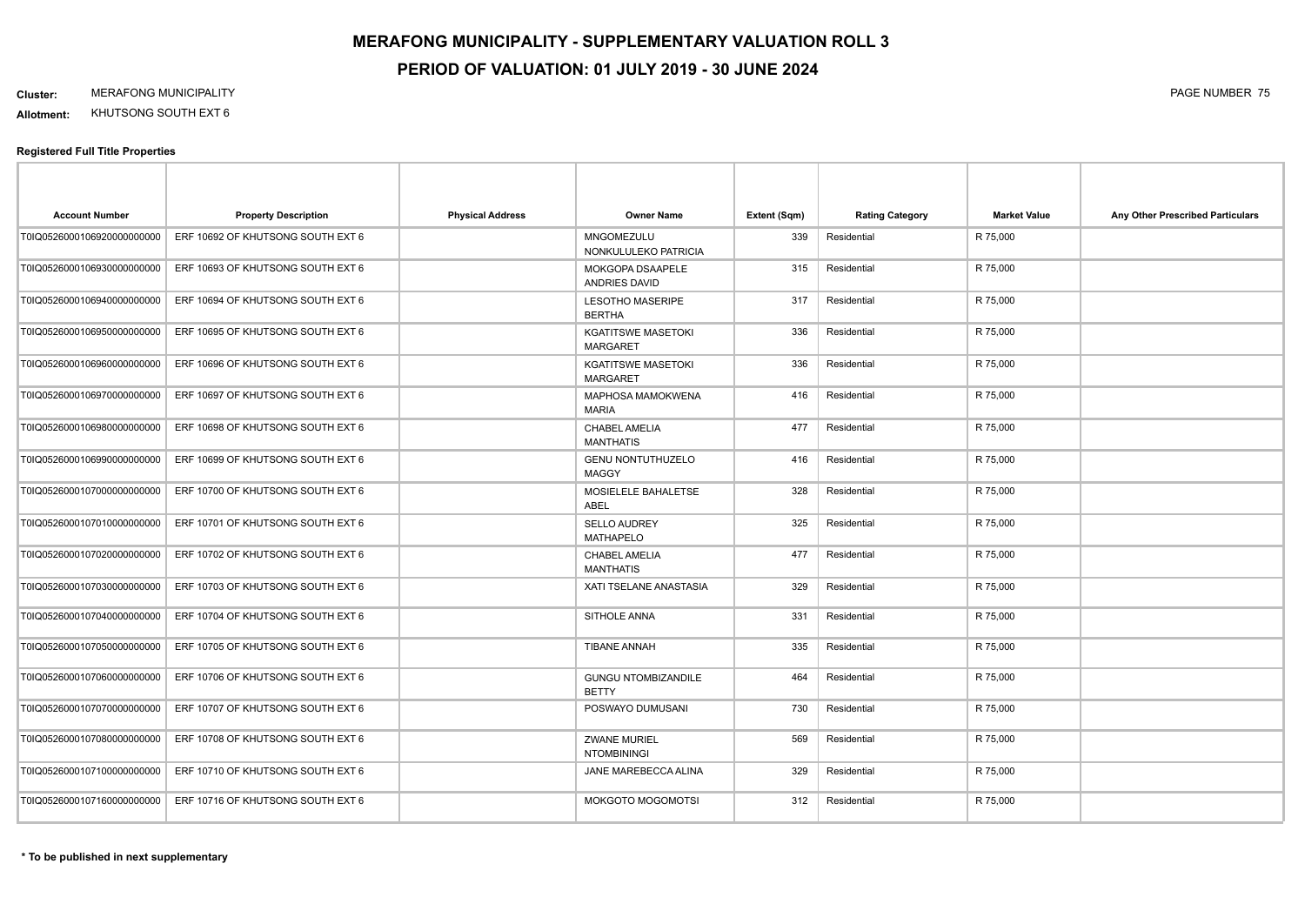# MERAFONG MUNICIPALITY - SUPPLEMENTARY VALUATION ROLL 3

## PERIOD OF VALUATION: 01 JULY 2019 - 30 JUNE 2024

**Cluster:** MERAFONG MUNICIPALITY

**Allotment:** KHUTSONG SOUTH EXT 6

### Registered Full Title Properties

| Account Number | Property Description | Physical Address | Owner Name | Extent (Sqm) | Rating Category | Market Value | Any Other Prescribed Particulars |
|---|---|---|---|---|---|---|---|
| T0IQ05260001069200000000000 | ERF 10692 OF KHUTSONG SOUTH EXT 6 | | MNGOMEZULU NONKULULEKO PATRICIA | 339 | Residential | R 75,000 | |
| T0IQ05260001069300000000000 | ERF 10693 OF KHUTSONG SOUTH EXT 6 | | MOKGOPA DSAAPELE ANDRIES DAVID | 315 | Residential | R 75,000 | |
| T0IQ05260001069400000000000 | ERF 10694 OF KHUTSONG SOUTH EXT 6 | | LESOTHO MASERIPE BERTHA | 317 | Residential | R 75,000 | |
| T0IQ05260001069500000000000 | ERF 10695 OF KHUTSONG SOUTH EXT 6 | | KGATITSWE MASETOKI MARGARET | 336 | Residential | R 75,000 | |
| T0IQ05260001069600000000000 | ERF 10696 OF KHUTSONG SOUTH EXT 6 | | KGATITSWE MASETOKI MARGARET | 336 | Residential | R 75,000 | |
| T0IQ05260001069700000000000 | ERF 10697 OF KHUTSONG SOUTH EXT 6 | | MAPHOSA MAMOKWENA MARIA | 416 | Residential | R 75,000 | |
| T0IQ05260001069800000000000 | ERF 10698 OF KHUTSONG SOUTH EXT 6 | | CHABEL AMELIA MANTHATIS | 477 | Residential | R 75,000 | |
| T0IQ05260001069900000000000 | ERF 10699 OF KHUTSONG SOUTH EXT 6 | | GENU NONTUTHUZELO MAGGY | 416 | Residential | R 75,000 | |
| T0IQ05260001070000000000000 | ERF 10700 OF KHUTSONG SOUTH EXT 6 | | MOSIELELE BAHALETSE ABEL | 328 | Residential | R 75,000 | |
| T0IQ05260001070100000000000 | ERF 10701 OF KHUTSONG SOUTH EXT 6 | | SELLO AUDREY MATHAPELO | 325 | Residential | R 75,000 | |
| T0IQ05260001070200000000000 | ERF 10702 OF KHUTSONG SOUTH EXT 6 | | CHABEL AMELIA MANTHATIS | 477 | Residential | R 75,000 | |
| T0IQ05260001070300000000000 | ERF 10703 OF KHUTSONG SOUTH EXT 6 | | XATI TSELANE ANASTASIA | 329 | Residential | R 75,000 | |
| T0IQ05260001070400000000000 | ERF 10704 OF KHUTSONG SOUTH EXT 6 | | SITHOLE ANNA | 331 | Residential | R 75,000 | |
| T0IQ05260001070500000000000 | ERF 10705 OF KHUTSONG SOUTH EXT 6 | | TIBANE ANNAH | 335 | Residential | R 75,000 | |
| T0IQ05260001070600000000000 | ERF 10706 OF KHUTSONG SOUTH EXT 6 | | GUNGU NTOMBIZANDILE BETTY | 464 | Residential | R 75,000 | |
| T0IQ05260001070700000000000 | ERF 10707 OF KHUTSONG SOUTH EXT 6 | | POSWAYO DUMUSANI | 730 | Residential | R 75,000 | |
| T0IQ05260001070800000000000 | ERF 10708 OF KHUTSONG SOUTH EXT 6 | | ZWANE MURIEL NTOMBININGI | 569 | Residential | R 75,000 | |
| T0IQ05260001071000000000000 | ERF 10710 OF KHUTSONG SOUTH EXT 6 | | JANE MAREBECCA ALINA | 329 | Residential | R 75,000 | |
| T0IQ05260001071600000000000 | ERF 10716 OF KHUTSONG SOUTH EXT 6 | | MOKGOTO MOGOMOTSI | 312 | Residential | R 75,000 | |

**\* To be published in next supplementary**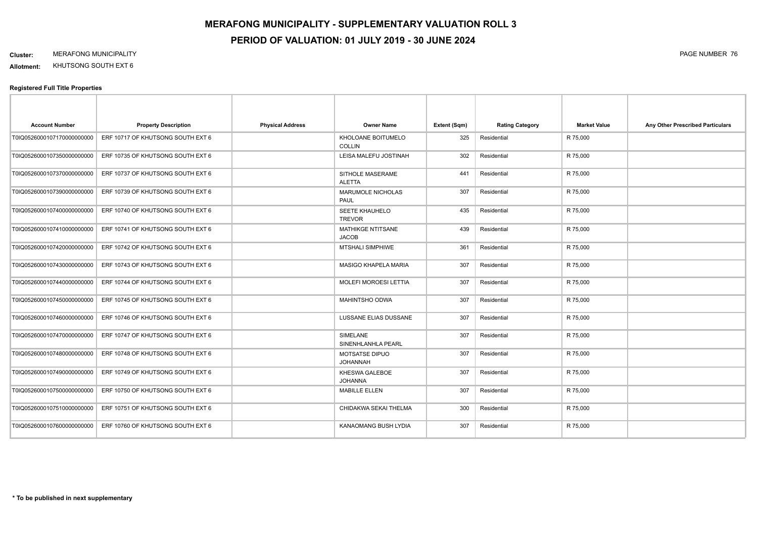# MERAFONG MUNICIPALITY - SUPPLEMENTARY VALUATION ROLL 3

## PERIOD OF VALUATION: 01 JULY 2019 - 30 JUNE 2024

**Cluster:** MERAFONG MUNICIPALITY

**Allotment:** KHUTSONG SOUTH EXT 6

### Registered Full Title Properties

| Account Number | Property Description | Physical Address | Owner Name | Extent (Sqm) | Rating Category | Market Value | Any Other Prescribed Particulars |
|---|---|---|---|---|---|---|---|
| T0IQ0526000107170000000000 | ERF 10717 OF KHUTSONG SOUTH EXT 6 | | KHOLOANE BOITUMELO COLLIN | 325 | Residential | R 75,000 | |
| T0IQ0526000107350000000000 | ERF 10735 OF KHUTSONG SOUTH EXT 6 | | LEISA MALEFU JOSTINAH | 302 | Residential | R 75,000 | |
| T0IQ0526000107370000000000 | ERF 10737 OF KHUTSONG SOUTH EXT 6 | | SITHOLE MASERAME ALETTA | 441 | Residential | R 75,000 | |
| T0IQ0526000107390000000000 | ERF 10739 OF KHUTSONG SOUTH EXT 6 | | MARUMOLE NICHOLAS PAUL | 307 | Residential | R 75,000 | |
| T0IQ0526000107400000000000 | ERF 10740 OF KHUTSONG SOUTH EXT 6 | | SEETE KHAUHELO TREVOR | 435 | Residential | R 75,000 | |
| T0IQ0526000107410000000000 | ERF 10741 OF KHUTSONG SOUTH EXT 6 | | MATHIKGE NTITSANE JACOB | 439 | Residential | R 75,000 | |
| T0IQ0526000107420000000000 | ERF 10742 OF KHUTSONG SOUTH EXT 6 | | MTSHALI SIMPHIWE | 361 | Residential | R 75,000 | |
| T0IQ0526000107430000000000 | ERF 10743 OF KHUTSONG SOUTH EXT 6 | | MASIGO KHAPELA MARIA | 307 | Residential | R 75,000 | |
| T0IQ0526000107440000000000 | ERF 10744 OF KHUTSONG SOUTH EXT 6 | | MOLEFI MOROESI LETTIA | 307 | Residential | R 75,000 | |
| T0IQ0526000107450000000000 | ERF 10745 OF KHUTSONG SOUTH EXT 6 | | MAHINTSHO ODWA | 307 | Residential | R 75,000 | |
| T0IQ0526000107460000000000 | ERF 10746 OF KHUTSONG SOUTH EXT 6 | | LUSSANE ELIAS DUSSANE | 307 | Residential | R 75,000 | |
| T0IQ0526000107470000000000 | ERF 10747 OF KHUTSONG SOUTH EXT 6 | | SIMELANE SINENHLANHLA PEARL | 307 | Residential | R 75,000 | |
| T0IQ0526000107480000000000 | ERF 10748 OF KHUTSONG SOUTH EXT 6 | | MOTSATSE DIPUO JOHANNAH | 307 | Residential | R 75,000 | |
| T0IQ0526000107490000000000 | ERF 10749 OF KHUTSONG SOUTH EXT 6 | | KHESWA GALEBOE JOHANNA | 307 | Residential | R 75,000 | |
| T0IQ0526000107500000000000 | ERF 10750 OF KHUTSONG SOUTH EXT 6 | | MABILLE ELLEN | 307 | Residential | R 75,000 | |
| T0IQ0526000107510000000000 | ERF 10751 OF KHUTSONG SOUTH EXT 6 | | CHIDAKWA SEKAI THELMA | 300 | Residential | R 75,000 | |
| T0IQ0526000107600000000000 | ERF 10760 OF KHUTSONG SOUTH EXT 6 | | KANAOMANG BUSH LYDIA | 307 | Residential | R 75,000 | |

**\* To be published in next supplementary**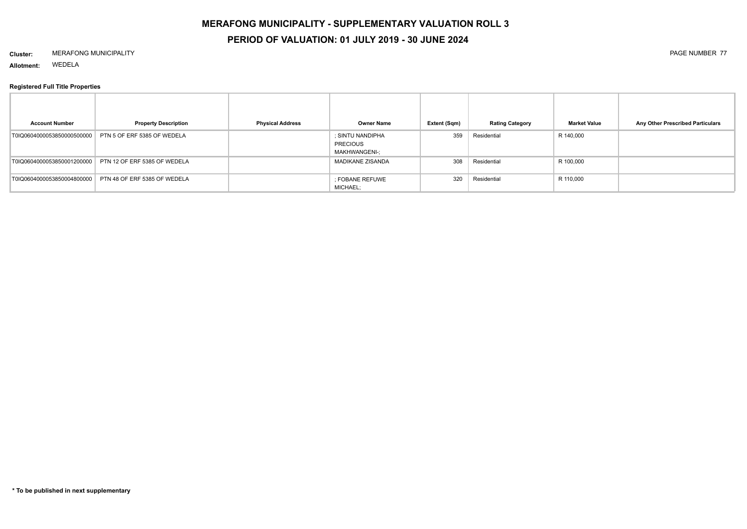# MERAFONG MUNICIPALITY - SUPPLEMENTARY VALUATION ROLL 3

## PERIOD OF VALUATION: 01 JULY 2019 - 30 JUNE 2024

**Cluster:** MERAFONG MUNICIPALITY

**Allotment:** WEDELA

**Registered Full Title Properties**

| Account Number | Property Description | Physical Address | Owner Name | Extent (Sqm) | Rating Category | Market Value | Any Other Prescribed Particulars |
|---|---|---|---|---|---|---|---|
| T0IQ06040000053850000500000 | PTN 5 OF ERF 5385 OF WEDELA | | ; SINTU NANDIPHA PRECIOUS MAKHWANGENI-; | 359 | Residential | R 140,000 | |
| T0IQ06040000053850001200000 | PTN 12 OF ERF 5385 OF WEDELA | | MADIKANE ZISANDA | 308 | Residential | R 100,000 | |
| T0IQ06040000053850004800000 | PTN 48 OF ERF 5385 OF WEDELA | | ; FOBANE REFUWE MICHAEL; | 320 | Residential | R 110,000 | |

**\* To be published in next supplementary**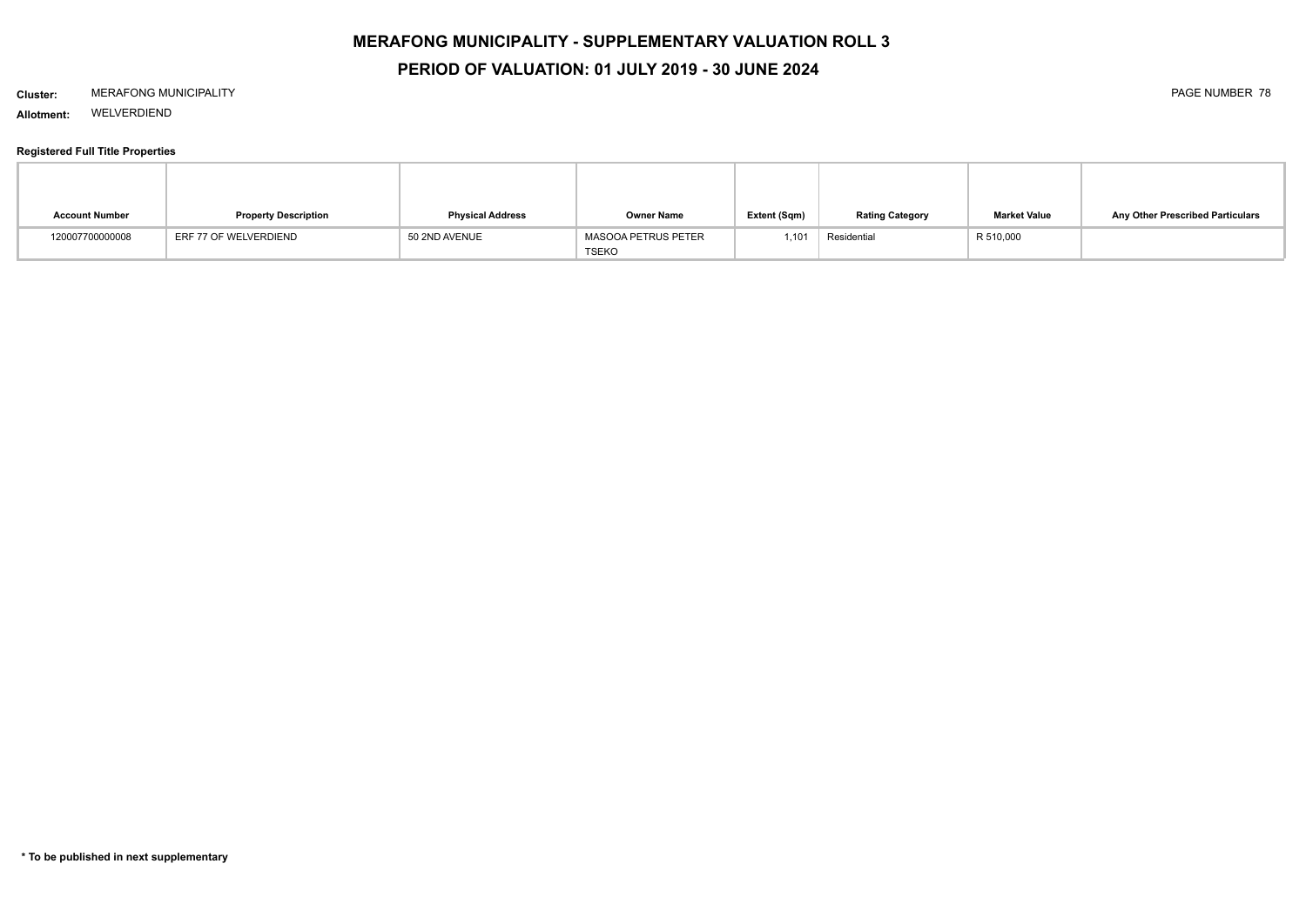# MERAFONG MUNICIPALITY - SUPPLEMENTARY VALUATION ROLL 3

## PERIOD OF VALUATION: 01 JULY 2019 - 30 JUNE 2024

**Cluster:** MERAFONG MUNICIPALITY

**Allotment:** WELVERDIEND

**Registered Full Title Properties**

| Account Number | Property Description | Physical Address | Owner Name | Extent (Sqm) | Rating Category | Market Value | Any Other Prescribed Particulars |
|---|---|---|---|---|---|---|---|
| 120007700000008 | ERF 77 OF WELVERDIEND | 50 2ND AVENUE | MASOOA PETRUS PETER TSEKO | 1,101 | Residential | R 510,000 | |

**\* To be published in next supplementary**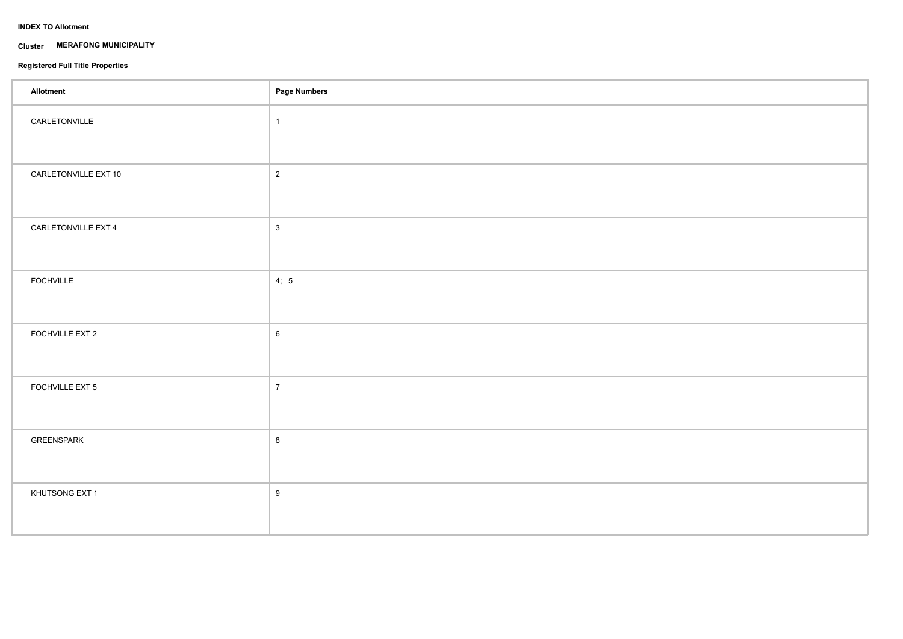**INDEX TO Allotment**

**Cluster** **MERAFONG MUNICIPALITY**

**Registered Full Title Properties**

| **Allotment** | **Page Numbers** |
|---|---|
| CARLETONVILLE | 1 |
| CARLETONVILLE EXT 10 | 2 |
| CARLETONVILLE EXT 4 | 3 |
| FOCHVILLE | 4; 5 |
| FOCHVILLE EXT 2 | 6 |
| FOCHVILLE EXT 5 | 7 |
| GREENSPARK | 8 |
| KHUTSONG EXT 1 | 9 |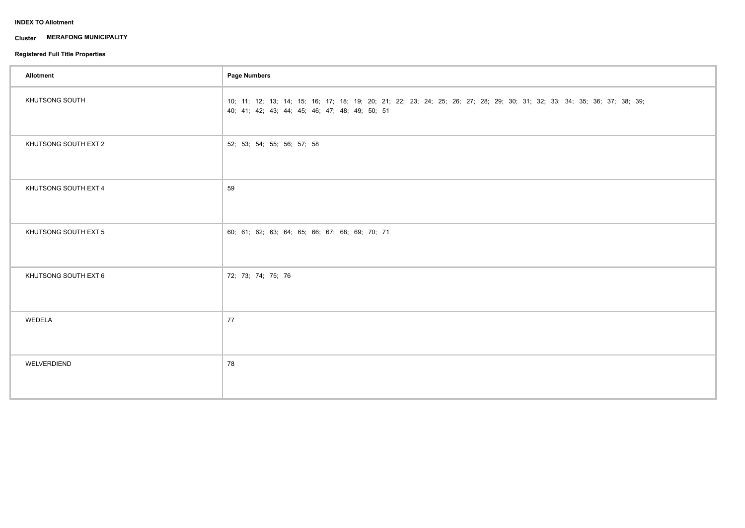**INDEX TO Allotment**

**Cluster** **MERAFONG MUNICIPALITY**

**Registered Full Title Properties**

| Allotment | Page Numbers |
| --- | --- |
| KHUTSONG SOUTH | 10; 11; 12; 13; 14; 15; 16; 17; 18; 19; 20; 21; 22; 23; 24; 25; 26; 27; 28; 29; 30; 31; 32; 33; 34; 35; 36; 37; 38; 39; 40; 41; 42; 43; 44; 45; 46; 47; 48; 49; 50; 51 |
| KHUTSONG SOUTH EXT 2 | 52; 53; 54; 55; 56; 57; 58 |
| KHUTSONG SOUTH EXT 4 | 59 |
| KHUTSONG SOUTH EXT 5 | 60; 61; 62; 63; 64; 65; 66; 67; 68; 69; 70; 71 |
| KHUTSONG SOUTH EXT 6 | 72; 73; 74; 75; 76 |
| WEDELA | 77 |
| WELVERDIEND | 78 |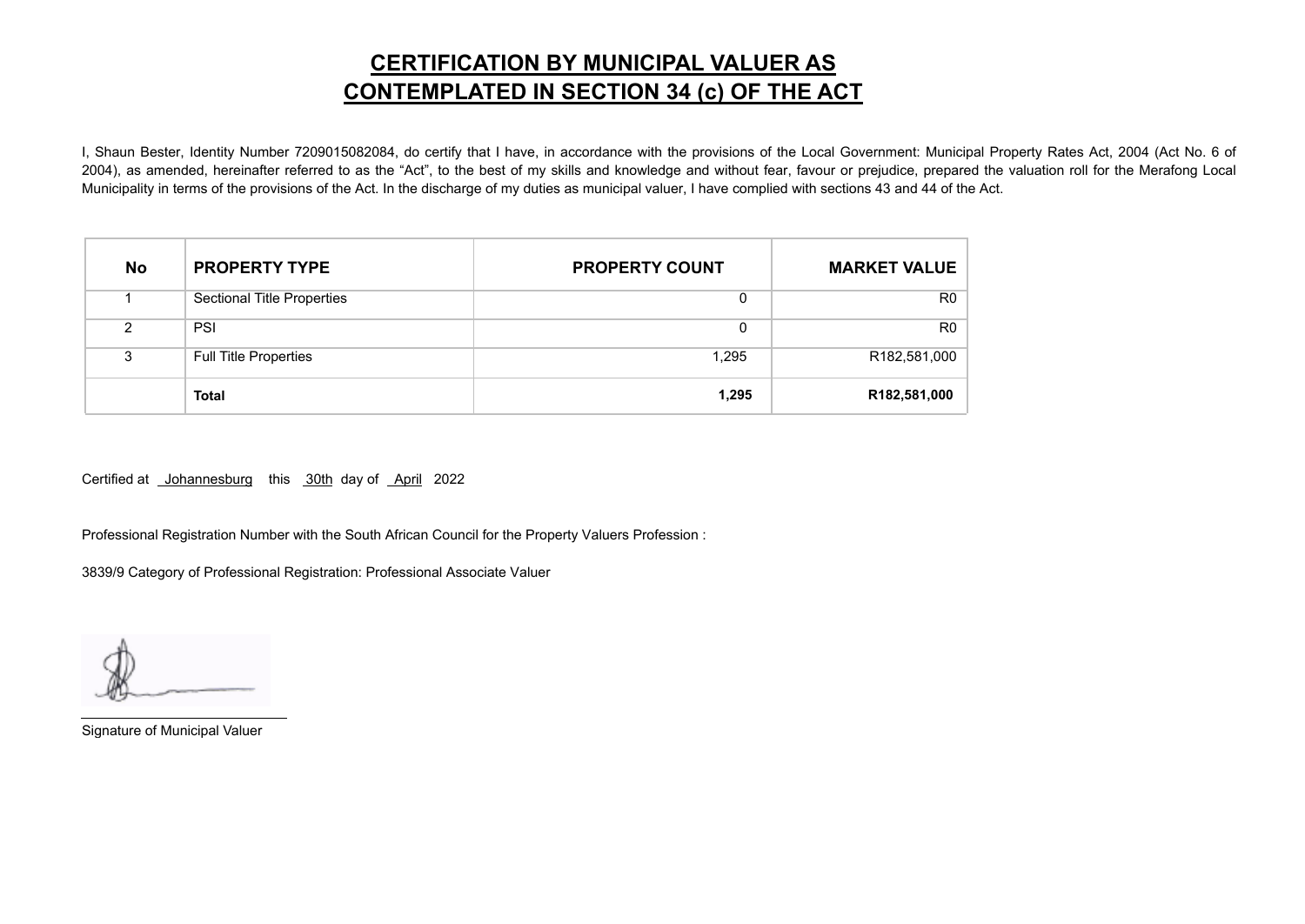# CERTIFICATION BY MUNICIPAL VALUER AS CONTEMPLATED IN SECTION 34 (c) OF THE ACT

I, Shaun Bester, Identity Number 7209015082084, do certify that I have, in accordance with the provisions of the Local Government: Municipal Property Rates Act, 2004 (Act No. 6 of 2004), as amended, hereinafter referred to as the "Act", to the best of my skills and knowledge and without fear, favour or prejudice, prepared the valuation roll for the Merafong Local Municipality in terms of the provisions of the Act. In the discharge of my duties as municipal valuer, I have complied with sections 43 and 44 of the Act.

| No | PROPERTY TYPE | PROPERTY COUNT | MARKET VALUE |
|---|---|---|---|
| 1 | Sectional Title Properties | 0 | R0 |
| 2 | PSI | 0 | R0 |
| 3 | Full Title Properties | 1,295 | R182,581,000 |
| | **Total** | **1,295** | **R182,581,000** |

Certified at Johannesburg this 30th day of April 2022

Professional Registration Number with the South African Council for the Property Valuers Profession :

3839/9 Category of Professional Registration: Professional Associate Valuer

Signature of Municipal Valuer